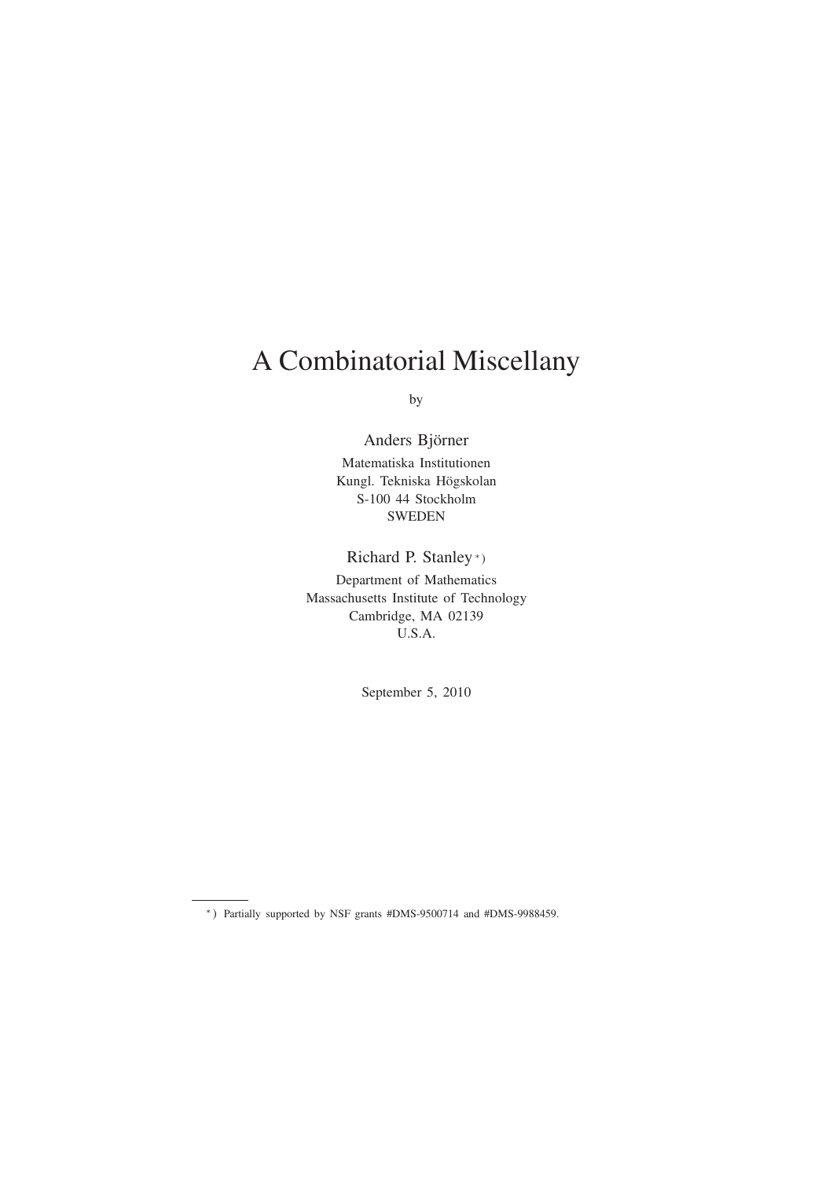# A Combinatorial Miscellany

by

Anders Björner

Matematiska Institutionen
Kungl. Tekniska Högskolan
S-100 44 Stockholm
SWEDEN

Richard P. Stanley [*)]

Department of Mathematics
Massachusetts Institute of Technology
Cambridge, MA 02139
U.S.A.

September 5, 2010

---

[*)] Partially supported by NSF grants #DMS-9500714 and #DMS-9988459.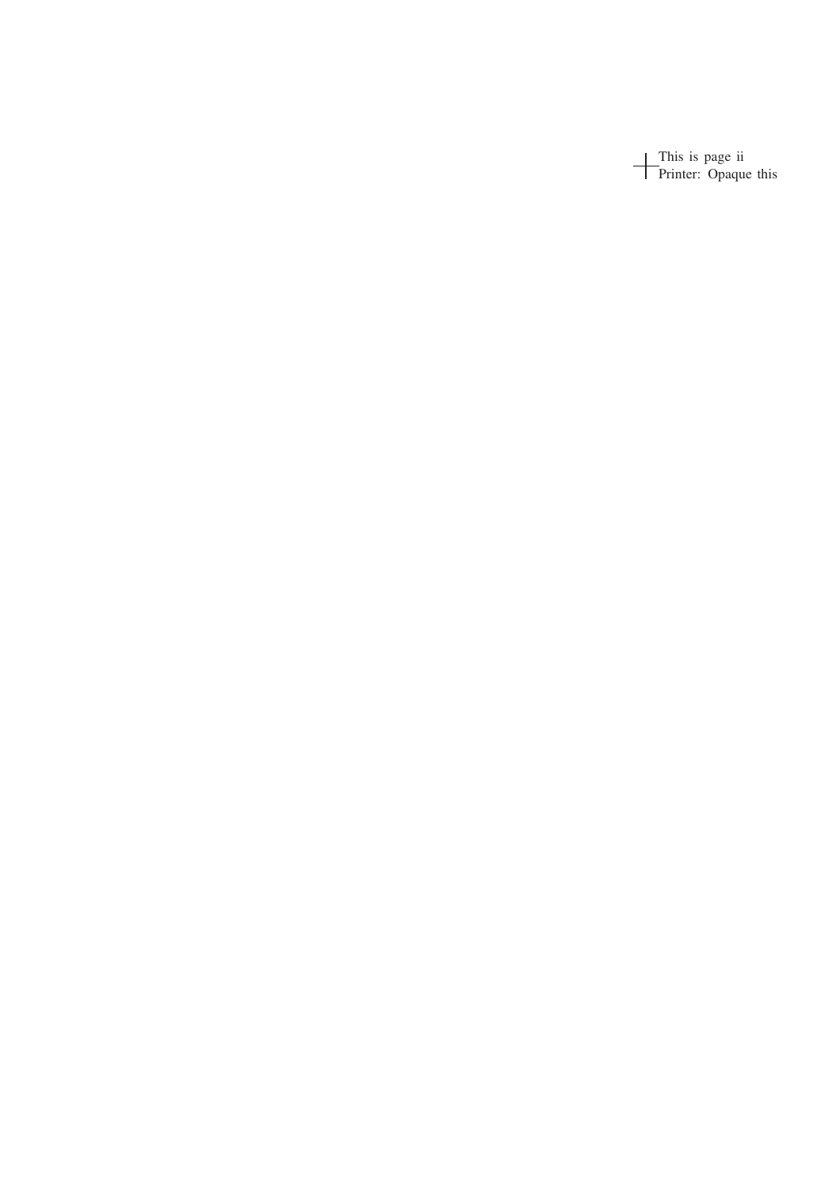This is page ii
Printer: Opaque this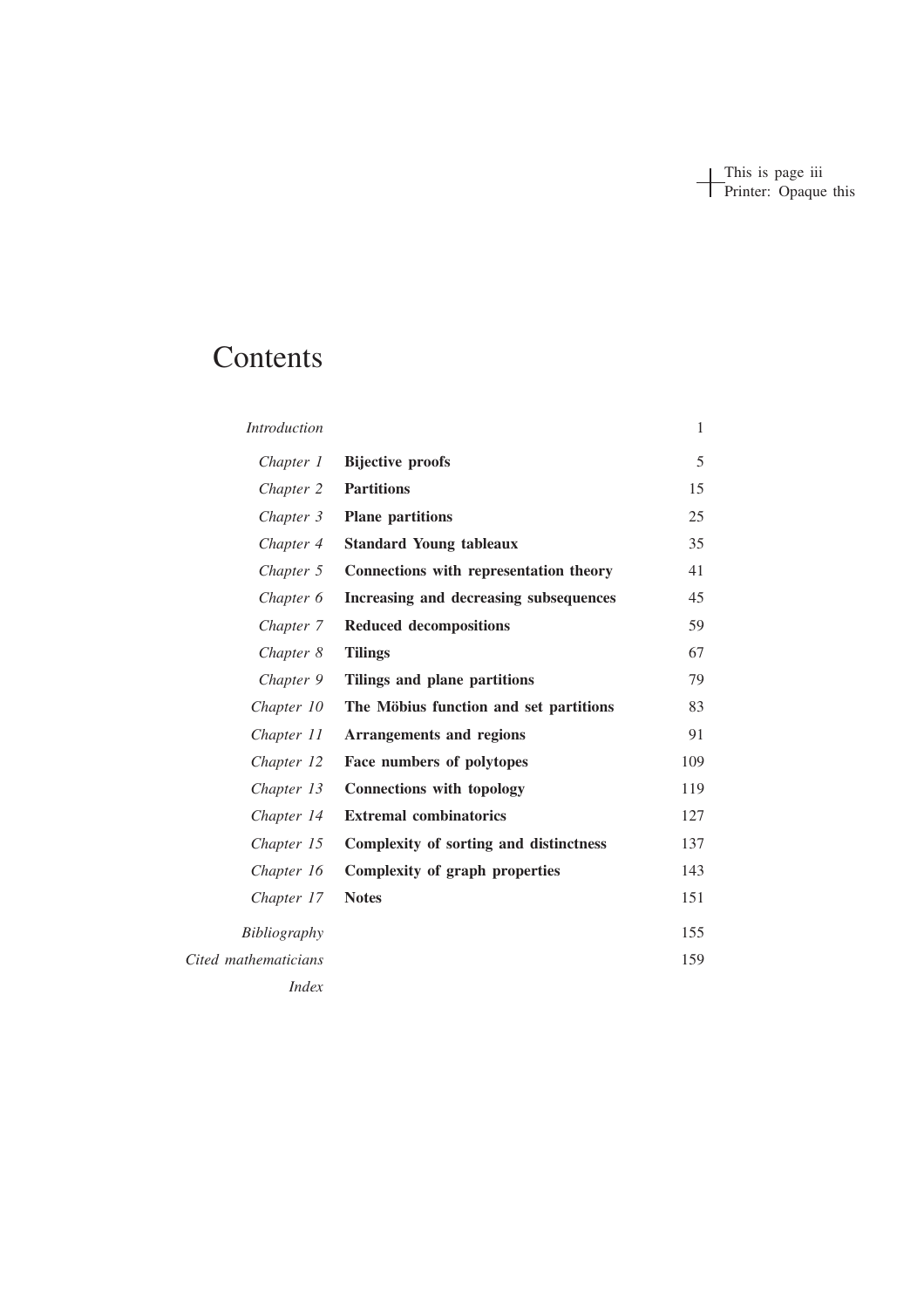# Contents

| | | |
|---|---|---|
| *Introduction* | | 1 |
| *Chapter 1* | **Bijective proofs** | 5 |
| *Chapter 2* | **Partitions** | 15 |
| *Chapter 3* | **Plane partitions** | 25 |
| *Chapter 4* | **Standard Young tableaux** | 35 |
| *Chapter 5* | **Connections with representation theory** | 41 |
| *Chapter 6* | **Increasing and decreasing subsequences** | 45 |
| *Chapter 7* | **Reduced decompositions** | 59 |
| *Chapter 8* | **Tilings** | 67 |
| *Chapter 9* | **Tilings and plane partitions** | 79 |
| *Chapter 10* | **The Möbius function and set partitions** | 83 |
| *Chapter 11* | **Arrangements and regions** | 91 |
| *Chapter 12* | **Face numbers of polytopes** | 109 |
| *Chapter 13* | **Connections with topology** | 119 |
| *Chapter 14* | **Extremal combinatorics** | 127 |
| *Chapter 15* | **Complexity of sorting and distinctness** | 137 |
| *Chapter 16* | **Complexity of graph properties** | 143 |
| *Chapter 17* | **Notes** | 151 |
| *Bibliography* | | 155 |
| *Cited mathematicians* | | 159 |
| *Index* | | |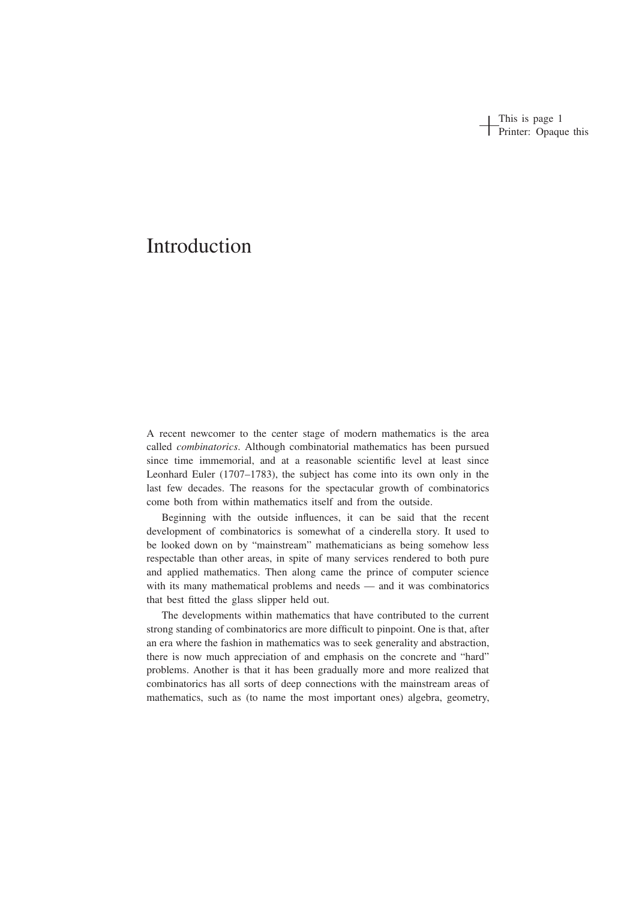# Introduction

A recent newcomer to the center stage of modern mathematics is the area called *combinatorics*. Although combinatorial mathematics has been pursued since time immemorial, and at a reasonable scientific level at least since Leonhard Euler (1707–1783), the subject has come into its own only in the last few decades. The reasons for the spectacular growth of combinatorics come both from within mathematics itself and from the outside.

Beginning with the outside influences, it can be said that the recent development of combinatorics is somewhat of a cinderella story. It used to be looked down on by "mainstream" mathematicians as being somehow less respectable than other areas, in spite of many services rendered to both pure and applied mathematics. Then along came the prince of computer science with its many mathematical problems and needs — and it was combinatorics that best fitted the glass slipper held out.

The developments within mathematics that have contributed to the current strong standing of combinatorics are more difficult to pinpoint. One is that, after an era where the fashion in mathematics was to seek generality and abstraction, there is now much appreciation of and emphasis on the concrete and "hard" problems. Another is that it has been gradually more and more realized that combinatorics has all sorts of deep connections with the mainstream areas of mathematics, such as (to name the most important ones) algebra, geometry,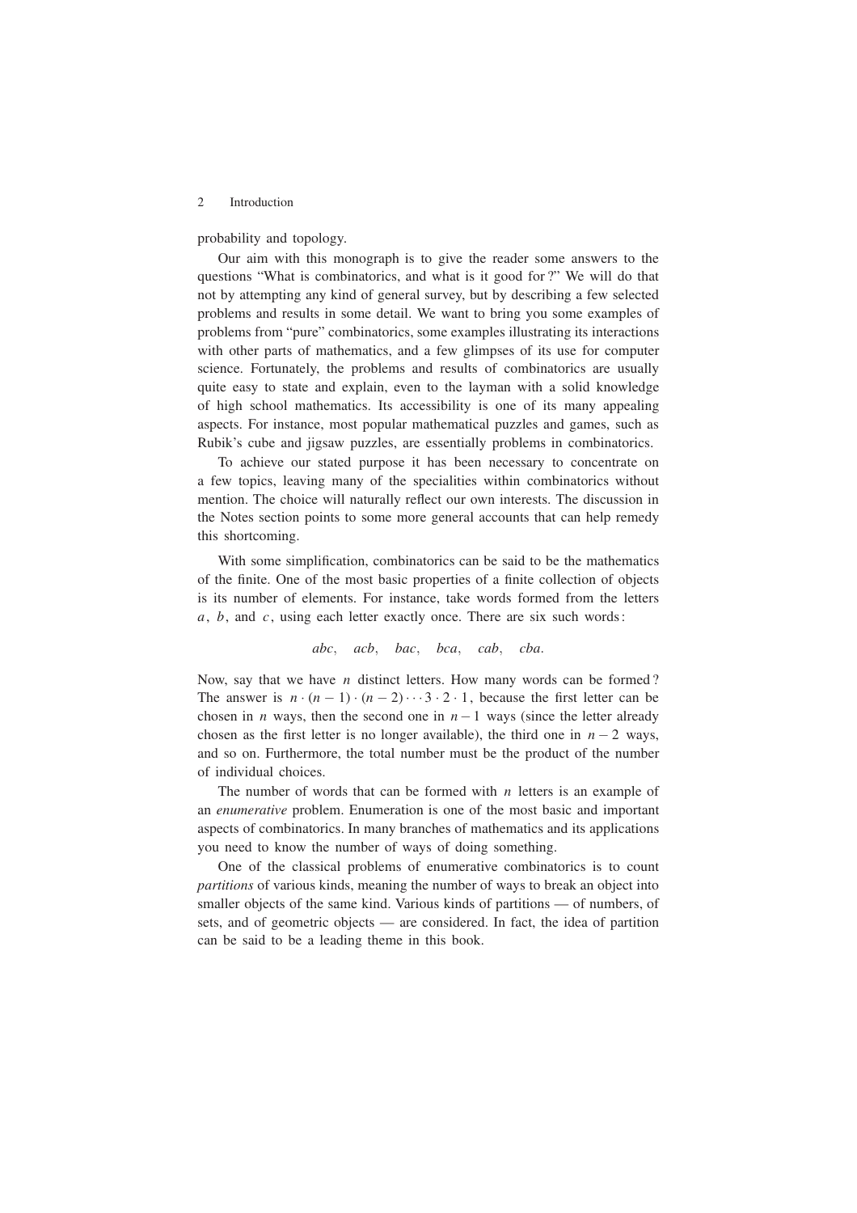probability and topology.

Our aim with this monograph is to give the reader some answers to the questions "What is combinatorics, and what is it good for?" We will do that not by attempting any kind of general survey, but by describing a few selected problems and results in some detail. We want to bring you some examples of problems from "pure" combinatorics, some examples illustrating its interactions with other parts of mathematics, and a few glimpses of its use for computer science. Fortunately, the problems and results of combinatorics are usually quite easy to state and explain, even to the layman with a solid knowledge of high school mathematics. Its accessibility is one of its many appealing aspects. For instance, most popular mathematical puzzles and games, such as Rubik's cube and jigsaw puzzles, are essentially problems in combinatorics.

To achieve our stated purpose it has been necessary to concentrate on a few topics, leaving many of the specialities within combinatorics without mention. The choice will naturally reflect our own interests. The discussion in the Notes section points to some more general accounts that can help remedy this shortcoming.

With some simplification, combinatorics can be said to be the mathematics of the finite. One of the most basic properties of a finite collection of objects is its number of elements. For instance, take words formed from the letters $a$, $b$, and $c$, using each letter exactly once. There are six such words:

$$abc, \quad acb, \quad bac, \quad bca, \quad cab, \quad cba.$$

Now, say that we have $n$ distinct letters. How many words can be formed? The answer is $n \cdot (n-1) \cdot (n-2) \cdots 3 \cdot 2 \cdot 1$, because the first letter can be chosen in $n$ ways, then the second one in $n-1$ ways (since the letter already chosen as the first letter is no longer available), the third one in $n-2$ ways, and so on. Furthermore, the total number must be the product of the number of individual choices.

The number of words that can be formed with $n$ letters is an example of an *enumerative* problem. Enumeration is one of the most basic and important aspects of combinatorics. In many branches of mathematics and its applications you need to know the number of ways of doing something.

One of the classical problems of enumerative combinatorics is to count *partitions* of various kinds, meaning the number of ways to break an object into smaller objects of the same kind. Various kinds of partitions — of numbers, of sets, and of geometric objects — are considered. In fact, the idea of partition can be said to be a leading theme in this book.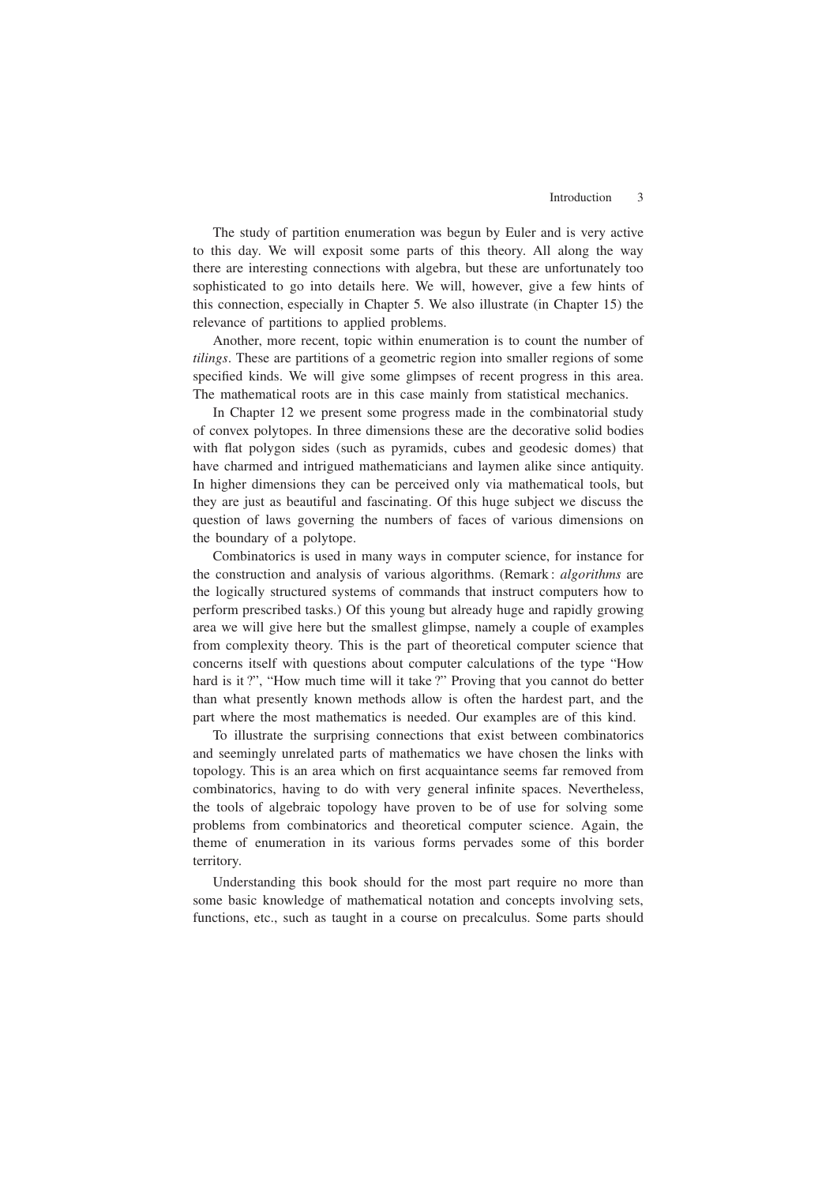The study of partition enumeration was begun by Euler and is very active to this day. We will exposit some parts of this theory. All along the way there are interesting connections with algebra, but these are unfortunately too sophisticated to go into details here. We will, however, give a few hints of this connection, especially in Chapter 5. We also illustrate (in Chapter 15) the relevance of partitions to applied problems.

Another, more recent, topic within enumeration is to count the number of *tilings*. These are partitions of a geometric region into smaller regions of some specified kinds. We will give some glimpses of recent progress in this area. The mathematical roots are in this case mainly from statistical mechanics.

In Chapter 12 we present some progress made in the combinatorial study of convex polytopes. In three dimensions these are the decorative solid bodies with flat polygon sides (such as pyramids, cubes and geodesic domes) that have charmed and intrigued mathematicians and laymen alike since antiquity. In higher dimensions they can be perceived only via mathematical tools, but they are just as beautiful and fascinating. Of this huge subject we discuss the question of laws governing the numbers of faces of various dimensions on the boundary of a polytope.

Combinatorics is used in many ways in computer science, for instance for the construction and analysis of various algorithms. (Remark : *algorithms* are the logically structured systems of commands that instruct computers how to perform prescribed tasks.) Of this young but already huge and rapidly growing area we will give here but the smallest glimpse, namely a couple of examples from complexity theory. This is the part of theoretical computer science that concerns itself with questions about computer calculations of the type "How hard is it ?", "How much time will it take ?" Proving that you cannot do better than what presently known methods allow is often the hardest part, and the part where the most mathematics is needed. Our examples are of this kind.

To illustrate the surprising connections that exist between combinatorics and seemingly unrelated parts of mathematics we have chosen the links with topology. This is an area which on first acquaintance seems far removed from combinatorics, having to do with very general infinite spaces. Nevertheless, the tools of algebraic topology have proven to be of use for solving some problems from combinatorics and theoretical computer science. Again, the theme of enumeration in its various forms pervades some of this border territory.

Understanding this book should for the most part require no more than some basic knowledge of mathematical notation and concepts involving sets, functions, etc., such as taught in a course on precalculus. Some parts should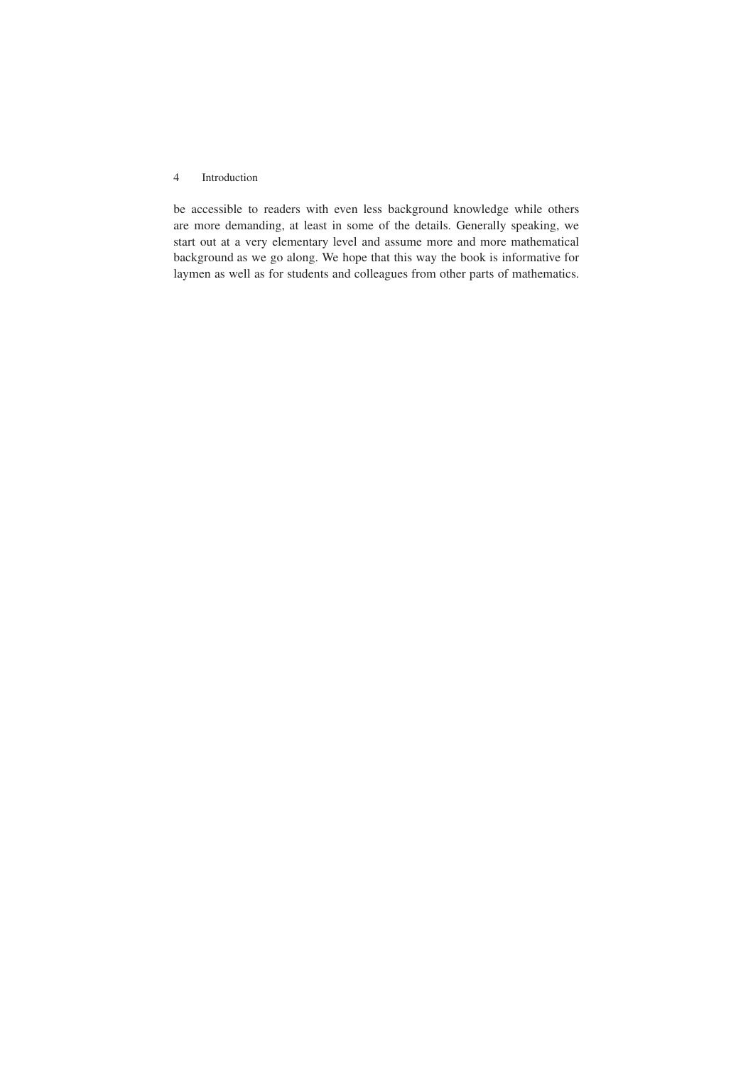be accessible to readers with even less background knowledge while others are more demanding, at least in some of the details. Generally speaking, we start out at a very elementary level and assume more and more mathematical background as we go along. We hope that this way the book is informative for laymen as well as for students and colleagues from other parts of mathematics.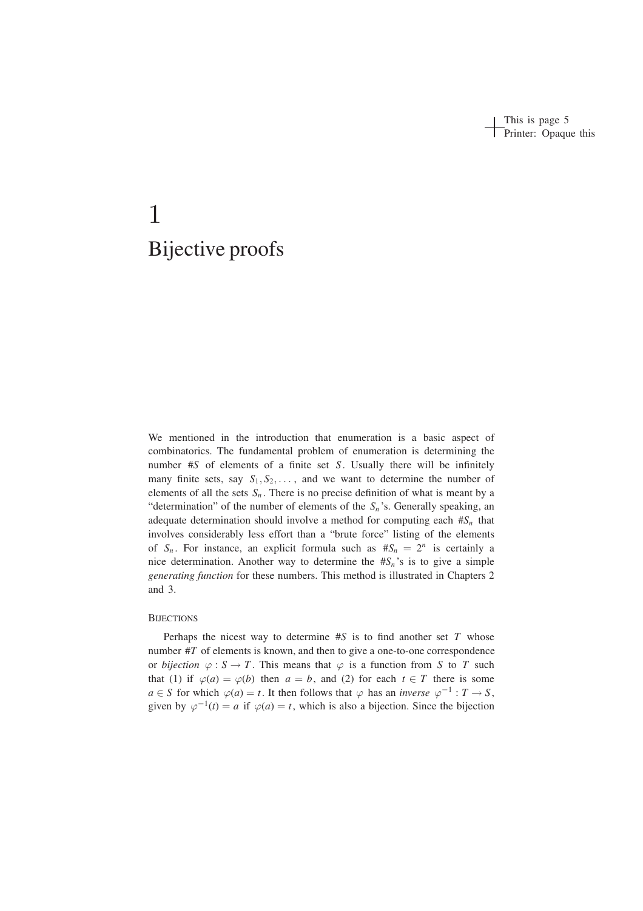# 1
# Bijective proofs

We mentioned in the introduction that enumeration is a basic aspect of combinatorics. The fundamental problem of enumeration is determining the number $\#S$ of elements of a finite set $S$. Usually there will be infinitely many finite sets, say $S_1, S_2, \ldots$, and we want to determine the number of elements of all the sets $S_n$. There is no precise definition of what is meant by a "determination" of the number of elements of the $S_n$'s. Generally speaking, an adequate determination should involve a method for computing each $\#S_n$ that involves considerably less effort than a "brute force" listing of the elements of $S_n$. For instance, an explicit formula such as $\#S_n = 2^n$ is certainly a nice determination. Another way to determine the $\#S_n$'s is to give a simple *generating function* for these numbers. This method is illustrated in Chapters 2 and 3.

### Bijections

Perhaps the nicest way to determine $\#S$ is to find another set $T$ whose number $\#T$ of elements is known, and then to give a one-to-one correspondence or *bijection* $\varphi : S \to T$. This means that $\varphi$ is a function from $S$ to $T$ such that (1) if $\varphi(a) = \varphi(b)$ then $a = b$, and (2) for each $t \in T$ there is some $a \in S$ for which $\varphi(a) = t$. It then follows that $\varphi$ has an *inverse* $\varphi^{-1} : T \to S$, given by $\varphi^{-1}(t) = a$ if $\varphi(a) = t$, which is also a bijection. Since the bijection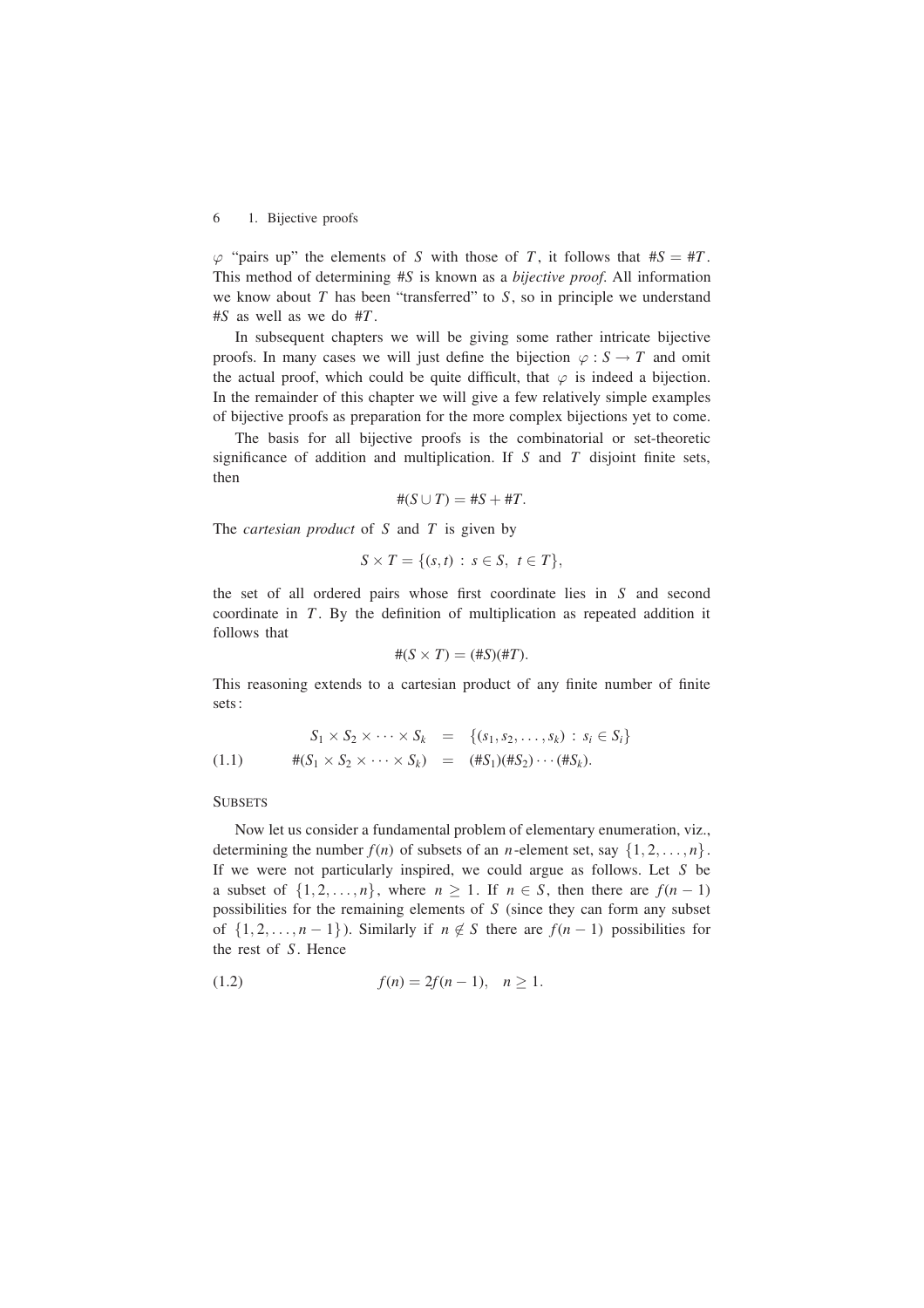$\varphi$ "pairs up" the elements of $S$ with those of $T$, it follows that $\#S = \#T$. This method of determining $\#S$ is known as a *bijective proof*. All information we know about $T$ has been "transferred" to $S$, so in principle we understand $\#S$ as well as we do $\#T$.

In subsequent chapters we will be giving some rather intricate bijective proofs. In many cases we will just define the bijection $\varphi : S \to T$ and omit the actual proof, which could be quite difficult, that $\varphi$ is indeed a bijection. In the remainder of this chapter we will give a few relatively simple examples of bijective proofs as preparation for the more complex bijections yet to come.

The basis for all bijective proofs is the combinatorial or set-theoretic significance of addition and multiplication. If $S$ and $T$ disjoint finite sets, then

$$\#(S \cup T) = \#S + \#T.$$

The *cartesian product* of $S$ and $T$ is given by

$$S \times T = \{(s,t) \,:\, s \in S,\ t \in T\},$$

the set of all ordered pairs whose first coordinate lies in $S$ and second coordinate in $T$. By the definition of multiplication as repeated addition it follows that

$$\#(S \times T) = (\#S)(\#T).$$

This reasoning extends to a cartesian product of any finite number of finite sets:

$$\begin{aligned} S_1 \times S_2 \times \cdots \times S_k &= \{(s_1, s_2, \ldots, s_k) \,:\, s_i \in S_i\} \\ \#(S_1 \times S_2 \times \cdots \times S_k) &= (\#S_1)(\#S_2)\cdots(\#S_k). \end{aligned} \tag{1.1}$$

SUBSETS

Now let us consider a fundamental problem of elementary enumeration, viz., determining the number $f(n)$ of subsets of an $n$-element set, say $\{1, 2, \ldots, n\}$. If we were not particularly inspired, we could argue as follows. Let $S$ be a subset of $\{1, 2, \ldots, n\}$, where $n \geq 1$. If $n \in S$, then there are $f(n-1)$ possibilities for the remaining elements of $S$ (since they can form any subset of $\{1, 2, \ldots, n-1\}$). Similarly if $n \notin S$ there are $f(n-1)$ possibilities for the rest of $S$. Hence

$$f(n) = 2f(n-1), \quad n \geq 1. \tag{1.2}$$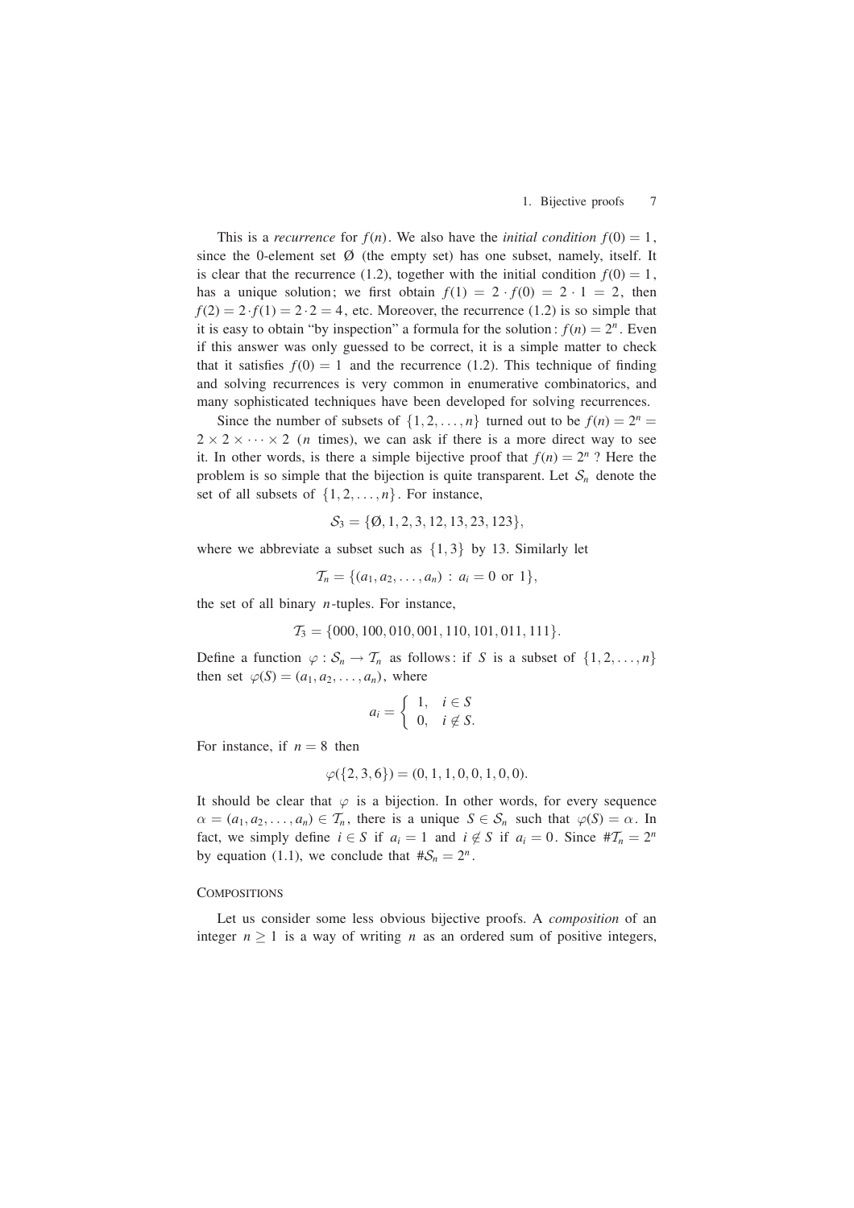This is a *recurrence* for $f(n)$. We also have the *initial condition* $f(0) = 1$, since the 0-element set Ø (the empty set) has one subset, namely, itself. It is clear that the recurrence (1.2), together with the initial condition $f(0) = 1$, has a unique solution; we first obtain $f(1) = 2 \cdot f(0) = 2 \cdot 1 = 2$, then $f(2) = 2 \cdot f(1) = 2 \cdot 2 = 4$, etc. Moreover, the recurrence (1.2) is so simple that it is easy to obtain "by inspection" a formula for the solution: $f(n) = 2^n$. Even if this answer was only guessed to be correct, it is a simple matter to check that it satisfies $f(0) = 1$ and the recurrence (1.2). This technique of finding and solving recurrences is very common in enumerative combinatorics, and many sophisticated techniques have been developed for solving recurrences.

Since the number of subsets of $\{1, 2, \ldots, n\}$ turned out to be $f(n) = 2^n = 2 \times 2 \times \cdots \times 2$ ($n$ times), we can ask if there is a more direct way to see it. In other words, is there a simple bijective proof that $f(n) = 2^n$ ? Here the problem is so simple that the bijection is quite transparent. Let $\mathcal{S}_n$ denote the set of all subsets of $\{1, 2, \ldots, n\}$. For instance,

$$\mathcal{S}_3 = \{\emptyset, 1, 2, 3, 12, 13, 23, 123\},$$

where we abbreviate a subset such as $\{1, 3\}$ by 13. Similarly let

$$\mathcal{T}_n = \{(a_1, a_2, \ldots, a_n) : a_i = 0 \text{ or } 1\},$$

the set of all binary $n$-tuples. For instance,

$$\mathcal{T}_3 = \{000, 100, 010, 001, 110, 101, 011, 111\}.$$

Define a function $\varphi : \mathcal{S}_n \to \mathcal{T}_n$ as follows: if $S$ is a subset of $\{1, 2, \ldots, n\}$ then set $\varphi(S) = (a_1, a_2, \ldots, a_n)$, where

$$a_i = \begin{cases} 1, & i \in S \\ 0, & i \notin S. \end{cases}$$

For instance, if $n = 8$ then

$$\varphi(\{2, 3, 6\}) = (0, 1, 1, 0, 0, 1, 0, 0).$$

It should be clear that $\varphi$ is a bijection. In other words, for every sequence $\alpha = (a_1, a_2, \ldots, a_n) \in \mathcal{T}_n$, there is a unique $S \in \mathcal{S}_n$ such that $\varphi(S) = \alpha$. In fact, we simply define $i \in S$ if $a_i = 1$ and $i \notin S$ if $a_i = 0$. Since $\#\mathcal{T}_n = 2^n$ by equation (1.1), we conclude that $\#\mathcal{S}_n = 2^n$.

### Compositions

Let us consider some less obvious bijective proofs. A *composition* of an integer $n \geq 1$ is a way of writing $n$ as an ordered sum of positive integers,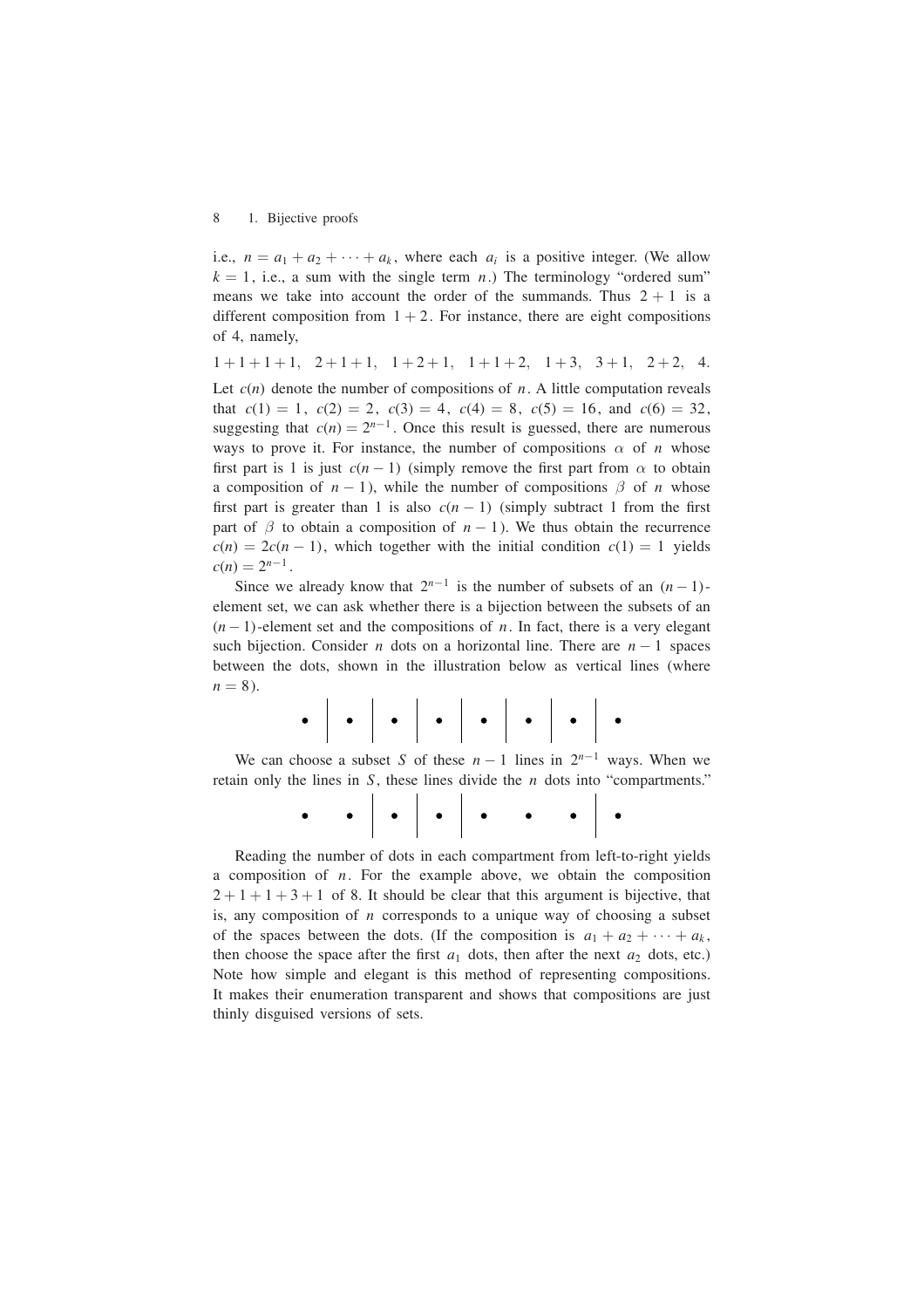i.e., $n = a_1 + a_2 + \cdots + a_k$, where each $a_i$ is a positive integer. (We allow $k = 1$, i.e., a sum with the single term $n$.) The terminology "ordered sum" means we take into account the order of the summands. Thus $2 + 1$ is a different composition from $1 + 2$. For instance, there are eight compositions of 4, namely,

$$1+1+1+1, \quad 2+1+1, \quad 1+2+1, \quad 1+1+2, \quad 1+3, \quad 3+1, \quad 2+2, \quad 4.$$

Let $c(n)$ denote the number of compositions of $n$. A little computation reveals that $c(1) = 1$, $c(2) = 2$, $c(3) = 4$, $c(4) = 8$, $c(5) = 16$, and $c(6) = 32$, suggesting that $c(n) = 2^{n-1}$. Once this result is guessed, there are numerous ways to prove it. For instance, the number of compositions $\alpha$ of $n$ whose first part is 1 is just $c(n-1)$ (simply remove the first part from $\alpha$ to obtain a composition of $n-1$), while the number of compositions $\beta$ of $n$ whose first part is greater than 1 is also $c(n-1)$ (simply subtract 1 from the first part of $\beta$ to obtain a composition of $n-1$). We thus obtain the recurrence $c(n) = 2c(n-1)$, which together with the initial condition $c(1) = 1$ yields $c(n) = 2^{n-1}$.

Since we already know that $2^{n-1}$ is the number of subsets of an $(n-1)$-element set, we can ask whether there is a bijection between the subsets of an $(n-1)$-element set and the compositions of $n$. In fact, there is a very elegant such bijection. Consider $n$ dots on a horizontal line. There are $n-1$ spaces between the dots, shown in the illustration below as vertical lines (where $n = 8$).

• | • | • | • | • | • | • | •

We can choose a subset $S$ of these $n-1$ lines in $2^{n-1}$ ways. When we retain only the lines in $S$, these lines divide the $n$ dots into "compartments."

• • | • | • | • • • | •

Reading the number of dots in each compartment from left-to-right yields a composition of $n$. For the example above, we obtain the composition $2+1+1+3+1$ of 8. It should be clear that this argument is bijective, that is, any composition of $n$ corresponds to a unique way of choosing a subset of the spaces between the dots. (If the composition is $a_1 + a_2 + \cdots + a_k$, then choose the space after the first $a_1$ dots, then after the next $a_2$ dots, etc.) Note how simple and elegant is this method of representing compositions. It makes their enumeration transparent and shows that compositions are just thinly disguised versions of sets.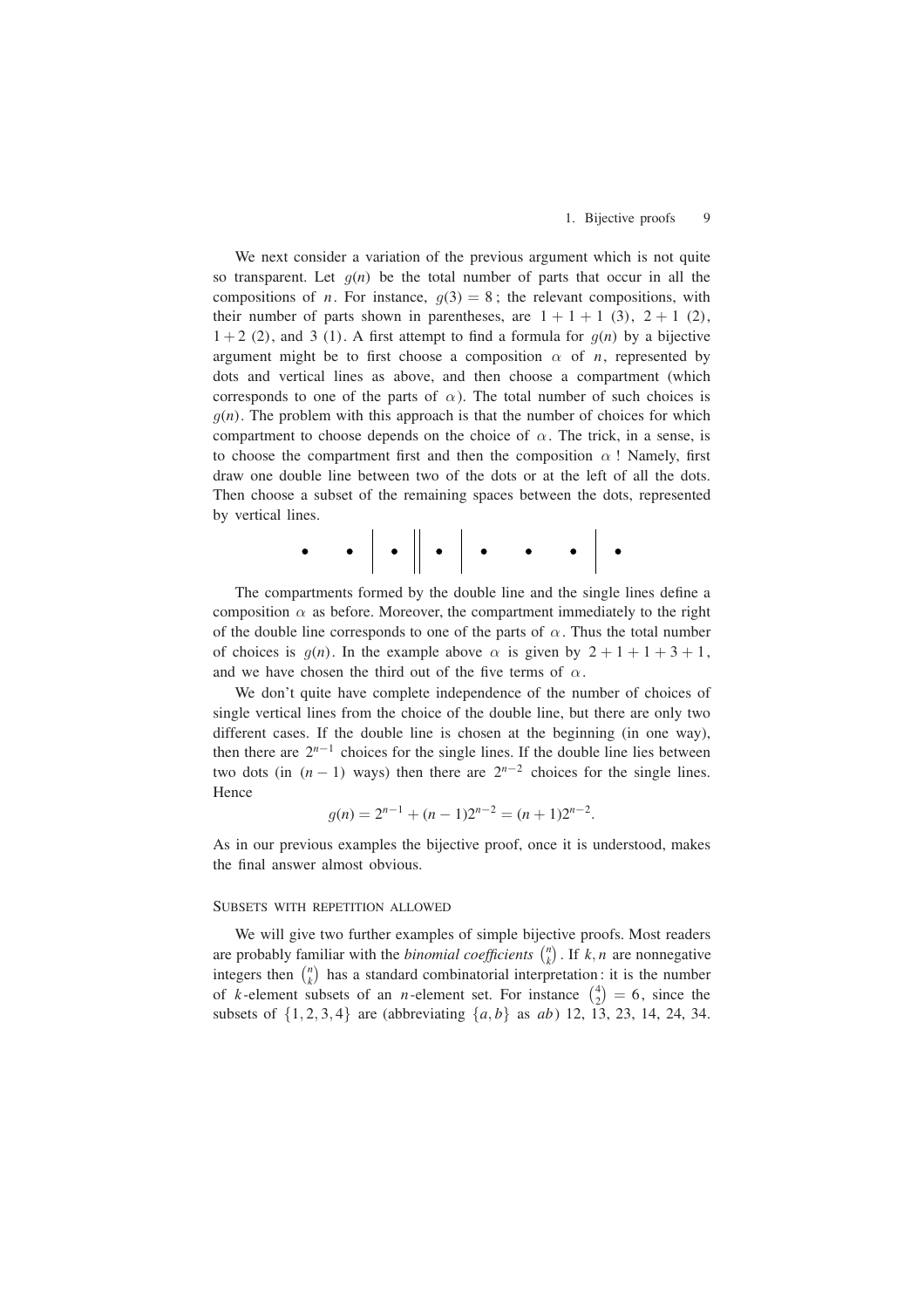We next consider a variation of the previous argument which is not quite so transparent. Let $g(n)$ be the total number of parts that occur in all the compositions of $n$. For instance, $g(3) = 8$; the relevant compositions, with their number of parts shown in parentheses, are $1+1+1$ (3), $2+1$ (2), $1+2$ (2), and 3 (1). A first attempt to find a formula for $g(n)$ by a bijective argument might be to first choose a composition $\alpha$ of $n$, represented by dots and vertical lines as above, and then choose a compartment (which corresponds to one of the parts of $\alpha$). The total number of such choices is $g(n)$. The problem with this approach is that the number of choices for which compartment to choose depends on the choice of $\alpha$. The trick, in a sense, is to choose the compartment first and then the composition $\alpha$ ! Namely, first draw one double line between two of the dots or at the left of all the dots. Then choose a subset of the remaining spaces between the dots, represented by vertical lines.

$$\bullet \quad \bullet \;\Big|\; \bullet \;\Big\|\; \bullet \;\Big|\; \bullet \quad \bullet \quad \bullet \;\Big|\; \bullet$$

The compartments formed by the double line and the single lines define a composition $\alpha$ as before. Moreover, the compartment immediately to the right of the double line corresponds to one of the parts of $\alpha$. Thus the total number of choices is $g(n)$. In the example above $\alpha$ is given by $2+1+1+3+1$, and we have chosen the third out of the five terms of $\alpha$.

We don't quite have complete independence of the number of choices of single vertical lines from the choice of the double line, but there are only two different cases. If the double line is chosen at the beginning (in one way), then there are $2^{n-1}$ choices for the single lines. If the double line lies between two dots (in $(n-1)$ ways) then there are $2^{n-2}$ choices for the single lines. Hence

$$g(n) = 2^{n-1} + (n-1)2^{n-2} = (n+1)2^{n-2}.$$

As in our previous examples the bijective proof, once it is understood, makes the final answer almost obvious.

### Subsets with repetition allowed

We will give two further examples of simple bijective proofs. Most readers are probably familiar with the *binomial coefficients* $\binom{n}{k}$. If $k, n$ are nonnegative integers then $\binom{n}{k}$ has a standard combinatorial interpretation: it is the number of $k$-element subsets of an $n$-element set. For instance $\binom{4}{2} = 6$, since the subsets of $\{1,2,3,4\}$ are (abbreviating $\{a,b\}$ as $ab$) 12, 13, 23, 14, 24, 34.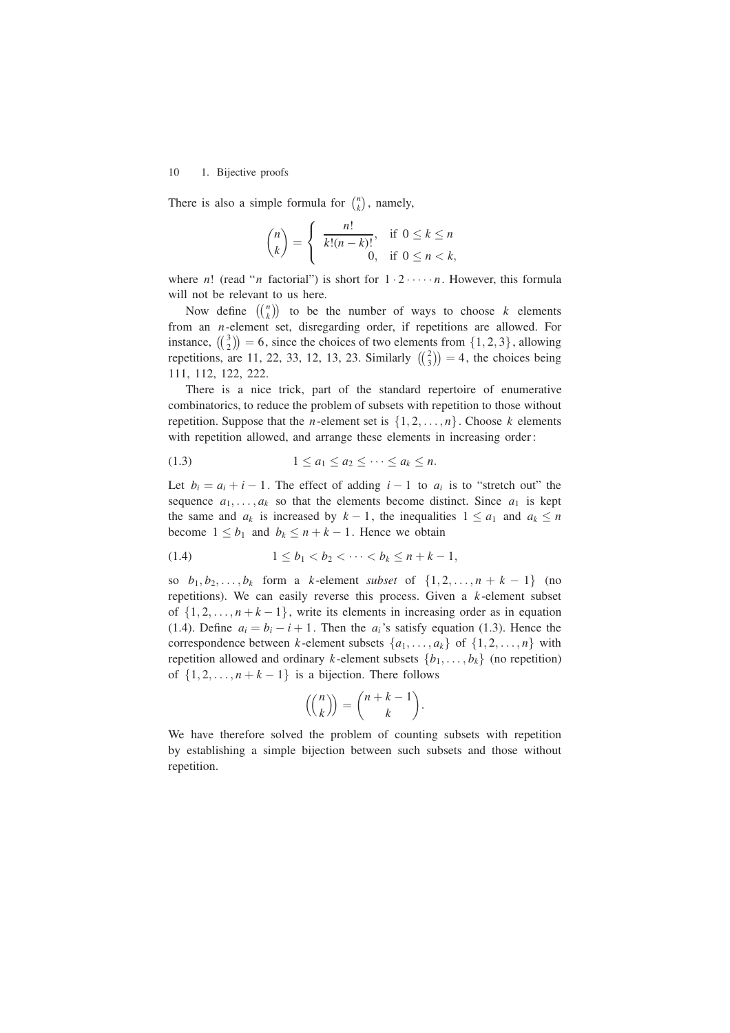There is also a simple formula for $\binom{n}{k}$, namely,

$$\binom{n}{k} = \begin{cases} \dfrac{n!}{k!(n-k)!}, & \text{if } 0 \le k \le n \\ 0, & \text{if } 0 \le n < k, \end{cases}$$

where $n!$ (read "$n$ factorial") is short for $1 \cdot 2 \cdot \cdots \cdot n$. However, this formula will not be relevant to us here.

Now define $\left(\!\binom{n}{k}\!\right)$ to be the number of ways to choose $k$ elements from an $n$-element set, disregarding order, if repetitions are allowed. For instance, $\left(\!\binom{3}{2}\!\right) = 6$, since the choices of two elements from $\{1, 2, 3\}$, allowing repetitions, are 11, 22, 33, 12, 13, 23. Similarly $\left(\!\binom{2}{3}\!\right) = 4$, the choices being 111, 112, 122, 222.

There is a nice trick, part of the standard repertoire of enumerative combinatorics, to reduce the problem of subsets with repetition to those without repetition. Suppose that the $n$-element set is $\{1, 2, \ldots, n\}$. Choose $k$ elements with repetition allowed, and arrange these elements in increasing order:

$$1 \le a_1 \le a_2 \le \cdots \le a_k \le n. \tag{1.3}$$

Let $b_i = a_i + i - 1$. The effect of adding $i - 1$ to $a_i$ is to "stretch out" the sequence $a_1, \ldots, a_k$ so that the elements become distinct. Since $a_1$ is kept the same and $a_k$ is increased by $k - 1$, the inequalities $1 \le a_1$ and $a_k \le n$ become $1 \le b_1$ and $b_k \le n + k - 1$. Hence we obtain

$$1 \le b_1 < b_2 < \cdots < b_k \le n + k - 1, \tag{1.4}$$

so $b_1, b_2, \ldots, b_k$ form a $k$-element *subset* of $\{1, 2, \ldots, n + k - 1\}$ (no repetitions). We can easily reverse this process. Given a $k$-element subset of $\{1, 2, \ldots, n + k - 1\}$, write its elements in increasing order as in equation (1.4). Define $a_i = b_i - i + 1$. Then the $a_i$'s satisfy equation (1.3). Hence the correspondence between $k$-element subsets $\{a_1, \ldots, a_k\}$ of $\{1, 2, \ldots, n\}$ with repetition allowed and ordinary $k$-element subsets $\{b_1, \ldots, b_k\}$ (no repetition) of $\{1, 2, \ldots, n + k - 1\}$ is a bijection. There follows

$$\left(\!\binom{n}{k}\!\right) = \binom{n+k-1}{k}.$$

We have therefore solved the problem of counting subsets with repetition by establishing a simple bijection between such subsets and those without repetition.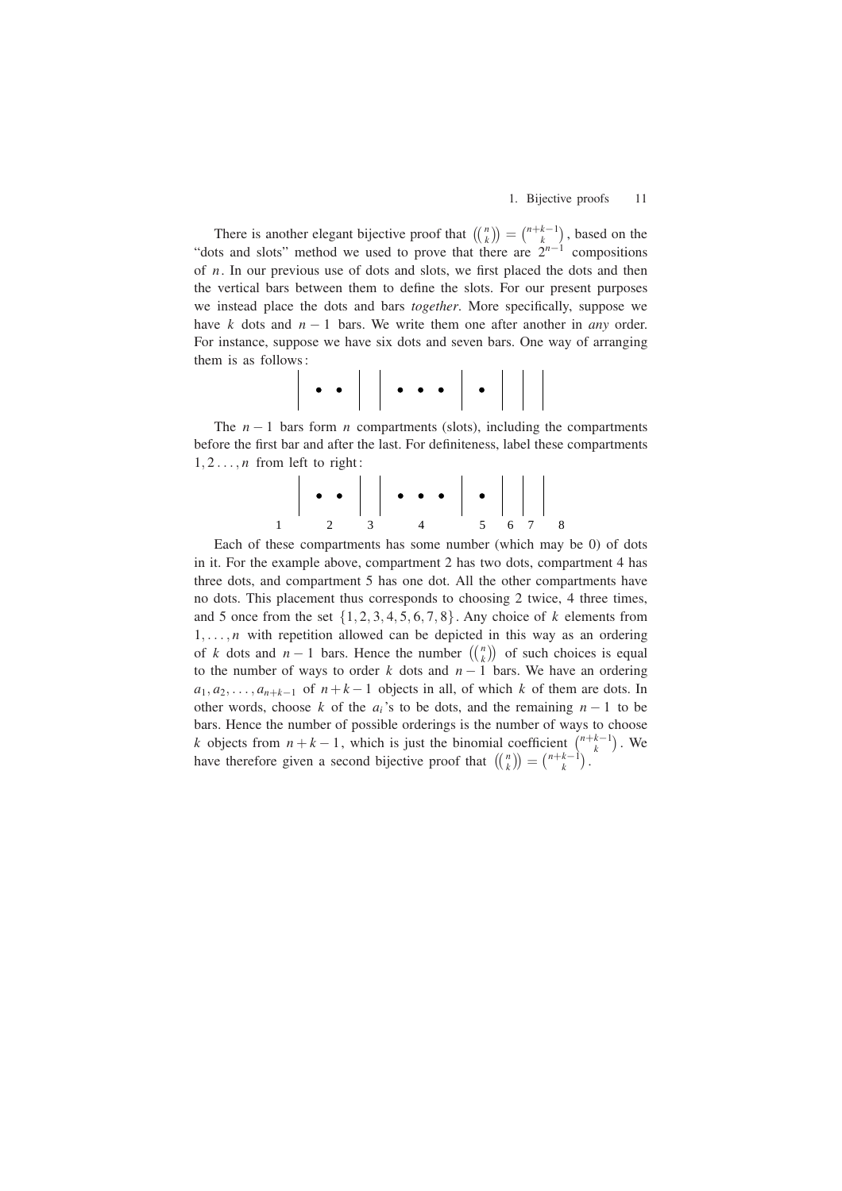There is another elegant bijective proof that $\left(\!\binom{n}{k}\!\right) = \binom{n+k-1}{k}$, based on the "dots and slots" method we used to prove that there are $2^{n-1}$ compositions of $n$. In our previous use of dots and slots, we first placed the dots and then the vertical bars between them to define the slots. For our present purposes we instead place the dots and bars *together*. More specifically, suppose we have $k$ dots and $n-1$ bars. We write them one after another in *any* order. For instance, suppose we have six dots and seven bars. One way of arranging them is as follows:

$$\Big|\ \bullet\ \bullet\ \Big|\ \Big|\ \bullet\ \bullet\ \bullet\ \Big|\ \bullet\ \Big|\ \Big|\ \Big|$$

The $n-1$ bars form $n$ compartments (slots), including the compartments before the first bar and after the last. For definiteness, label these compartments $1, 2 \ldots, n$ from left to right:

$$\underset{1}{\phantom{x}}\Big|\underset{2}{\ \bullet\ \bullet\ }\Big|\underset{3}{\phantom{x}}\Big|\underset{4}{\ \bullet\ \bullet\ \bullet\ }\Big|\underset{5}{\ \bullet\ }\Big|\underset{6}{\phantom{x}}\Big|\underset{7}{\phantom{x}}\Big|\underset{8}{\phantom{x}}$$

Each of these compartments has some number (which may be 0) of dots in it. For the example above, compartment 2 has two dots, compartment 4 has three dots, and compartment 5 has one dot. All the other compartments have no dots. This placement thus corresponds to choosing 2 twice, 4 three times, and 5 once from the set $\{1, 2, 3, 4, 5, 6, 7, 8\}$. Any choice of $k$ elements from $1, \ldots, n$ with repetition allowed can be depicted in this way as an ordering of $k$ dots and $n-1$ bars. Hence the number $\left(\!\binom{n}{k}\!\right)$ of such choices is equal to the number of ways to order $k$ dots and $n-1$ bars. We have an ordering $a_1, a_2, \ldots, a_{n+k-1}$ of $n+k-1$ objects in all, of which $k$ of them are dots. In other words, choose $k$ of the $a_i$'s to be dots, and the remaining $n-1$ to be bars. Hence the number of possible orderings is the number of ways to choose $k$ objects from $n+k-1$, which is just the binomial coefficient $\binom{n+k-1}{k}$. We have therefore given a second bijective proof that $\left(\!\binom{n}{k}\!\right) = \binom{n+k-1}{k}$.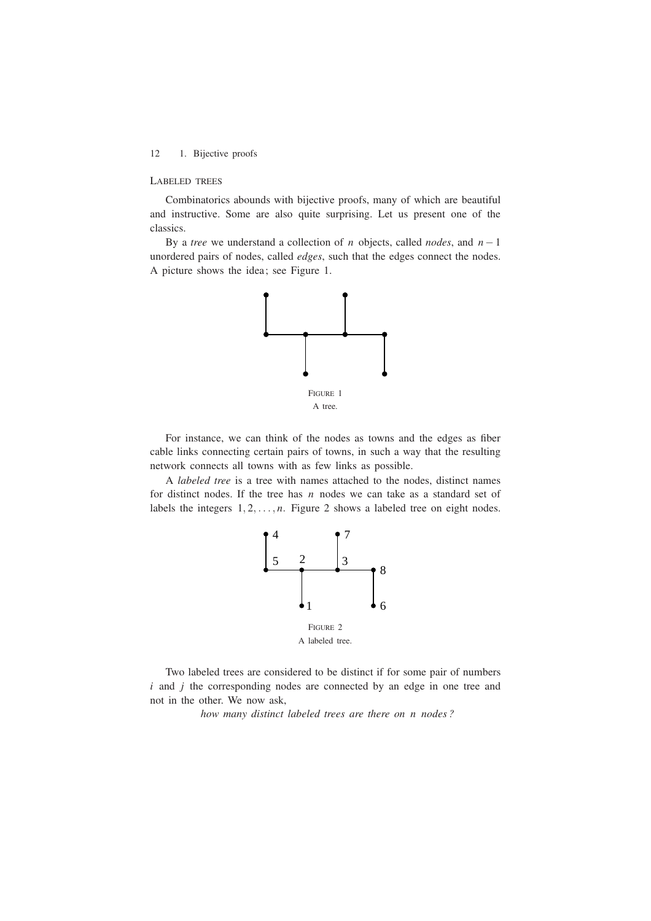## Labeled trees

Combinatorics abounds with bijective proofs, many of which are beautiful and instructive. Some are also quite surprising. Let us present one of the classics.

By a *tree* we understand a collection of $n$ objects, called *nodes*, and $n-1$ unordered pairs of nodes, called *edges*, such that the edges connect the nodes. A picture shows the idea; see Figure 1.

FIGURE 1
A tree.

For instance, we can think of the nodes as towns and the edges as fiber cable links connecting certain pairs of towns, in such a way that the resulting network connects all towns with as few links as possible.

A *labeled tree* is a tree with names attached to the nodes, distinct names for distinct nodes. If the tree has $n$ nodes we can take as a standard set of labels the integers $1, 2, \ldots, n$. Figure 2 shows a labeled tree on eight nodes.

FIGURE 2
A labeled tree.

Two labeled trees are considered to be distinct if for some pair of numbers $i$ and $j$ the corresponding nodes are connected by an edge in one tree and not in the other. We now ask,

*how many distinct labeled trees are there on $n$ nodes?*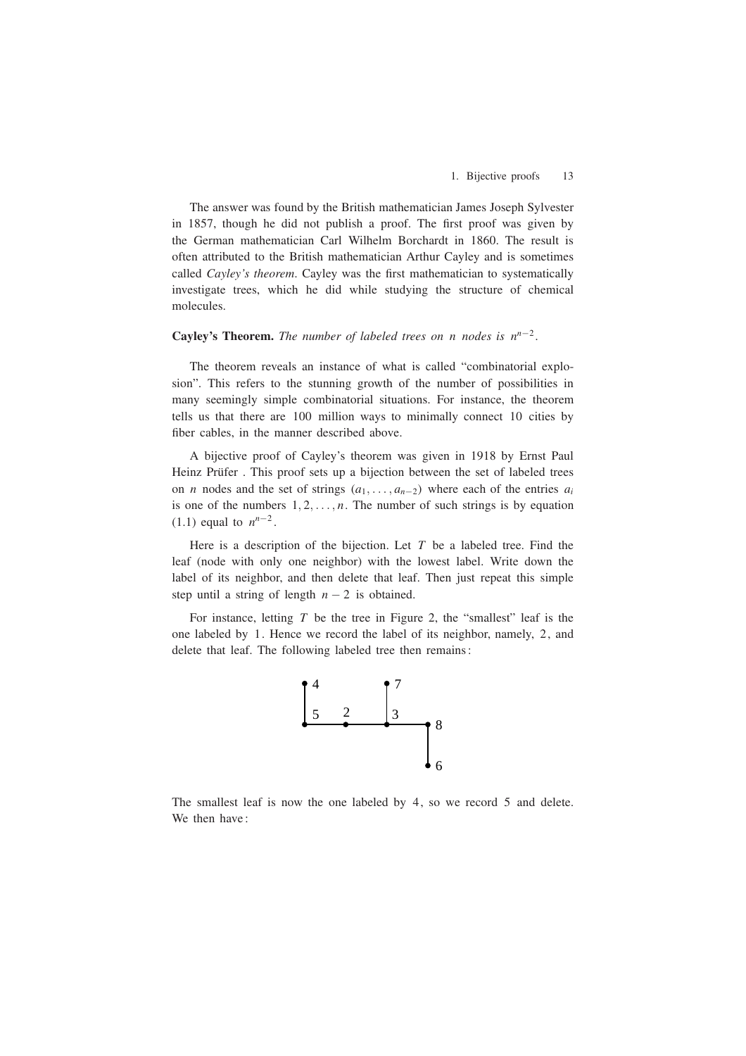The answer was found by the British mathematician James Joseph Sylvester in 1857, though he did not publish a proof. The first proof was given by the German mathematician Carl Wilhelm Borchardt in 1860. The result is often attributed to the British mathematician Arthur Cayley and is sometimes called *Cayley's theorem*. Cayley was the first mathematician to systematically investigate trees, which he did while studying the structure of chemical molecules.

**Cayley's Theorem.** *The number of labeled trees on $n$ nodes is $n^{n-2}$.*

The theorem reveals an instance of what is called "combinatorial explosion". This refers to the stunning growth of the number of possibilities in many seemingly simple combinatorial situations. For instance, the theorem tells us that there are 100 million ways to minimally connect 10 cities by fiber cables, in the manner described above.

A bijective proof of Cayley's theorem was given in 1918 by Ernst Paul Heinz Prüfer . This proof sets up a bijection between the set of labeled trees on $n$ nodes and the set of strings $(a_1, \ldots, a_{n-2})$ where each of the entries $a_i$ is one of the numbers $1, 2, \ldots, n$. The number of such strings is by equation (1.1) equal to $n^{n-2}$.

Here is a description of the bijection. Let $T$ be a labeled tree. Find the leaf (node with only one neighbor) with the lowest label. Write down the label of its neighbor, and then delete that leaf. Then just repeat this simple step until a string of length $n - 2$ is obtained.

For instance, letting $T$ be the tree in Figure 2, the "smallest" leaf is the one labeled by 1. Hence we record the label of its neighbor, namely, 2, and delete that leaf. The following labeled tree then remains:

The smallest leaf is now the one labeled by 4, so we record 5 and delete. We then have: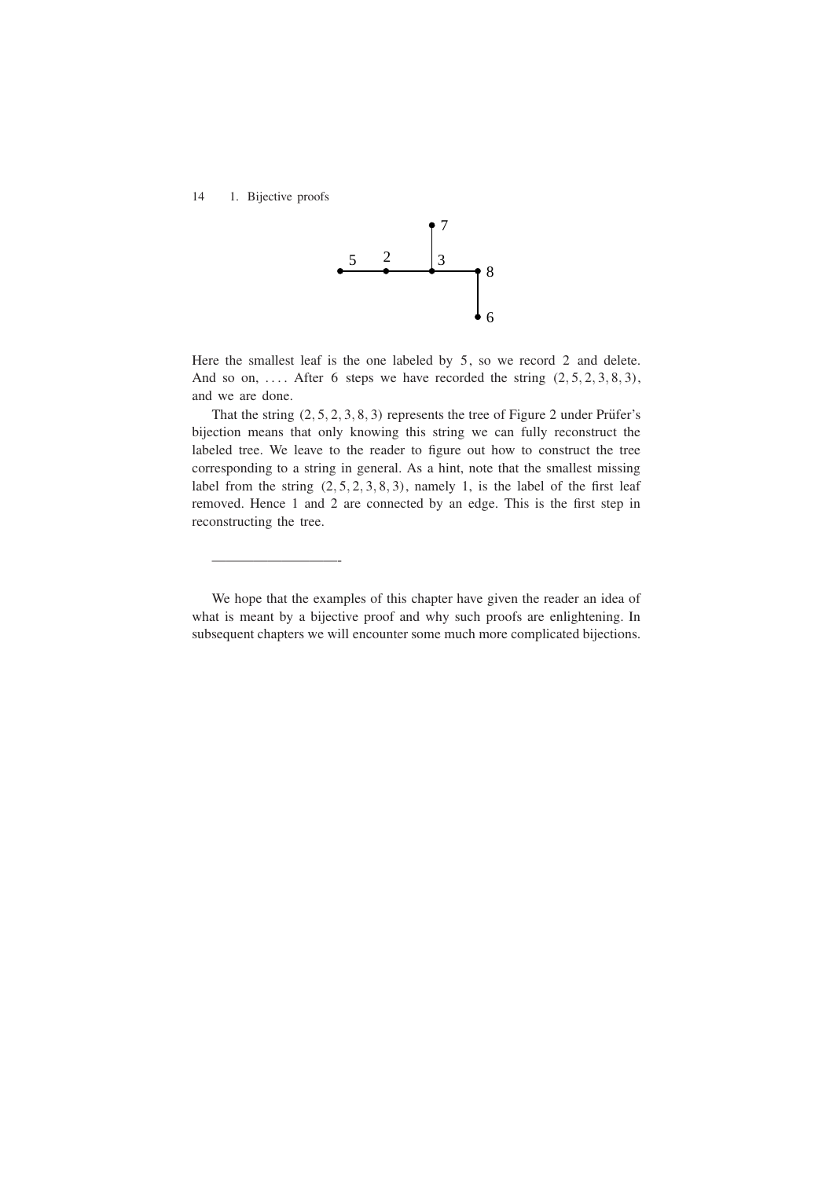Here the smallest leaf is the one labeled by 5, so we record 2 and delete. And so on, .... After 6 steps we have recorded the string $(2, 5, 2, 3, 8, 3)$, and we are done.

That the string $(2, 5, 2, 3, 8, 3)$ represents the tree of Figure 2 under Prüfer's bijection means that only knowing this string we can fully reconstruct the labeled tree. We leave to the reader to figure out how to construct the tree corresponding to a string in general. As a hint, note that the smallest missing label from the string $(2, 5, 2, 3, 8, 3)$, namely 1, is the label of the first leaf removed. Hence 1 and 2 are connected by an edge. This is the first step in reconstructing the tree.

---

We hope that the examples of this chapter have given the reader an idea of what is meant by a bijective proof and why such proofs are enlightening. In subsequent chapters we will encounter some much more complicated bijections.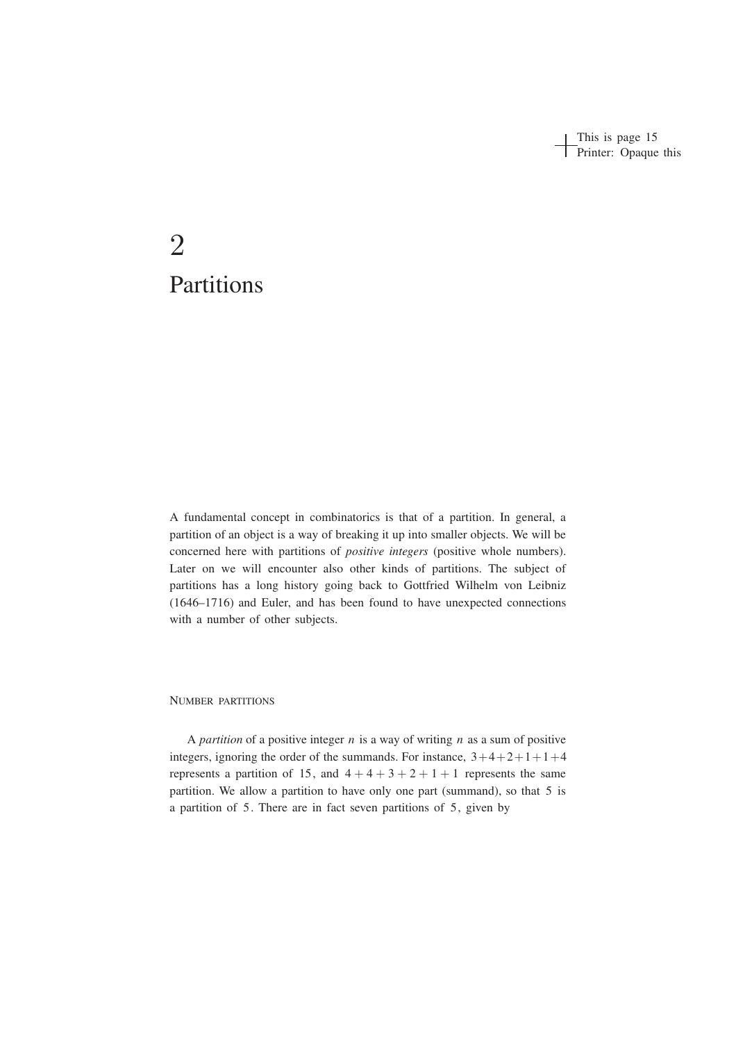# 2
# Partitions

A fundamental concept in combinatorics is that of a partition. In general, a partition of an object is a way of breaking it up into smaller objects. We will be concerned here with partitions of *positive integers* (positive whole numbers). Later on we will encounter also other kinds of partitions. The subject of partitions has a long history going back to Gottfried Wilhelm von Leibniz (1646–1716) and Euler, and has been found to have unexpected connections with a number of other subjects.

## Number partitions

A *partition* of a positive integer $n$ is a way of writing $n$ as a sum of positive integers, ignoring the order of the summands. For instance, $3+4+2+1+1+4$ represents a partition of 15, and $4+4+3+2+1+1$ represents the same partition. We allow a partition to have only one part (summand), so that 5 is a partition of 5. There are in fact seven partitions of 5, given by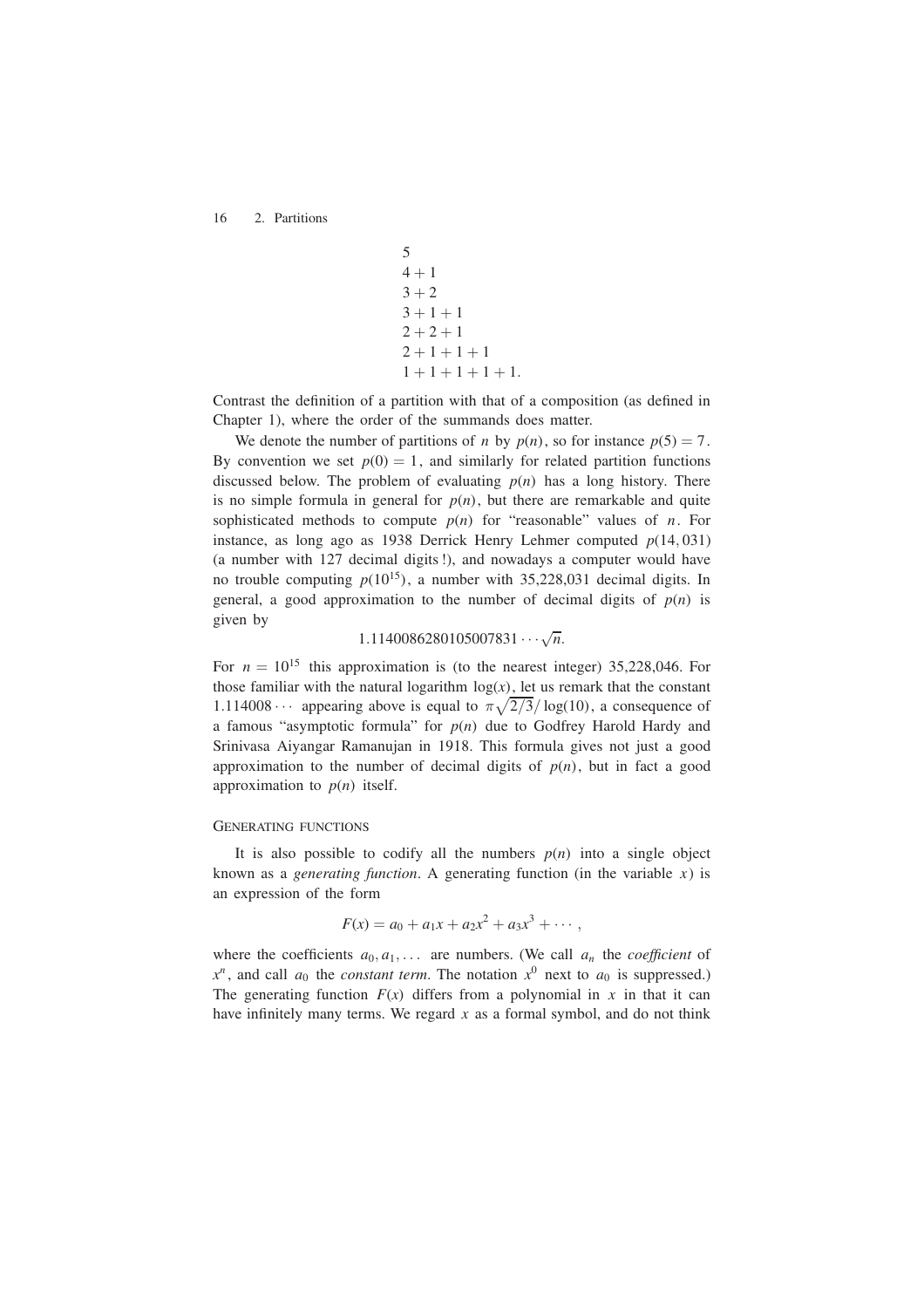5  
4 + 1  
3 + 2  
3 + 1 + 1  
2 + 2 + 1  
2 + 1 + 1 + 1  
1 + 1 + 1 + 1 + 1.

Contrast the definition of a partition with that of a composition (as defined in Chapter 1), where the order of the summands does matter.

We denote the number of partitions of $n$ by $p(n)$, so for instance $p(5) = 7$. By convention we set $p(0) = 1$, and similarly for related partition functions discussed below. The problem of evaluating $p(n)$ has a long history. There is no simple formula in general for $p(n)$, but there are remarkable and quite sophisticated methods to compute $p(n)$ for "reasonable" values of $n$. For instance, as long ago as 1938 Derrick Henry Lehmer computed $p(14,031)$ (a number with 127 decimal digits !), and nowadays a computer would have no trouble computing $p(10^{15})$, a number with 35,228,031 decimal digits. In general, a good approximation to the number of decimal digits of $p(n)$ is given by

$$1.1140086280105007831 \cdots \sqrt{n}.$$

For $n = 10^{15}$ this approximation is (to the nearest integer) 35,228,046. For those familiar with the natural logarithm $\log(x)$, let us remark that the constant $1.114008\cdots$ appearing above is equal to $\pi\sqrt{2/3}/\log(10)$, a consequence of a famous "asymptotic formula" for $p(n)$ due to Godfrey Harold Hardy and Srinivasa Aiyangar Ramanujan in 1918. This formula gives not just a good approximation to the number of decimal digits of $p(n)$, but in fact a good approximation to $p(n)$ itself.

## Generating functions

It is also possible to codify all the numbers $p(n)$ into a single object known as a *generating function*. A generating function (in the variable $x$) is an expression of the form

$$F(x) = a_0 + a_1x + a_2x^2 + a_3x^3 + \cdots,$$

where the coefficients $a_0, a_1, \ldots$ are numbers. (We call $a_n$ the *coefficient* of $x^n$, and call $a_0$ the *constant term*. The notation $x^0$ next to $a_0$ is suppressed.) The generating function $F(x)$ differs from a polynomial in $x$ in that it can have infinitely many terms. We regard $x$ as a formal symbol, and do not think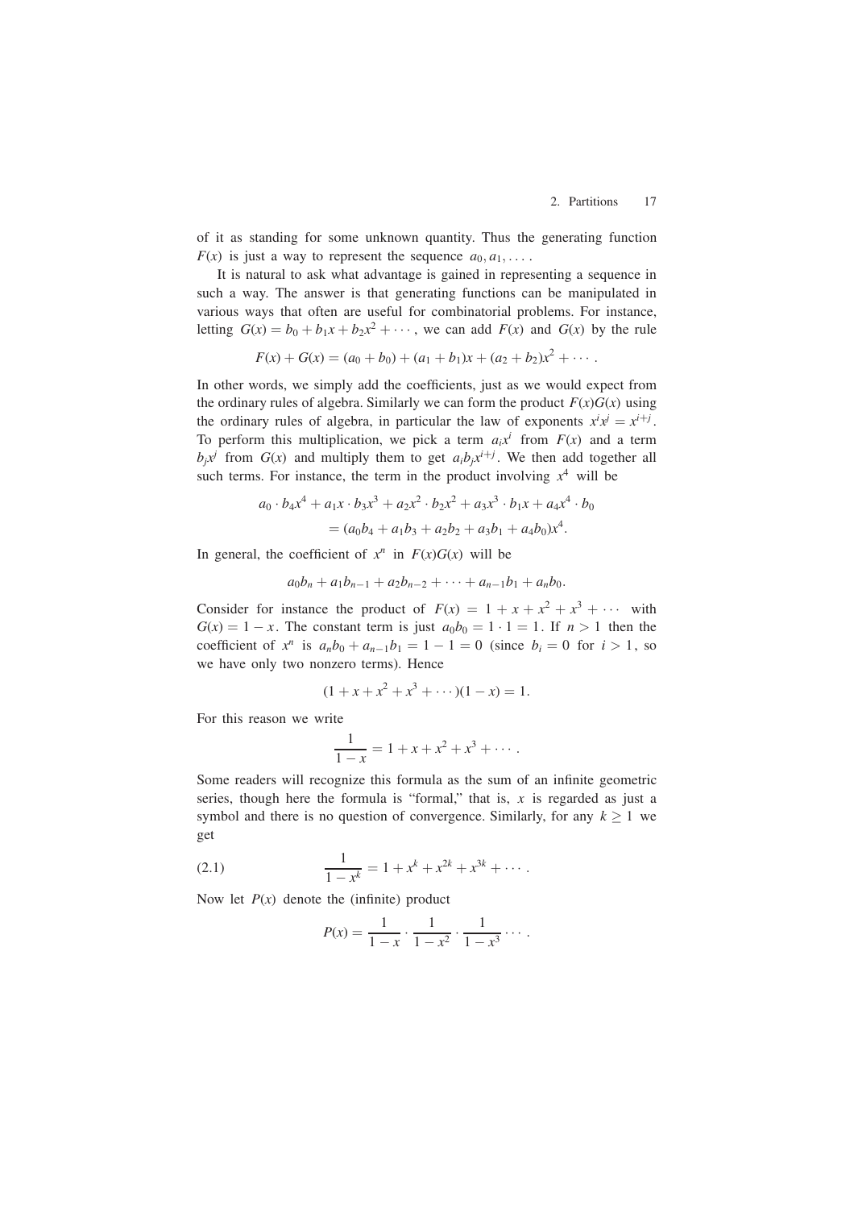of it as standing for some unknown quantity. Thus the generating function $F(x)$ is just a way to represent the sequence $a_0, a_1, \dots$.

It is natural to ask what advantage is gained in representing a sequence in such a way. The answer is that generating functions can be manipulated in various ways that often are useful for combinatorial problems. For instance, letting $G(x) = b_0 + b_1x + b_2x^2 + \cdots$, we can add $F(x)$ and $G(x)$ by the rule

$$F(x) + G(x) = (a_0 + b_0) + (a_1 + b_1)x + (a_2 + b_2)x^2 + \cdots .$$

In other words, we simply add the coefficients, just as we would expect from the ordinary rules of algebra. Similarly we can form the product $F(x)G(x)$ using the ordinary rules of algebra, in particular the law of exponents $x^ix^j = x^{i+j}$. To perform this multiplication, we pick a term $a_ix^i$ from $F(x)$ and a term $b_jx^j$ from $G(x)$ and multiply them to get $a_ib_jx^{i+j}$. We then add together all such terms. For instance, the term in the product involving $x^4$ will be

$$\begin{aligned} a_0 \cdot b_4x^4 + a_1x \cdot b_3x^3 + a_2x^2 \cdot b_2x^2 + a_3x^3 \cdot b_1x + a_4x^4 \cdot b_0 \\ = (a_0b_4 + a_1b_3 + a_2b_2 + a_3b_1 + a_4b_0)x^4. \end{aligned}$$

In general, the coefficient of $x^n$ in $F(x)G(x)$ will be

$$a_0b_n + a_1b_{n-1} + a_2b_{n-2} + \cdots + a_{n-1}b_1 + a_nb_0.$$

Consider for instance the product of $F(x) = 1 + x + x^2 + x^3 + \cdots$ with $G(x) = 1 - x$. The constant term is just $a_0b_0 = 1 \cdot 1 = 1$. If $n > 1$ then the coefficient of $x^n$ is $a_nb_0 + a_{n-1}b_1 = 1 - 1 = 0$ (since $b_i = 0$ for $i > 1$, so we have only two nonzero terms). Hence

$$(1 + x + x^2 + x^3 + \cdots)(1 - x) = 1.$$

For this reason we write

$$\frac{1}{1-x} = 1 + x + x^2 + x^3 + \cdots .$$

Some readers will recognize this formula as the sum of an infinite geometric series, though here the formula is "formal," that is, $x$ is regarded as just a symbol and there is no question of convergence. Similarly, for any $k \geq 1$ we get

$$\frac{1}{1-x^k} = 1 + x^k + x^{2k} + x^{3k} + \cdots . \tag{2.1}$$

Now let $P(x)$ denote the (infinite) product

$$P(x) = \frac{1}{1-x} \cdot \frac{1}{1-x^2} \cdot \frac{1}{1-x^3} \cdots .$$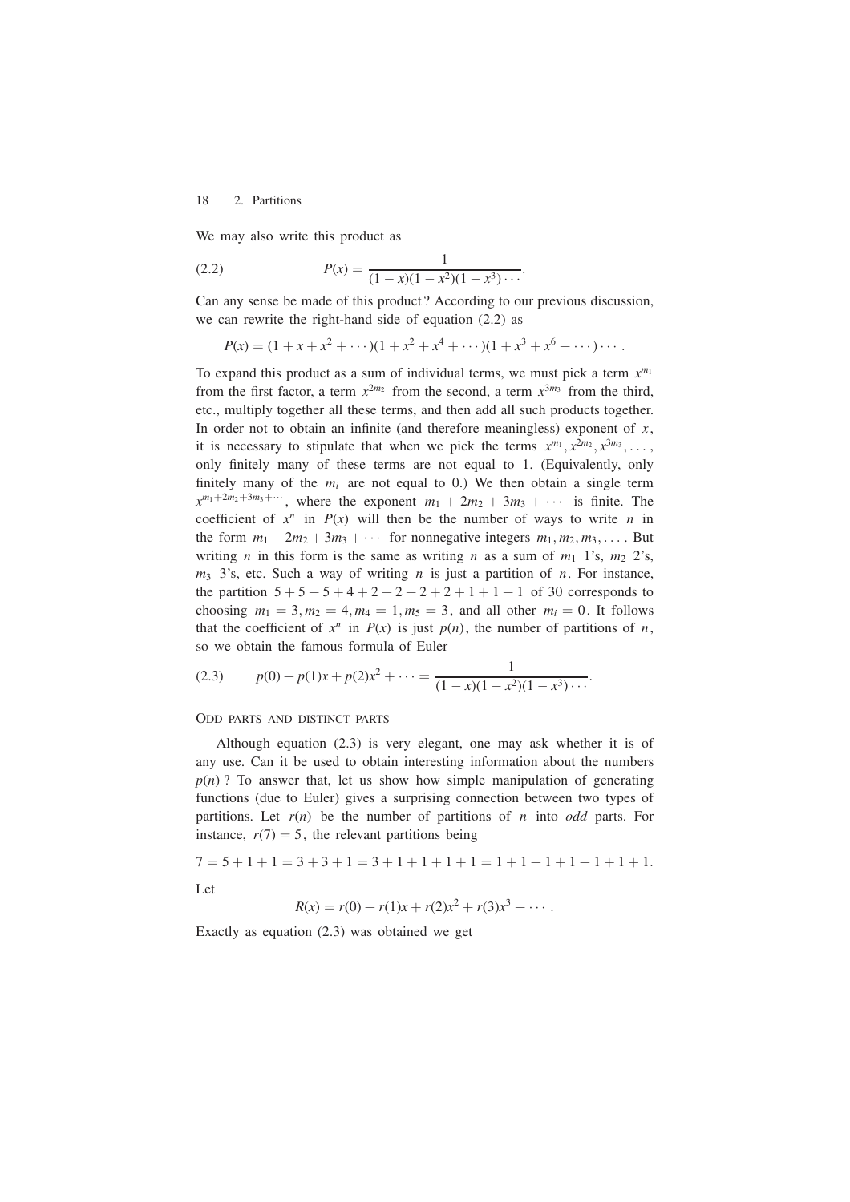We may also write this product as

$$P(x) = \frac{1}{(1-x)(1-x^2)(1-x^3)\cdots}. \tag{2.2}$$

Can any sense be made of this product? According to our previous discussion, we can rewrite the right-hand side of equation (2.2) as

$$P(x) = (1 + x + x^2 + \cdots)(1 + x^2 + x^4 + \cdots)(1 + x^3 + x^6 + \cdots)\cdots.$$

To expand this product as a sum of individual terms, we must pick a term $x^{m_1}$ from the first factor, a term $x^{2m_2}$ from the second, a term $x^{3m_3}$ from the third, etc., multiply together all these terms, and then add all such products together. In order not to obtain an infinite (and therefore meaningless) exponent of $x$, it is necessary to stipulate that when we pick the terms $x^{m_1}, x^{2m_2}, x^{3m_3}, \ldots$, only finitely many of these terms are not equal to 1. (Equivalently, only finitely many of the $m_i$ are not equal to 0.) We then obtain a single term $x^{m_1+2m_2+3m_3+\cdots}$, where the exponent $m_1 + 2m_2 + 3m_3 + \cdots$ is finite. The coefficient of $x^n$ in $P(x)$ will then be the number of ways to write $n$ in the form $m_1 + 2m_2 + 3m_3 + \cdots$ for nonnegative integers $m_1, m_2, m_3, \ldots$. But writing $n$ in this form is the same as writing $n$ as a sum of $m_1$ 1's, $m_2$ 2's, $m_3$ 3's, etc. Such a way of writing $n$ is just a partition of $n$. For instance, the partition $5+5+5+4+2+2+2+2+1+1+1$ of 30 corresponds to choosing $m_1 = 3, m_2 = 4, m_4 = 1, m_5 = 3$, and all other $m_i = 0$. It follows that the coefficient of $x^n$ in $P(x)$ is just $p(n)$, the number of partitions of $n$, so we obtain the famous formula of Euler

$$p(0) + p(1)x + p(2)x^2 + \cdots = \frac{1}{(1-x)(1-x^2)(1-x^3)\cdots}. \tag{2.3}$$

Odd parts and distinct parts

Although equation (2.3) is very elegant, one may ask whether it is of any use. Can it be used to obtain interesting information about the numbers $p(n)$? To answer that, let us show how simple manipulation of generating functions (due to Euler) gives a surprising connection between two types of partitions. Let $r(n)$ be the number of partitions of $n$ into *odd* parts. For instance, $r(7) = 5$, the relevant partitions being

$$7 = 5+1+1 = 3+3+1 = 3+1+1+1+1 = 1+1+1+1+1+1+1.$$

Let

$$R(x) = r(0) + r(1)x + r(2)x^2 + r(3)x^3 + \cdots.$$

Exactly as equation (2.3) was obtained we get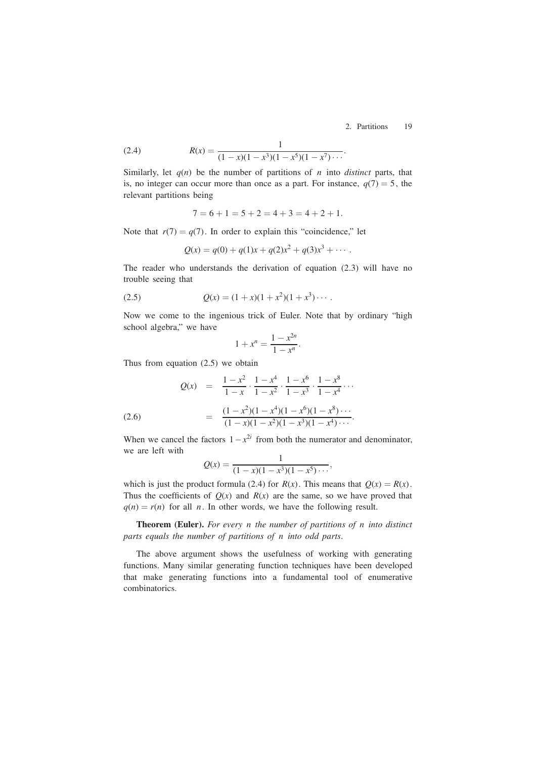$$R(x) = \frac{1}{(1-x)(1-x^3)(1-x^5)(1-x^7)\cdots}. \tag{2.4}$$

Similarly, let $q(n)$ be the number of partitions of $n$ into *distinct* parts, that is, no integer can occur more than once as a part. For instance, $q(7) = 5$, the relevant partitions being

$$7 = 6+1 = 5+2 = 4+3 = 4+2+1.$$

Note that $r(7) = q(7)$. In order to explain this "coincidence," let

$$Q(x) = q(0) + q(1)x + q(2)x^2 + q(3)x^3 + \cdots.$$

The reader who understands the derivation of equation (2.3) will have no trouble seeing that

$$Q(x) = (1+x)(1+x^2)(1+x^3)\cdots. \tag{2.5}$$

Now we come to the ingenious trick of Euler. Note that by ordinary "high school algebra," we have

$$1 + x^n = \frac{1-x^{2n}}{1-x^n}.$$

Thus from equation (2.5) we obtain

$$\begin{aligned} Q(x) &= \frac{1-x^2}{1-x} \cdot \frac{1-x^4}{1-x^2} \cdot \frac{1-x^6}{1-x^3} \cdot \frac{1-x^8}{1-x^4} \cdots \\ &= \frac{(1-x^2)(1-x^4)(1-x^6)(1-x^8)\cdots}{(1-x)(1-x^2)(1-x^3)(1-x^4)\cdots}. \end{aligned} \tag{2.6}$$

When we cancel the factors $1 - x^{2i}$ from both the numerator and denominator, we are left with

$$Q(x) = \frac{1}{(1-x)(1-x^3)(1-x^5)\cdots},$$

which is just the product formula (2.4) for $R(x)$. This means that $Q(x) = R(x)$. Thus the coefficients of $Q(x)$ and $R(x)$ are the same, so we have proved that $q(n) = r(n)$ for all $n$. In other words, we have the following result.

**Theorem (Euler).** *For every $n$ the number of partitions of $n$ into distinct parts equals the number of partitions of $n$ into odd parts.*

The above argument shows the usefulness of working with generating functions. Many similar generating function techniques have been developed that make generating functions into a fundamental tool of enumerative combinatorics.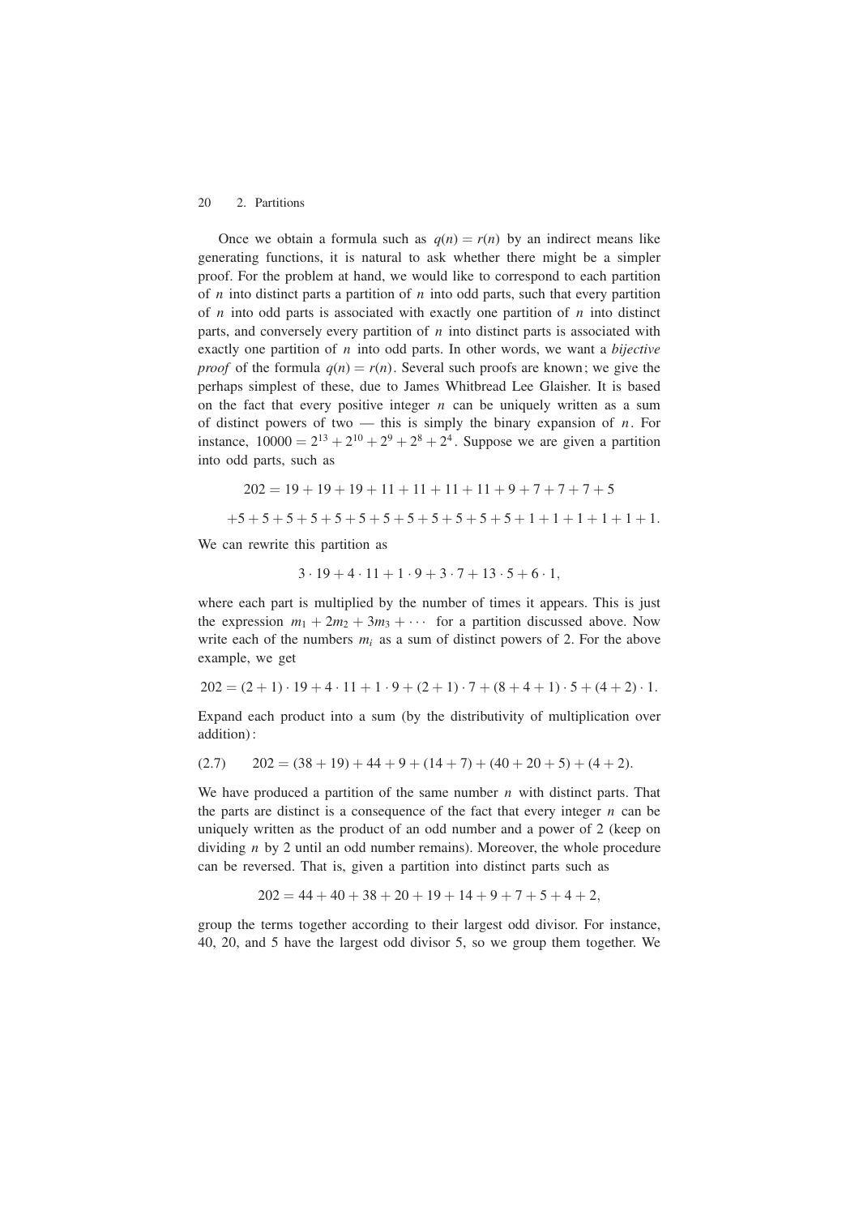Once we obtain a formula such as $q(n) = r(n)$ by an indirect means like generating functions, it is natural to ask whether there might be a simpler proof. For the problem at hand, we would like to correspond to each partition of $n$ into distinct parts a partition of $n$ into odd parts, such that every partition of $n$ into odd parts is associated with exactly one partition of $n$ into distinct parts, and conversely every partition of $n$ into distinct parts is associated with exactly one partition of $n$ into odd parts. In other words, we want a *bijective proof* of the formula $q(n) = r(n)$. Several such proofs are known; we give the perhaps simplest of these, due to James Whitbread Lee Glaisher. It is based on the fact that every positive integer $n$ can be uniquely written as a sum of distinct powers of two — this is simply the binary expansion of $n$. For instance, $10000 = 2^{13} + 2^{10} + 2^9 + 2^8 + 2^4$. Suppose we are given a partition into odd parts, such as

$$202 = 19 + 19 + 19 + 11 + 11 + 11 + 11 + 9 + 7 + 7 + 7 + 5$$

$$+5 + 5 + 5 + 5 + 5 + 5 + 5 + 5 + 5 + 5 + 5 + 5 + 1 + 1 + 1 + 1 + 1 + 1.$$

We can rewrite this partition as

$$3 \cdot 19 + 4 \cdot 11 + 1 \cdot 9 + 3 \cdot 7 + 13 \cdot 5 + 6 \cdot 1,$$

where each part is multiplied by the number of times it appears. This is just the expression $m_1 + 2m_2 + 3m_3 + \cdots$ for a partition discussed above. Now write each of the numbers $m_i$ as a sum of distinct powers of 2. For the above example, we get

$$202 = (2 + 1) \cdot 19 + 4 \cdot 11 + 1 \cdot 9 + (2 + 1) \cdot 7 + (8 + 4 + 1) \cdot 5 + (4 + 2) \cdot 1.$$

Expand each product into a sum (by the distributivity of multiplication over addition):

$$202 = (38 + 19) + 44 + 9 + (14 + 7) + (40 + 20 + 5) + (4 + 2). \tag{2.7}$$

We have produced a partition of the same number $n$ with distinct parts. That the parts are distinct is a consequence of the fact that every integer $n$ can be uniquely written as the product of an odd number and a power of 2 (keep on dividing $n$ by 2 until an odd number remains). Moreover, the whole procedure can be reversed. That is, given a partition into distinct parts such as

$$202 = 44 + 40 + 38 + 20 + 19 + 14 + 9 + 7 + 5 + 4 + 2,$$

group the terms together according to their largest odd divisor. For instance, 40, 20, and 5 have the largest odd divisor 5, so we group them together. We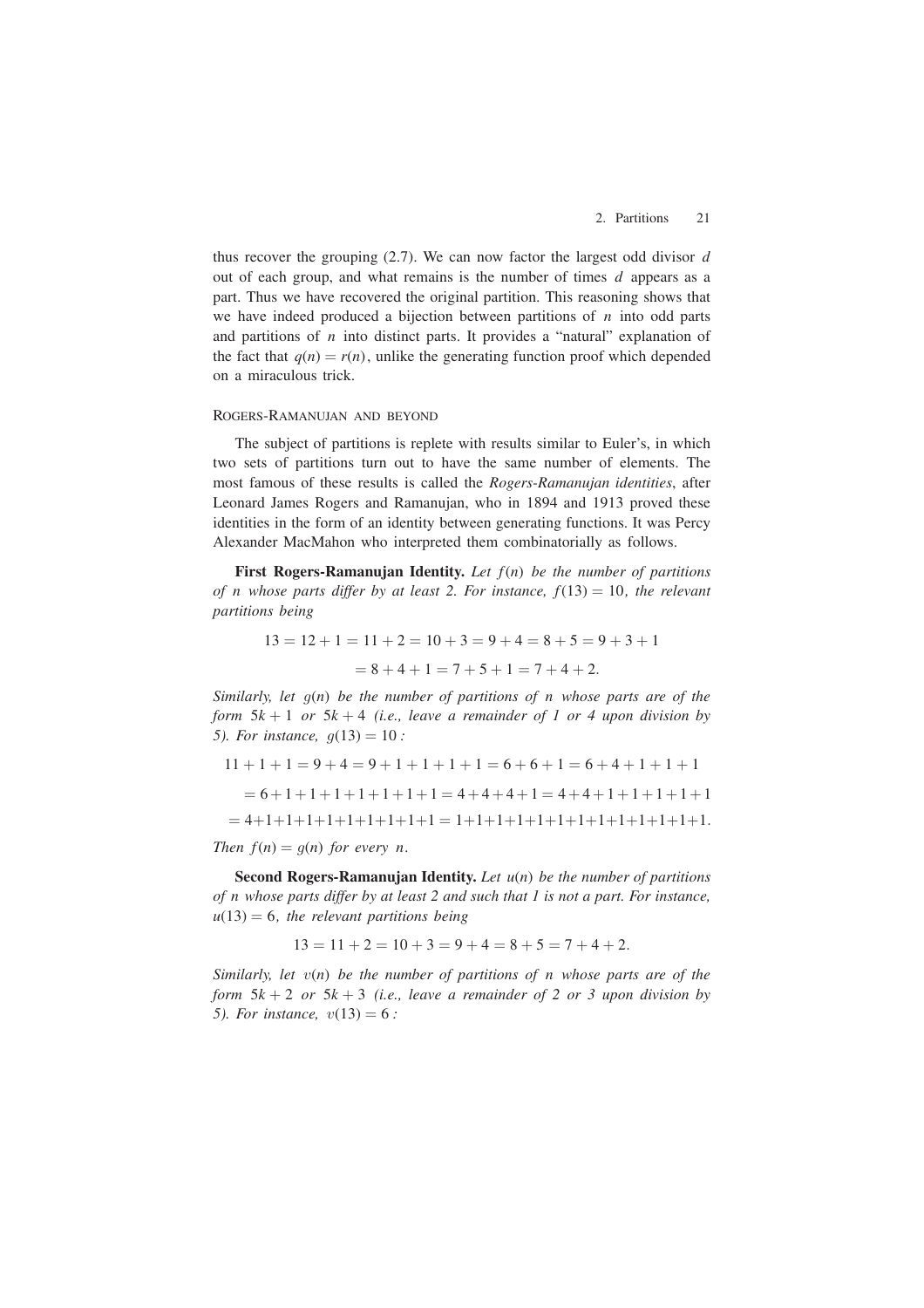thus recover the grouping (2.7). We can now factor the largest odd divisor $d$ out of each group, and what remains is the number of times $d$ appears as a part. Thus we have recovered the original partition. This reasoning shows that we have indeed produced a bijection between partitions of $n$ into odd parts and partitions of $n$ into distinct parts. It provides a "natural" explanation of the fact that $q(n) = r(n)$, unlike the generating function proof which depended on a miraculous trick.

## Rogers-Ramanujan and beyond

The subject of partitions is replete with results similar to Euler's, in which two sets of partitions turn out to have the same number of elements. The most famous of these results is called the *Rogers-Ramanujan identities*, after Leonard James Rogers and Ramanujan, who in 1894 and 1913 proved these identities in the form of an identity between generating functions. It was Percy Alexander MacMahon who interpreted them combinatorially as follows.

**First Rogers-Ramanujan Identity.** *Let $f(n)$ be the number of partitions of $n$ whose parts differ by at least 2. For instance, $f(13) = 10$, the relevant partitions being*

$$13 = 12+1 = 11+2 = 10+3 = 9+4 = 8+5 = 9+3+1$$
$$= 8+4+1 = 7+5+1 = 7+4+2.$$

*Similarly, let $g(n)$ be the number of partitions of $n$ whose parts are of the form $5k+1$ or $5k+4$ (i.e., leave a remainder of 1 or 4 upon division by 5). For instance, $g(13) = 10$ :*

$$11+1+1 = 9+4 = 9+1+1+1+1 = 6+6+1 = 6+4+1+1+1$$
$$= 6+1+1+1+1+1+1+1 = 4+4+4+1 = 4+4+1+1+1+1+1$$
$$= 4+1+1+1+1+1+1+1+1+1 = 1+1+1+1+1+1+1+1+1+1+1+1+1.$$

*Then $f(n) = g(n)$ for every $n$.*

**Second Rogers-Ramanujan Identity.** *Let $u(n)$ be the number of partitions of $n$ whose parts differ by at least 2 and such that 1 is not a part. For instance, $u(13) = 6$, the relevant partitions being*

$$13 = 11+2 = 10+3 = 9+4 = 8+5 = 7+4+2.$$

*Similarly, let $v(n)$ be the number of partitions of $n$ whose parts are of the form $5k+2$ or $5k+3$ (i.e., leave a remainder of 2 or 3 upon division by 5). For instance, $v(13) = 6$ :*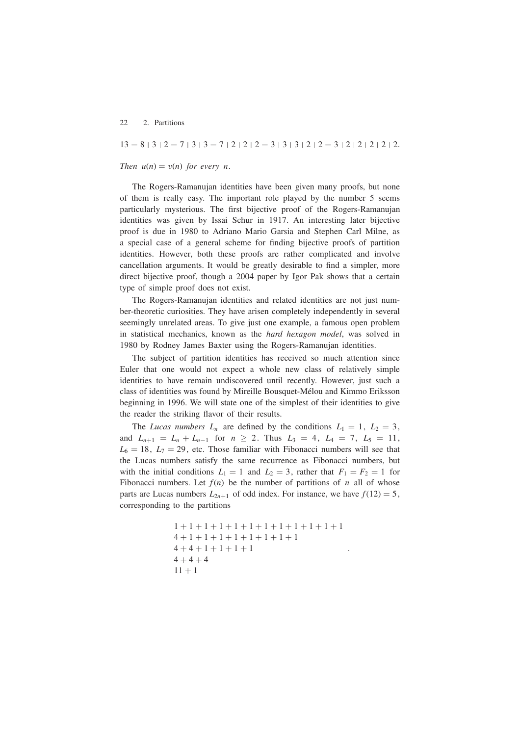$$13 = 8+3+2 = 7+3+3 = 7+2+2+2 = 3+3+3+2+2 = 3+2+2+2+2+2.$$

*Then* $u(n) = v(n)$ *for every* $n$.

The Rogers-Ramanujan identities have been given many proofs, but none of them is really easy. The important role played by the number 5 seems particularly mysterious. The first bijective proof of the Rogers-Ramanujan identities was given by Issai Schur in 1917. An interesting later bijective proof is due in 1980 to Adriano Mario Garsia and Stephen Carl Milne, as a special case of a general scheme for finding bijective proofs of partition identities. However, both these proofs are rather complicated and involve cancellation arguments. It would be greatly desirable to find a simpler, more direct bijective proof, though a 2004 paper by Igor Pak shows that a certain type of simple proof does not exist.

The Rogers-Ramanujan identities and related identities are not just number-theoretic curiosities. They have arisen completely independently in several seemingly unrelated areas. To give just one example, a famous open problem in statistical mechanics, known as the *hard hexagon model*, was solved in 1980 by Rodney James Baxter using the Rogers-Ramanujan identities.

The subject of partition identities has received so much attention since Euler that one would not expect a whole new class of relatively simple identities to have remain undiscovered until recently. However, just such a class of identities was found by Mireille Bousquet-Mélou and Kimmo Eriksson beginning in 1996. We will state one of the simplest of their identities to give the reader the striking flavor of their results.

The *Lucas numbers* $L_n$ are defined by the conditions $L_1 = 1$, $L_2 = 3$, and $L_{n+1} = L_n + L_{n-1}$ for $n \geq 2$. Thus $L_3 = 4$, $L_4 = 7$, $L_5 = 11$, $L_6 = 18$, $L_7 = 29$, etc. Those familiar with Fibonacci numbers will see that the Lucas numbers satisfy the same recurrence as Fibonacci numbers, but with the initial conditions $L_1 = 1$ and $L_2 = 3$, rather that $F_1 = F_2 = 1$ for Fibonacci numbers. Let $f(n)$ be the number of partitions of $n$ all of whose parts are Lucas numbers $L_{2n+1}$ of odd index. For instance, we have $f(12) = 5$, corresponding to the partitions

$$\begin{array}{l}
1+1+1+1+1+1+1+1+1+1+1+1 \\
4+1+1+1+1+1+1+1+1 \\
4+4+1+1+1+1 \\
4+4+4 \\
11+1
\end{array}.$$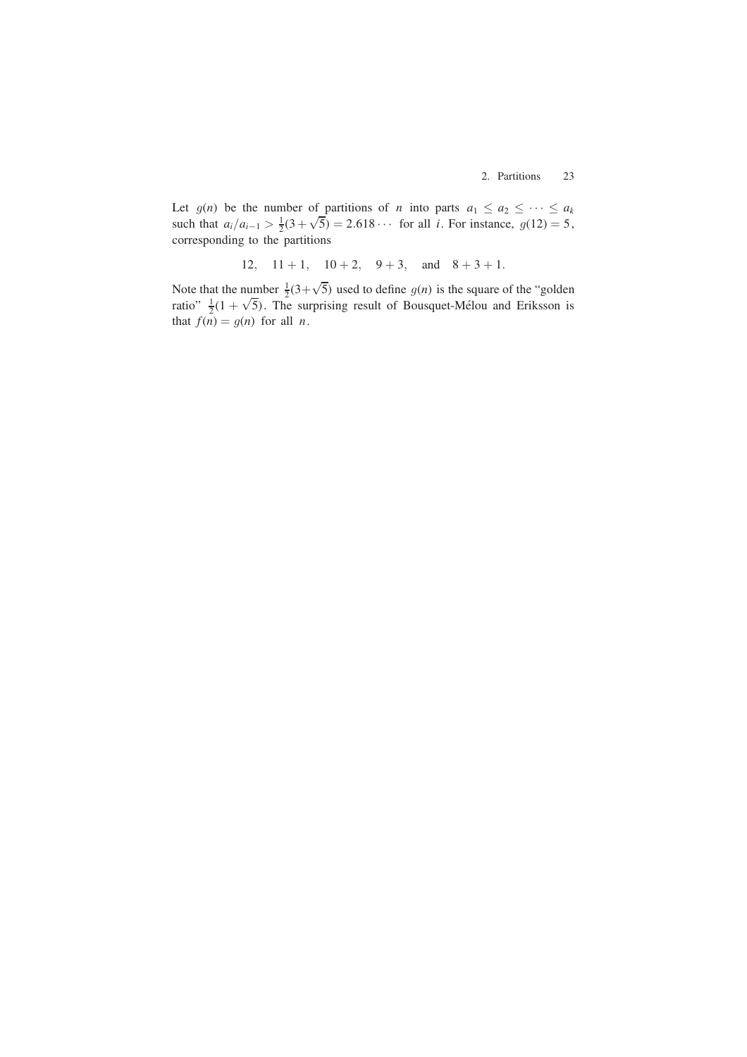Let $g(n)$ be the number of partitions of $n$ into parts $a_1 \leq a_2 \leq \cdots \leq a_k$ such that $a_i/a_{i-1} > \frac{1}{2}(3+\sqrt{5}) = 2.618\cdots$ for all $i$. For instance, $g(12) = 5$, corresponding to the partitions

$$12, \quad 11+1, \quad 10+2, \quad 9+3, \quad \text{and} \quad 8+3+1.$$

Note that the number $\frac{1}{2}(3+\sqrt{5})$ used to define $g(n)$ is the square of the "golden ratio" $\frac{1}{2}(1+\sqrt{5})$. The surprising result of Bousquet-Mélou and Eriksson is that $f(n) = g(n)$ for all $n$.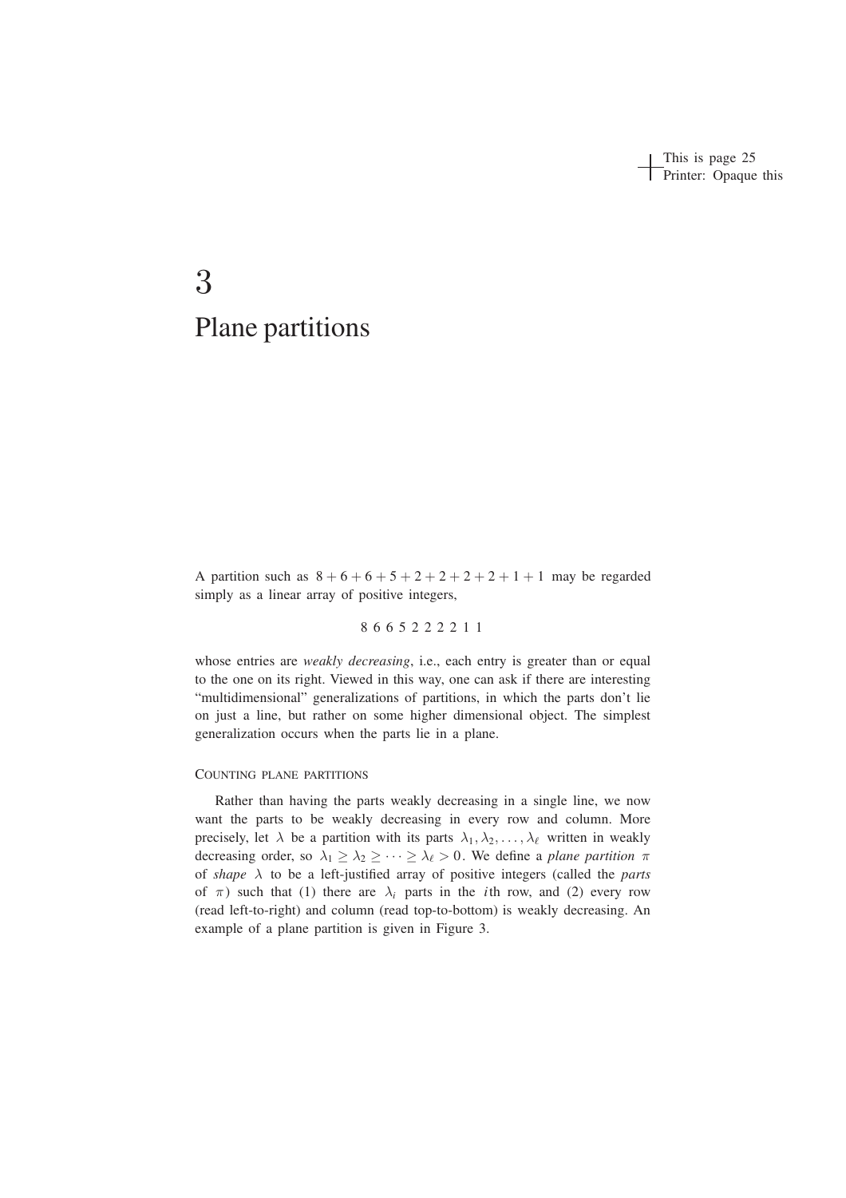# 3

# Plane partitions

A partition such as $8+6+6+5+2+2+2+2+1+1$ may be regarded simply as a linear array of positive integers,

$$8\ 6\ 6\ 5\ 2\ 2\ 2\ 2\ 1\ 1$$

whose entries are *weakly decreasing*, i.e., each entry is greater than or equal to the one on its right. Viewed in this way, one can ask if there are interesting "multidimensional" generalizations of partitions, in which the parts don't lie on just a line, but rather on some higher dimensional object. The simplest generalization occurs when the parts lie in a plane.

## COUNTING PLANE PARTITIONS

Rather than having the parts weakly decreasing in a single line, we now want the parts to be weakly decreasing in every row and column. More precisely, let $\lambda$ be a partition with its parts $\lambda_1, \lambda_2, \ldots, \lambda_\ell$ written in weakly decreasing order, so $\lambda_1 \geq \lambda_2 \geq \cdots \geq \lambda_\ell > 0$. We define a *plane partition* $\pi$ of *shape* $\lambda$ to be a left-justified array of positive integers (called the *parts* of $\pi$) such that (1) there are $\lambda_i$ parts in the $i$th row, and (2) every row (read left-to-right) and column (read top-to-bottom) is weakly decreasing. An example of a plane partition is given in Figure 3.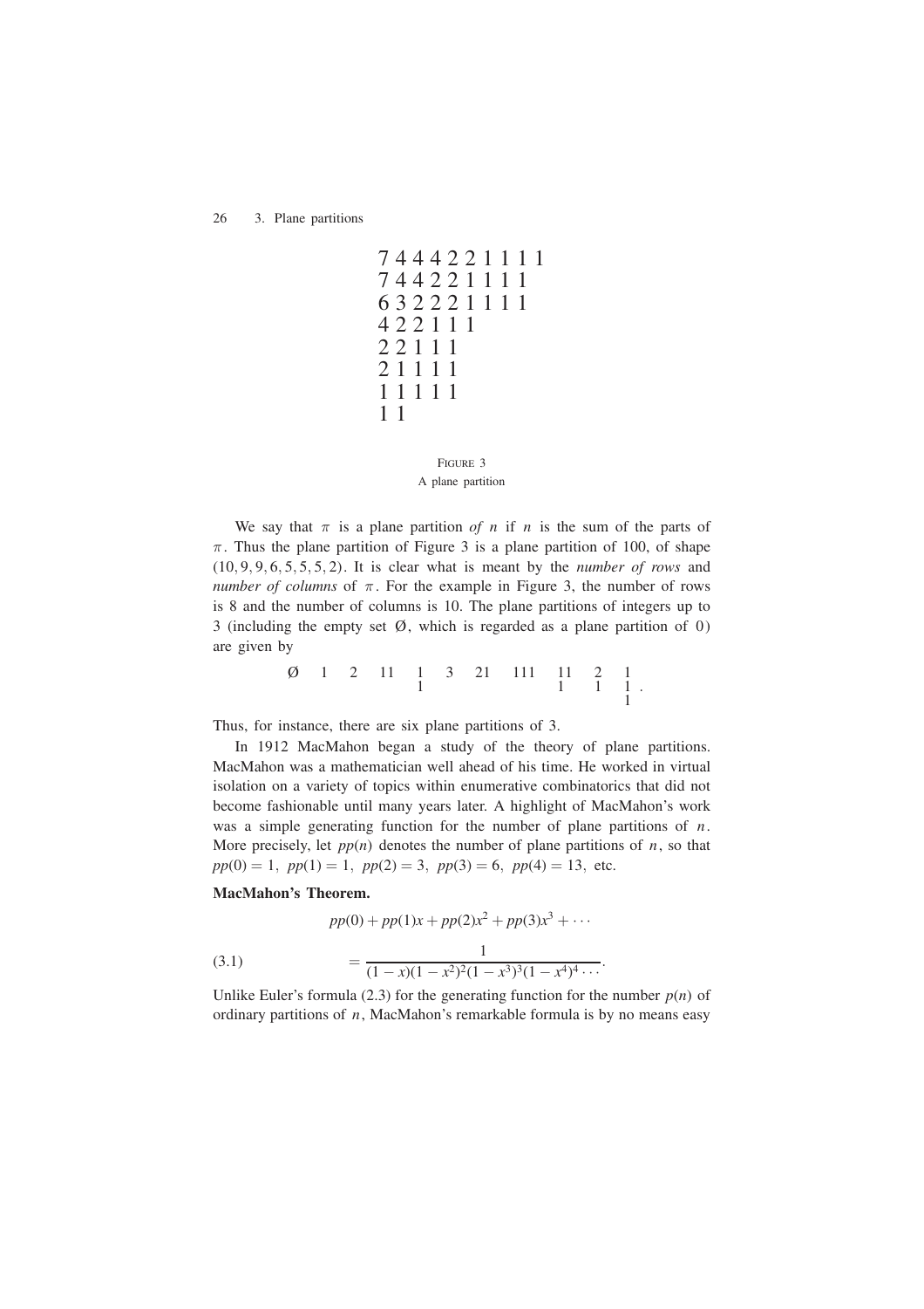```
7 4 4 4 2 2 1 1 1 1
7 4 4 2 2 1 1 1 1
6 3 2 2 2 1 1 1 1
4 2 2 1 1 1
2 2 1 1 1
2 1 1 1 1
1 1 1 1 1
1 1
```

FIGURE 3
A plane partition

We say that $\pi$ is a plane partition *of* $n$ if $n$ is the sum of the parts of $\pi$. Thus the plane partition of Figure 3 is a plane partition of 100, of shape $(10, 9, 9, 6, 5, 5, 5, 2)$. It is clear what is meant by the *number of rows* and *number of columns* of $\pi$. For the example in Figure 3, the number of rows is 8 and the number of columns is 10. The plane partitions of integers up to 3 (including the empty set $\emptyset$, which is regarded as a plane partition of 0) are given by

```
Ø   1   2   11   1   3   21   111   11   2   1
                 1                  1    1   1 .
                                             1
```

Thus, for instance, there are six plane partitions of 3.

In 1912 MacMahon began a study of the theory of plane partitions. MacMahon was a mathematician well ahead of his time. He worked in virtual isolation on a variety of topics within enumerative combinatorics that did not become fashionable until many years later. A highlight of MacMahon's work was a simple generating function for the number of plane partitions of $n$. More precisely, let $pp(n)$ denotes the number of plane partitions of $n$, so that $pp(0) = 1,\ pp(1) = 1,\ pp(2) = 3,\ pp(3) = 6,\ pp(4) = 13,$ etc.

**MacMahon's Theorem.**

$$pp(0) + pp(1)x + pp(2)x^2 + pp(3)x^3 + \cdots$$

$$= \frac{1}{(1-x)(1-x^2)^2(1-x^3)^3(1-x^4)^4\cdots}. \tag{3.1}$$

Unlike Euler's formula (2.3) for the generating function for the number $p(n)$ of ordinary partitions of $n$, MacMahon's remarkable formula is by no means easy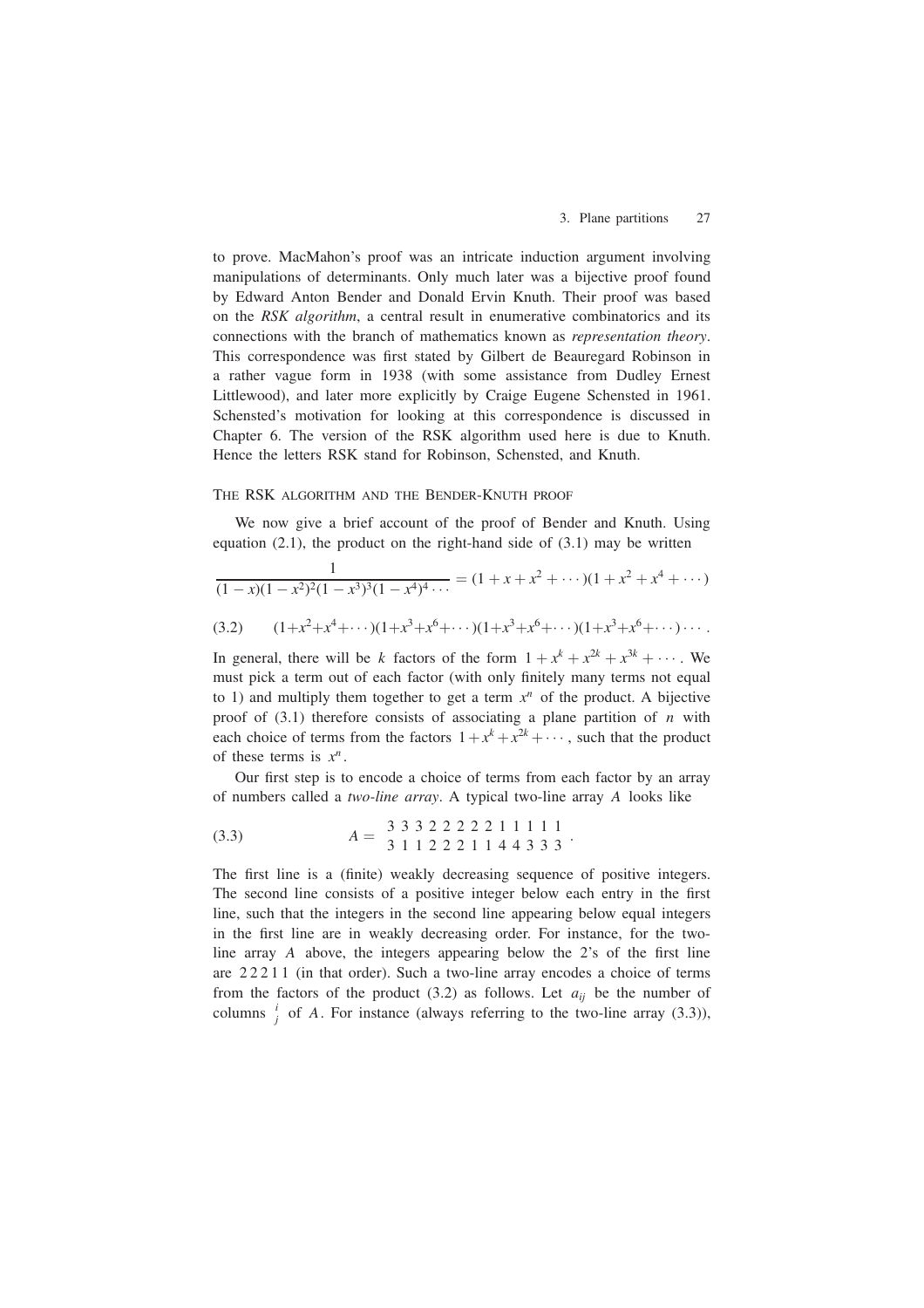to prove. MacMahon's proof was an intricate induction argument involving manipulations of determinants. Only much later was a bijective proof found by Edward Anton Bender and Donald Ervin Knuth. Their proof was based on the *RSK algorithm*, a central result in enumerative combinatorics and its connections with the branch of mathematics known as *representation theory*. This correspondence was first stated by Gilbert de Beauregard Robinson in a rather vague form in 1938 (with some assistance from Dudley Ernest Littlewood), and later more explicitly by Craige Eugene Schensted in 1961. Schensted's motivation for looking at this correspondence is discussed in Chapter 6. The version of the RSK algorithm used here is due to Knuth. Hence the letters RSK stand for Robinson, Schensted, and Knuth.

## The RSK algorithm and the Bender-Knuth proof

We now give a brief account of the proof of Bender and Knuth. Using equation (2.1), the product on the right-hand side of (3.1) may be written

$$\frac{1}{(1-x)(1-x^2)^2(1-x^3)^3(1-x^4)^4\cdots} = (1+x+x^2+\cdots)(1+x^2+x^4+\cdots)$$

$$(1+x^2+x^4+\cdots)(1+x^3+x^6+\cdots)(1+x^3+x^6+\cdots)(1+x^3+x^6+\cdots)\cdots. \tag{3.2}$$

In general, there will be $k$ factors of the form $1+x^k+x^{2k}+x^{3k}+\cdots$. We must pick a term out of each factor (with only finitely many terms not equal to 1) and multiply them together to get a term $x^n$ of the product. A bijective proof of (3.1) therefore consists of associating a plane partition of $n$ with each choice of terms from the factors $1+x^k+x^{2k}+\cdots$, such that the product of these terms is $x^n$.

Our first step is to encode a choice of terms from each factor by an array of numbers called a *two-line array*. A typical two-line array $A$ looks like

$$A = \begin{array}{cccccccccccccc} 3 & 3 & 3 & 2 & 2 & 2 & 2 & 2 & 1 & 1 & 1 & 1 & 1 \\ 3 & 1 & 1 & 2 & 2 & 2 & 1 & 1 & 4 & 4 & 3 & 3 & 3 \end{array}. \tag{3.3}$$

The first line is a (finite) weakly decreasing sequence of positive integers. The second line consists of a positive integer below each entry in the first line, such that the integers in the second line appearing below equal integers in the first line are in weakly decreasing order. For instance, for the two-line array $A$ above, the integers appearing below the 2's of the first line are 2 2 2 1 1 (in that order). Such a two-line array encodes a choice of terms from the factors of the product (3.2) as follows. Let $a_{ij}$ be the number of columns $\begin{smallmatrix} i \\ j \end{smallmatrix}$ of $A$. For instance (always referring to the two-line array (3.3)),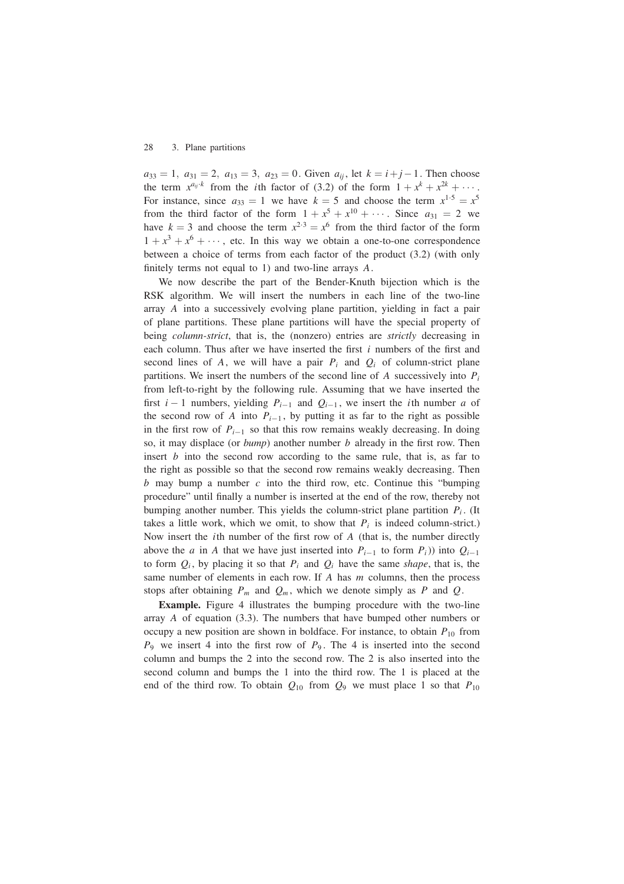$a_{33} = 1,\ a_{31} = 2,\ a_{13} = 3,\ a_{23} = 0$. Given $a_{ij}$, let $k = i+j-1$. Then choose the term $x^{a_{ij} \cdot k}$ from the $i$th factor of (3.2) of the form $1 + x^k + x^{2k} + \cdots$. For instance, since $a_{33} = 1$ we have $k = 5$ and choose the term $x^{1 \cdot 5} = x^5$ from the third factor of the form $1 + x^5 + x^{10} + \cdots$. Since $a_{31} = 2$ we have $k = 3$ and choose the term $x^{2 \cdot 3} = x^6$ from the third factor of the form $1 + x^3 + x^6 + \cdots$, etc. In this way we obtain a one-to-one correspondence between a choice of terms from each factor of the product (3.2) (with only finitely terms not equal to 1) and two-line arrays $A$.

We now describe the part of the Bender-Knuth bijection which is the RSK algorithm. We will insert the numbers in each line of the two-line array $A$ into a successively evolving plane partition, yielding in fact a pair of plane partitions. These plane partitions will have the special property of being *column-strict*, that is, the (nonzero) entries are *strictly* decreasing in each column. Thus after we have inserted the first $i$ numbers of the first and second lines of $A$, we will have a pair $P_i$ and $Q_i$ of column-strict plane partitions. We insert the numbers of the second line of $A$ successively into $P_i$ from left-to-right by the following rule. Assuming that we have inserted the first $i-1$ numbers, yielding $P_{i-1}$ and $Q_{i-1}$, we insert the $i$th number $a$ of the second row of $A$ into $P_{i-1}$, by putting it as far to the right as possible in the first row of $P_{i-1}$ so that this row remains weakly decreasing. In doing so, it may displace (or *bump*) another number $b$ already in the first row. Then insert $b$ into the second row according to the same rule, that is, as far to the right as possible so that the second row remains weakly decreasing. Then $b$ may bump a number $c$ into the third row, etc. Continue this "bumping procedure" until finally a number is inserted at the end of the row, thereby not bumping another number. This yields the column-strict plane partition $P_i$. (It takes a little work, which we omit, to show that $P_i$ is indeed column-strict.) Now insert the $i$th number of the first row of $A$ (that is, the number directly above the $a$ in $A$ that we have just inserted into $P_{i-1}$ to form $P_i$)) into $Q_{i-1}$ to form $Q_i$, by placing it so that $P_i$ and $Q_i$ have the same *shape*, that is, the same number of elements in each row. If $A$ has $m$ columns, then the process stops after obtaining $P_m$ and $Q_m$, which we denote simply as $P$ and $Q$.

**Example.** Figure 4 illustrates the bumping procedure with the two-line array $A$ of equation (3.3). The numbers that have bumped other numbers or occupy a new position are shown in boldface. For instance, to obtain $P_{10}$ from $P_9$ we insert 4 into the first row of $P_9$. The 4 is inserted into the second column and bumps the 2 into the second row. The 2 is also inserted into the second column and bumps the 1 into the third row. The 1 is placed at the end of the third row. To obtain $Q_{10}$ from $Q_9$ we must place 1 so that $P_{10}$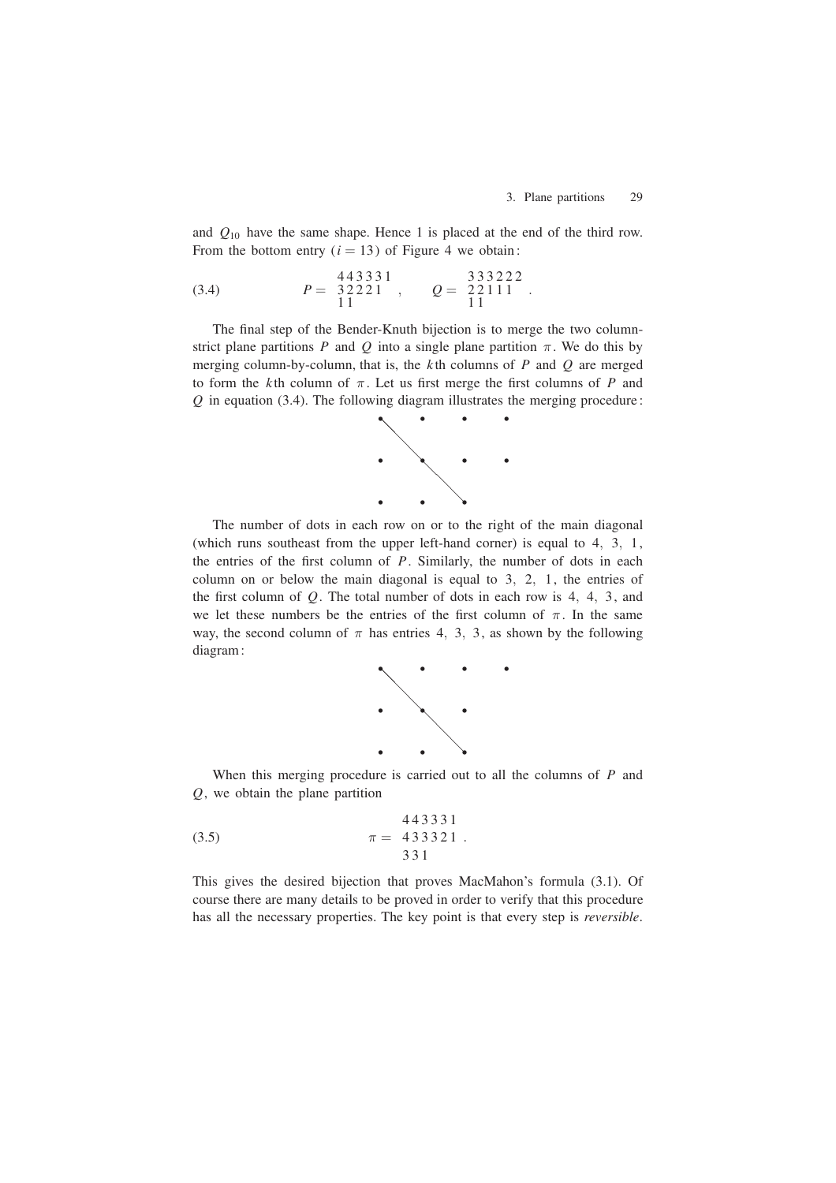and $Q_{10}$ have the same shape. Hence 1 is placed at the end of the third row. From the bottom entry ($i = 13$) of Figure 4 we obtain:

$$
P = \begin{array}{llllll} 4 & 4 & 3 & 3 & 3 & 1 \\ 3 & 2 & 2 & 2 & 1 & \\ 1 & 1 & & & & \end{array} \quad , \qquad Q = \begin{array}{llllll} 3 & 3 & 3 & 2 & 2 & 2 \\ 2 & 2 & 1 & 1 & 1 & \\ 1 & 1 & & & & \end{array} \quad . \tag{3.4}
$$

The final step of the Bender-Knuth bijection is to merge the two column-strict plane partitions $P$ and $Q$ into a single plane partition $\pi$. We do this by merging column-by-column, that is, the $k$th columns of $P$ and $Q$ are merged to form the $k$th column of $\pi$. Let us first merge the first columns of $P$ and $Q$ in equation (3.4). The following diagram illustrates the merging procedure:

$$
\begin{array}{cccc} \bullet & \bullet & \bullet & \bullet \\ \bullet & \bullet & \bullet & \bullet \\ \bullet & \bullet & \bullet & \end{array}
$$

The number of dots in each row on or to the right of the main diagonal (which runs southeast from the upper left-hand corner) is equal to 4, 3, 1, the entries of the first column of $P$. Similarly, the number of dots in each column on or below the main diagonal is equal to 3, 2, 1, the entries of the first column of $Q$. The total number of dots in each row is 4, 4, 3, and we let these numbers be the entries of the first column of $\pi$. In the same way, the second column of $\pi$ has entries 4, 3, 3, as shown by the following diagram:

$$
\begin{array}{cccc} \bullet & \bullet & \bullet & \bullet \\ \bullet & \bullet & \bullet & \\ \bullet & \bullet & \bullet & \end{array}
$$

When this merging procedure is carried out to all the columns of $P$ and $Q$, we obtain the plane partition

$$
\pi = \begin{array}{llllll} 4 & 4 & 3 & 3 & 3 & 1 \\ 4 & 3 & 3 & 3 & 2 & 1 \\ 3 & 3 & 1 & & & \end{array} \; . \tag{3.5}
$$

This gives the desired bijection that proves MacMahon's formula (3.1). Of course there are many details to be proved in order to verify that this procedure has all the necessary properties. The key point is that every step is *reversible*.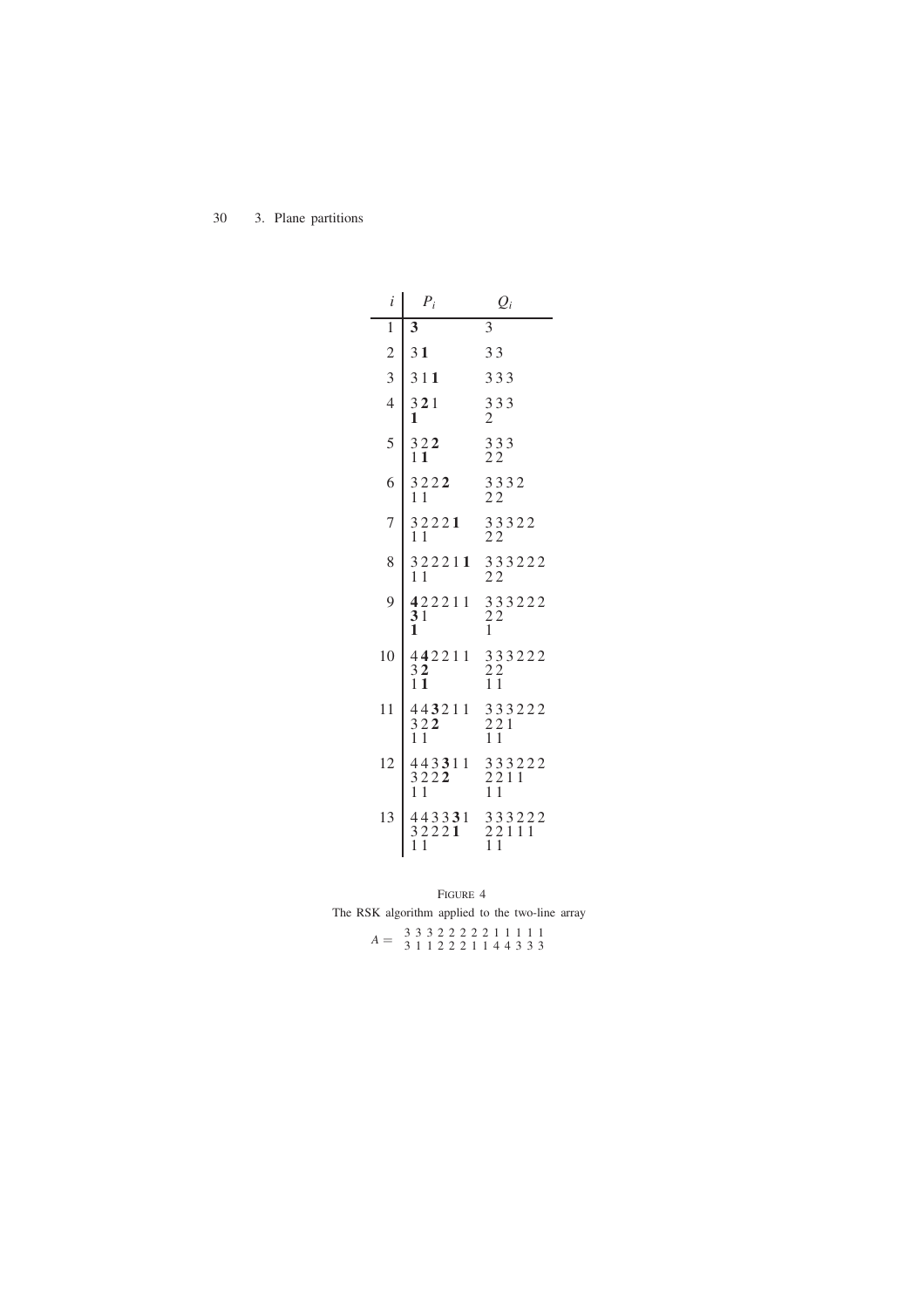| $i$ | $P_i$ | $Q_i$ |
|---|---|---|
| 1 | **3** | 3 |
| 2 | 3 **1** | 3 3 |
| 3 | 3 1 **1** | 3 3 3 |
| 4 | 3 **2** 1<br>**1** | 3 3 3<br>2 |
| 5 | 3 2 **2**<br>1 **1** | 3 3 3<br>2 2 |
| 6 | 3 2 2 **2**<br>1 1 | 3 3 3 2<br>2 2 |
| 7 | 3 2 2 2 **1**<br>1 1 | 3 3 3 2 2<br>2 2 |
| 8 | 3 2 2 2 1 **1**<br>1 1 | 3 3 3 2 2 2<br>2 2 |
| 9 | **4** 2 2 2 1 1<br>**3** 1<br>**1** | 3 3 3 2 2 2<br>2 2<br>1 |
| 10 | 4 **4** 2 2 1 1<br>3 **2**<br>1 **1** | 3 3 3 2 2 2<br>2 2<br>1 1 |
| 11 | 4 4 **3** 2 1 1<br>3 2 **2**<br>1 1 | 3 3 3 2 2 2<br>2 2 1<br>1 1 |
| 12 | 4 4 3 **3** 1 1<br>3 2 2 **2**<br>1 1 | 3 3 3 2 2 2<br>2 2 1 1<br>1 1 |
| 13 | 4 4 3 3 **3** 1<br>3 2 2 2 **1**<br>1 1 | 3 3 3 2 2 2<br>2 2 1 1 1<br>1 1 |

FIGURE 4

The RSK algorithm applied to the two-line array

$$A = \begin{matrix} 3 & 3 & 3 & 2 & 2 & 2 & 2 & 2 & 1 & 1 & 1 & 1 & 1 \\ 3 & 1 & 1 & 2 & 2 & 2 & 1 & 1 & 4 & 4 & 3 & 3 & 3 \end{matrix}$$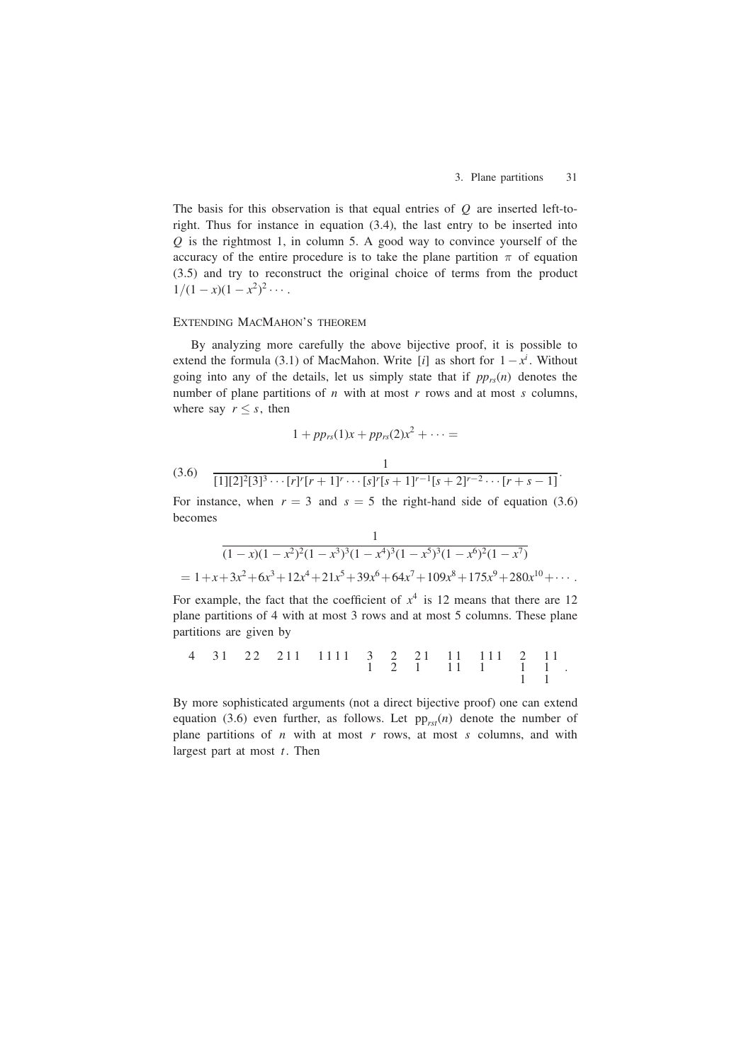The basis for this observation is that equal entries of $Q$ are inserted left-to-right. Thus for instance in equation (3.4), the last entry to be inserted into $Q$ is the rightmost 1, in column 5. A good way to convince yourself of the accuracy of the entire procedure is to take the plane partition $\pi$ of equation (3.5) and try to reconstruct the original choice of terms from the product $1/(1-x)(1-x^2)^2 \cdots$.

## Extending MacMahon's theorem

By analyzing more carefully the above bijective proof, it is possible to extend the formula (3.1) of MacMahon. Write $[i]$ as short for $1-x^i$. Without going into any of the details, let us simply state that if $pp_{rs}(n)$ denotes the number of plane partitions of $n$ with at most $r$ rows and at most $s$ columns, where say $r \leq s$, then

$$1 + pp_{rs}(1)x + pp_{rs}(2)x^2 + \cdots =$$

$$\frac{1}{[1][2]^2[3]^3 \cdots [r]^r[r+1]^r \cdots [s]^r[s+1]^{r-1}[s+2]^{r-2} \cdots [r+s-1]}. \tag{3.6}$$

For instance, when $r = 3$ and $s = 5$ the right-hand side of equation (3.6) becomes

$$\frac{1}{(1-x)(1-x^2)^2(1-x^3)^3(1-x^4)^3(1-x^5)^3(1-x^6)^2(1-x^7)}$$

$$= 1+x+3x^2+6x^3+12x^4+21x^5+39x^6+64x^7+109x^8+175x^9+280x^{10}+\cdots.$$

For example, the fact that the coefficient of $x^4$ is 12 means that there are 12 plane partitions of 4 with at most 3 rows and at most 5 columns. These plane partitions are given by

$$\begin{matrix}4\end{matrix} \quad \begin{matrix}3\,1\end{matrix} \quad \begin{matrix}2\,2\end{matrix} \quad \begin{matrix}2\,1\,1\end{matrix} \quad \begin{matrix}1\,1\,1\,1\end{matrix} \quad \begin{matrix}3\\1\end{matrix} \quad \begin{matrix}2\\2\end{matrix} \quad \begin{matrix}2\,1\\1\phantom{\,1}\end{matrix} \quad \begin{matrix}1\,1\\1\,1\end{matrix} \quad \begin{matrix}1\,1\,1\\1\phantom{\,1\,1}\end{matrix} \quad \begin{matrix}2\\1\\1\end{matrix} \quad \begin{matrix}1\,1\\1\phantom{\,1}\\1\phantom{\,1}\end{matrix}\,.$$

By more sophisticated arguments (not a direct bijective proof) one can extend equation (3.6) even further, as follows. Let $\mathrm{pp}_{rst}(n)$ denote the number of plane partitions of $n$ with at most $r$ rows, at most $s$ columns, and with largest part at most $t$. Then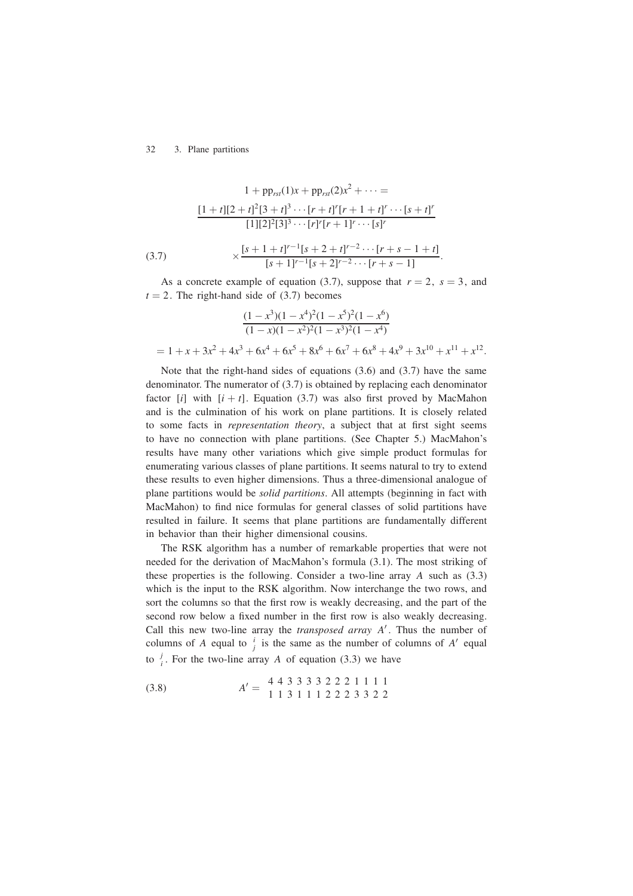$$1 + \mathrm{pp}_{rst}(1)x + \mathrm{pp}_{rst}(2)x^2 + \cdots =$$

$$\frac{[1+t][2+t]^2[3+t]^3 \cdots [r+t]^r[r+1+t]^r \cdots [s+t]^r}{[1][2]^2[3]^3 \cdots [r]^r[r+1]^r \cdots [s]^r}$$

$$\times \frac{[s+1+t]^{r-1}[s+2+t]^{r-2} \cdots [r+s-1+t]}{[s+1]^{r-1}[s+2]^{r-2} \cdots [r+s-1]}. \tag{3.7}$$

As a concrete example of equation (3.7), suppose that $r = 2$, $s = 3$, and $t = 2$. The right-hand side of (3.7) becomes

$$\frac{(1-x^3)(1-x^4)^2(1-x^5)^2(1-x^6)}{(1-x)(1-x^2)^2(1-x^3)^2(1-x^4)}$$

$$= 1 + x + 3x^2 + 4x^3 + 6x^4 + 6x^5 + 8x^6 + 6x^7 + 6x^8 + 4x^9 + 3x^{10} + x^{11} + x^{12}.$$

Note that the right-hand sides of equations (3.6) and (3.7) have the same denominator. The numerator of (3.7) is obtained by replacing each denominator factor $[i]$ with $[i+t]$. Equation (3.7) was also first proved by MacMahon and is the culmination of his work on plane partitions. It is closely related to some facts in *representation theory*, a subject that at first sight seems to have no connection with plane partitions. (See Chapter 5.) MacMahon's results have many other variations which give simple product formulas for enumerating various classes of plane partitions. It seems natural to try to extend these results to even higher dimensions. Thus a three-dimensional analogue of plane partitions would be *solid partitions*. All attempts (beginning in fact with MacMahon) to find nice formulas for general classes of solid partitions have resulted in failure. It seems that plane partitions are fundamentally different in behavior than their higher dimensional cousins.

The RSK algorithm has a number of remarkable properties that were not needed for the derivation of MacMahon's formula (3.1). The most striking of these properties is the following. Consider a two-line array $A$ such as (3.3) which is the input to the RSK algorithm. Now interchange the two rows, and sort the columns so that the first row is weakly decreasing, and the part of the second row below a fixed number in the first row is also weakly decreasing. Call this new two-line array the *transposed array* $A'$. Thus the number of columns of $A$ equal to $\begin{smallmatrix} i \\ j \end{smallmatrix}$ is the same as the number of columns of $A'$ equal to $\begin{smallmatrix} j \\ i \end{smallmatrix}$. For the two-line array $A$ of equation (3.3) we have

$$A' = \begin{matrix} 4 & 4 & 3 & 3 & 3 & 3 & 3 & 2 & 2 & 2 & 1 & 1 & 1 & 1 \\ 1 & 1 & 3 & 1 & 1 & 1 & 2 & 2 & 2 & 3 & 3 & 3 & 2 & 2 \end{matrix} \tag{3.8}$$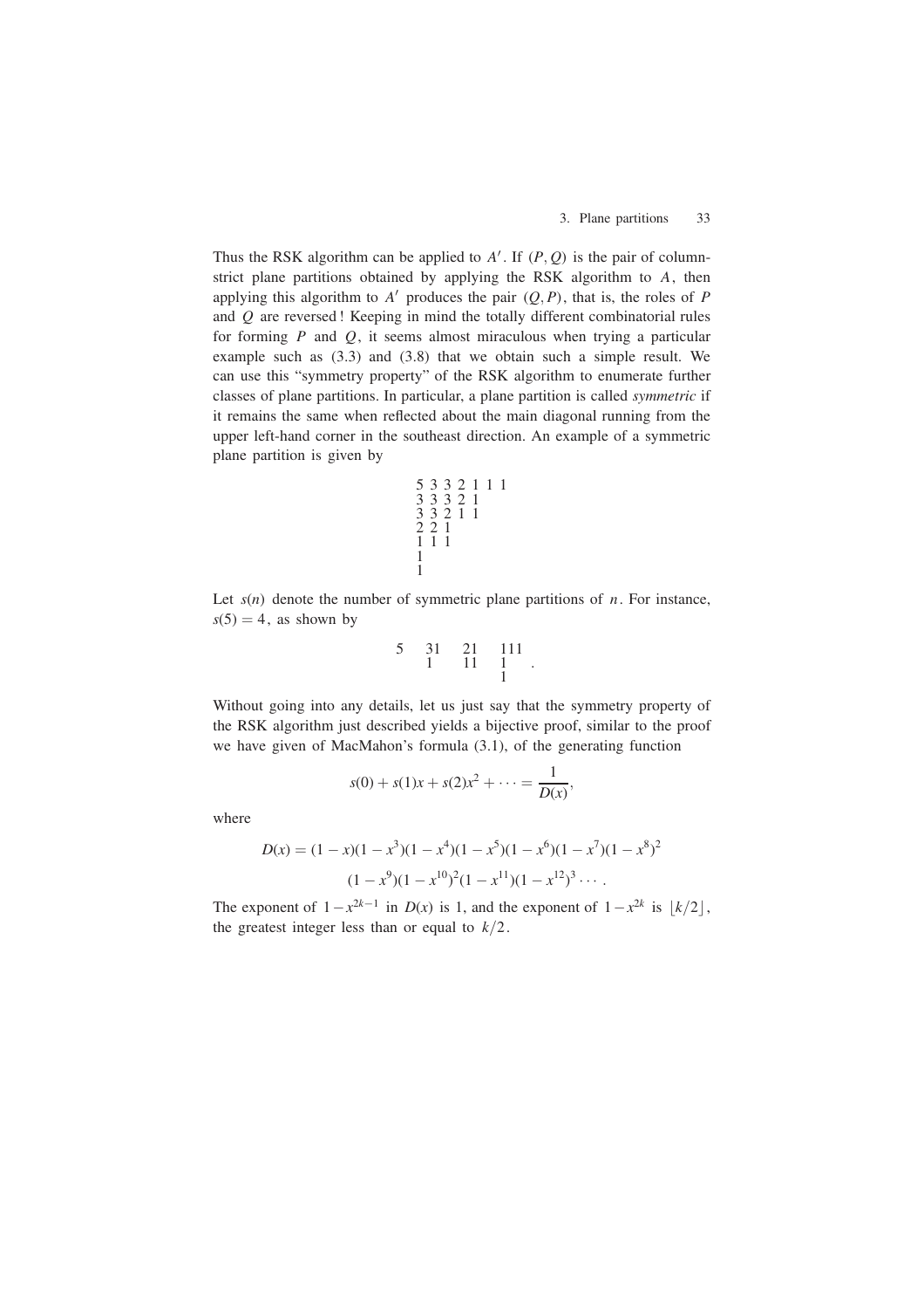Thus the RSK algorithm can be applied to $A'$. If $(P, Q)$ is the pair of column-strict plane partitions obtained by applying the RSK algorithm to $A$, then applying this algorithm to $A'$ produces the pair $(Q, P)$, that is, the roles of $P$ and $Q$ are reversed ! Keeping in mind the totally different combinatorial rules for forming $P$ and $Q$, it seems almost miraculous when trying a particular example such as (3.3) and (3.8) that we obtain such a simple result. We can use this "symmetry property" of the RSK algorithm to enumerate further classes of plane partitions. In particular, a plane partition is called *symmetric* if it remains the same when reflected about the main diagonal running from the upper left-hand corner in the southeast direction. An example of a symmetric plane partition is given by

$$\begin{array}{lllllll}
5 & 3 & 3 & 2 & 1 & 1 & 1 \\
3 & 3 & 3 & 2 & 1 & & \\
3 & 3 & 2 & 1 & 1 & & \\
2 & 2 & 1 & & & & \\
1 & 1 & 1 & & & & \\
1 & & & & & & \\
1 & & & & & &
\end{array}$$

Let $s(n)$ denote the number of symmetric plane partitions of $n$. For instance, $s(5) = 4$, as shown by

$$\begin{array}{l} 5 \end{array} \qquad \begin{array}{ll} 3 & 1 \\ 1 & \end{array} \qquad \begin{array}{ll} 2 & 1 \\ 1 & 1 \end{array} \qquad \begin{array}{lll} 1 & 1 & 1 \\ 1 & & \\ 1 & & \end{array} \; .$$

Without going into any details, let us just say that the symmetry property of the RSK algorithm just described yields a bijective proof, similar to the proof we have given of MacMahon's formula (3.1), of the generating function

$$s(0) + s(1)x + s(2)x^2 + \cdots = \frac{1}{D(x)},$$

where

$$\begin{aligned}
D(x) = {} & (1-x)(1-x^3)(1-x^4)(1-x^5)(1-x^6)(1-x^7)(1-x^8)^2 \\
& (1-x^9)(1-x^{10})^2(1-x^{11})(1-x^{12})^3 \cdots .
\end{aligned}$$

The exponent of $1-x^{2k-1}$ in $D(x)$ is 1, and the exponent of $1-x^{2k}$ is $\lfloor k/2 \rfloor$, the greatest integer less than or equal to $k/2$.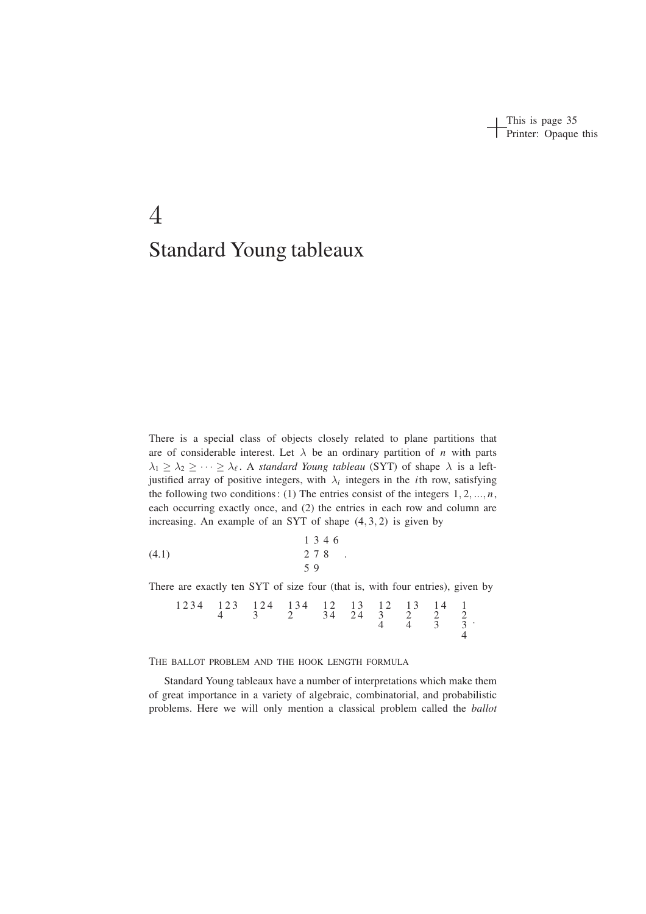# 4
# Standard Young tableaux

There is a special class of objects closely related to plane partitions that are of considerable interest. Let $\lambda$ be an ordinary partition of $n$ with parts $\lambda_1 \geq \lambda_2 \geq \cdots \geq \lambda_\ell$. A *standard Young tableau* (SYT) of shape $\lambda$ is a left-justified array of positive integers, with $\lambda_i$ integers in the $i$th row, satisfying the following two conditions: (1) The entries consist of the integers $1, 2, \ldots, n$, each occurring exactly once, and (2) the entries in each row and column are increasing. An example of an SYT of shape $(4, 3, 2)$ is given by

$$\begin{array}{llll} 1 & 3 & 4 & 6 \\ 2 & 7 & 8 & \\ 5 & 9 & & \end{array} . \tag{4.1}$$

There are exactly ten SYT of size four (that is, with four entries), given by

$$\begin{array}{llll}1&2&3&4\end{array} \quad \begin{array}{lll}1&2&3\\4\end{array} \quad \begin{array}{lll}1&2&4\\3\end{array} \quad \begin{array}{lll}1&3&4\\2\end{array} \quad \begin{array}{ll}1&2\\3&4\end{array} \quad \begin{array}{ll}1&3\\2&4\end{array} \quad \begin{array}{ll}1&2\\3\\4\end{array} \quad \begin{array}{ll}1&3\\2\\4\end{array} \quad \begin{array}{ll}1&4\\2\\3\end{array} \quad \begin{array}{l}1\\2\\3\\4\end{array} .$$

THE BALLOT PROBLEM AND THE HOOK LENGTH FORMULA

Standard Young tableaux have a number of interpretations which make them of great importance in a variety of algebraic, combinatorial, and probabilistic problems. Here we will only mention a classical problem called the *ballot*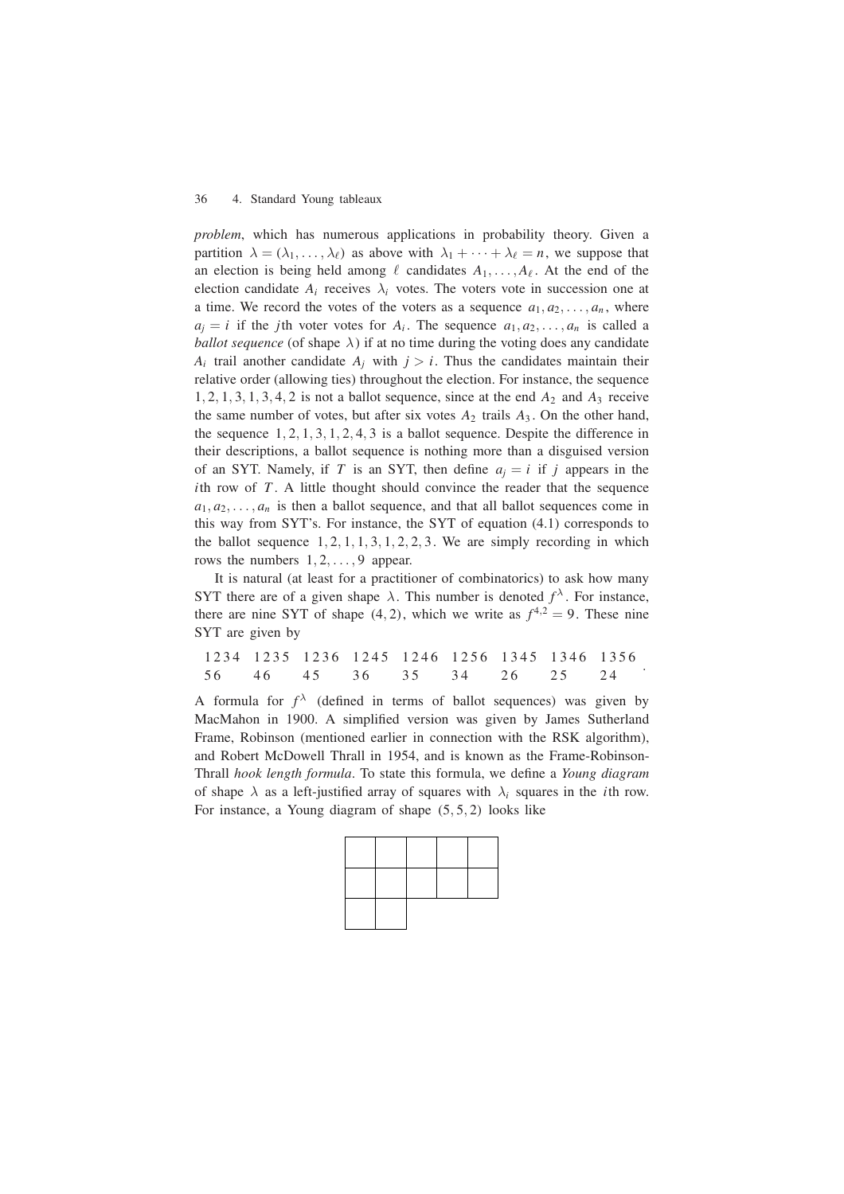*problem*, which has numerous applications in probability theory. Given a partition $\lambda = (\lambda_1, \dots, \lambda_\ell)$ as above with $\lambda_1 + \cdots + \lambda_\ell = n$, we suppose that an election is being held among $\ell$ candidates $A_1, \dots, A_\ell$. At the end of the election candidate $A_i$ receives $\lambda_i$ votes. The voters vote in succession one at a time. We record the votes of the voters as a sequence $a_1, a_2, \dots, a_n$, where $a_j = i$ if the $j$th voter votes for $A_i$. The sequence $a_1, a_2, \dots, a_n$ is called a *ballot sequence* (of shape $\lambda$) if at no time during the voting does any candidate $A_i$ trail another candidate $A_j$ with $j > i$. Thus the candidates maintain their relative order (allowing ties) throughout the election. For instance, the sequence $1, 2, 1, 3, 1, 3, 4, 2$ is not a ballot sequence, since at the end $A_2$ and $A_3$ receive the same number of votes, but after six votes $A_2$ trails $A_3$. On the other hand, the sequence $1, 2, 1, 3, 1, 2, 4, 3$ is a ballot sequence. Despite the difference in their descriptions, a ballot sequence is nothing more than a disguised version of an SYT. Namely, if $T$ is an SYT, then define $a_j = i$ if $j$ appears in the $i$th row of $T$. A little thought should convince the reader that the sequence $a_1, a_2, \dots, a_n$ is then a ballot sequence, and that all ballot sequences come in this way from SYT's. For instance, the SYT of equation (4.1) corresponds to the ballot sequence $1, 2, 1, 1, 3, 1, 2, 2, 3$. We are simply recording in which rows the numbers $1, 2, \dots, 9$ appear.

It is natural (at least for a practitioner of combinatorics) to ask how many SYT there are of a given shape $\lambda$. This number is denoted $f^\lambda$. For instance, there are nine SYT of shape $(4, 2)$, which we write as $f^{4,2} = 9$. These nine SYT are given by

```
1234  1235  1236  1245  1246  1256  1345  1346  1356
56    46    45    36    35    34    26    25    24   .
```

A formula for $f^\lambda$ (defined in terms of ballot sequences) was given by MacMahon in 1900. A simplified version was given by James Sutherland Frame, Robinson (mentioned earlier in connection with the RSK algorithm), and Robert McDowell Thrall in 1954, and is known as the Frame-Robinson-Thrall *hook length formula*. To state this formula, we define a *Young diagram* of shape $\lambda$ as a left-justified array of squares with $\lambda_i$ squares in the $i$th row. For instance, a Young diagram of shape $(5, 5, 2)$ looks like

|  |  |  |  |  |
|---|---|---|---|---|
|  |  |  |  |  |
|  |  |  |  |  |
|  |  |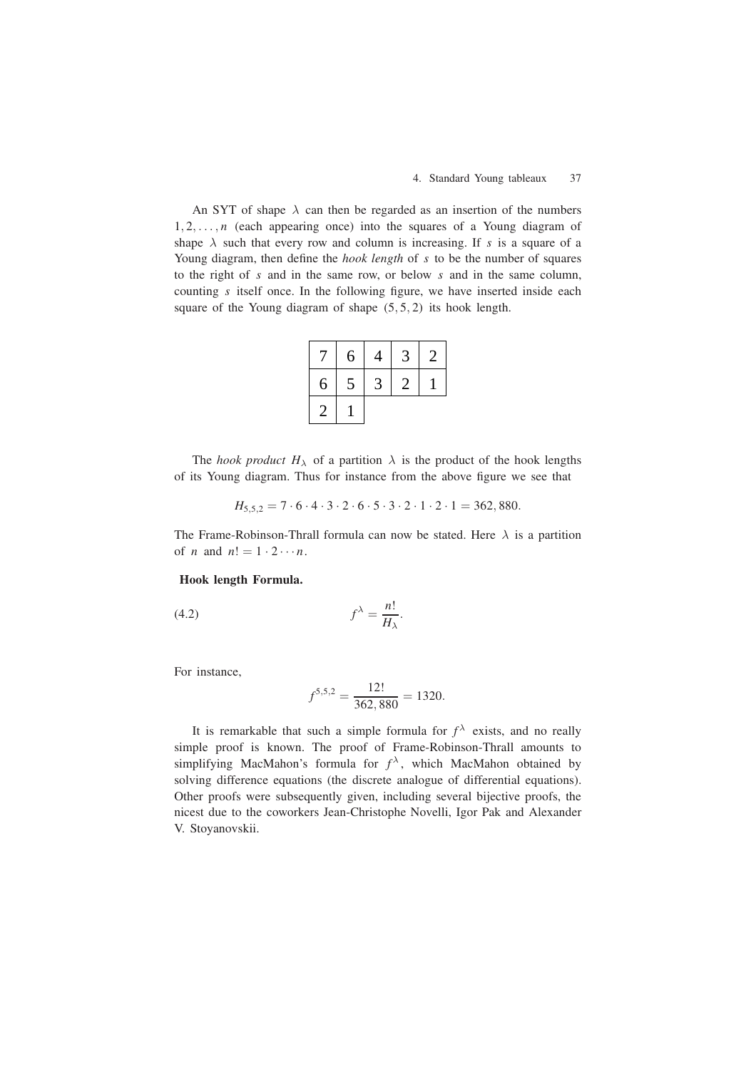An SYT of shape $\lambda$ can then be regarded as an insertion of the numbers $1, 2, \ldots, n$ (each appearing once) into the squares of a Young diagram of shape $\lambda$ such that every row and column is increasing. If $s$ is a square of a Young diagram, then define the *hook length* of $s$ to be the number of squares to the right of $s$ and in the same row, or below $s$ and in the same column, counting $s$ itself once. In the following figure, we have inserted inside each square of the Young diagram of shape $(5, 5, 2)$ its hook length.

| 7 | 6 | 4 | 3 | 2 |
|---|---|---|---|---|
| 6 | 5 | 3 | 2 | 1 |
| 2 | 1 | | | |

The *hook product* $H_\lambda$ of a partition $\lambda$ is the product of the hook lengths of its Young diagram. Thus for instance from the above figure we see that

$$H_{5,5,2} = 7 \cdot 6 \cdot 4 \cdot 3 \cdot 2 \cdot 6 \cdot 5 \cdot 3 \cdot 2 \cdot 1 \cdot 2 \cdot 1 = 362,880.$$

The Frame-Robinson-Thrall formula can now be stated. Here $\lambda$ is a partition of $n$ and $n! = 1 \cdot 2 \cdots n$.

**Hook length Formula.**

$$f^\lambda = \frac{n!}{H_\lambda}. \tag{4.2}$$

For instance,

$$f^{5,5,2} = \frac{12!}{362,880} = 1320.$$

It is remarkable that such a simple formula for $f^\lambda$ exists, and no really simple proof is known. The proof of Frame-Robinson-Thrall amounts to simplifying MacMahon's formula for $f^\lambda$, which MacMahon obtained by solving difference equations (the discrete analogue of differential equations). Other proofs were subsequently given, including several bijective proofs, the nicest due to the coworkers Jean-Christophe Novelli, Igor Pak and Alexander V. Stoyanovskii.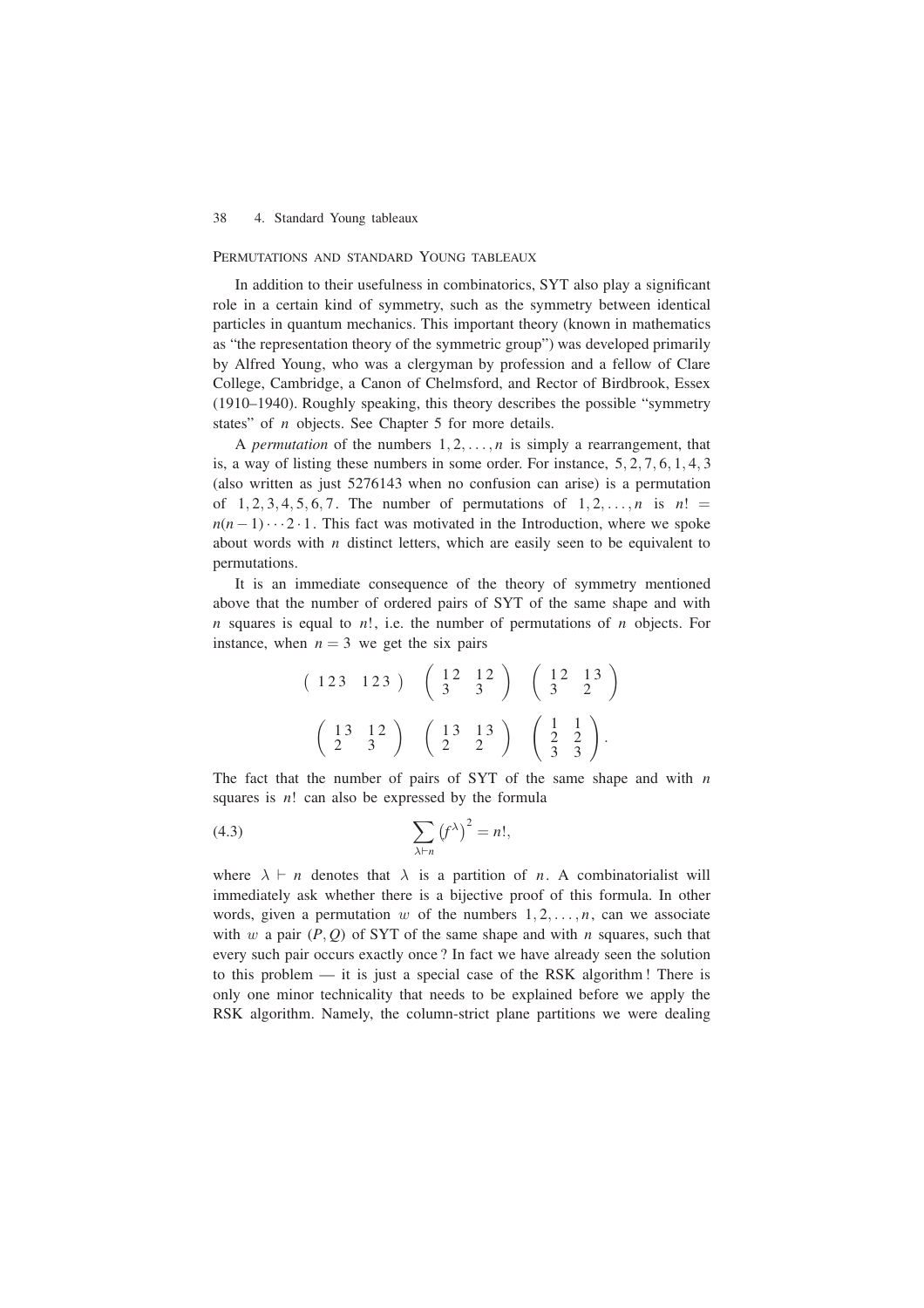### Permutations and standard Young tableaux

In addition to their usefulness in combinatorics, SYT also play a significant role in a certain kind of symmetry, such as the symmetry between identical particles in quantum mechanics. This important theory (known in mathematics as "the representation theory of the symmetric group") was developed primarily by Alfred Young, who was a clergyman by profession and a fellow of Clare College, Cambridge, a Canon of Chelmsford, and Rector of Birdbrook, Essex (1910–1940). Roughly speaking, this theory describes the possible "symmetry states" of $n$ objects. See Chapter 5 for more details.

A *permutation* of the numbers $1, 2, \ldots, n$ is simply a rearrangement, that is, a way of listing these numbers in some order. For instance, $5, 2, 7, 6, 1, 4, 3$ (also written as just 5276143 when no confusion can arise) is a permutation of $1, 2, 3, 4, 5, 6, 7$. The number of permutations of $1, 2, \ldots, n$ is $n! = n(n-1)\cdots 2 \cdot 1$. This fact was motivated in the Introduction, where we spoke about words with $n$ distinct letters, which are easily seen to be equivalent to permutations.

It is an immediate consequence of the theory of symmetry mentioned above that the number of ordered pairs of SYT of the same shape and with $n$ squares is equal to $n!$, i.e. the number of permutations of $n$ objects. For instance, when $n = 3$ we get the six pairs

$$
\left(\begin{array}{cc} 123 & 123 \end{array}\right) \quad \left(\begin{array}{cc} 12 & 12 \\ 3 & 3 \end{array}\right) \quad \left(\begin{array}{cc} 12 & 13 \\ 3 & 2 \end{array}\right)
$$

$$
\left(\begin{array}{cc} 13 & 12 \\ 2 & 3 \end{array}\right) \quad \left(\begin{array}{cc} 13 & 13 \\ 2 & 2 \end{array}\right) \quad \left(\begin{array}{cc} 1 & 1 \\ 2 & 2 \\ 3 & 3 \end{array}\right).
$$

The fact that the number of pairs of SYT of the same shape and with $n$ squares is $n!$ can also be expressed by the formula

$$
\sum_{\lambda \vdash n} \left(f^{\lambda}\right)^2 = n!, \tag{4.3}
$$

where $\lambda \vdash n$ denotes that $\lambda$ is a partition of $n$. A combinatorialist will immediately ask whether there is a bijective proof of this formula. In other words, given a permutation $w$ of the numbers $1, 2, \ldots, n$, can we associate with $w$ a pair $(P, Q)$ of SYT of the same shape and with $n$ squares, such that every such pair occurs exactly once? In fact we have already seen the solution to this problem — it is just a special case of the RSK algorithm! There is only one minor technicality that needs to be explained before we apply the RSK algorithm. Namely, the column-strict plane partitions we were dealing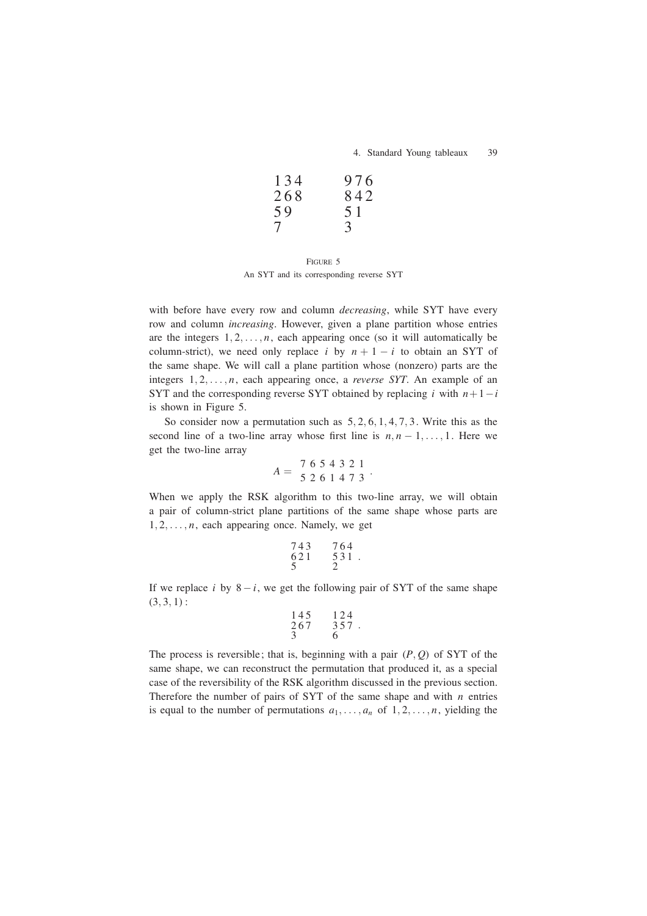$$
\begin{array}{lll}
1\,3\,4 & \quad & 9\,7\,6 \\
2\,6\,8 & & 8\,4\,2 \\
5\,9 & & 5\,1 \\
7 & & 3
\end{array}
$$

FIGURE 5
An SYT and its corresponding reverse SYT

with before have every row and column *decreasing*, while SYT have every row and column *increasing*. However, given a plane partition whose entries are the integers $1, 2, \ldots, n$, each appearing once (so it will automatically be column-strict), we need only replace $i$ by $n + 1 - i$ to obtain an SYT of the same shape. We will call a plane partition whose (nonzero) parts are the integers $1, 2, \ldots, n$, each appearing once, a *reverse SYT*. An example of an SYT and the corresponding reverse SYT obtained by replacing $i$ with $n+1-i$ is shown in Figure 5.

So consider now a permutation such as $5, 2, 6, 1, 4, 7, 3$. Write this as the second line of a two-line array whose first line is $n, n-1, \ldots, 1$. Here we get the two-line array

$$
A = \begin{array}{ccccccc} 7 & 6 & 5 & 4 & 3 & 2 & 1 \\ 5 & 2 & 6 & 1 & 4 & 7 & 3 \end{array}.
$$

When we apply the RSK algorithm to this two-line array, we will obtain a pair of column-strict plane partitions of the same shape whose parts are $1, 2, \ldots, n$, each appearing once. Namely, we get

$$
\begin{array}{lll}
7\,4\,3 & \quad & 7\,6\,4 \\
6\,2\,1 & & 5\,3\,1 \\
5 & & 2
\end{array}.
$$

If we replace $i$ by $8 - i$, we get the following pair of SYT of the same shape $(3, 3, 1)$ :

$$
\begin{array}{lll}
1\,4\,5 & \quad & 1\,2\,4 \\
2\,6\,7 & & 3\,5\,7 \\
3 & & 6
\end{array}.
$$

The process is reversible; that is, beginning with a pair $(P, Q)$ of SYT of the same shape, we can reconstruct the permutation that produced it, as a special case of the reversibility of the RSK algorithm discussed in the previous section. Therefore the number of pairs of SYT of the same shape and with $n$ entries is equal to the number of permutations $a_1, \ldots, a_n$ of $1, 2, \ldots, n$, yielding the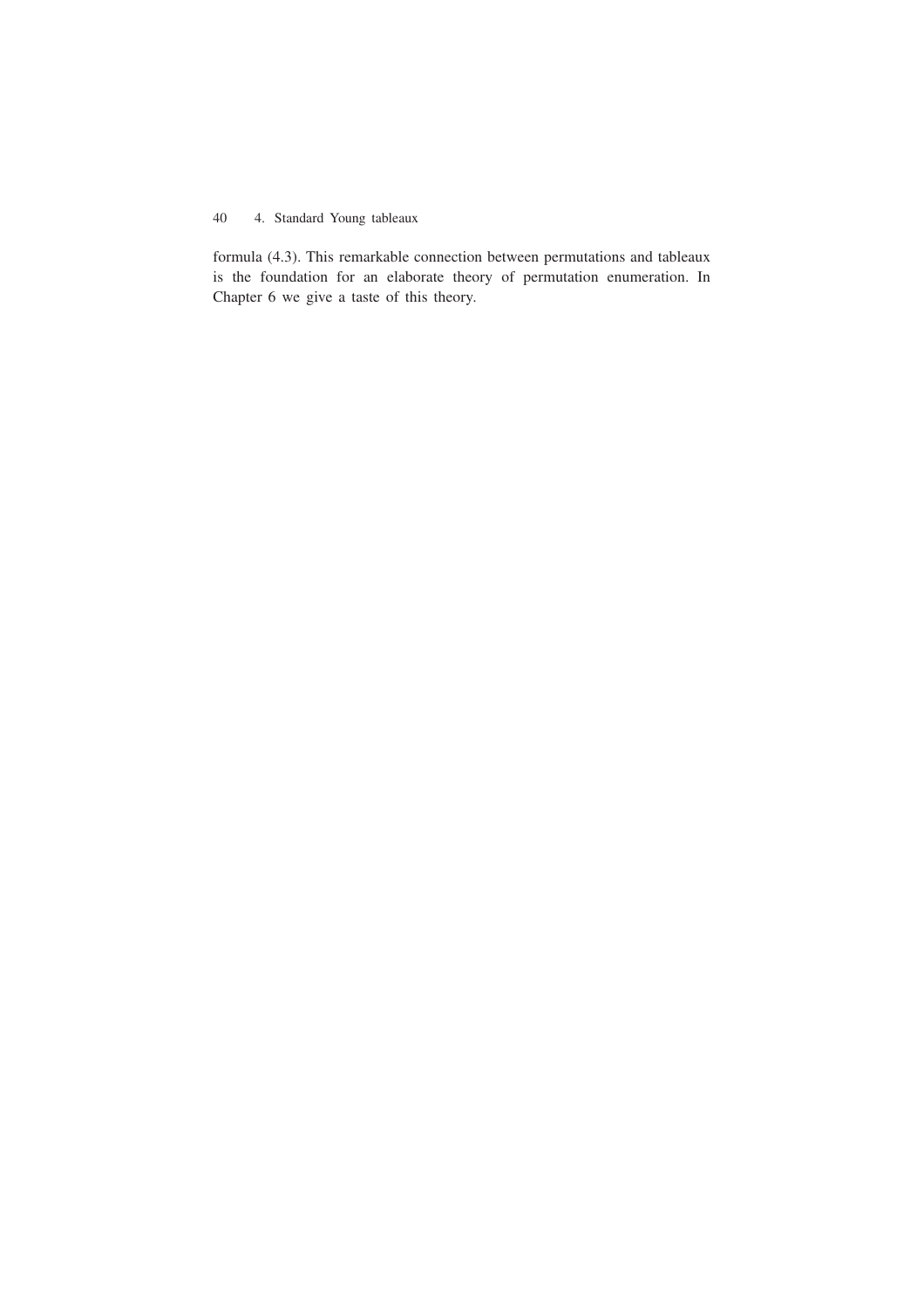formula (4.3). This remarkable connection between permutations and tableaux is the foundation for an elaborate theory of permutation enumeration. In Chapter 6 we give a taste of this theory.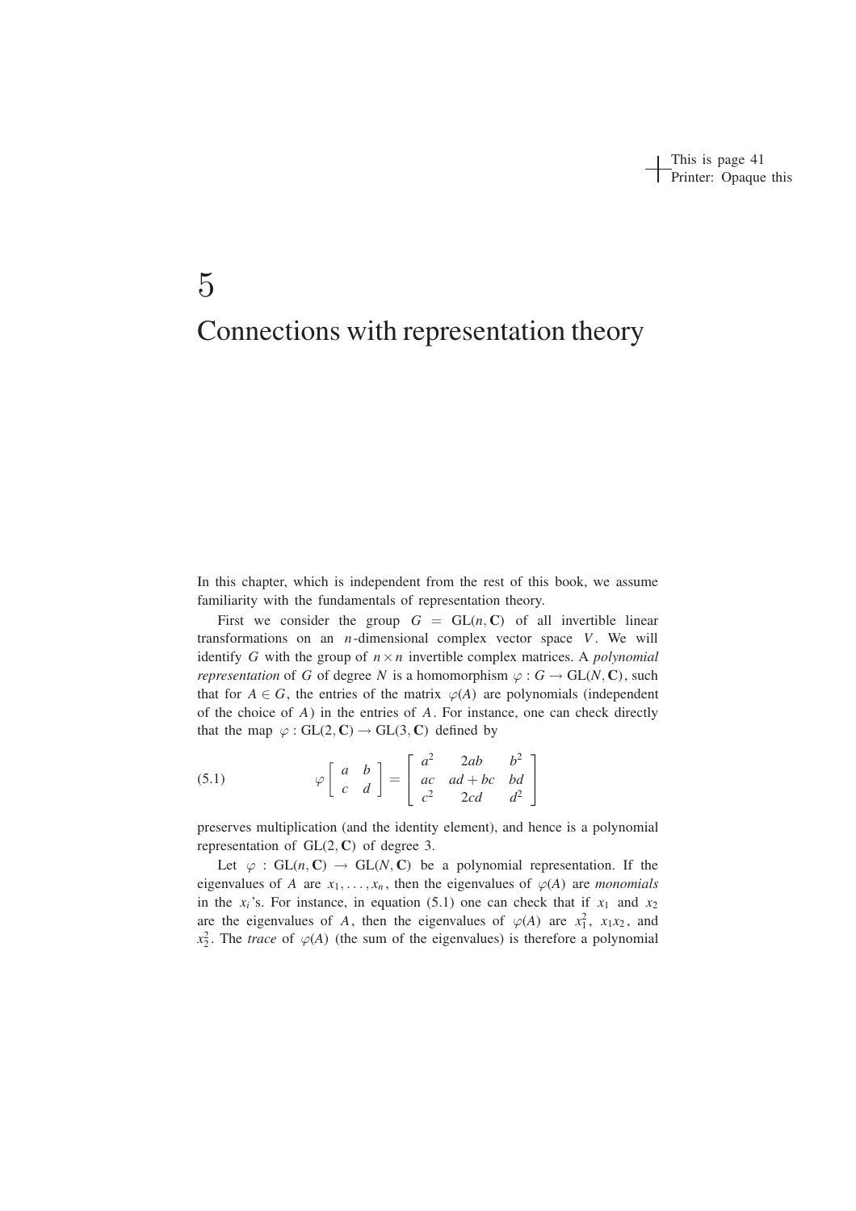# 5

# Connections with representation theory

In this chapter, which is independent from the rest of this book, we assume familiarity with the fundamentals of representation theory.

First we consider the group $G = \mathrm{GL}(n, \mathbf{C})$ of all invertible linear transformations on an $n$-dimensional complex vector space $V$. We will identify $G$ with the group of $n \times n$ invertible complex matrices. A *polynomial representation* of $G$ of degree $N$ is a homomorphism $\varphi : G \to \mathrm{GL}(N, \mathbf{C})$, such that for $A \in G$, the entries of the matrix $\varphi(A)$ are polynomials (independent of the choice of $A$) in the entries of $A$. For instance, one can check directly that the map $\varphi : \mathrm{GL}(2, \mathbf{C}) \to \mathrm{GL}(3, \mathbf{C})$ defined by

$$\varphi \begin{bmatrix} a & b \\ c & d \end{bmatrix} = \begin{bmatrix} a^2 & 2ab & b^2 \\ ac & ad + bc & bd \\ c^2 & 2cd & d^2 \end{bmatrix} \tag{5.1}$$

preserves multiplication (and the identity element), and hence is a polynomial representation of $\mathrm{GL}(2, \mathbf{C})$ of degree 3.

Let $\varphi : \mathrm{GL}(n, \mathbf{C}) \to \mathrm{GL}(N, \mathbf{C})$ be a polynomial representation. If the eigenvalues of $A$ are $x_1, \ldots, x_n$, then the eigenvalues of $\varphi(A)$ are *monomials* in the $x_i$'s. For instance, in equation (5.1) one can check that if $x_1$ and $x_2$ are the eigenvalues of $A$, then the eigenvalues of $\varphi(A)$ are $x_1^2$, $x_1 x_2$, and $x_2^2$. The *trace* of $\varphi(A)$ (the sum of the eigenvalues) is therefore a polynomial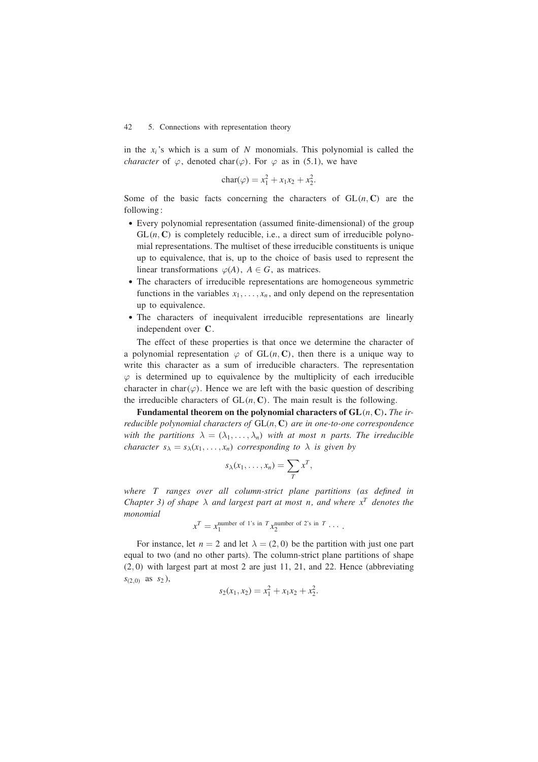in the $x_i$'s which is a sum of $N$ monomials. This polynomial is called the *character* of $\varphi$, denoted $\text{char}(\varphi)$. For $\varphi$ as in (5.1), we have

$$\text{char}(\varphi) = x_1^2 + x_1x_2 + x_2^2.$$

Some of the basic facts concerning the characters of $\text{GL}(n, \mathbf{C})$ are the following:

- Every polynomial representation (assumed finite-dimensional) of the group $\text{GL}(n, \mathbf{C})$ is completely reducible, i.e., a direct sum of irreducible polynomial representations. The multiset of these irreducible constituents is unique up to equivalence, that is, up to the choice of basis used to represent the linear transformations $\varphi(A)$, $A \in G$, as matrices.
- The characters of irreducible representations are homogeneous symmetric functions in the variables $x_1, \ldots, x_n$, and only depend on the representation up to equivalence.
- The characters of inequivalent irreducible representations are linearly independent over $\mathbf{C}$.

The effect of these properties is that once we determine the character of a polynomial representation $\varphi$ of $\text{GL}(n, \mathbf{C})$, then there is a unique way to write this character as a sum of irreducible characters. The representation $\varphi$ is determined up to equivalence by the multiplicity of each irreducible character in $\text{char}(\varphi)$. Hence we are left with the basic question of describing the irreducible characters of $\text{GL}(n, \mathbf{C})$. The main result is the following.

**Fundamental theorem on the polynomial characters of $\mathbf{GL}(n, \mathbf{C})$.** *The irreducible polynomial characters of* $\text{GL}(n, \mathbf{C})$ *are in one-to-one correspondence with the partitions* $\lambda = (\lambda_1, \ldots, \lambda_n)$ *with at most* $n$ *parts. The irreducible character* $s_\lambda = s_\lambda(x_1, \ldots, x_n)$ *corresponding to* $\lambda$ *is given by*

$$s_\lambda(x_1, \ldots, x_n) = \sum_T x^T,$$

*where* $T$ *ranges over all column-strict plane partitions (as defined in Chapter 3) of shape* $\lambda$ *and largest part at most* $n$*, and where* $x^T$ *denotes the monomial*

$$x^T = x_1^{\text{number of 1's in } T} x_2^{\text{number of 2's in } T} \cdots .$$

For instance, let $n = 2$ and let $\lambda = (2, 0)$ be the partition with just one part equal to two (and no other parts). The column-strict plane partitions of shape $(2, 0)$ with largest part at most 2 are just 11, 21, and 22. Hence (abbreviating $s_{(2,0)}$ as $s_2$),

$$s_2(x_1, x_2) = x_1^2 + x_1x_2 + x_2^2.$$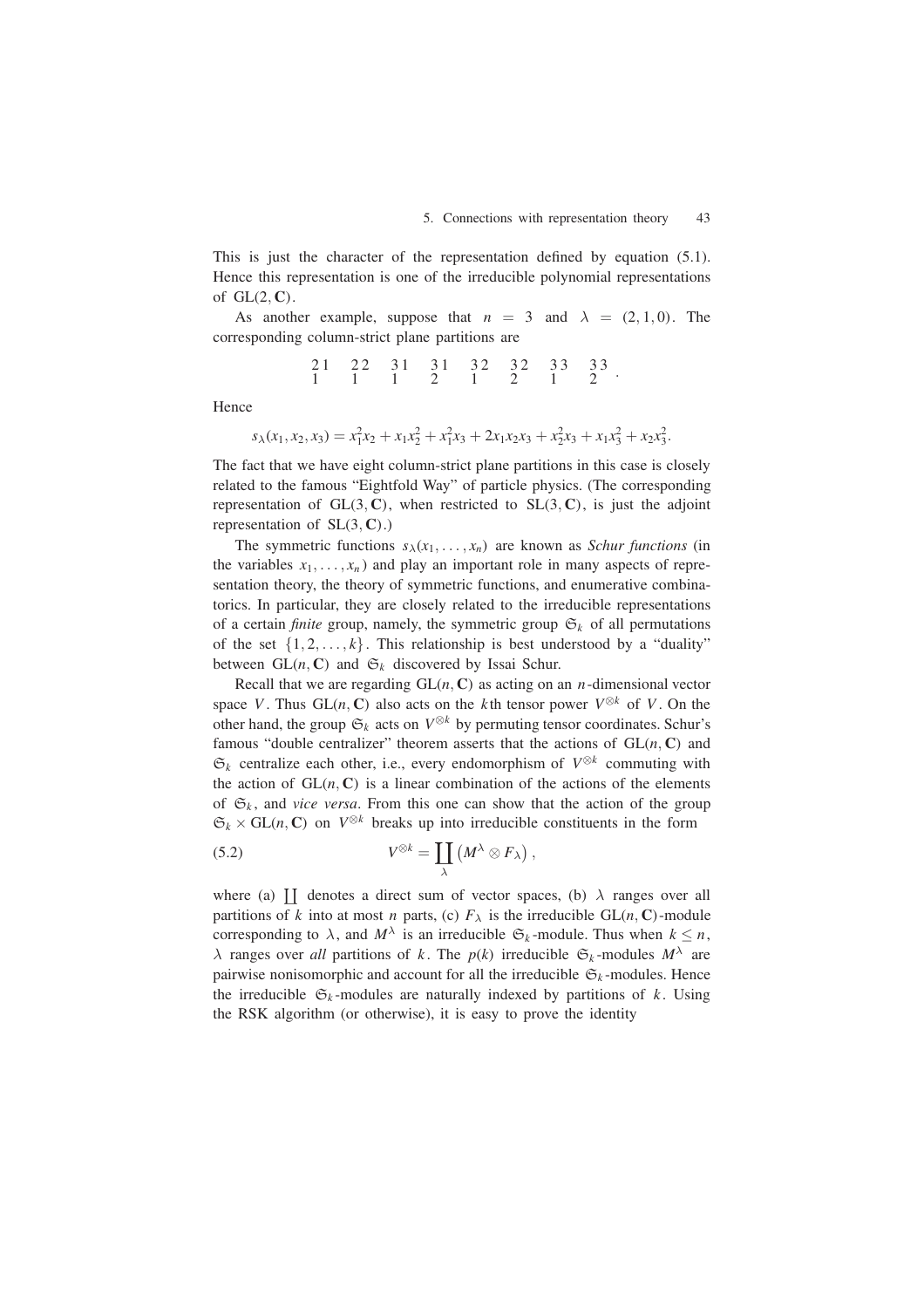This is just the character of the representation defined by equation (5.1). Hence this representation is one of the irreducible polynomial representations of $\mathrm{GL}(2, \mathbf{C})$.

As another example, suppose that $n = 3$ and $\lambda = (2, 1, 0)$. The corresponding column-strict plane partitions are

$$\begin{matrix} 2\,1 \\ 1 \end{matrix} \quad \begin{matrix} 2\,2 \\ 1 \end{matrix} \quad \begin{matrix} 3\,1 \\ 1 \end{matrix} \quad \begin{matrix} 3\,1 \\ 2 \end{matrix} \quad \begin{matrix} 3\,2 \\ 1 \end{matrix} \quad \begin{matrix} 3\,2 \\ 2 \end{matrix} \quad \begin{matrix} 3\,3 \\ 1 \end{matrix} \quad \begin{matrix} 3\,3 \\ 2 \end{matrix}.$$

Hence

$$s_\lambda(x_1, x_2, x_3) = x_1^2 x_2 + x_1 x_2^2 + x_1^2 x_3 + 2x_1 x_2 x_3 + x_2^2 x_3 + x_1 x_3^2 + x_2 x_3^2.$$

The fact that we have eight column-strict plane partitions in this case is closely related to the famous "Eightfold Way" of particle physics. (The corresponding representation of $\mathrm{GL}(3, \mathbf{C})$, when restricted to $\mathrm{SL}(3, \mathbf{C})$, is just the adjoint representation of $\mathrm{SL}(3, \mathbf{C})$.)

The symmetric functions $s_\lambda(x_1, \ldots, x_n)$ are known as *Schur functions* (in the variables $x_1, \ldots, x_n$) and play an important role in many aspects of representation theory, the theory of symmetric functions, and enumerative combinatorics. In particular, they are closely related to the irreducible representations of a certain *finite* group, namely, the symmetric group $\mathfrak{S}_k$ of all permutations of the set $\{1, 2, \ldots, k\}$. This relationship is best understood by a "duality" between $\mathrm{GL}(n, \mathbf{C})$ and $\mathfrak{S}_k$ discovered by Issai Schur.

Recall that we are regarding $\mathrm{GL}(n, \mathbf{C})$ as acting on an $n$-dimensional vector space $V$. Thus $\mathrm{GL}(n, \mathbf{C})$ also acts on the $k$th tensor power $V^{\otimes k}$ of $V$. On the other hand, the group $\mathfrak{S}_k$ acts on $V^{\otimes k}$ by permuting tensor coordinates. Schur's famous "double centralizer" theorem asserts that the actions of $\mathrm{GL}(n, \mathbf{C})$ and $\mathfrak{S}_k$ centralize each other, i.e., every endomorphism of $V^{\otimes k}$ commuting with the action of $\mathrm{GL}(n, \mathbf{C})$ is a linear combination of the actions of the elements of $\mathfrak{S}_k$, and *vice versa*. From this one can show that the action of the group $\mathfrak{S}_k \times \mathrm{GL}(n, \mathbf{C})$ on $V^{\otimes k}$ breaks up into irreducible constituents in the form

$$V^{\otimes k} = \coprod_\lambda \left( M^\lambda \otimes F_\lambda \right), \tag{5.2}$$

where (a) $\coprod$ denotes a direct sum of vector spaces, (b) $\lambda$ ranges over all partitions of $k$ into at most $n$ parts, (c) $F_\lambda$ is the irreducible $\mathrm{GL}(n, \mathbf{C})$-module corresponding to $\lambda$, and $M^\lambda$ is an irreducible $\mathfrak{S}_k$-module. Thus when $k \le n$, $\lambda$ ranges over *all* partitions of $k$. The $p(k)$ irreducible $\mathfrak{S}_k$-modules $M^\lambda$ are pairwise nonisomorphic and account for all the irreducible $\mathfrak{S}_k$-modules. Hence the irreducible $\mathfrak{S}_k$-modules are naturally indexed by partitions of $k$. Using the RSK algorithm (or otherwise), it is easy to prove the identity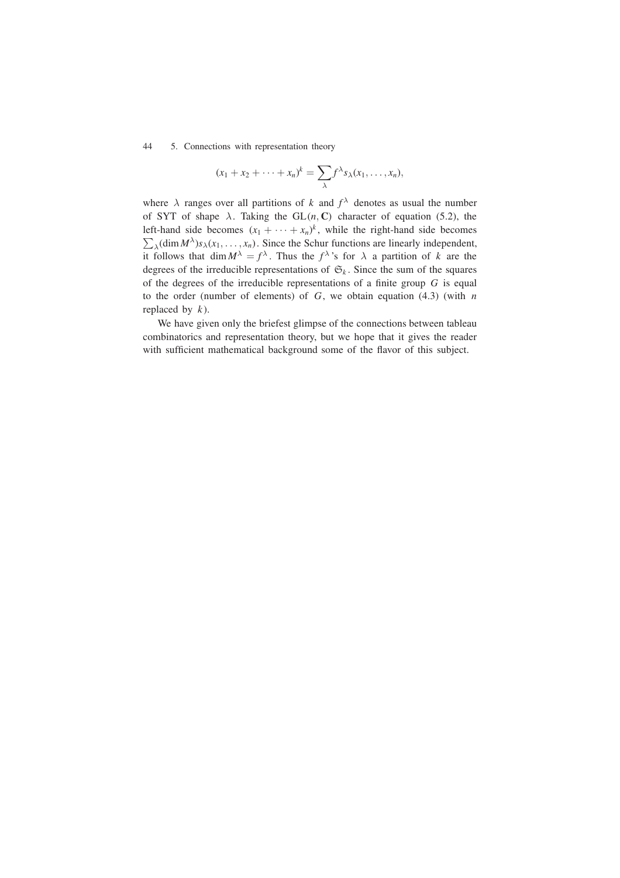$$(x_1 + x_2 + \cdots + x_n)^k = \sum_{\lambda} f^{\lambda} s_{\lambda}(x_1, \ldots, x_n),$$

where $\lambda$ ranges over all partitions of $k$ and $f^{\lambda}$ denotes as usual the number of SYT of shape $\lambda$. Taking the $\mathrm{GL}(n, \mathbf{C})$ character of equation (5.2), the left-hand side becomes $(x_1 + \cdots + x_n)^k$, while the right-hand side becomes $\sum_{\lambda} (\dim M^{\lambda}) s_{\lambda}(x_1, \ldots, x_n)$. Since the Schur functions are linearly independent, it follows that $\dim M^{\lambda} = f^{\lambda}$. Thus the $f^{\lambda}$'s for $\lambda$ a partition of $k$ are the degrees of the irreducible representations of $\mathfrak{S}_k$. Since the sum of the squares of the degrees of the irreducible representations of a finite group $G$ is equal to the order (number of elements) of $G$, we obtain equation (4.3) (with $n$ replaced by $k$).

We have given only the briefest glimpse of the connections between tableau combinatorics and representation theory, but we hope that it gives the reader with sufficient mathematical background some of the flavor of this subject.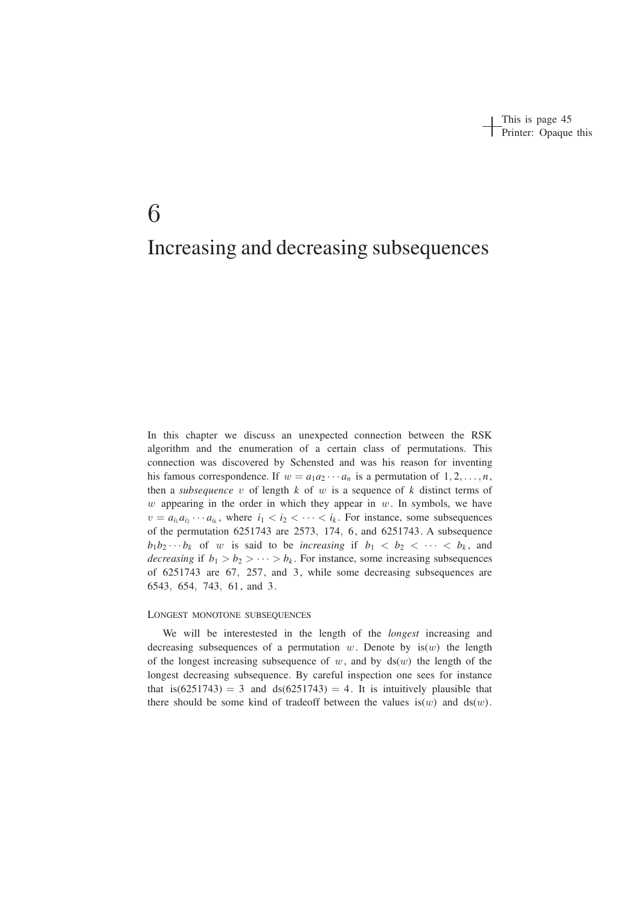# 6

# Increasing and decreasing subsequences

In this chapter we discuss an unexpected connection between the RSK algorithm and the enumeration of a certain class of permutations. This connection was discovered by Schensted and was his reason for inventing his famous correspondence. If $w = a_1 a_2 \cdots a_n$ is a permutation of $1, 2, \ldots, n$, then a *subsequence* $v$ of length $k$ of $w$ is a sequence of $k$ distinct terms of $w$ appearing in the order in which they appear in $w$. In symbols, we have $v = a_{i_1} a_{i_2} \cdots a_{i_k}$, where $i_1 < i_2 < \cdots < i_k$. For instance, some subsequences of the permutation 6251743 are 2573, 174, 6, and 6251743. A subsequence $b_1 b_2 \cdots b_k$ of $w$ is said to be *increasing* if $b_1 < b_2 < \cdots < b_k$, and *decreasing* if $b_1 > b_2 > \cdots > b_k$. For instance, some increasing subsequences of 6251743 are 67, 257, and 3, while some decreasing subsequences are 6543, 654, 743, 61, and 3.

### Longest monotone subsequences

We will be interestested in the length of the *longest* increasing and decreasing subsequences of a permutation $w$. Denote by $\text{is}(w)$ the length of the longest increasing subsequence of $w$, and by $\text{ds}(w)$ the length of the longest decreasing subsequence. By careful inspection one sees for instance that $\text{is}(6251743) = 3$ and $\text{ds}(6251743) = 4$. It is intuitively plausible that there should be some kind of tradeoff between the values $\text{is}(w)$ and $\text{ds}(w)$.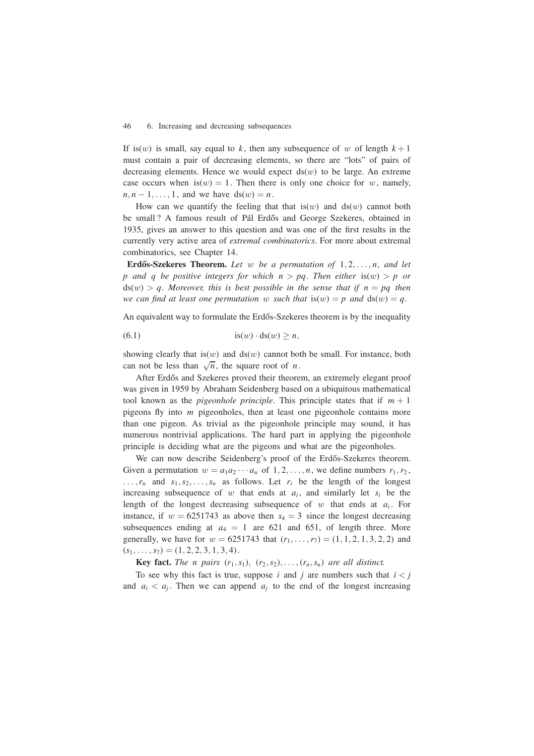If $\text{is}(w)$ is small, say equal to $k$, then any subsequence of $w$ of length $k+1$ must contain a pair of decreasing elements, so there are "lots" of pairs of decreasing elements. Hence we would expect $\text{ds}(w)$ to be large. An extreme case occurs when $\text{is}(w) = 1$. Then there is only one choice for $w$, namely, $n, n-1, \ldots, 1$, and we have $\text{ds}(w) = n$.

How can we quantify the feeling that that $\text{is}(w)$ and $\text{ds}(w)$ cannot both be small? A famous result of Pál Erdős and George Szekeres, obtained in 1935, gives an answer to this question and was one of the first results in the currently very active area of *extremal combinatorics*. For more about extremal combinatorics, see Chapter 14.

**Erdős-Szekeres Theorem.** *Let $w$ be a permutation of $1, 2, \ldots, n$, and let $p$ and $q$ be positive integers for which $n > pq$. Then either $\text{is}(w) > p$ or $\text{ds}(w) > q$. Moreover, this is best possible in the sense that if $n = pq$ then we can find at least one permutation $w$ such that $\text{is}(w) = p$ and $\text{ds}(w) = q$.*

An equivalent way to formulate the Erdős-Szekeres theorem is by the inequality

$$\text{is}(w) \cdot \text{ds}(w) \geq n, \tag{6.1}$$

showing clearly that $\text{is}(w)$ and $\text{ds}(w)$ cannot both be small. For instance, both can not be less than $\sqrt{n}$, the square root of $n$.

After Erdős and Szekeres proved their theorem, an extremely elegant proof was given in 1959 by Abraham Seidenberg based on a ubiquitous mathematical tool known as the *pigeonhole principle*. This principle states that if $m+1$ pigeons fly into $m$ pigeonholes, then at least one pigeonhole contains more than one pigeon. As trivial as the pigeonhole principle may sound, it has numerous nontrivial applications. The hard part in applying the pigeonhole principle is deciding what are the pigeons and what are the pigeonholes.

We can now describe Seidenberg's proof of the Erdős-Szekeres theorem. Given a permutation $w = a_1 a_2 \cdots a_n$ of $1, 2, \ldots, n$, we define numbers $r_1, r_2, \ldots, r_n$ and $s_1, s_2, \ldots, s_n$ as follows. Let $r_i$ be the length of the longest increasing subsequence of $w$ that ends at $a_i$, and similarly let $s_i$ be the length of the longest decreasing subsequence of $w$ that ends at $a_i$. For instance, if $w = 6251743$ as above then $s_4 = 3$ since the longest decreasing subsequences ending at $a_4 = 1$ are 621 and 651, of length three. More generally, we have for $w = 6251743$ that $(r_1, \ldots, r_7) = (1, 1, 2, 1, 3, 2, 2)$ and $(s_1, \ldots, s_7) = (1, 2, 2, 3, 1, 3, 4)$.

**Key fact.** *The $n$ pairs $(r_1, s_1)$, $(r_2, s_2), \ldots, (r_n, s_n)$ are all distinct.*

To see why this fact is true, suppose $i$ and $j$ are numbers such that $i < j$ and $a_i < a_j$. Then we can append $a_j$ to the end of the longest increasing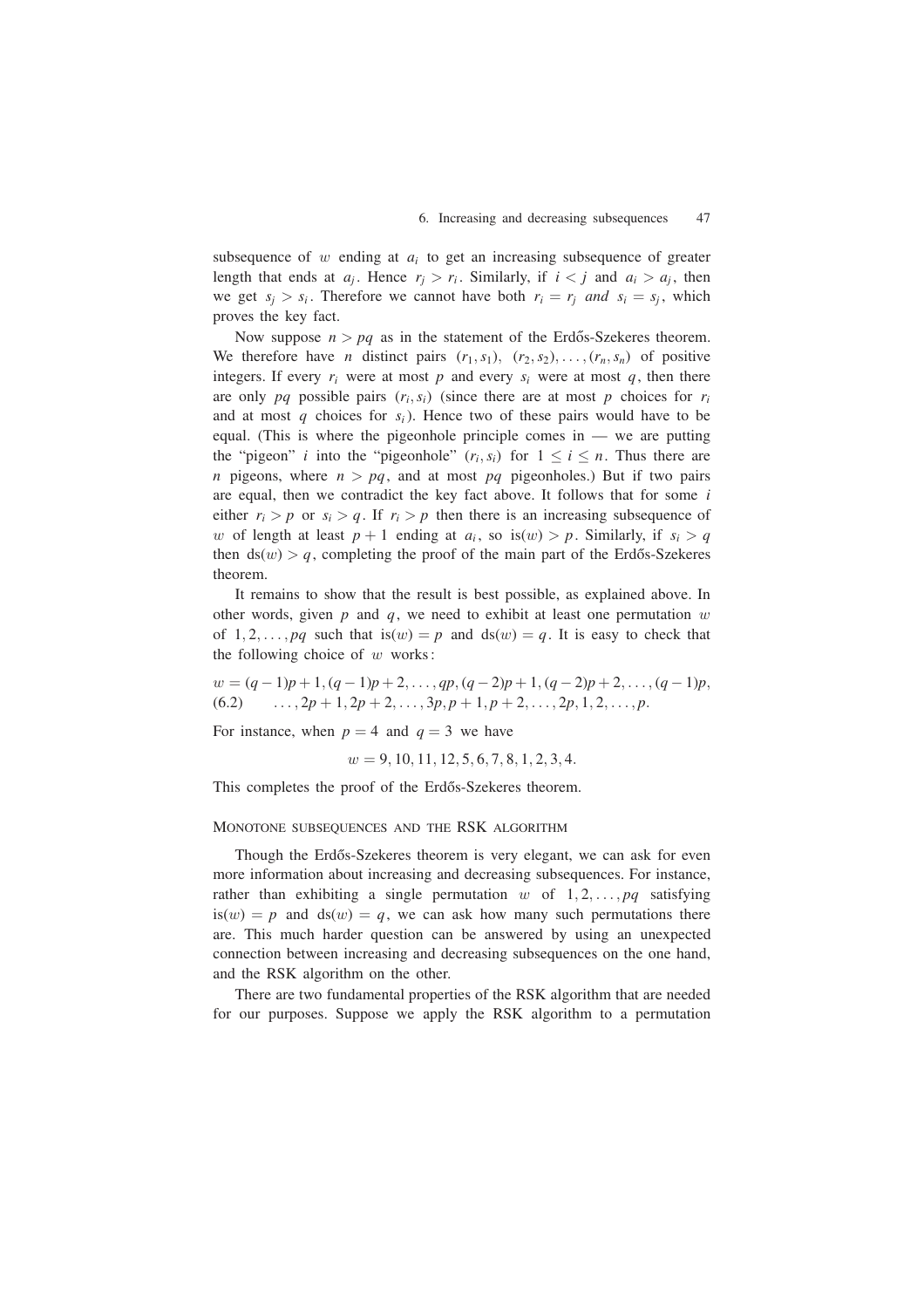subsequence of $w$ ending at $a_i$ to get an increasing subsequence of greater length that ends at $a_j$. Hence $r_j > r_i$. Similarly, if $i < j$ and $a_i > a_j$, then we get $s_j > s_i$. Therefore we cannot have both $r_i = r_j$ *and* $s_i = s_j$, which proves the key fact.

Now suppose $n > pq$ as in the statement of the Erdős-Szekeres theorem. We therefore have $n$ distinct pairs $(r_1, s_1)$, $(r_2, s_2), \dots, (r_n, s_n)$ of positive integers. If every $r_i$ were at most $p$ and every $s_i$ were at most $q$, then there are only $pq$ possible pairs $(r_i, s_i)$ (since there are at most $p$ choices for $r_i$ and at most $q$ choices for $s_i$). Hence two of these pairs would have to be equal. (This is where the pigeonhole principle comes in — we are putting the "pigeon" $i$ into the "pigeonhole" $(r_i, s_i)$ for $1 \le i \le n$. Thus there are $n$ pigeons, where $n > pq$, and at most $pq$ pigeonholes.) But if two pairs are equal, then we contradict the key fact above. It follows that for some $i$ either $r_i > p$ or $s_i > q$. If $r_i > p$ then there is an increasing subsequence of $w$ of length at least $p+1$ ending at $a_i$, so $\text{is}(w) > p$. Similarly, if $s_i > q$ then $\text{ds}(w) > q$, completing the proof of the main part of the Erdős-Szekeres theorem.

It remains to show that the result is best possible, as explained above. In other words, given $p$ and $q$, we need to exhibit at least one permutation $w$ of $1, 2, \dots, pq$ such that $\text{is}(w) = p$ and $\text{ds}(w) = q$. It is easy to check that the following choice of $w$ works:

$$w = (q-1)p+1, (q-1)p+2, \dots, qp, (q-2)p+1, (q-2)p+2, \dots, (q-1)p, \\ \dots, 2p+1, 2p+2, \dots, 3p, p+1, p+2, \dots, 2p, 1, 2, \dots, p. \tag{6.2}$$

For instance, when $p = 4$ and $q = 3$ we have

$$w = 9, 10, 11, 12, 5, 6, 7, 8, 1, 2, 3, 4.$$

This completes the proof of the Erdős-Szekeres theorem.

### Monotone subsequences and the RSK algorithm

Though the Erdős-Szekeres theorem is very elegant, we can ask for even more information about increasing and decreasing subsequences. For instance, rather than exhibiting a single permutation $w$ of $1, 2, \dots, pq$ satisfying $\text{is}(w) = p$ and $\text{ds}(w) = q$, we can ask how many such permutations there are. This much harder question can be answered by using an unexpected connection between increasing and decreasing subsequences on the one hand, and the RSK algorithm on the other.

There are two fundamental properties of the RSK algorithm that are needed for our purposes. Suppose we apply the RSK algorithm to a permutation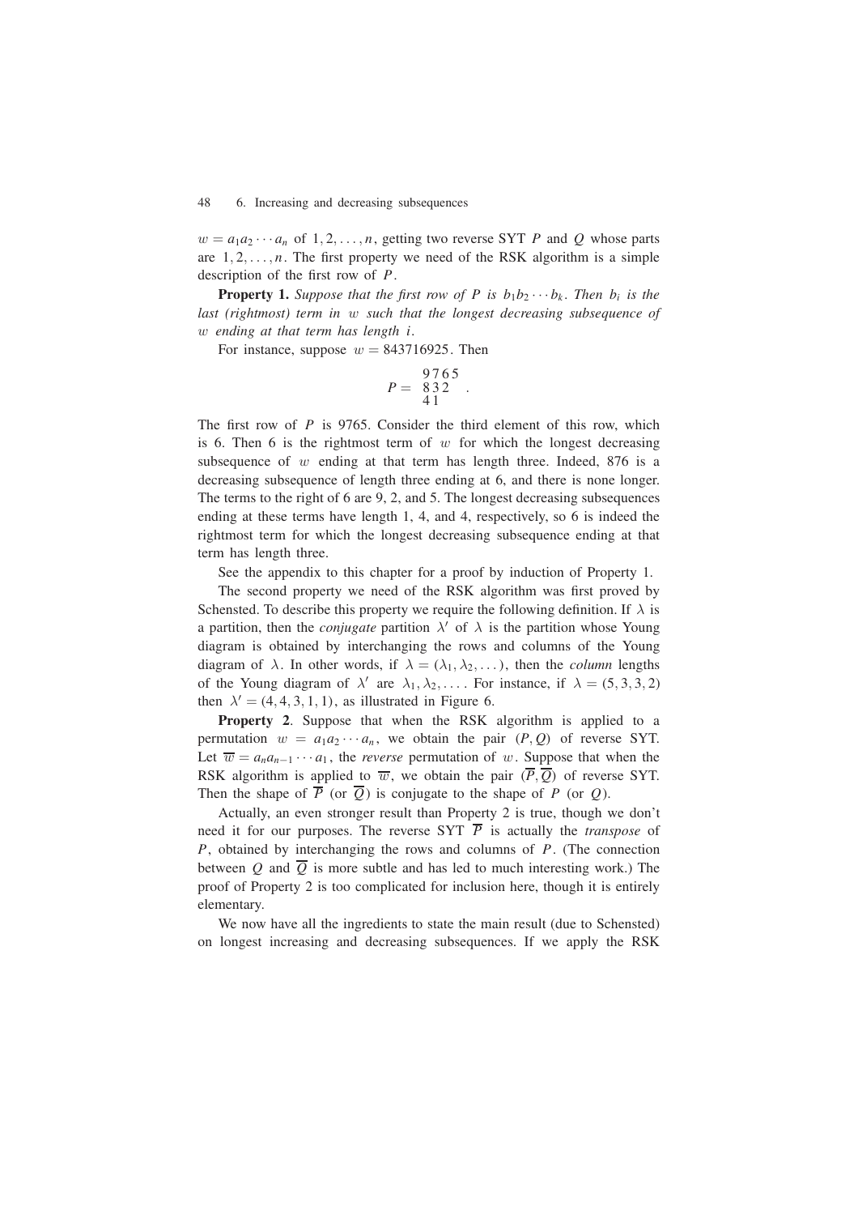$w = a_1 a_2 \cdots a_n$ of $1, 2, \ldots, n$, getting two reverse SYT $P$ and $Q$ whose parts are $1, 2, \ldots, n$. The first property we need of the RSK algorithm is a simple description of the first row of $P$.

**Property 1.** *Suppose that the first row of $P$ is $b_1 b_2 \cdots b_k$. Then $b_i$ is the last (rightmost) term in $w$ such that the longest decreasing subsequence of $w$ ending at that term has length $i$.*

For instance, suppose $w = 843716925$. Then

$$P = \begin{array}{llll} 9 & 7 & 6 & 5 \\ 8 & 3 & 2 & \\ 4 & 1 & & \end{array} .$$

The first row of $P$ is 9765. Consider the third element of this row, which is 6. Then 6 is the rightmost term of $w$ for which the longest decreasing subsequence of $w$ ending at that term has length three. Indeed, 876 is a decreasing subsequence of length three ending at 6, and there is none longer. The terms to the right of 6 are 9, 2, and 5. The longest decreasing subsequences ending at these terms have length 1, 4, and 4, respectively, so 6 is indeed the rightmost term for which the longest decreasing subsequence ending at that term has length three.

See the appendix to this chapter for a proof by induction of Property 1.

The second property we need of the RSK algorithm was first proved by Schensted. To describe this property we require the following definition. If $\lambda$ is a partition, then the *conjugate* partition $\lambda'$ of $\lambda$ is the partition whose Young diagram is obtained by interchanging the rows and columns of the Young diagram of $\lambda$. In other words, if $\lambda = (\lambda_1, \lambda_2, \ldots)$, then the *column* lengths of the Young diagram of $\lambda'$ are $\lambda_1, \lambda_2, \ldots$. For instance, if $\lambda = (5, 3, 3, 2)$ then $\lambda' = (4, 4, 3, 1, 1)$, as illustrated in Figure 6.

**Property 2**. Suppose that when the RSK algorithm is applied to a permutation $w = a_1 a_2 \cdots a_n$, we obtain the pair $(P, Q)$ of reverse SYT. Let $\overline{w} = a_n a_{n-1} \cdots a_1$, the *reverse* permutation of $w$. Suppose that when the RSK algorithm is applied to $\overline{w}$, we obtain the pair $(\overline{P}, \overline{Q})$ of reverse SYT. Then the shape of $\overline{P}$ (or $\overline{Q}$) is conjugate to the shape of $P$ (or $Q$).

Actually, an even stronger result than Property 2 is true, though we don't need it for our purposes. The reverse SYT $\overline{P}$ is actually the *transpose* of $P$, obtained by interchanging the rows and columns of $P$. (The connection between $Q$ and $\overline{Q}$ is more subtle and has led to much interesting work.) The proof of Property 2 is too complicated for inclusion here, though it is entirely elementary.

We now have all the ingredients to state the main result (due to Schensted) on longest increasing and decreasing subsequences. If we apply the RSK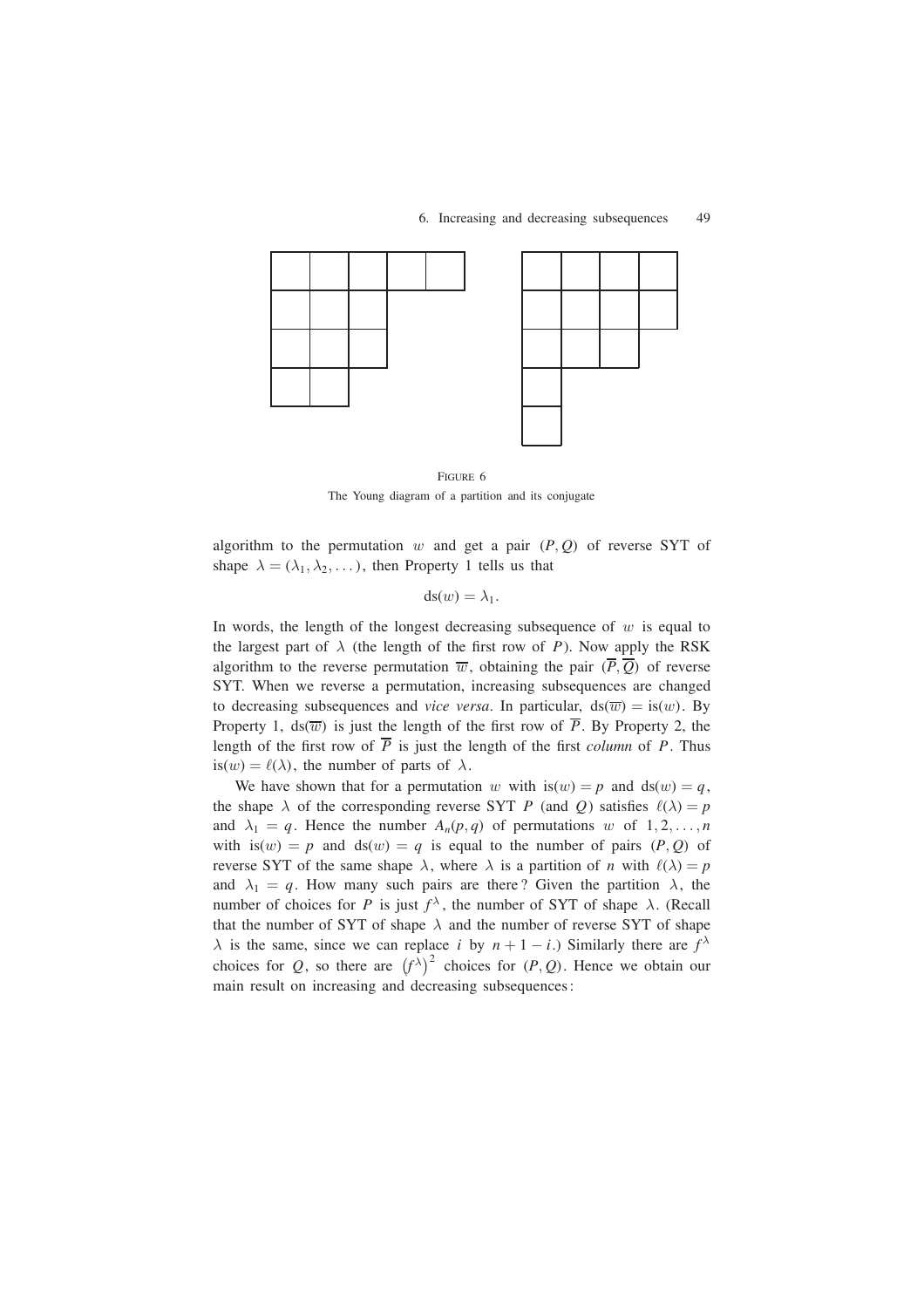FIGURE 6
The Young diagram of a partition and its conjugate

algorithm to the permutation $w$ and get a pair $(P, Q)$ of reverse SYT of shape $\lambda = (\lambda_1, \lambda_2, \dots)$, then Property 1 tells us that

$$\mathrm{ds}(w) = \lambda_1.$$

In words, the length of the longest decreasing subsequence of $w$ is equal to the largest part of $\lambda$ (the length of the first row of $P$). Now apply the RSK algorithm to the reverse permutation $\overline{w}$, obtaining the pair $(\overline{P}, \overline{Q})$ of reverse SYT. When we reverse a permutation, increasing subsequences are changed to decreasing subsequences and *vice versa*. In particular, $\mathrm{ds}(\overline{w}) = \mathrm{is}(w)$. By Property 1, $\mathrm{ds}(\overline{w})$ is just the length of the first row of $\overline{P}$. By Property 2, the length of the first row of $\overline{P}$ is just the length of the first *column* of $P$. Thus $\mathrm{is}(w) = \ell(\lambda)$, the number of parts of $\lambda$.

We have shown that for a permutation $w$ with $\mathrm{is}(w) = p$ and $\mathrm{ds}(w) = q$, the shape $\lambda$ of the corresponding reverse SYT $P$ (and $Q$) satisfies $\ell(\lambda) = p$ and $\lambda_1 = q$. Hence the number $A_n(p, q)$ of permutations $w$ of $1, 2, \dots, n$ with $\mathrm{is}(w) = p$ and $\mathrm{ds}(w) = q$ is equal to the number of pairs $(P, Q)$ of reverse SYT of the same shape $\lambda$, where $\lambda$ is a partition of $n$ with $\ell(\lambda) = p$ and $\lambda_1 = q$. How many such pairs are there? Given the partition $\lambda$, the number of choices for $P$ is just $f^\lambda$, the number of SYT of shape $\lambda$. (Recall that the number of SYT of shape $\lambda$ and the number of reverse SYT of shape $\lambda$ is the same, since we can replace $i$ by $n+1-i$.) Similarly there are $f^\lambda$ choices for $Q$, so there are $\left(f^\lambda\right)^2$ choices for $(P, Q)$. Hence we obtain our main result on increasing and decreasing subsequences: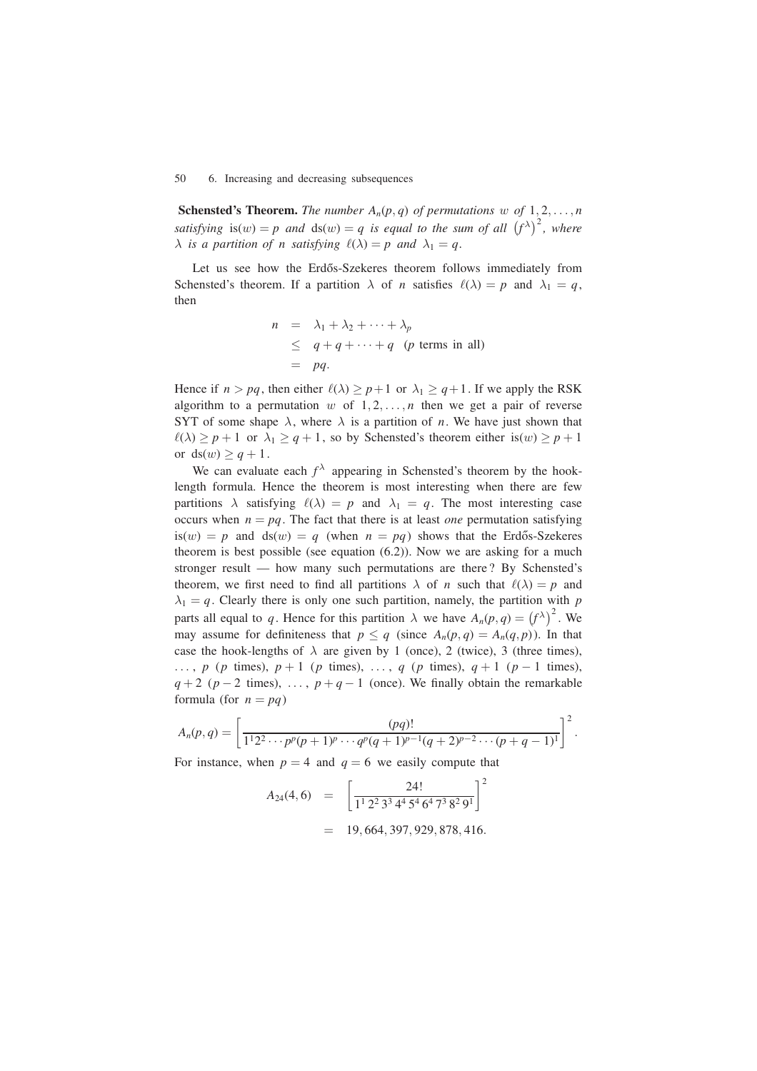**Schensted's Theorem.** *The number $A_n(p,q)$ of permutations $w$ of $1,2,\ldots,n$ satisfying $\mathrm{is}(w) = p$ and $\mathrm{ds}(w) = q$ is equal to the sum of all $\left(f^\lambda\right)^2$, where $\lambda$ is a partition of $n$ satisfying $\ell(\lambda) = p$ and $\lambda_1 = q$.*

Let us see how the Erdős-Szekeres theorem follows immediately from Schensted's theorem. If a partition $\lambda$ of $n$ satisfies $\ell(\lambda) = p$ and $\lambda_1 = q$, then

$$
\begin{aligned}
n &= \lambda_1 + \lambda_2 + \cdots + \lambda_p \\
&\leq q + q + \cdots + q \quad (p \text{ terms in all}) \\
&= pq.
\end{aligned}
$$

Hence if $n > pq$, then either $\ell(\lambda) \geq p+1$ or $\lambda_1 \geq q+1$. If we apply the RSK algorithm to a permutation $w$ of $1,2,\ldots,n$ then we get a pair of reverse SYT of some shape $\lambda$, where $\lambda$ is a partition of $n$. We have just shown that $\ell(\lambda) \geq p+1$ or $\lambda_1 \geq q+1$, so by Schensted's theorem either $\mathrm{is}(w) \geq p+1$ or $\mathrm{ds}(w) \geq q+1$.

We can evaluate each $f^\lambda$ appearing in Schensted's theorem by the hook-length formula. Hence the theorem is most interesting when there are few partitions $\lambda$ satisfying $\ell(\lambda) = p$ and $\lambda_1 = q$. The most interesting case occurs when $n = pq$. The fact that there is at least *one* permutation satisfying $\mathrm{is}(w) = p$ and $\mathrm{ds}(w) = q$ (when $n = pq$) shows that the Erdős-Szekeres theorem is best possible (see equation (6.2)). Now we are asking for a much stronger result — how many such permutations are there? By Schensted's theorem, we first need to find all partitions $\lambda$ of $n$ such that $\ell(\lambda) = p$ and $\lambda_1 = q$. Clearly there is only one such partition, namely, the partition with $p$ parts all equal to $q$. Hence for this partition $\lambda$ we have $A_n(p,q) = \left(f^\lambda\right)^2$. We may assume for definiteness that $p \leq q$ (since $A_n(p,q) = A_n(q,p)$). In that case the hook-lengths of $\lambda$ are given by 1 (once), 2 (twice), 3 (three times), $\ldots$, $p$ ($p$ times), $p+1$ ($p$ times), $\ldots$, $q$ ($p$ times), $q+1$ ($p-1$ times), $q+2$ ($p-2$ times), $\ldots$, $p+q-1$ (once). We finally obtain the remarkable formula (for $n = pq$)

$$
A_n(p,q) = \left[\frac{(pq)!}{1^1 2^2 \cdots p^p (p+1)^p \cdots q^p (q+1)^{p-1} (q+2)^{p-2} \cdots (p+q-1)^1}\right]^2.
$$

For instance, when $p = 4$ and $q = 6$ we easily compute that

$$
\begin{aligned}
A_{24}(4,6) &= \left[\frac{24!}{1^1\, 2^2\, 3^3\, 4^4\, 5^4\, 6^4\, 7^3\, 8^2\, 9^1}\right]^2 \\
&= 19{,}664{,}397{,}929{,}878{,}416.
\end{aligned}
$$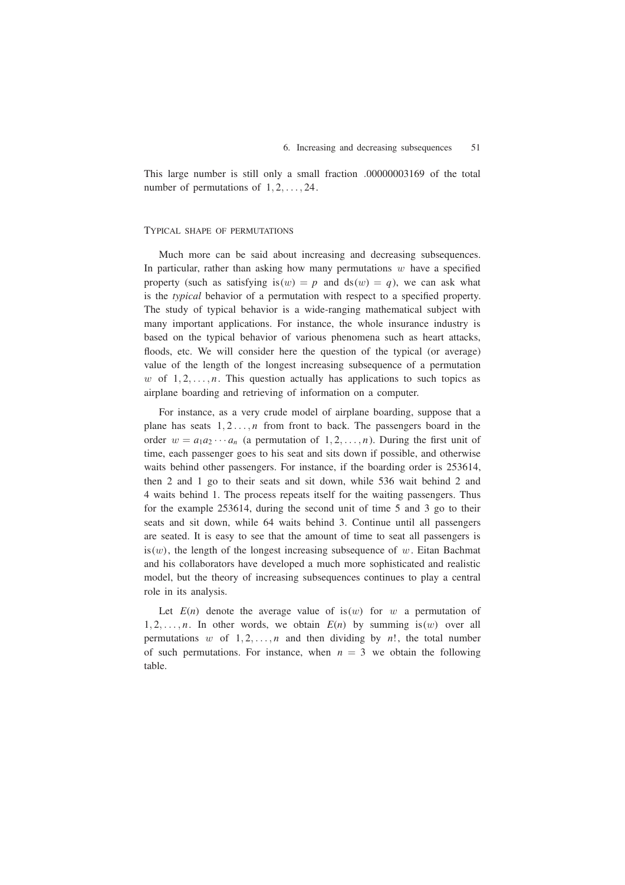This large number is still only a small fraction .00000003169 of the total number of permutations of $1, 2, \ldots, 24$.

## Typical shape of permutations

Much more can be said about increasing and decreasing subsequences. In particular, rather than asking how many permutations $w$ have a specified property (such as satisfying $\mathrm{is}(w) = p$ and $\mathrm{ds}(w) = q$), we can ask what is the *typical* behavior of a permutation with respect to a specified property. The study of typical behavior is a wide-ranging mathematical subject with many important applications. For instance, the whole insurance industry is based on the typical behavior of various phenomena such as heart attacks, floods, etc. We will consider here the question of the typical (or average) value of the length of the longest increasing subsequence of a permutation $w$ of $1, 2, \ldots, n$. This question actually has applications to such topics as airplane boarding and retrieving of information on a computer.

For instance, as a very crude model of airplane boarding, suppose that a plane has seats $1, 2 \ldots, n$ from front to back. The passengers board in the order $w = a_1 a_2 \cdots a_n$ (a permutation of $1, 2, \ldots, n$). During the first unit of time, each passenger goes to his seat and sits down if possible, and otherwise waits behind other passengers. For instance, if the boarding order is 253614, then 2 and 1 go to their seats and sit down, while 536 wait behind 2 and 4 waits behind 1. The process repeats itself for the waiting passengers. Thus for the example 253614, during the second unit of time 5 and 3 go to their seats and sit down, while 64 waits behind 3. Continue until all passengers are seated. It is easy to see that the amount of time to seat all passengers is $\mathrm{is}(w)$, the length of the longest increasing subsequence of $w$. Eitan Bachmat and his collaborators have developed a much more sophisticated and realistic model, but the theory of increasing subsequences continues to play a central role in its analysis.

Let $E(n)$ denote the average value of $\mathrm{is}(w)$ for $w$ a permutation of $1, 2, \ldots, n$. In other words, we obtain $E(n)$ by summing $\mathrm{is}(w)$ over all permutations $w$ of $1, 2, \ldots, n$ and then dividing by $n!$, the total number of such permutations. For instance, when $n = 3$ we obtain the following table.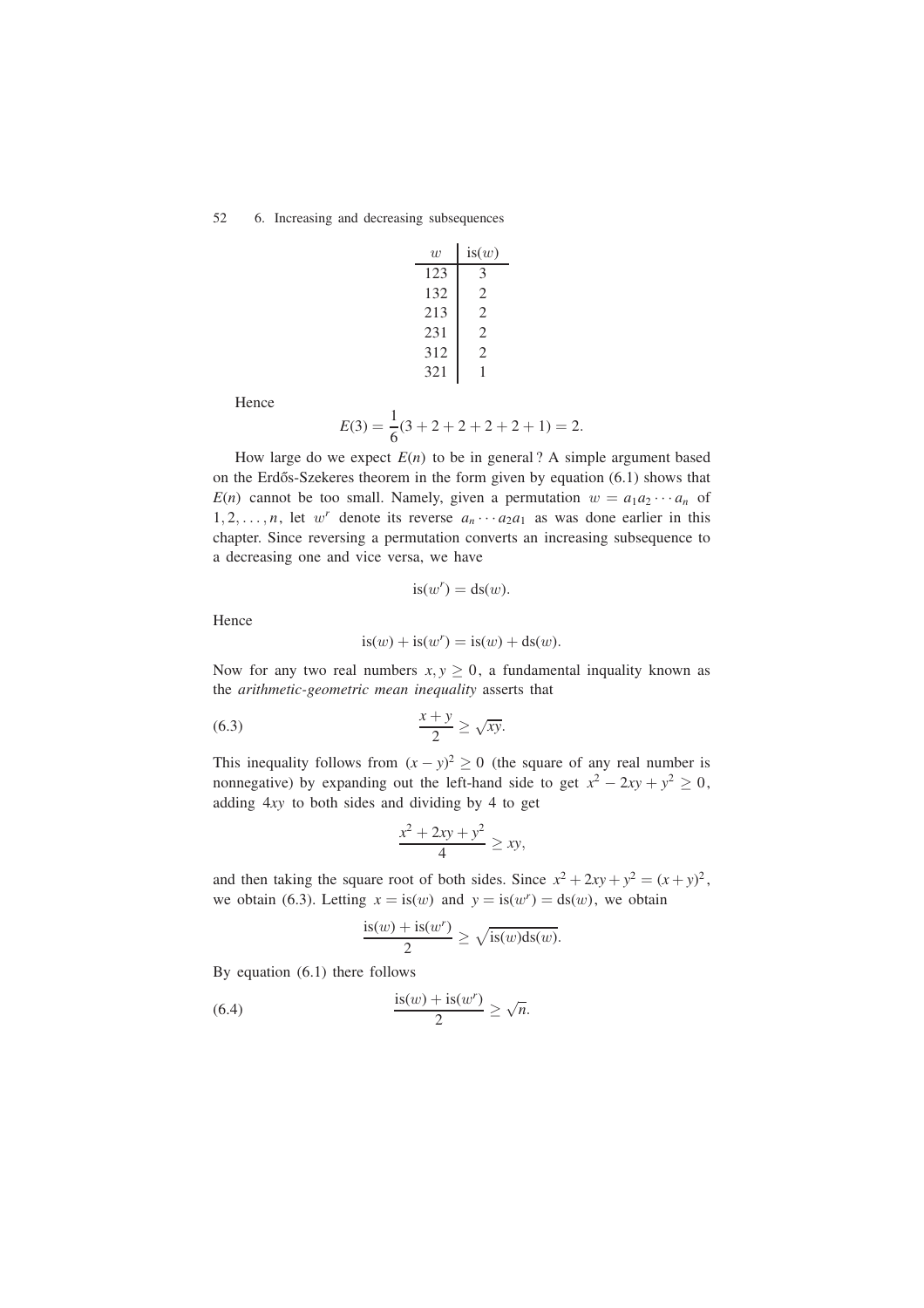| $w$ | $\text{is}(w)$ |
|---|---|
| 123 | 3 |
| 132 | 2 |
| 213 | 2 |
| 231 | 2 |
| 312 | 2 |
| 321 | 1 |

Hence

$$E(3) = \frac{1}{6}(3+2+2+2+2+1) = 2.$$

How large do we expect $E(n)$ to be in general? A simple argument based on the Erdős-Szekeres theorem in the form given by equation (6.1) shows that $E(n)$ cannot be too small. Namely, given a permutation $w = a_1 a_2 \cdots a_n$ of $1, 2, \ldots, n$, let $w^r$ denote its reverse $a_n \cdots a_2 a_1$ as was done earlier in this chapter. Since reversing a permutation converts an increasing subsequence to a decreasing one and vice versa, we have

$$\text{is}(w^r) = \text{ds}(w).$$

Hence

$$\text{is}(w) + \text{is}(w^r) = \text{is}(w) + \text{ds}(w).$$

Now for any two real numbers $x, y \geq 0$, a fundamental inquality known as the *arithmetic-geometric mean inequality* asserts that

$$\frac{x+y}{2} \geq \sqrt{xy}. \tag{6.3}$$

This inequality follows from $(x-y)^2 \geq 0$ (the square of any real number is nonnegative) by expanding out the left-hand side to get $x^2 - 2xy + y^2 \geq 0$, adding $4xy$ to both sides and dividing by 4 to get

$$\frac{x^2 + 2xy + y^2}{4} \geq xy,$$

and then taking the square root of both sides. Since $x^2 + 2xy + y^2 = (x+y)^2$, we obtain (6.3). Letting $x = \text{is}(w)$ and $y = \text{is}(w^r) = \text{ds}(w)$, we obtain

$$\frac{\text{is}(w) + \text{is}(w^r)}{2} \geq \sqrt{\text{is}(w)\text{ds}(w)}.$$

By equation (6.1) there follows

$$\frac{\text{is}(w) + \text{is}(w^r)}{2} \geq \sqrt{n}. \tag{6.4}$$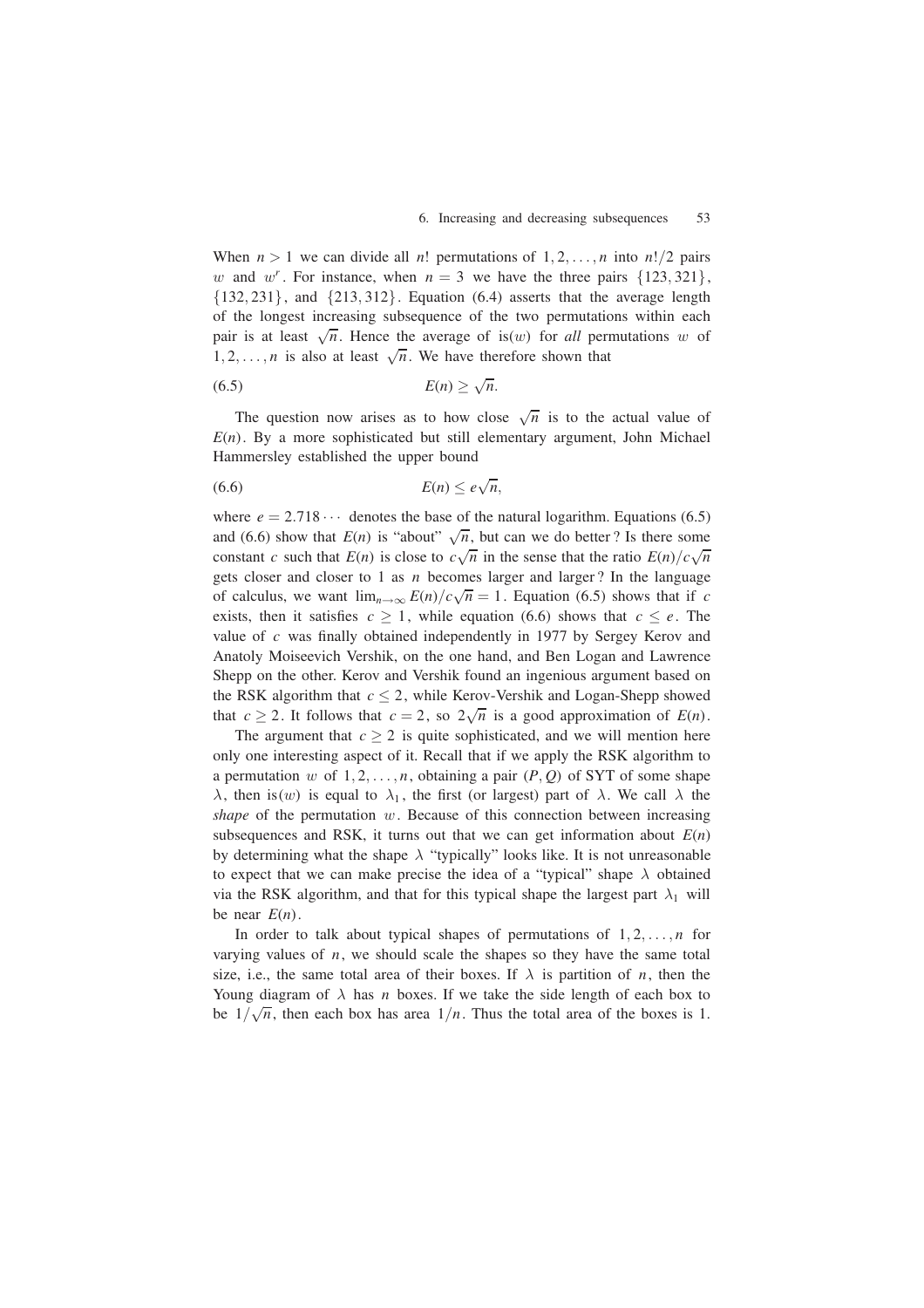When $n > 1$ we can divide all $n!$ permutations of $1, 2, \ldots, n$ into $n!/2$ pairs $w$ and $w^r$. For instance, when $n = 3$ we have the three pairs $\{123, 321\}$, $\{132, 231\}$, and $\{213, 312\}$. Equation (6.4) asserts that the average length of the longest increasing subsequence of the two permutations within each pair is at least $\sqrt{n}$. Hence the average of $\text{is}(w)$ for *all* permutations $w$ of $1, 2, \ldots, n$ is also at least $\sqrt{n}$. We have therefore shown that

$$E(n) \geq \sqrt{n}. \tag{6.5}$$

The question now arises as to how close $\sqrt{n}$ is to the actual value of $E(n)$. By a more sophisticated but still elementary argument, John Michael Hammersley established the upper bound

$$E(n) \leq e\sqrt{n}, \tag{6.6}$$

where $e = 2.718\cdots$ denotes the base of the natural logarithm. Equations (6.5) and (6.6) show that $E(n)$ is "about" $\sqrt{n}$, but can we do better? Is there some constant $c$ such that $E(n)$ is close to $c\sqrt{n}$ in the sense that the ratio $E(n)/c\sqrt{n}$ gets closer and closer to 1 as $n$ becomes larger and larger? In the language of calculus, we want $\lim_{n\to\infty} E(n)/c\sqrt{n} = 1$. Equation (6.5) shows that if $c$ exists, then it satisfies $c \geq 1$, while equation (6.6) shows that $c \leq e$. The value of $c$ was finally obtained independently in 1977 by Sergey Kerov and Anatoly Moiseevich Vershik, on the one hand, and Ben Logan and Lawrence Shepp on the other. Kerov and Vershik found an ingenious argument based on the RSK algorithm that $c \leq 2$, while Kerov-Vershik and Logan-Shepp showed that $c \geq 2$. It follows that $c = 2$, so $2\sqrt{n}$ is a good approximation of $E(n)$.

The argument that $c \geq 2$ is quite sophisticated, and we will mention here only one interesting aspect of it. Recall that if we apply the RSK algorithm to a permutation $w$ of $1, 2, \ldots, n$, obtaining a pair $(P, Q)$ of SYT of some shape $\lambda$, then $\text{is}(w)$ is equal to $\lambda_1$, the first (or largest) part of $\lambda$. We call $\lambda$ the *shape* of the permutation $w$. Because of this connection between increasing subsequences and RSK, it turns out that we can get information about $E(n)$ by determining what the shape $\lambda$ "typically" looks like. It is not unreasonable to expect that we can make precise the idea of a "typical" shape $\lambda$ obtained via the RSK algorithm, and that for this typical shape the largest part $\lambda_1$ will be near $E(n)$.

In order to talk about typical shapes of permutations of $1, 2, \ldots, n$ for varying values of $n$, we should scale the shapes so they have the same total size, i.e., the same total area of their boxes. If $\lambda$ is partition of $n$, then the Young diagram of $\lambda$ has $n$ boxes. If we take the side length of each box to be $1/\sqrt{n}$, then each box has area $1/n$. Thus the total area of the boxes is 1.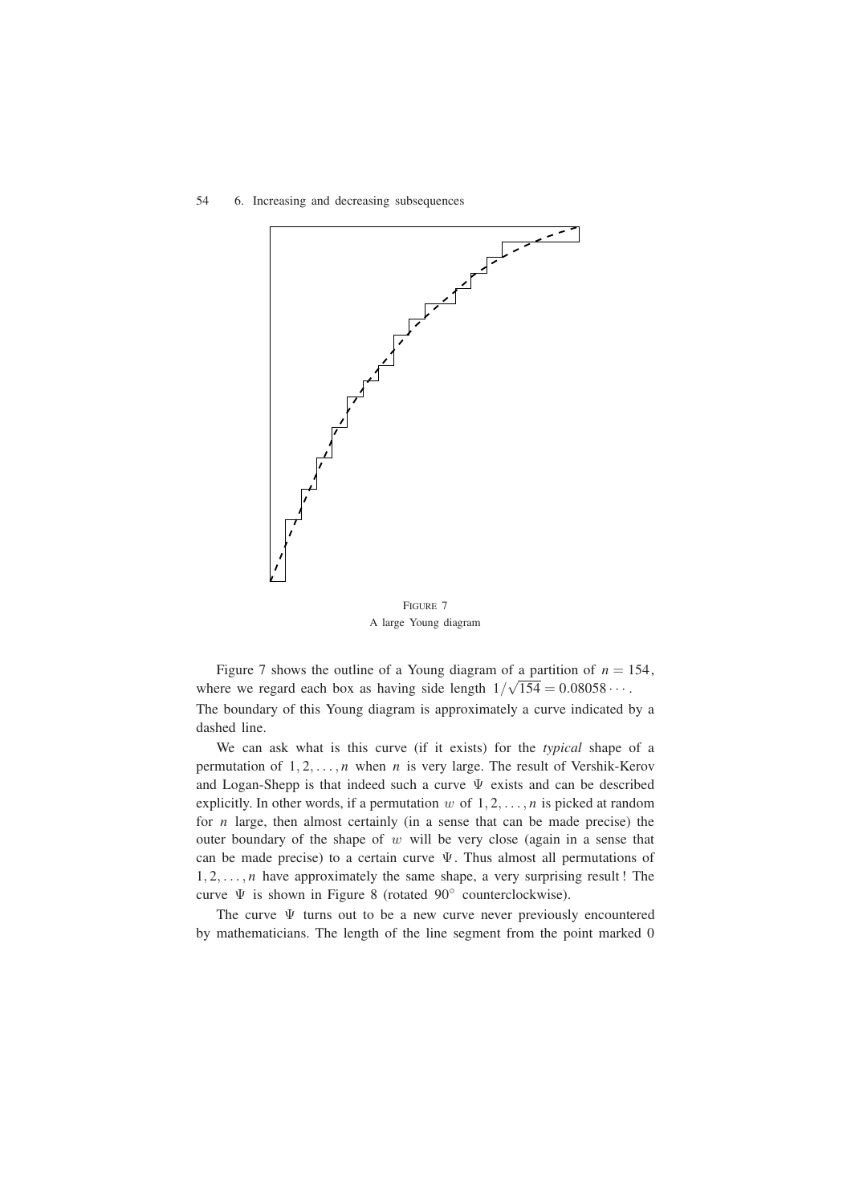FIGURE 7
A large Young diagram

Figure 7 shows the outline of a Young diagram of a partition of $n = 154$, where we regard each box as having side length $1/\sqrt{154} = 0.08058\cdots$. The boundary of this Young diagram is approximately a curve indicated by a dashed line.

We can ask what is this curve (if it exists) for the *typical* shape of a permutation of $1, 2, \ldots, n$ when $n$ is very large. The result of Vershik-Kerov and Logan-Shepp is that indeed such a curve $\Psi$ exists and can be described explicitly. In other words, if a permutation $w$ of $1, 2, \ldots, n$ is picked at random for $n$ large, then almost certainly (in a sense that can be made precise) the outer boundary of the shape of $w$ will be very close (again in a sense that can be made precise) to a certain curve $\Psi$. Thus almost all permutations of $1, 2, \ldots, n$ have approximately the same shape, a very surprising result! The curve $\Psi$ is shown in Figure 8 (rotated $90^\circ$ counterclockwise).

The curve $\Psi$ turns out to be a new curve never previously encountered by mathematicians. The length of the line segment from the point marked 0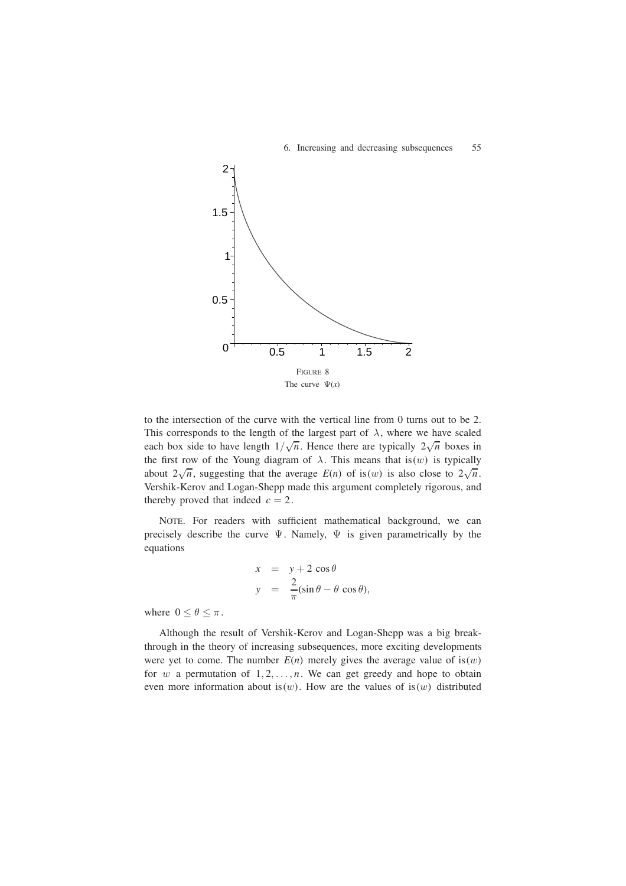FIGURE 8

The curve $\Psi(x)$

to the intersection of the curve with the vertical line from 0 turns out to be 2. This corresponds to the length of the largest part of $\lambda$, where we have scaled each box side to have length $1/\sqrt{n}$. Hence there are typically $2\sqrt{n}$ boxes in the first row of the Young diagram of $\lambda$. This means that $\text{is}(w)$ is typically about $2\sqrt{n}$, suggesting that the average $E(n)$ of $\text{is}(w)$ is also close to $2\sqrt{n}$. Vershik-Kerov and Logan-Shepp made this argument completely rigorous, and thereby proved that indeed $c = 2$.

NOTE. For readers with sufficient mathematical background, we can precisely describe the curve $\Psi$. Namely, $\Psi$ is given parametrically by the equations

$$
\begin{aligned}
x &= y + 2\cos\theta \\
y &= \frac{2}{\pi}(\sin\theta - \theta\cos\theta),
\end{aligned}
$$

where $0 \le \theta \le \pi$.

Although the result of Vershik-Kerov and Logan-Shepp was a big breakthrough in the theory of increasing subsequences, more exciting developments were yet to come. The number $E(n)$ merely gives the average value of $\text{is}(w)$ for $w$ a permutation of $1, 2, \ldots, n$. We can get greedy and hope to obtain even more information about $\text{is}(w)$. How are the values of $\text{is}(w)$ distributed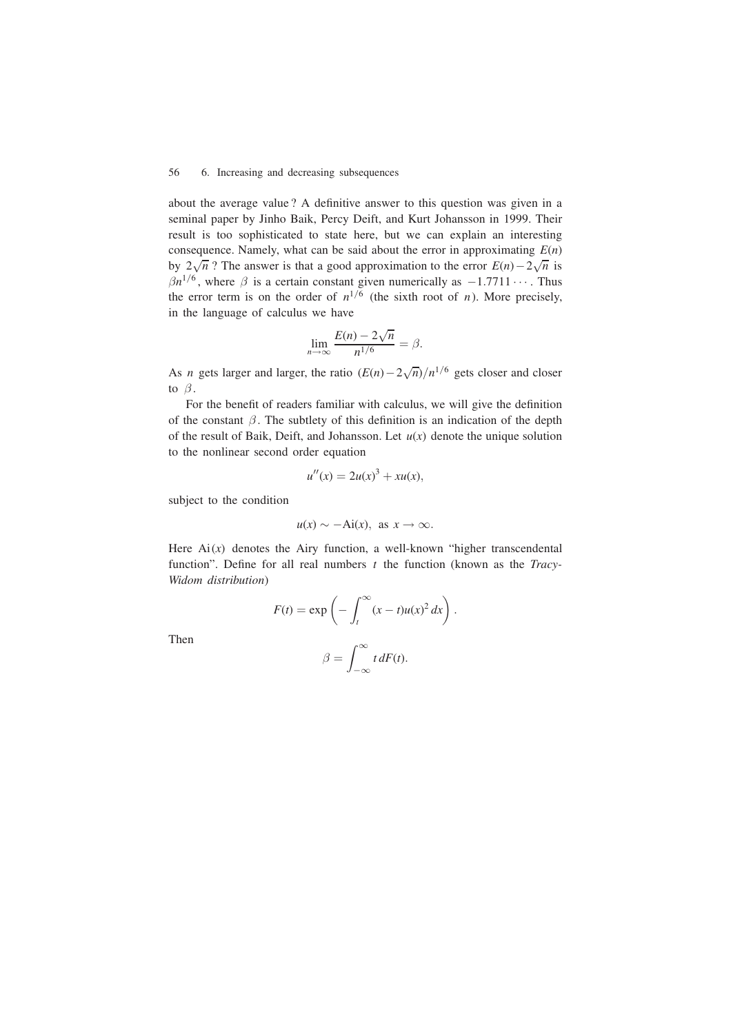about the average value? A definitive answer to this question was given in a seminal paper by Jinho Baik, Percy Deift, and Kurt Johansson in 1999. Their result is too sophisticated to state here, but we can explain an interesting consequence. Namely, what can be said about the error in approximating $E(n)$ by $2\sqrt{n}$? The answer is that a good approximation to the error $E(n)-2\sqrt{n}$ is $\beta n^{1/6}$, where $\beta$ is a certain constant given numerically as $-1.7711\cdots$. Thus the error term is on the order of $n^{1/6}$ (the sixth root of $n$). More precisely, in the language of calculus we have

$$\lim_{n\to\infty} \frac{E(n)-2\sqrt{n}}{n^{1/6}} = \beta.$$

As $n$ gets larger and larger, the ratio $(E(n)-2\sqrt{n})/n^{1/6}$ gets closer and closer to $\beta$.

For the benefit of readers familiar with calculus, we will give the definition of the constant $\beta$. The subtlety of this definition is an indication of the depth of the result of Baik, Deift, and Johansson. Let $u(x)$ denote the unique solution to the nonlinear second order equation

$$u''(x) = 2u(x)^3 + xu(x),$$

subject to the condition

$$u(x) \sim -\mathrm{Ai}(x), \text{ as } x \to \infty.$$

Here $\mathrm{Ai}(x)$ denotes the Airy function, a well-known "higher transcendental function". Define for all real numbers $t$ the function (known as the *Tracy-Widom distribution*)

$$F(t) = \exp\left(-\int_t^\infty (x-t)u(x)^2\,dx\right).$$

Then

$$\beta = \int_{-\infty}^{\infty} t\,dF(t).$$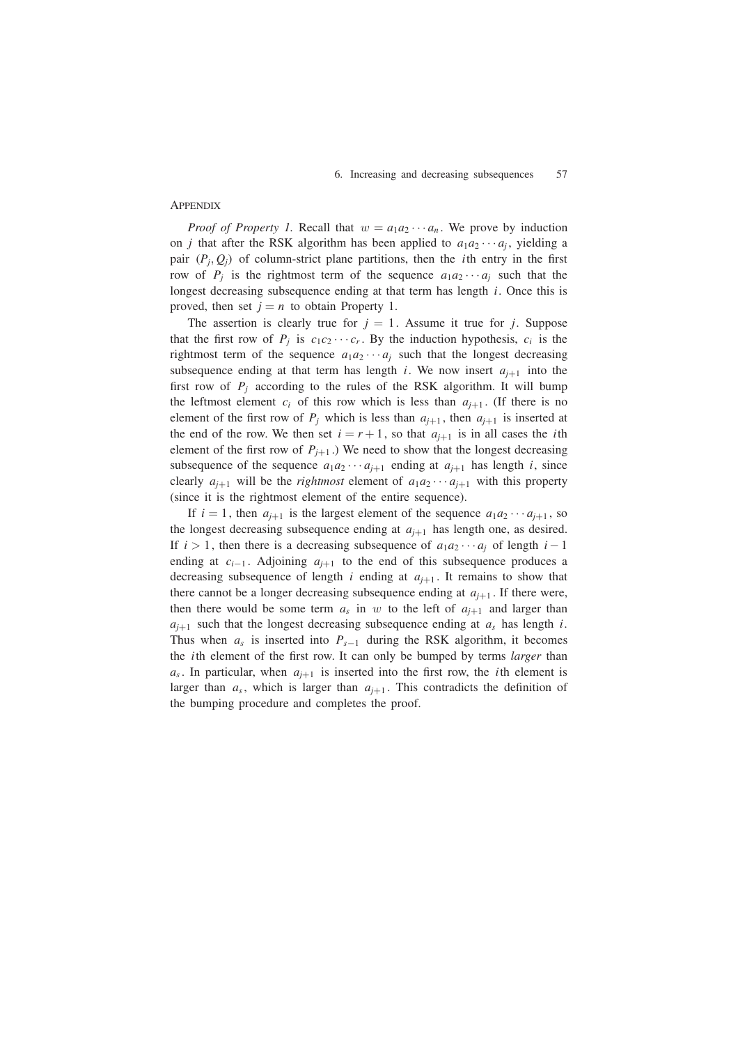## Appendix

*Proof of Property 1.* Recall that $w = a_1 a_2 \cdots a_n$. We prove by induction on $j$ that after the RSK algorithm has been applied to $a_1 a_2 \cdots a_j$, yielding a pair $(P_j, Q_j)$ of column-strict plane partitions, then the $i$th entry in the first row of $P_j$ is the rightmost term of the sequence $a_1 a_2 \cdots a_j$ such that the longest decreasing subsequence ending at that term has length $i$. Once this is proved, then set $j = n$ to obtain Property 1.

The assertion is clearly true for $j = 1$. Assume it true for $j$. Suppose that the first row of $P_j$ is $c_1 c_2 \cdots c_r$. By the induction hypothesis, $c_i$ is the rightmost term of the sequence $a_1 a_2 \cdots a_j$ such that the longest decreasing subsequence ending at that term has length $i$. We now insert $a_{j+1}$ into the first row of $P_j$ according to the rules of the RSK algorithm. It will bump the leftmost element $c_i$ of this row which is less than $a_{j+1}$. (If there is no element of the first row of $P_j$ which is less than $a_{j+1}$, then $a_{j+1}$ is inserted at the end of the row. We then set $i = r + 1$, so that $a_{j+1}$ is in all cases the $i$th element of the first row of $P_{j+1}$.) We need to show that the longest decreasing subsequence of the sequence $a_1 a_2 \cdots a_{j+1}$ ending at $a_{j+1}$ has length $i$, since clearly $a_{j+1}$ will be the *rightmost* element of $a_1 a_2 \cdots a_{j+1}$ with this property (since it is the rightmost element of the entire sequence).

If $i = 1$, then $a_{j+1}$ is the largest element of the sequence $a_1 a_2 \cdots a_{j+1}$, so the longest decreasing subsequence ending at $a_{j+1}$ has length one, as desired. If $i > 1$, then there is a decreasing subsequence of $a_1 a_2 \cdots a_j$ of length $i - 1$ ending at $c_{i-1}$. Adjoining $a_{j+1}$ to the end of this subsequence produces a decreasing subsequence of length $i$ ending at $a_{j+1}$. It remains to show that there cannot be a longer decreasing subsequence ending at $a_{j+1}$. If there were, then there would be some term $a_s$ in $w$ to the left of $a_{j+1}$ and larger than $a_{j+1}$ such that the longest decreasing subsequence ending at $a_s$ has length $i$. Thus when $a_s$ is inserted into $P_{s-1}$ during the RSK algorithm, it becomes the $i$th element of the first row. It can only be bumped by terms *larger* than $a_s$. In particular, when $a_{j+1}$ is inserted into the first row, the $i$th element is larger than $a_s$, which is larger than $a_{j+1}$. This contradicts the definition of the bumping procedure and completes the proof.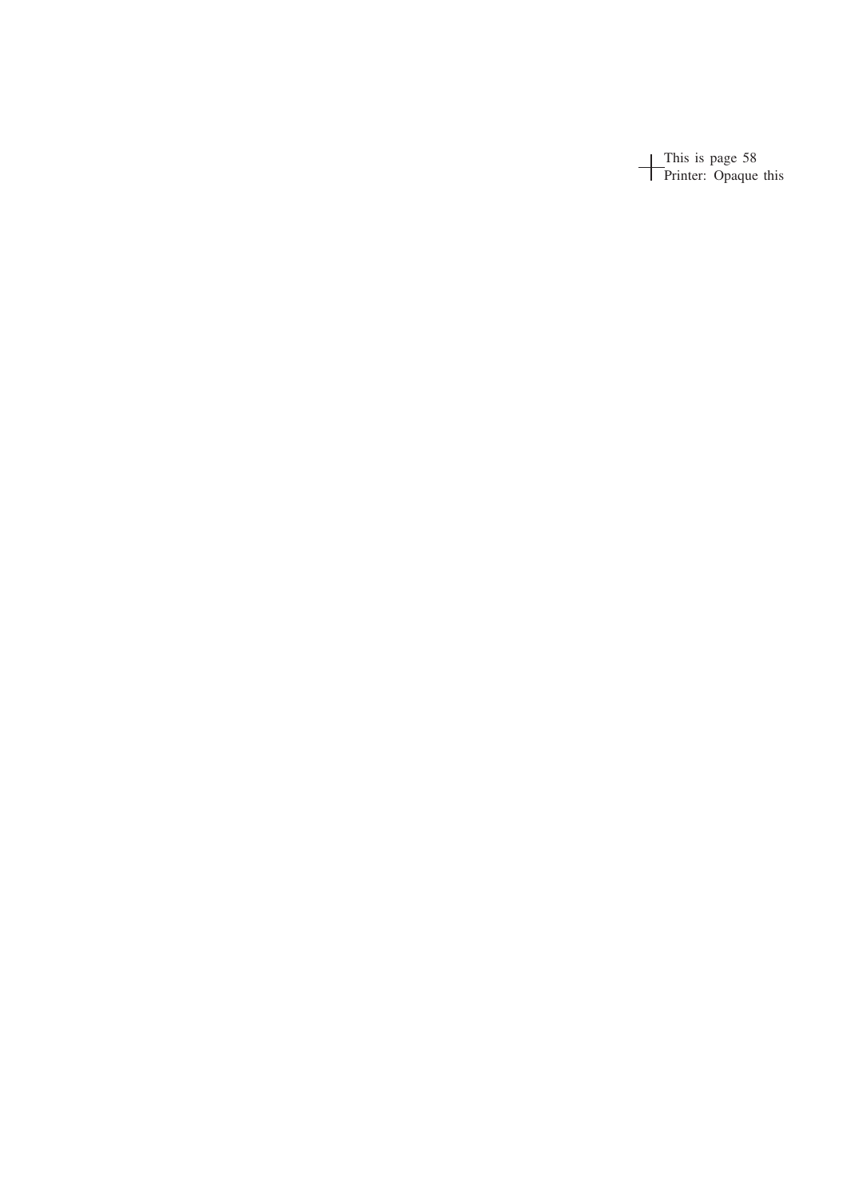This is page 58
Printer: Opaque this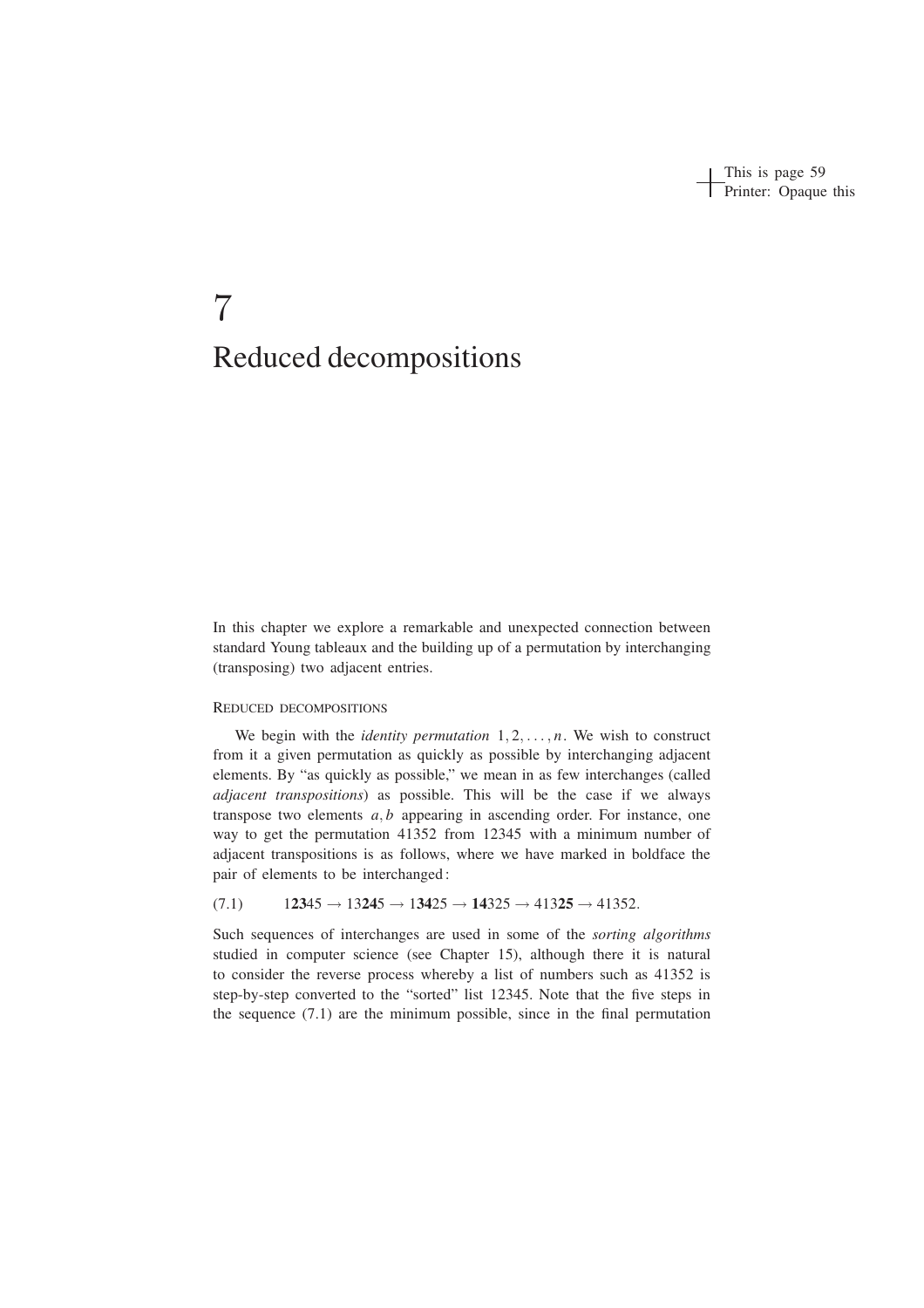# 7

# Reduced decompositions

In this chapter we explore a remarkable and unexpected connection between standard Young tableaux and the building up of a permutation by interchanging (transposing) two adjacent entries.

## Reduced decompositions

We begin with the *identity permutation* $1, 2, \ldots, n$. We wish to construct from it a given permutation as quickly as possible by interchanging adjacent elements. By "as quickly as possible," we mean in as few interchanges (called *adjacent transpositions*) as possible. This will be the case if we always transpose two elements $a, b$ appearing in ascending order. For instance, one way to get the permutation 41352 from 12345 with a minimum number of adjacent transpositions is as follows, where we have marked in boldface the pair of elements to be interchanged:

(7.1) 1**23**45 → 13**24**5 → 1**34**25 → **14**325 → 413**25** → 41352.

Such sequences of interchanges are used in some of the *sorting algorithms* studied in computer science (see Chapter 15), although there it is natural to consider the reverse process whereby a list of numbers such as 41352 is step-by-step converted to the "sorted" list 12345. Note that the five steps in the sequence (7.1) are the minimum possible, since in the final permutation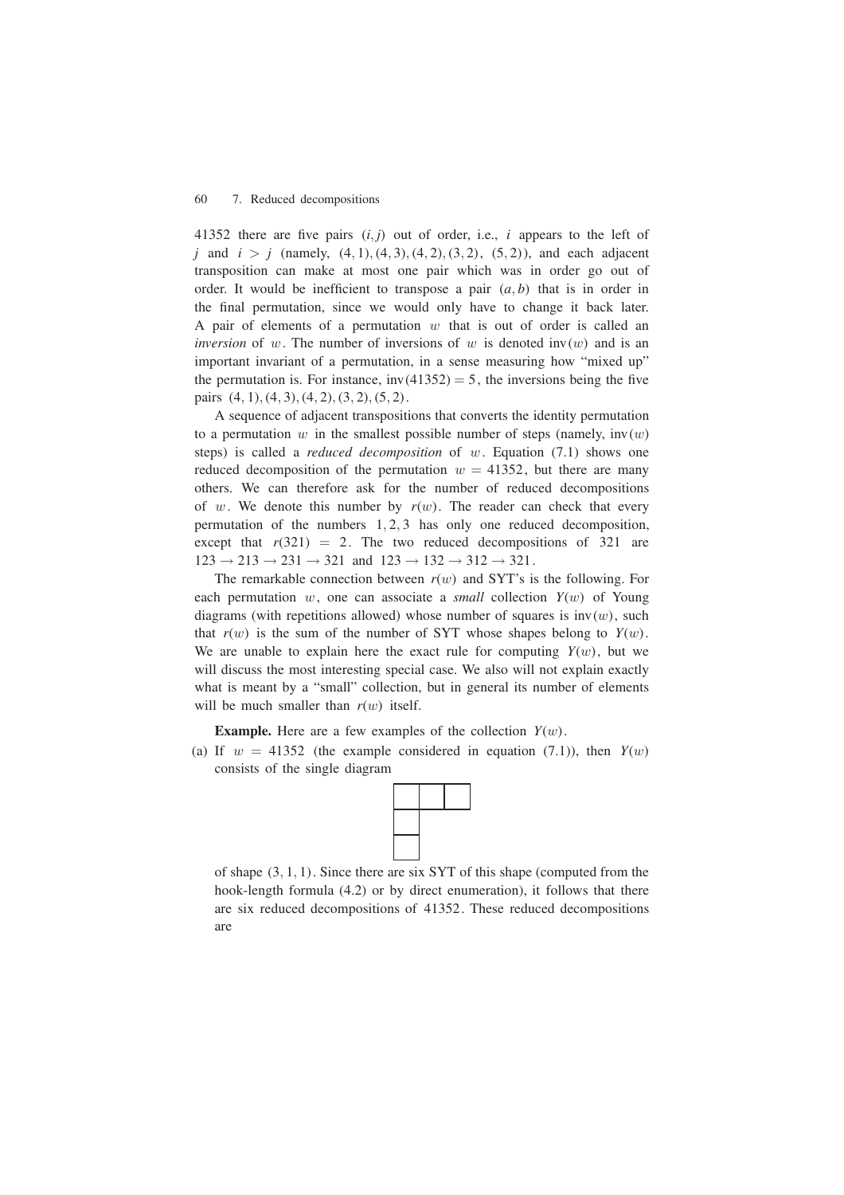41352 there are five pairs $(i, j)$ out of order, i.e., $i$ appears to the left of $j$ and $i > j$ (namely, $(4,1), (4,3), (4,2), (3,2)$, $(5,2)$), and each adjacent transposition can make at most one pair which was in order go out of order. It would be inefficient to transpose a pair $(a, b)$ that is in order in the final permutation, since we would only have to change it back later. A pair of elements of a permutation $w$ that is out of order is called an *inversion* of $w$. The number of inversions of $w$ is denoted $\text{inv}(w)$ and is an important invariant of a permutation, in a sense measuring how "mixed up" the permutation is. For instance, $\text{inv}(41352) = 5$, the inversions being the five pairs $(4,1), (4,3), (4,2), (3,2), (5,2)$.

A sequence of adjacent transpositions that converts the identity permutation to a permutation $w$ in the smallest possible number of steps (namely, $\text{inv}(w)$ steps) is called a *reduced decomposition* of $w$. Equation (7.1) shows one reduced decomposition of the permutation $w = 41352$, but there are many others. We can therefore ask for the number of reduced decompositions of $w$. We denote this number by $r(w)$. The reader can check that every permutation of the numbers $1, 2, 3$ has only one reduced decomposition, except that $r(321) = 2$. The two reduced decompositions of 321 are $123 \to 213 \to 231 \to 321$ and $123 \to 132 \to 312 \to 321$.

The remarkable connection between $r(w)$ and SYT's is the following. For each permutation $w$, one can associate a *small* collection $Y(w)$ of Young diagrams (with repetitions allowed) whose number of squares is $\text{inv}(w)$, such that $r(w)$ is the sum of the number of SYT whose shapes belong to $Y(w)$. We are unable to explain here the exact rule for computing $Y(w)$, but we will discuss the most interesting special case. We also will not explain exactly what is meant by a "small" collection, but in general its number of elements will be much smaller than $r(w)$ itself.

**Example.** Here are a few examples of the collection $Y(w)$.

(a) If $w = 41352$ (the example considered in equation (7.1)), then $Y(w)$ consists of the single diagram

of shape $(3, 1, 1)$. Since there are six SYT of this shape (computed from the hook-length formula (4.2) or by direct enumeration), it follows that there are six reduced decompositions of $41352$. These reduced decompositions are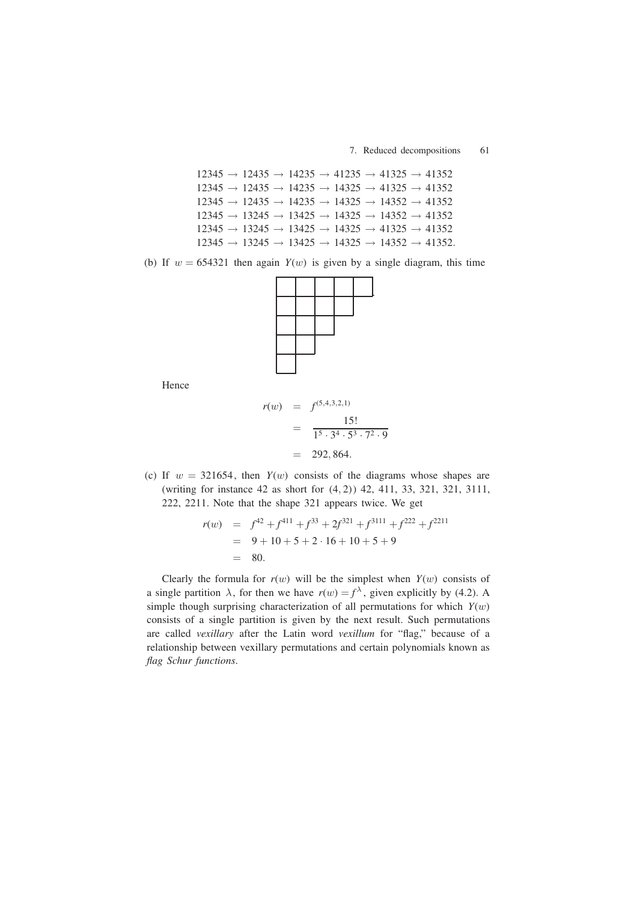$$12345 \to 12435 \to 14235 \to 41235 \to 41325 \to 41352$$
$$12345 \to 12435 \to 14235 \to 14325 \to 41325 \to 41352$$
$$12345 \to 12435 \to 14235 \to 14325 \to 14352 \to 41352$$
$$12345 \to 13245 \to 13425 \to 14325 \to 14352 \to 41352$$
$$12345 \to 13245 \to 13425 \to 14325 \to 41325 \to 41352$$
$$12345 \to 13245 \to 13425 \to 14325 \to 14352 \to 41352.$$

(b) If $w = 654321$ then again $Y(w)$ is given by a single diagram, this time

$$\begin{array}{|c|c|c|c|c|}
\hline
\phantom{x} & \phantom{x} & \phantom{x} & \phantom{x} & \phantom{x} \\
\hline
\phantom{x} & \phantom{x} & \phantom{x} & \phantom{x} \\
\cline{1-4}
\phantom{x} & \phantom{x} & \phantom{x} \\
\cline{1-3}
\phantom{x} & \phantom{x} \\
\cline{1-2}
\phantom{x} \\
\cline{1-1}
\end{array}$$

Hence

$$\begin{aligned}
r(w) &= f^{(5,4,3,2,1)} \\
&= \frac{15!}{1^5 \cdot 3^4 \cdot 5^3 \cdot 7^2 \cdot 9} \\
&= 292,864.
\end{aligned}$$

(c) If $w = 321654$, then $Y(w)$ consists of the diagrams whose shapes are (writing for instance 42 as short for $(4,2)$) 42, 411, 33, 321, 321, 3111, 222, 2211. Note that the shape 321 appears twice. We get

$$\begin{aligned}
r(w) &= f^{42} + f^{411} + f^{33} + 2f^{321} + f^{3111} + f^{222} + f^{2211} \\
&= 9 + 10 + 5 + 2 \cdot 16 + 10 + 5 + 9 \\
&= 80.
\end{aligned}$$

Clearly the formula for $r(w)$ will be the simplest when $Y(w)$ consists of a single partition $\lambda$, for then we have $r(w) = f^{\lambda}$, given explicitly by (4.2). A simple though surprising characterization of all permutations for which $Y(w)$ consists of a single partition is given by the next result. Such permutations are called *vexillary* after the Latin word *vexillum* for "flag," because of a relationship between vexillary permutations and certain polynomials known as *flag Schur functions*.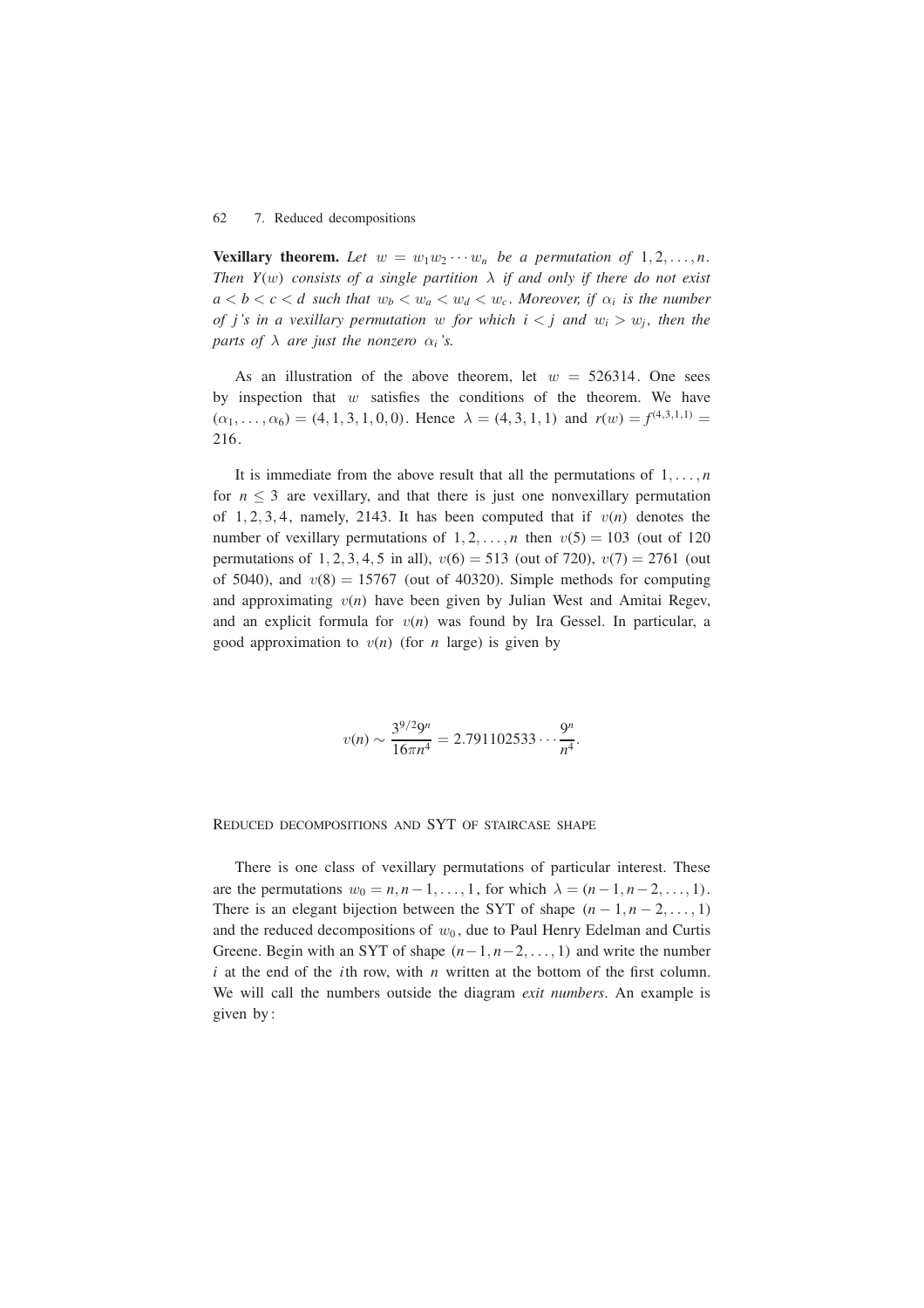**Vexillary theorem.** *Let $w = w_1 w_2 \cdots w_n$ be a permutation of $1, 2, \ldots, n$. Then $Y(w)$ consists of a single partition $\lambda$ if and only if there do not exist $a < b < c < d$ such that $w_b < w_a < w_d < w_c$. Moreover, if $\alpha_i$ is the number of $j$'s in a vexillary permutation $w$ for which $i < j$ and $w_i > w_j$, then the parts of $\lambda$ are just the nonzero $\alpha_i$'s.*

As an illustration of the above theorem, let $w = 526314$. One sees by inspection that $w$ satisfies the conditions of the theorem. We have $(\alpha_1, \ldots, \alpha_6) = (4, 1, 3, 1, 0, 0)$. Hence $\lambda = (4, 3, 1, 1)$ and $r(w) = f^{(4,3,1,1)} = 216$.

It is immediate from the above result that all the permutations of $1, \ldots, n$ for $n \leq 3$ are vexillary, and that there is just one nonvexillary permutation of $1, 2, 3, 4$, namely, $2143$. It has been computed that if $v(n)$ denotes the number of vexillary permutations of $1, 2, \ldots, n$ then $v(5) = 103$ (out of 120 permutations of $1, 2, 3, 4, 5$ in all), $v(6) = 513$ (out of 720), $v(7) = 2761$ (out of 5040), and $v(8) = 15767$ (out of 40320). Simple methods for computing and approximating $v(n)$ have been given by Julian West and Amitai Regev, and an explicit formula for $v(n)$ was found by Ira Gessel. In particular, a good approximation to $v(n)$ (for $n$ large) is given by

$$v(n) \sim \frac{3^{9/2} 9^n}{16 \pi n^4} = 2.791102533 \cdots \frac{9^n}{n^4}.$$

## Reduced decompositions and SYT of staircase shape

There is one class of vexillary permutations of particular interest. These are the permutations $w_0 = n, n-1, \ldots, 1$, for which $\lambda = (n-1, n-2, \ldots, 1)$. There is an elegant bijection between the SYT of shape $(n-1, n-2, \ldots, 1)$ and the reduced decompositions of $w_0$, due to Paul Henry Edelman and Curtis Greene. Begin with an SYT of shape $(n-1, n-2, \ldots, 1)$ and write the number $i$ at the end of the $i$th row, with $n$ written at the bottom of the first column. We will call the numbers outside the diagram *exit numbers*. An example is given by: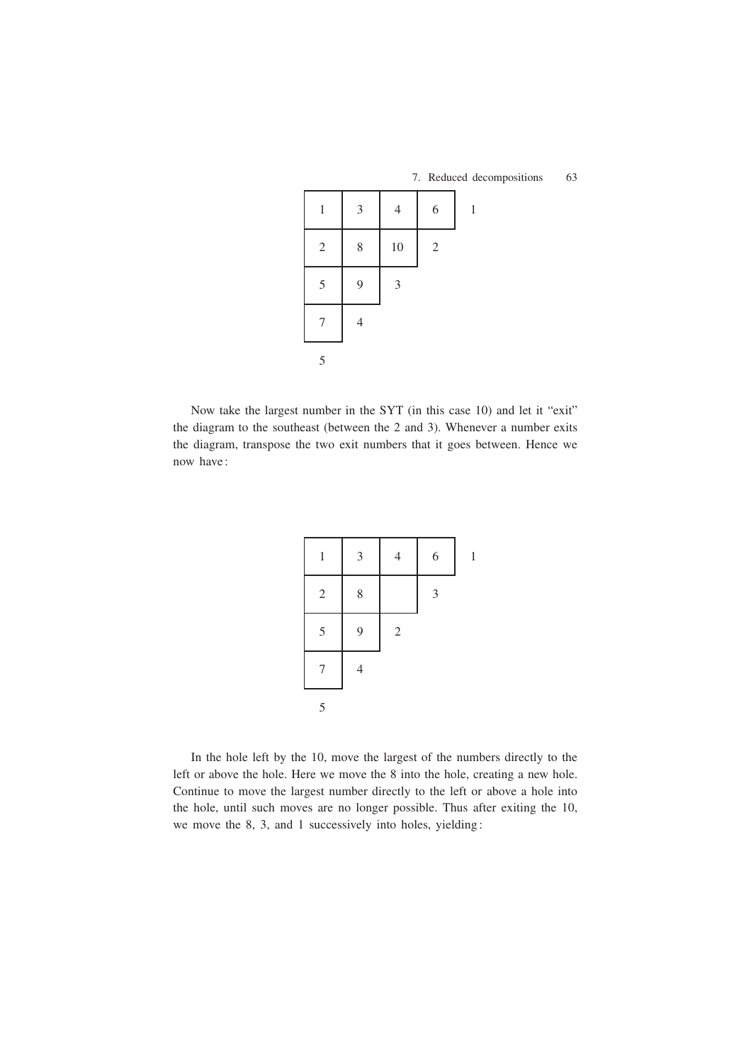| 1 | 3 | 4 | 6 | 1 |
|---|---|---|---|---|
| 2 | 8 | 10 | 2 | |
| 5 | 9 | 3 | | |
| 7 | 4 | | | |
| 5 | | | | |

Now take the largest number in the SYT (in this case 10) and let it "exit" the diagram to the southeast (between the 2 and 3). Whenever a number exits the diagram, transpose the two exit numbers that it goes between. Hence we now have:

| 1 | 3 | 4 | 6 | 1 |
|---|---|---|---|---|
| 2 | 8 | | 3 | |
| 5 | 9 | 2 | | |
| 7 | 4 | | | |
| 5 | | | | |

In the hole left by the 10, move the largest of the numbers directly to the left or above the hole. Here we move the 8 into the hole, creating a new hole. Continue to move the largest number directly to the left or above a hole into the hole, until such moves are no longer possible. Thus after exiting the 10, we move the 8, 3, and 1 successively into holes, yielding: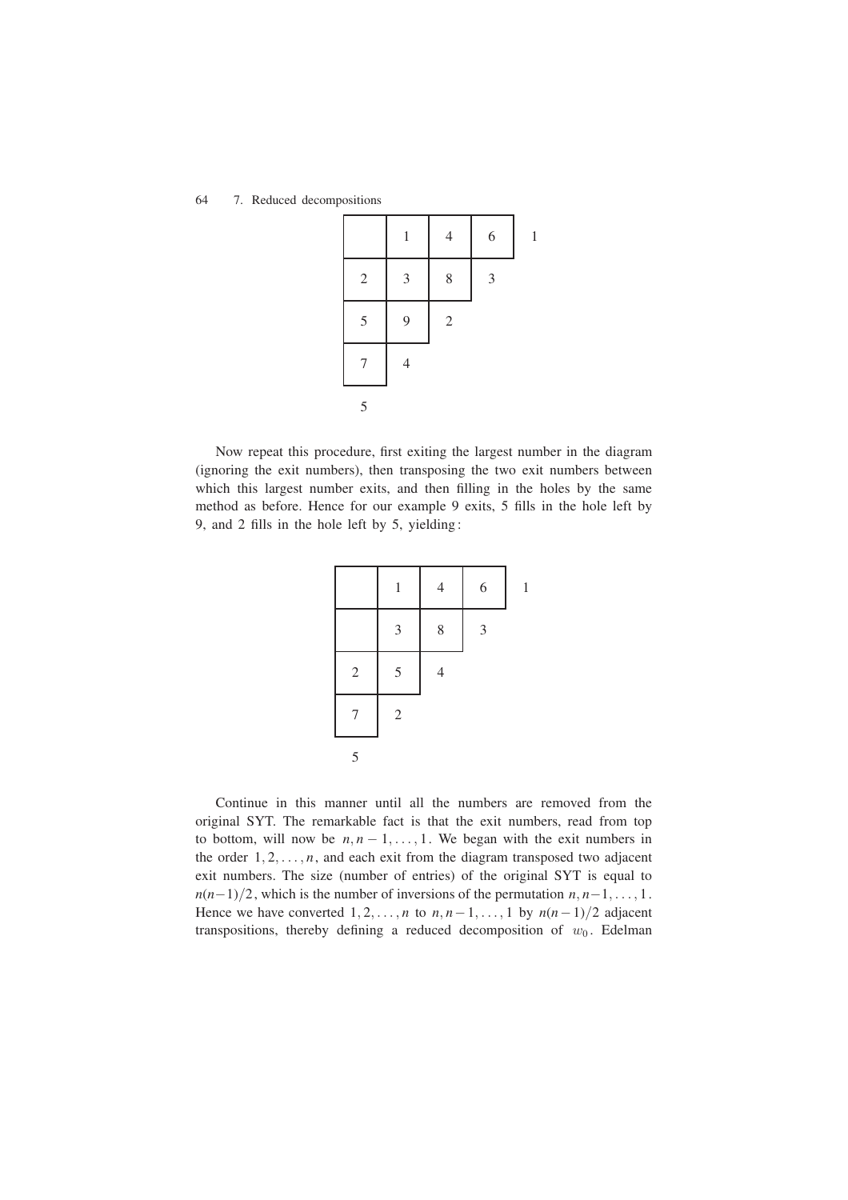|   | 1 | 4 | 6 | 1 |
|---|---|---|---|---|
| 2 | 3 | 8 | 3 |   |
| 5 | 9 | 2 |   |   |
| 7 | 4 |   |   |   |
| 5 |   |   |   |   |

Now repeat this procedure, first exiting the largest number in the diagram (ignoring the exit numbers), then transposing the two exit numbers between which this largest number exits, and then filling in the holes by the same method as before. Hence for our example 9 exits, 5 fills in the hole left by 9, and 2 fills in the hole left by 5, yielding:

|   | 1 | 4 | 6 | 1 |
|---|---|---|---|---|
|   | 3 | 8 | 3 |   |
| 2 | 5 | 4 |   |   |
| 7 | 2 |   |   |   |
| 5 |   |   |   |   |

Continue in this manner until all the numbers are removed from the original SYT. The remarkable fact is that the exit numbers, read from top to bottom, will now be $n, n-1, \dots, 1$. We began with the exit numbers in the order $1, 2, \dots, n$, and each exit from the diagram transposed two adjacent exit numbers. The size (number of entries) of the original SYT is equal to $n(n-1)/2$, which is the number of inversions of the permutation $n, n-1, \dots, 1$. Hence we have converted $1, 2, \dots, n$ to $n, n-1, \dots, 1$ by $n(n-1)/2$ adjacent transpositions, thereby defining a reduced decomposition of $w_0$. Edelman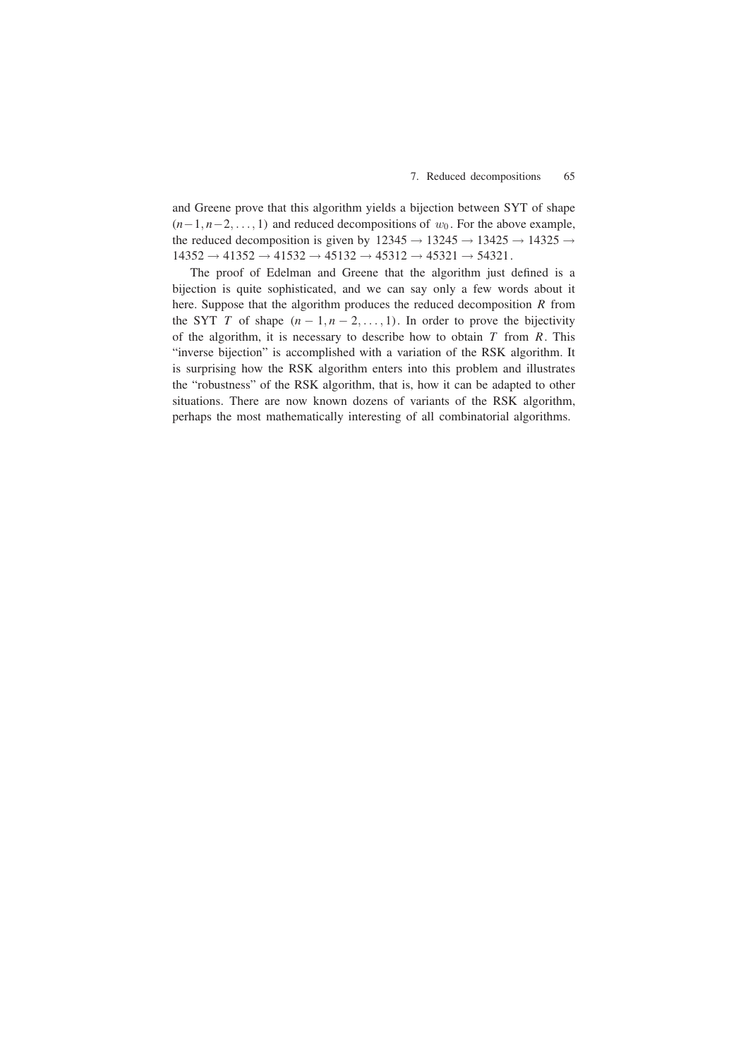and Greene prove that this algorithm yields a bijection between SYT of shape $(n-1, n-2, \ldots, 1)$ and reduced decompositions of $w_0$. For the above example, the reduced decomposition is given by $12345 \to 13245 \to 13425 \to 14325 \to 14352 \to 41352 \to 41532 \to 45132 \to 45312 \to 45321 \to 54321$.

The proof of Edelman and Greene that the algorithm just defined is a bijection is quite sophisticated, and we can say only a few words about it here. Suppose that the algorithm produces the reduced decomposition $R$ from the SYT $T$ of shape $(n-1, n-2, \ldots, 1)$. In order to prove the bijectivity of the algorithm, it is necessary to describe how to obtain $T$ from $R$. This "inverse bijection" is accomplished with a variation of the RSK algorithm. It is surprising how the RSK algorithm enters into this problem and illustrates the "robustness" of the RSK algorithm, that is, how it can be adapted to other situations. There are now known dozens of variants of the RSK algorithm, perhaps the most mathematically interesting of all combinatorial algorithms.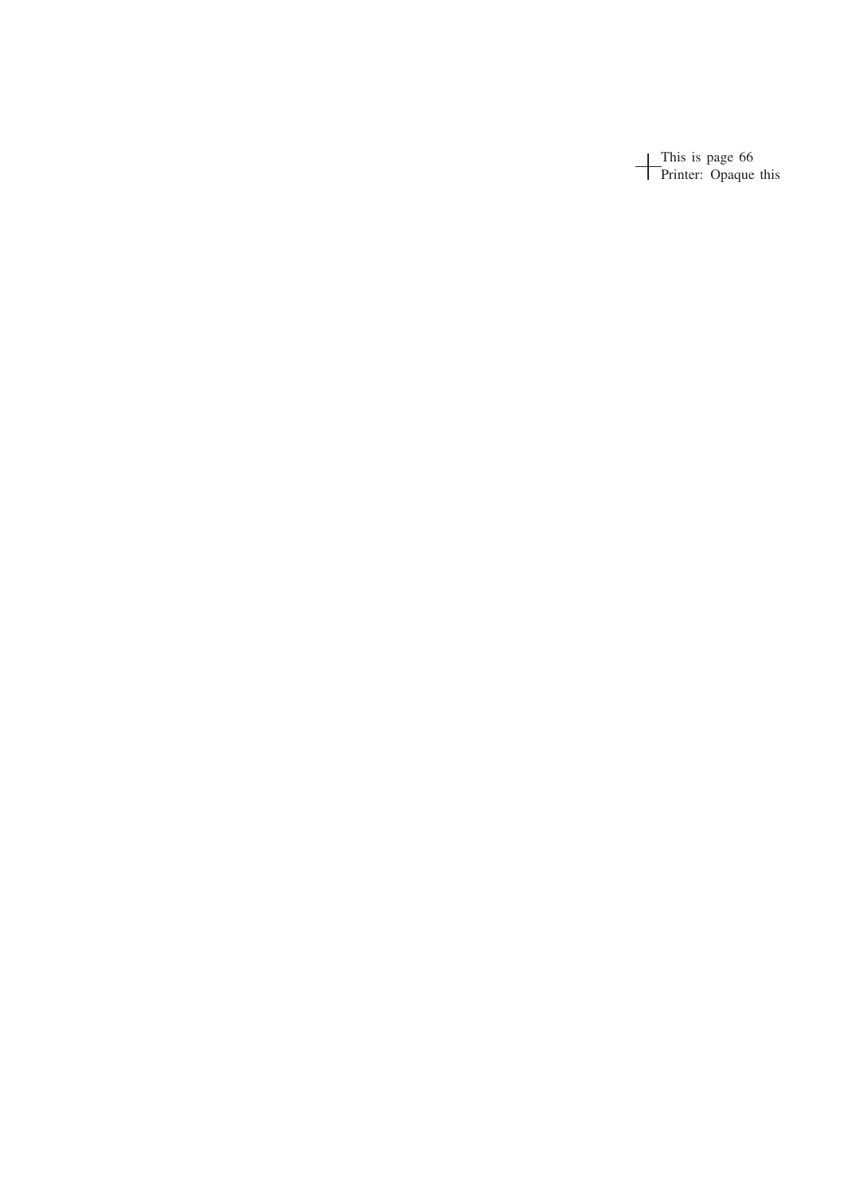This is page 66
Printer: Opaque this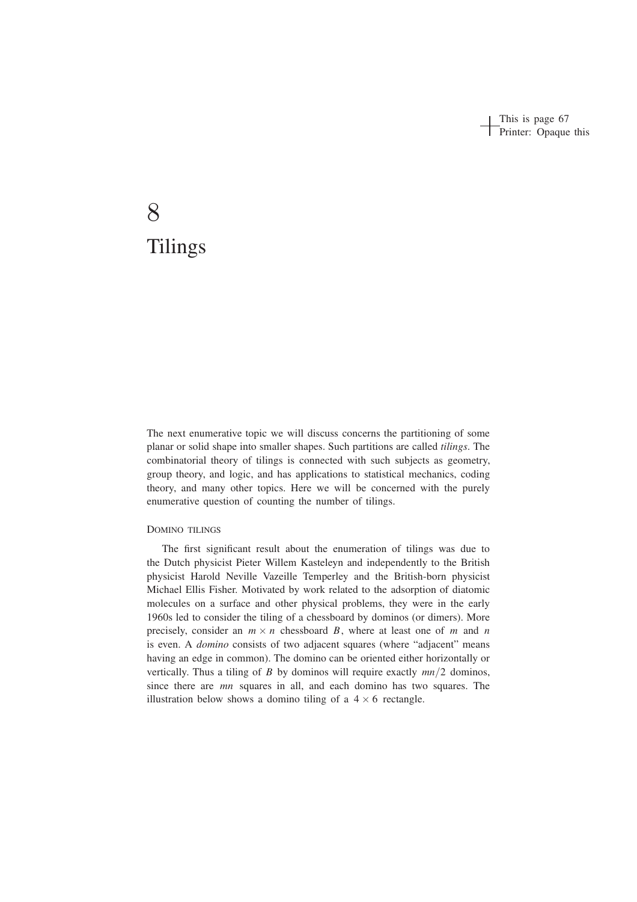# 8
# Tilings

The next enumerative topic we will discuss concerns the partitioning of some planar or solid shape into smaller shapes. Such partitions are called *tilings*. The combinatorial theory of tilings is connected with such subjects as geometry, group theory, and logic, and has applications to statistical mechanics, coding theory, and many other topics. Here we will be concerned with the purely enumerative question of counting the number of tilings.

### Domino tilings

The first significant result about the enumeration of tilings was due to the Dutch physicist Pieter Willem Kasteleyn and independently to the British physicist Harold Neville Vazeille Temperley and the British-born physicist Michael Ellis Fisher. Motivated by work related to the adsorption of diatomic molecules on a surface and other physical problems, they were in the early 1960s led to consider the tiling of a chessboard by dominos (or dimers). More precisely, consider an $m \times n$ chessboard $B$, where at least one of $m$ and $n$ is even. A *domino* consists of two adjacent squares (where "adjacent" means having an edge in common). The domino can be oriented either horizontally or vertically. Thus a tiling of $B$ by dominos will require exactly $mn/2$ dominos, since there are $mn$ squares in all, and each domino has two squares. The illustration below shows a domino tiling of a $4 \times 6$ rectangle.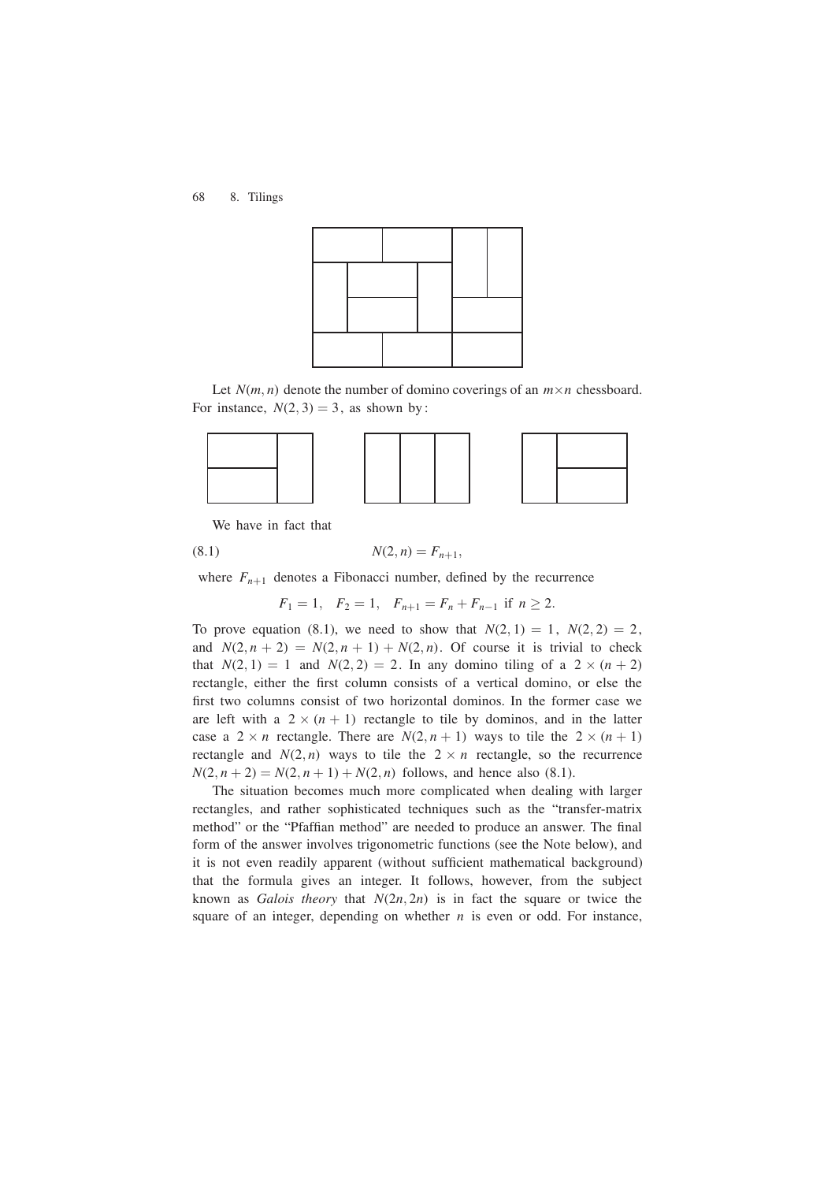Let $N(m,n)$ denote the number of domino coverings of an $m \times n$ chessboard. For instance, $N(2,3) = 3$, as shown by:

We have in fact that

$$N(2,n) = F_{n+1}, \tag{8.1}$$

where $F_{n+1}$ denotes a Fibonacci number, defined by the recurrence

$$F_1 = 1, \quad F_2 = 1, \quad F_{n+1} = F_n + F_{n-1} \text{ if } n \geq 2.$$

To prove equation (8.1), we need to show that $N(2,1) = 1$, $N(2,2) = 2$, and $N(2, n+2) = N(2, n+1) + N(2, n)$. Of course it is trivial to check that $N(2,1) = 1$ and $N(2,2) = 2$. In any domino tiling of a $2 \times (n+2)$ rectangle, either the first column consists of a vertical domino, or else the first two columns consist of two horizontal dominos. In the former case we are left with a $2 \times (n+1)$ rectangle to tile by dominos, and in the latter case a $2 \times n$ rectangle. There are $N(2, n+1)$ ways to tile the $2 \times (n+1)$ rectangle and $N(2,n)$ ways to tile the $2 \times n$ rectangle, so the recurrence $N(2, n+2) = N(2, n+1) + N(2, n)$ follows, and hence also (8.1).

The situation becomes much more complicated when dealing with larger rectangles, and rather sophisticated techniques such as the "transfer-matrix method" or the "Pfaffian method" are needed to produce an answer. The final form of the answer involves trigonometric functions (see the Note below), and it is not even readily apparent (without sufficient mathematical background) that the formula gives an integer. It follows, however, from the subject known as *Galois theory* that $N(2n, 2n)$ is in fact the square or twice the square of an integer, depending on whether $n$ is even or odd. For instance,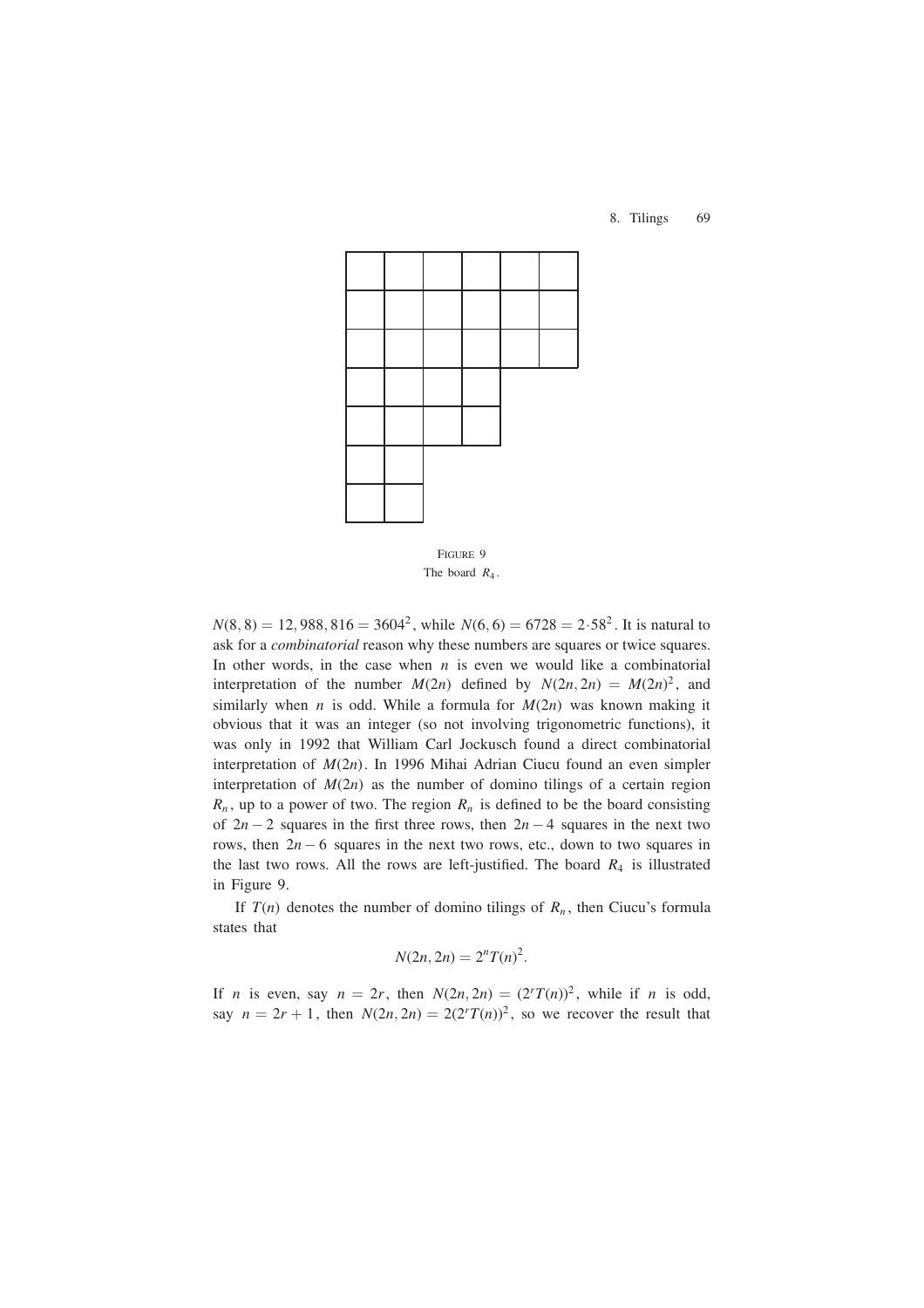FIGURE 9
The board $R_4$.

$N(8,8) = 12,988,816 = 3604^2$, while $N(6,6) = 6728 = 2{\cdot}58^2$. It is natural to ask for a *combinatorial* reason why these numbers are squares or twice squares. In other words, in the case when $n$ is even we would like a combinatorial interpretation of the number $M(2n)$ defined by $N(2n,2n) = M(2n)^2$, and similarly when $n$ is odd. While a formula for $M(2n)$ was known making it obvious that it was an integer (so not involving trigonometric functions), it was only in 1992 that William Carl Jockusch found a direct combinatorial interpretation of $M(2n)$. In 1996 Mihai Adrian Ciucu found an even simpler interpretation of $M(2n)$ as the number of domino tilings of a certain region $R_n$, up to a power of two. The region $R_n$ is defined to be the board consisting of $2n-2$ squares in the first three rows, then $2n-4$ squares in the next two rows, then $2n-6$ squares in the next two rows, etc., down to two squares in the last two rows. All the rows are left-justified. The board $R_4$ is illustrated in Figure 9.

If $T(n)$ denotes the number of domino tilings of $R_n$, then Ciucu's formula states that

$$N(2n,2n) = 2^n T(n)^2.$$

If $n$ is even, say $n = 2r$, then $N(2n,2n) = (2^r T(n))^2$, while if $n$ is odd, say $n = 2r+1$, then $N(2n,2n) = 2(2^r T(n))^2$, so we recover the result that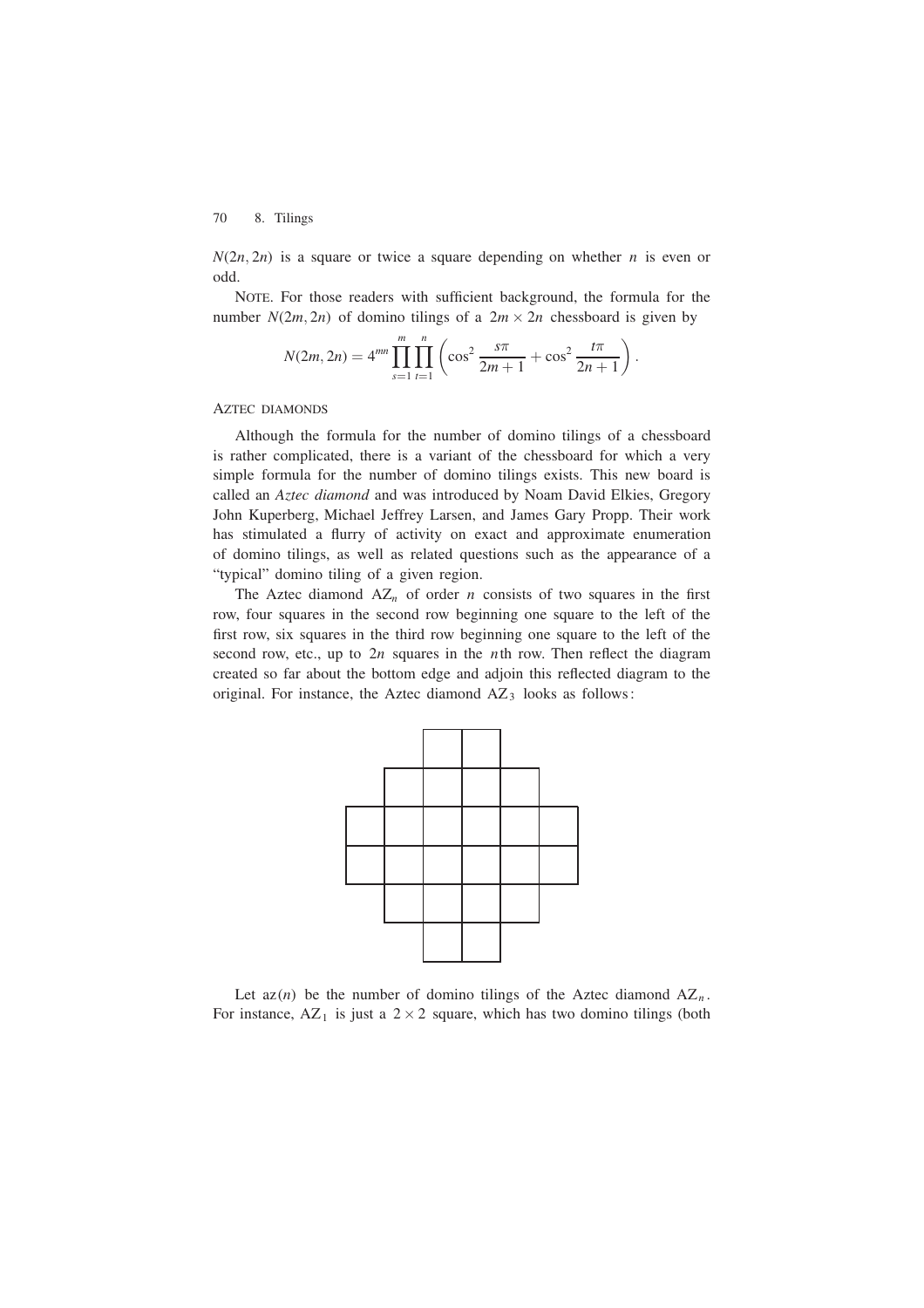$N(2n, 2n)$ is a square or twice a square depending on whether $n$ is even or odd.

NOTE. For those readers with sufficient background, the formula for the number $N(2m, 2n)$ of domino tilings of a $2m \times 2n$ chessboard is given by

$$N(2m, 2n) = 4^{mn} \prod_{s=1}^{m} \prod_{t=1}^{n} \left( \cos^2 \frac{s\pi}{2m+1} + \cos^2 \frac{t\pi}{2n+1} \right).$$

AZTEC DIAMONDS

Although the formula for the number of domino tilings of a chessboard is rather complicated, there is a variant of the chessboard for which a very simple formula for the number of domino tilings exists. This new board is called an *Aztec diamond* and was introduced by Noam David Elkies, Gregory John Kuperberg, Michael Jeffrey Larsen, and James Gary Propp. Their work has stimulated a flurry of activity on exact and approximate enumeration of domino tilings, as well as related questions such as the appearance of a "typical" domino tiling of a given region.

The Aztec diamond $\mathrm{AZ}_n$ of order $n$ consists of two squares in the first row, four squares in the second row beginning one square to the left of the first row, six squares in the third row beginning one square to the left of the second row, etc., up to $2n$ squares in the $n$th row. Then reflect the diagram created so far about the bottom edge and adjoin this reflected diagram to the original. For instance, the Aztec diamond $\mathrm{AZ}_3$ looks as follows:

Let $\mathrm{az}(n)$ be the number of domino tilings of the Aztec diamond $\mathrm{AZ}_n$. For instance, $\mathrm{AZ}_1$ is just a $2 \times 2$ square, which has two domino tilings (both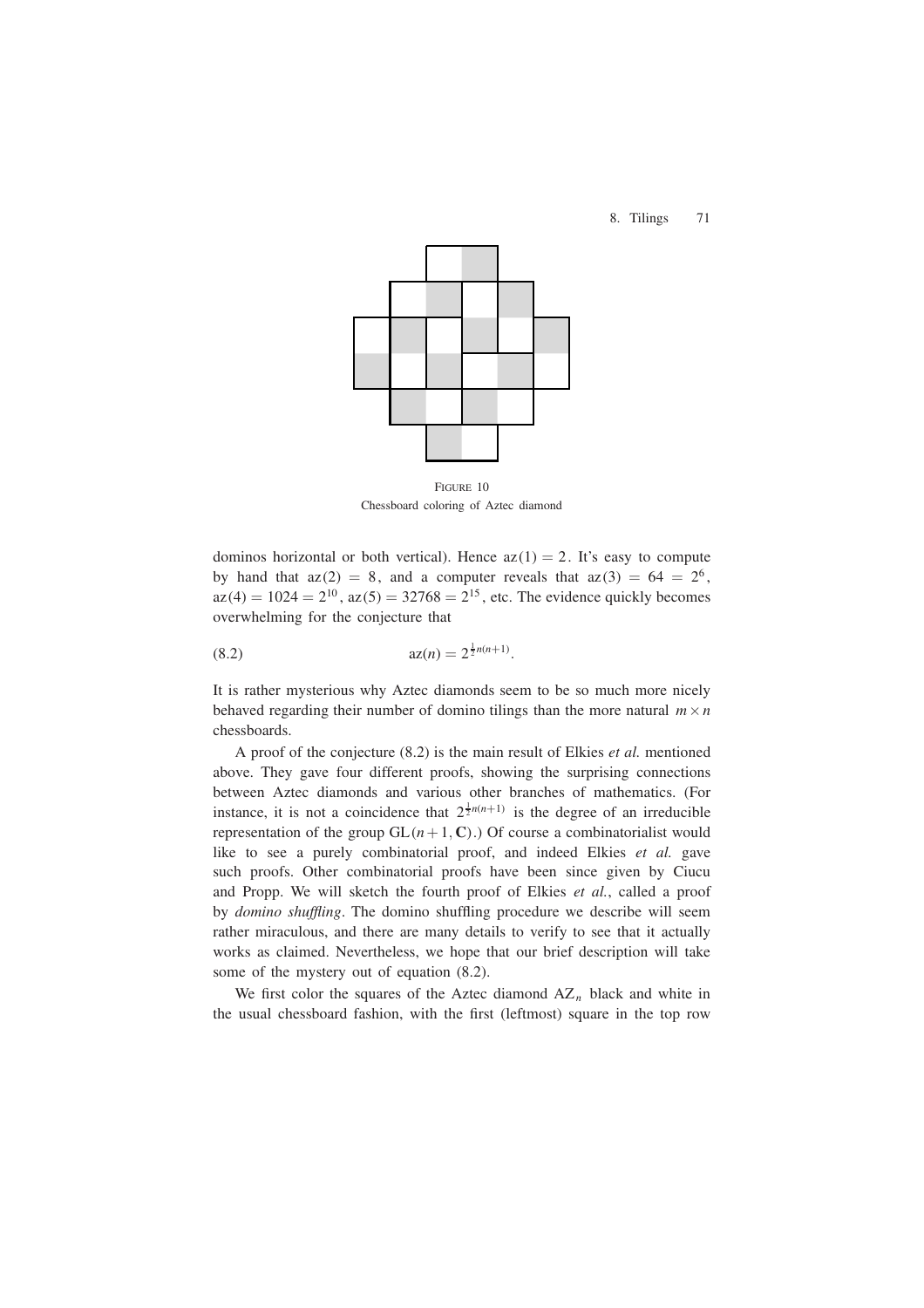FIGURE 10
Chessboard coloring of Aztec diamond

dominos horizontal or both vertical). Hence $\mathrm{az}(1) = 2$. It's easy to compute by hand that $\mathrm{az}(2) = 8$, and a computer reveals that $\mathrm{az}(3) = 64 = 2^6$, $\mathrm{az}(4) = 1024 = 2^{10}$, $\mathrm{az}(5) = 32768 = 2^{15}$, etc. The evidence quickly becomes overwhelming for the conjecture that

$$\mathrm{az}(n) = 2^{\frac{1}{2}n(n+1)}. \tag{8.2}$$

It is rather mysterious why Aztec diamonds seem to be so much more nicely behaved regarding their number of domino tilings than the more natural $m \times n$ chessboards.

A proof of the conjecture (8.2) is the main result of Elkies *et al.* mentioned above. They gave four different proofs, showing the surprising connections between Aztec diamonds and various other branches of mathematics. (For instance, it is not a coincidence that $2^{\frac{1}{2}n(n+1)}$ is the degree of an irreducible representation of the group $\mathrm{GL}(n+1, \mathbf{C})$.) Of course a combinatorialist would like to see a purely combinatorial proof, and indeed Elkies *et al.* gave such proofs. Other combinatorial proofs have been since given by Ciucu and Propp. We will sketch the fourth proof of Elkies *et al.*, called a proof by *domino shuffling*. The domino shuffling procedure we describe will seem rather miraculous, and there are many details to verify to see that it actually works as claimed. Nevertheless, we hope that our brief description will take some of the mystery out of equation (8.2).

We first color the squares of the Aztec diamond $\mathrm{AZ}_n$ black and white in the usual chessboard fashion, with the first (leftmost) square in the top row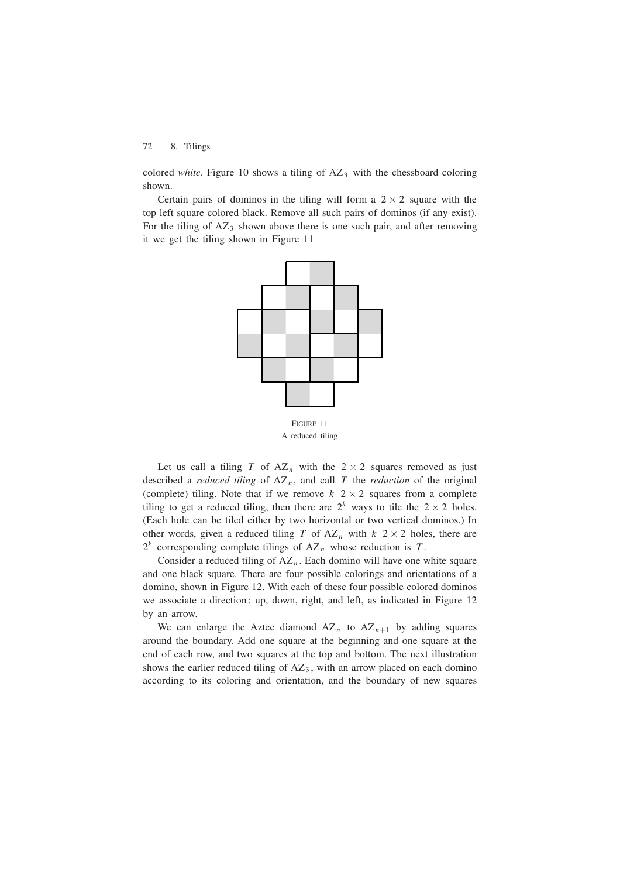colored *white*. Figure 10 shows a tiling of $AZ_3$ with the chessboard coloring shown.

Certain pairs of dominos in the tiling will form a $2 \times 2$ square with the top left square colored black. Remove all such pairs of dominos (if any exist). For the tiling of $AZ_3$ shown above there is one such pair, and after removing it we get the tiling shown in Figure 11

FIGURE 11
A reduced tiling

Let us call a tiling $T$ of $AZ_n$ with the $2 \times 2$ squares removed as just described a *reduced tiling* of $AZ_n$, and call $T$ the *reduction* of the original (complete) tiling. Note that if we remove $k$ $2 \times 2$ squares from a complete tiling to get a reduced tiling, then there are $2^k$ ways to tile the $2 \times 2$ holes. (Each hole can be tiled either by two horizontal or two vertical dominos.) In other words, given a reduced tiling $T$ of $AZ_n$ with $k$ $2 \times 2$ holes, there are $2^k$ corresponding complete tilings of $AZ_n$ whose reduction is $T$.

Consider a reduced tiling of $AZ_n$. Each domino will have one white square and one black square. There are four possible colorings and orientations of a domino, shown in Figure 12. With each of these four possible colored dominos we associate a direction: up, down, right, and left, as indicated in Figure 12 by an arrow.

We can enlarge the Aztec diamond $AZ_n$ to $AZ_{n+1}$ by adding squares around the boundary. Add one square at the beginning and one square at the end of each row, and two squares at the top and bottom. The next illustration shows the earlier reduced tiling of $AZ_3$, with an arrow placed on each domino according to its coloring and orientation, and the boundary of new squares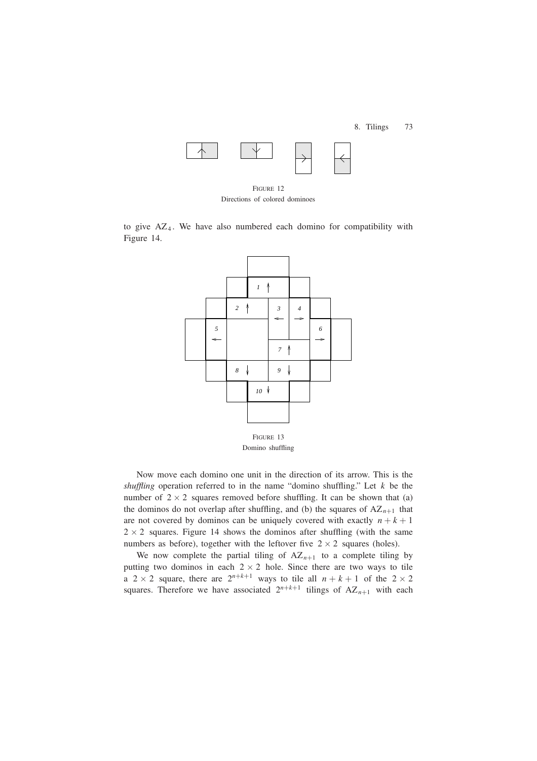FIGURE 12
Directions of colored dominoes

to give $AZ_4$. We have also numbered each domino for compatibility with Figure 14.

FIGURE 13
Domino shuffling

Now move each domino one unit in the direction of its arrow. This is the *shuffling* operation referred to in the name "domino shuffling." Let $k$ be the number of $2 \times 2$ squares removed before shuffling. It can be shown that (a) the dominos do not overlap after shuffling, and (b) the squares of $AZ_{n+1}$ that are not covered by dominos can be uniquely covered with exactly $n+k+1$ $2 \times 2$ squares. Figure 14 shows the dominos after shuffling (with the same numbers as before), together with the leftover five $2 \times 2$ squares (holes).

We now complete the partial tiling of $AZ_{n+1}$ to a complete tiling by putting two dominos in each $2 \times 2$ hole. Since there are two ways to tile a $2 \times 2$ square, there are $2^{n+k+1}$ ways to tile all $n+k+1$ of the $2 \times 2$ squares. Therefore we have associated $2^{n+k+1}$ tilings of $AZ_{n+1}$ with each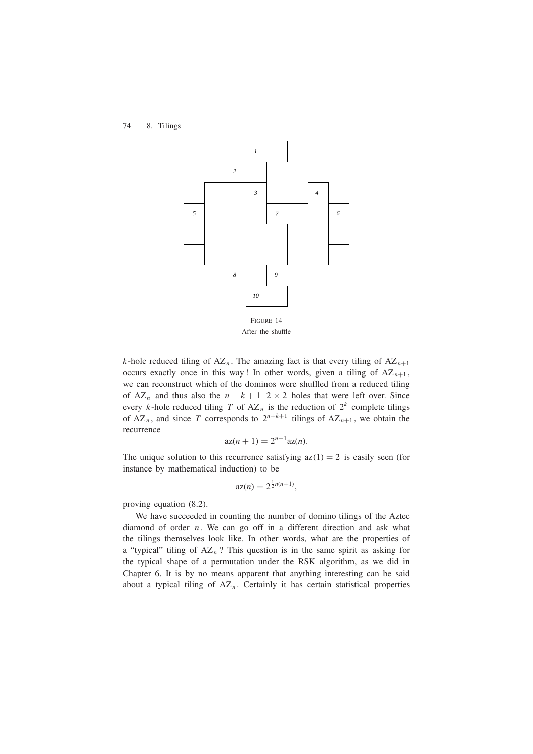FIGURE 14
After the shuffle

$k$-hole reduced tiling of $\mathrm{AZ}_n$. The amazing fact is that every tiling of $\mathrm{AZ}_{n+1}$ occurs exactly once in this way! In other words, given a tiling of $\mathrm{AZ}_{n+1}$, we can reconstruct which of the dominos were shuffled from a reduced tiling of $\mathrm{AZ}_n$ and thus also the $n+k+1$ $2 \times 2$ holes that were left over. Since every $k$-hole reduced tiling $T$ of $\mathrm{AZ}_n$ is the reduction of $2^k$ complete tilings of $\mathrm{AZ}_n$, and since $T$ corresponds to $2^{n+k+1}$ tilings of $\mathrm{AZ}_{n+1}$, we obtain the recurrence

$$\mathrm{az}(n+1) = 2^{n+1}\mathrm{az}(n).$$

The unique solution to this recurrence satisfying $\mathrm{az}(1) = 2$ is easily seen (for instance by mathematical induction) to be

$$\mathrm{az}(n) = 2^{\frac{1}{2}n(n+1)},$$

proving equation (8.2).

We have succeeded in counting the number of domino tilings of the Aztec diamond of order $n$. We can go off in a different direction and ask what the tilings themselves look like. In other words, what are the properties of a "typical" tiling of $\mathrm{AZ}_n$? This question is in the same spirit as asking for the typical shape of a permutation under the RSK algorithm, as we did in Chapter 6. It is by no means apparent that anything interesting can be said about a typical tiling of $\mathrm{AZ}_n$. Certainly it has certain statistical properties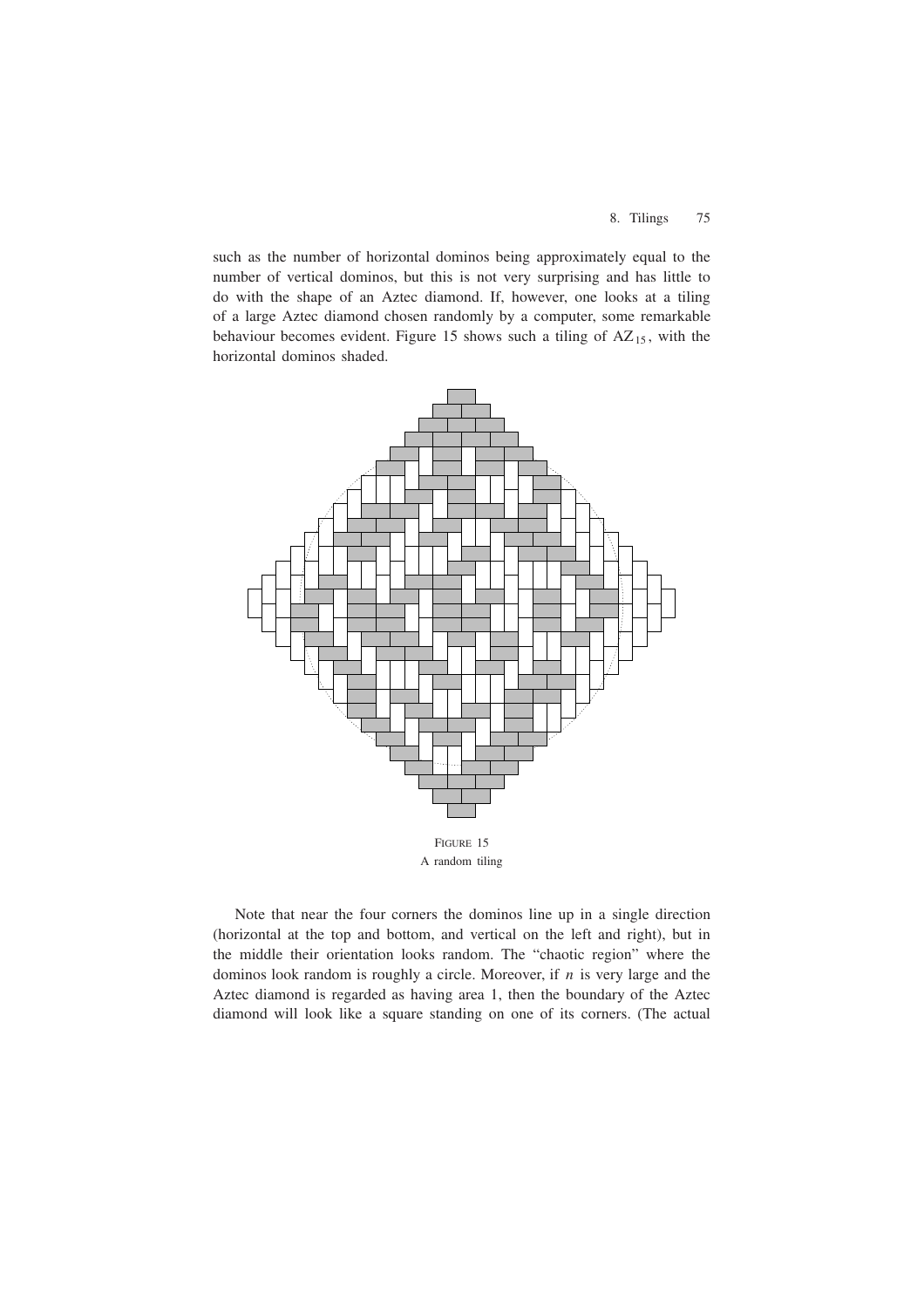such as the number of horizontal dominos being approximately equal to the number of vertical dominos, but this is not very surprising and has little to do with the shape of an Aztec diamond. If, however, one looks at a tiling of a large Aztec diamond chosen randomly by a computer, some remarkable behaviour becomes evident. Figure 15 shows such a tiling of $AZ_{15}$, with the horizontal dominos shaded.

FIGURE 15
A random tiling

Note that near the four corners the dominos line up in a single direction (horizontal at the top and bottom, and vertical on the left and right), but in the middle their orientation looks random. The "chaotic region" where the dominos look random is roughly a circle. Moreover, if $n$ is very large and the Aztec diamond is regarded as having area 1, then the boundary of the Aztec diamond will look like a square standing on one of its corners. (The actual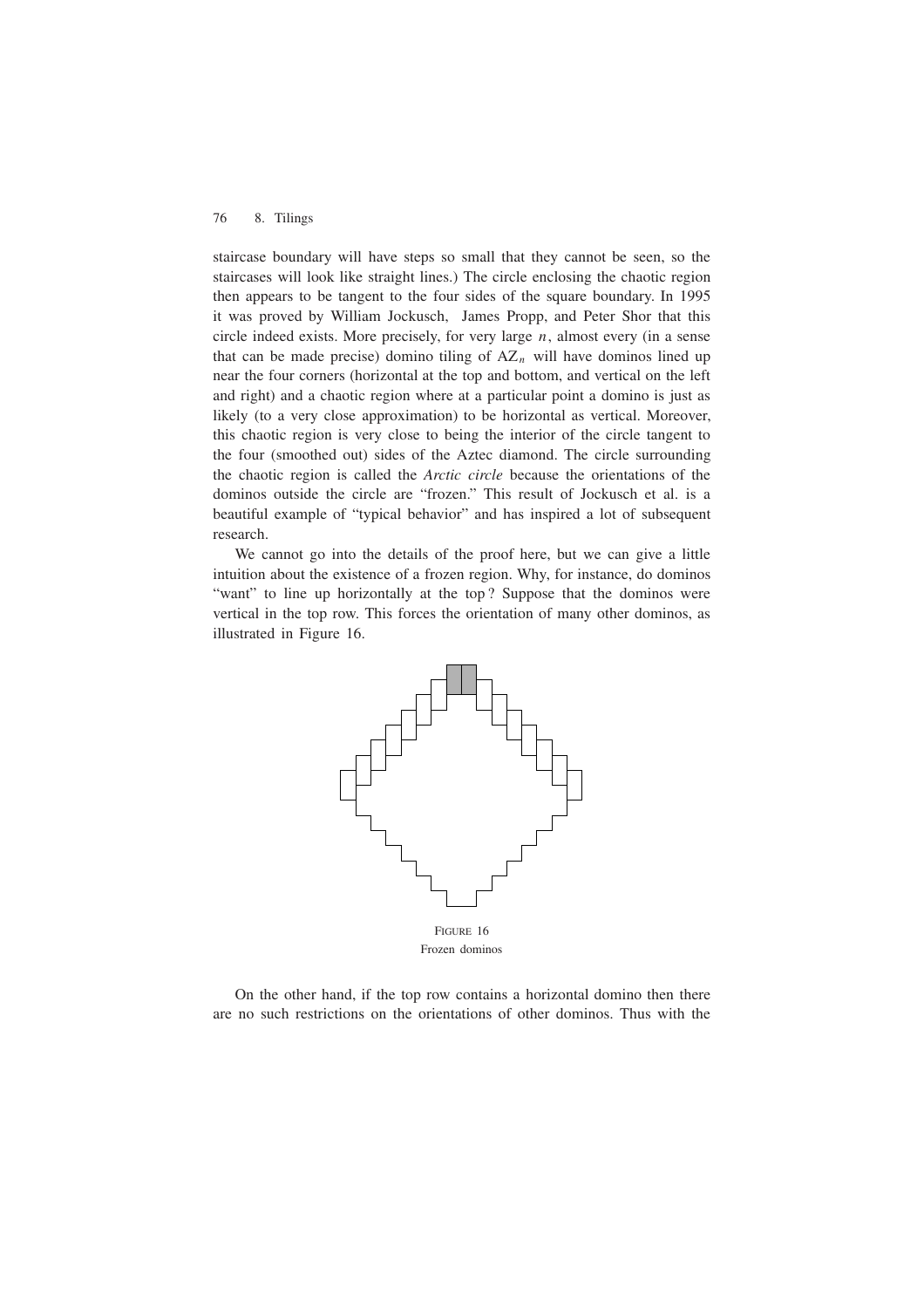staircase boundary will have steps so small that they cannot be seen, so the staircases will look like straight lines.) The circle enclosing the chaotic region then appears to be tangent to the four sides of the square boundary. In 1995 it was proved by William Jockusch, James Propp, and Peter Shor that this circle indeed exists. More precisely, for very large $n$, almost every (in a sense that can be made precise) domino tiling of $\mathrm{AZ}_n$ will have dominos lined up near the four corners (horizontal at the top and bottom, and vertical on the left and right) and a chaotic region where at a particular point a domino is just as likely (to a very close approximation) to be horizontal as vertical. Moreover, this chaotic region is very close to being the interior of the circle tangent to the four (smoothed out) sides of the Aztec diamond. The circle surrounding the chaotic region is called the *Arctic circle* because the orientations of the dominos outside the circle are "frozen." This result of Jockusch et al. is a beautiful example of "typical behavior" and has inspired a lot of subsequent research.

We cannot go into the details of the proof here, but we can give a little intuition about the existence of a frozen region. Why, for instance, do dominos "want" to line up horizontally at the top? Suppose that the dominos were vertical in the top row. This forces the orientation of many other dominos, as illustrated in Figure 16.

FIGURE 16
Frozen dominos

On the other hand, if the top row contains a horizontal domino then there are no such restrictions on the orientations of other dominos. Thus with the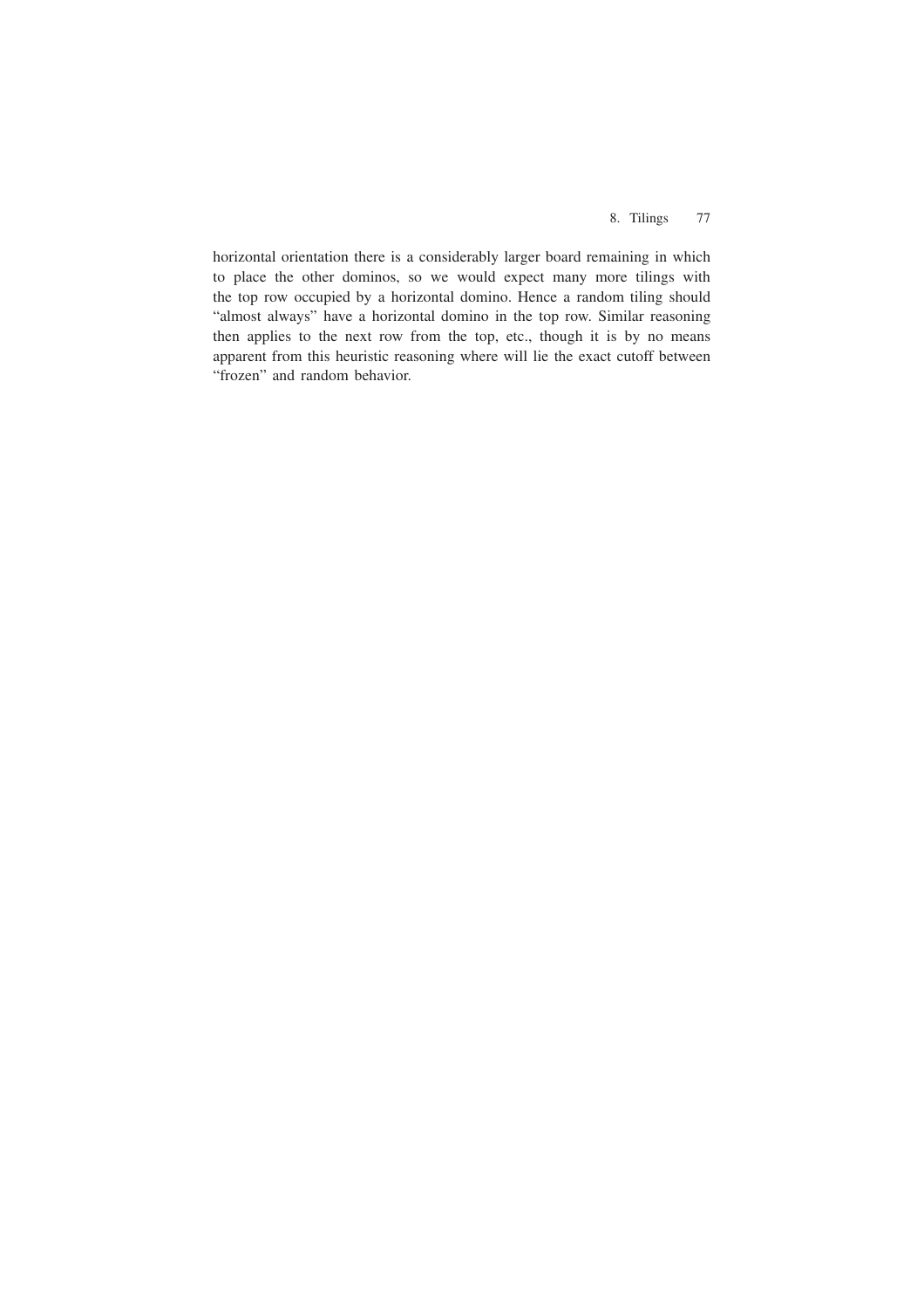horizontal orientation there is a considerably larger board remaining in which to place the other dominos, so we would expect many more tilings with the top row occupied by a horizontal domino. Hence a random tiling should "almost always" have a horizontal domino in the top row. Similar reasoning then applies to the next row from the top, etc., though it is by no means apparent from this heuristic reasoning where will lie the exact cutoff between "frozen" and random behavior.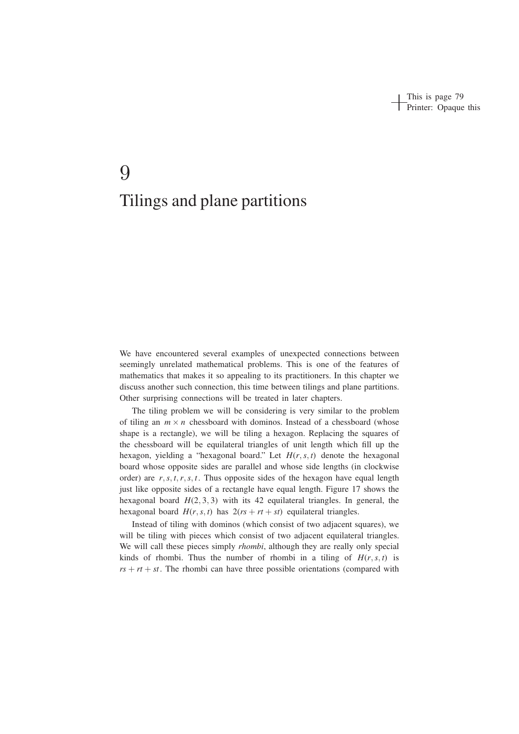# 9

# Tilings and plane partitions

We have encountered several examples of unexpected connections between seemingly unrelated mathematical problems. This is one of the features of mathematics that makes it so appealing to its practitioners. In this chapter we discuss another such connection, this time between tilings and plane partitions. Other surprising connections will be treated in later chapters.

The tiling problem we will be considering is very similar to the problem of tiling an $m \times n$ chessboard with dominos. Instead of a chessboard (whose shape is a rectangle), we will be tiling a hexagon. Replacing the squares of the chessboard will be equilateral triangles of unit length which fill up the hexagon, yielding a "hexagonal board." Let $H(r, s, t)$ denote the hexagonal board whose opposite sides are parallel and whose side lengths (in clockwise order) are $r, s, t, r, s, t$. Thus opposite sides of the hexagon have equal length just like opposite sides of a rectangle have equal length. Figure 17 shows the hexagonal board $H(2, 3, 3)$ with its 42 equilateral triangles. In general, the hexagonal board $H(r, s, t)$ has $2(rs + rt + st)$ equilateral triangles.

Instead of tiling with dominos (which consist of two adjacent squares), we will be tiling with pieces which consist of two adjacent equilateral triangles. We will call these pieces simply *rhombi*, although they are really only special kinds of rhombi. Thus the number of rhombi in a tiling of $H(r, s, t)$ is $rs + rt + st$. The rhombi can have three possible orientations (compared with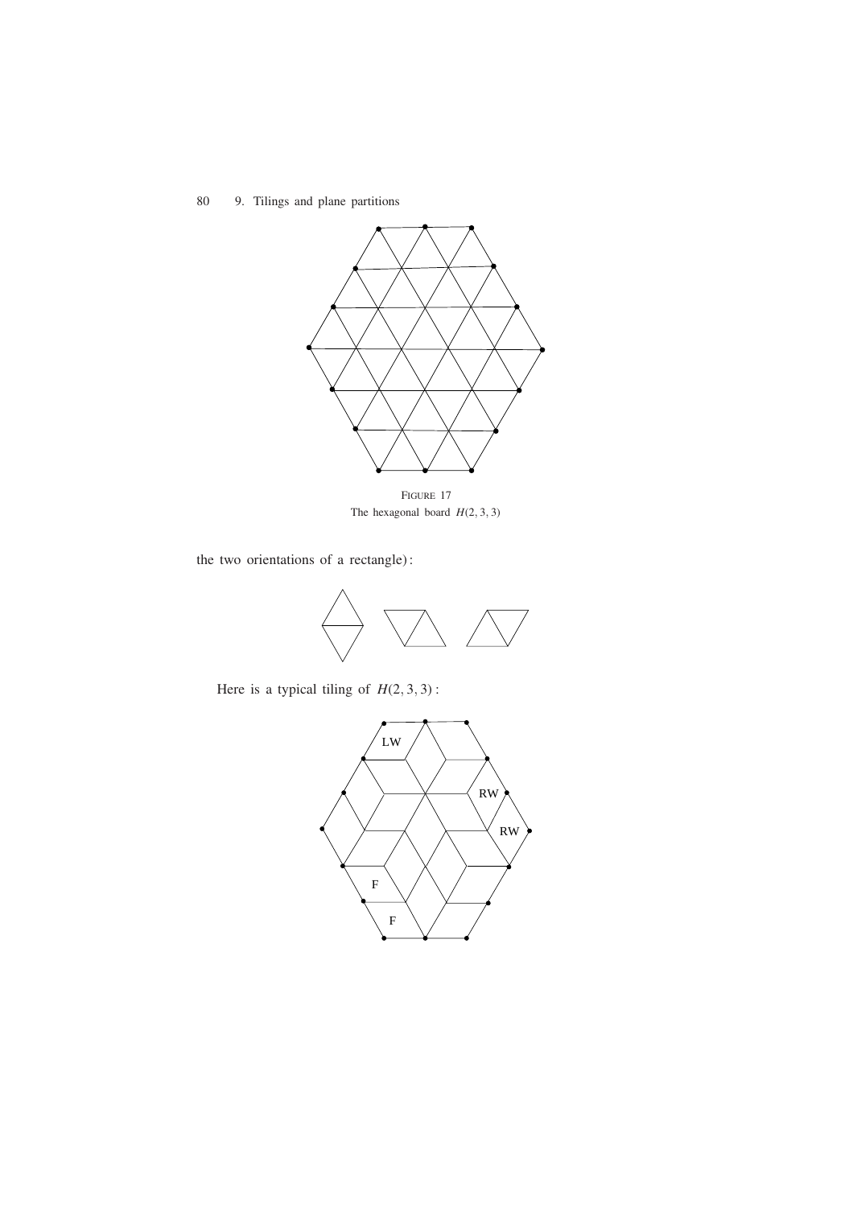FIGURE 17
The hexagonal board $H(2, 3, 3)$

the two orientations of a rectangle) :

Here is a typical tiling of $H(2, 3, 3)$ :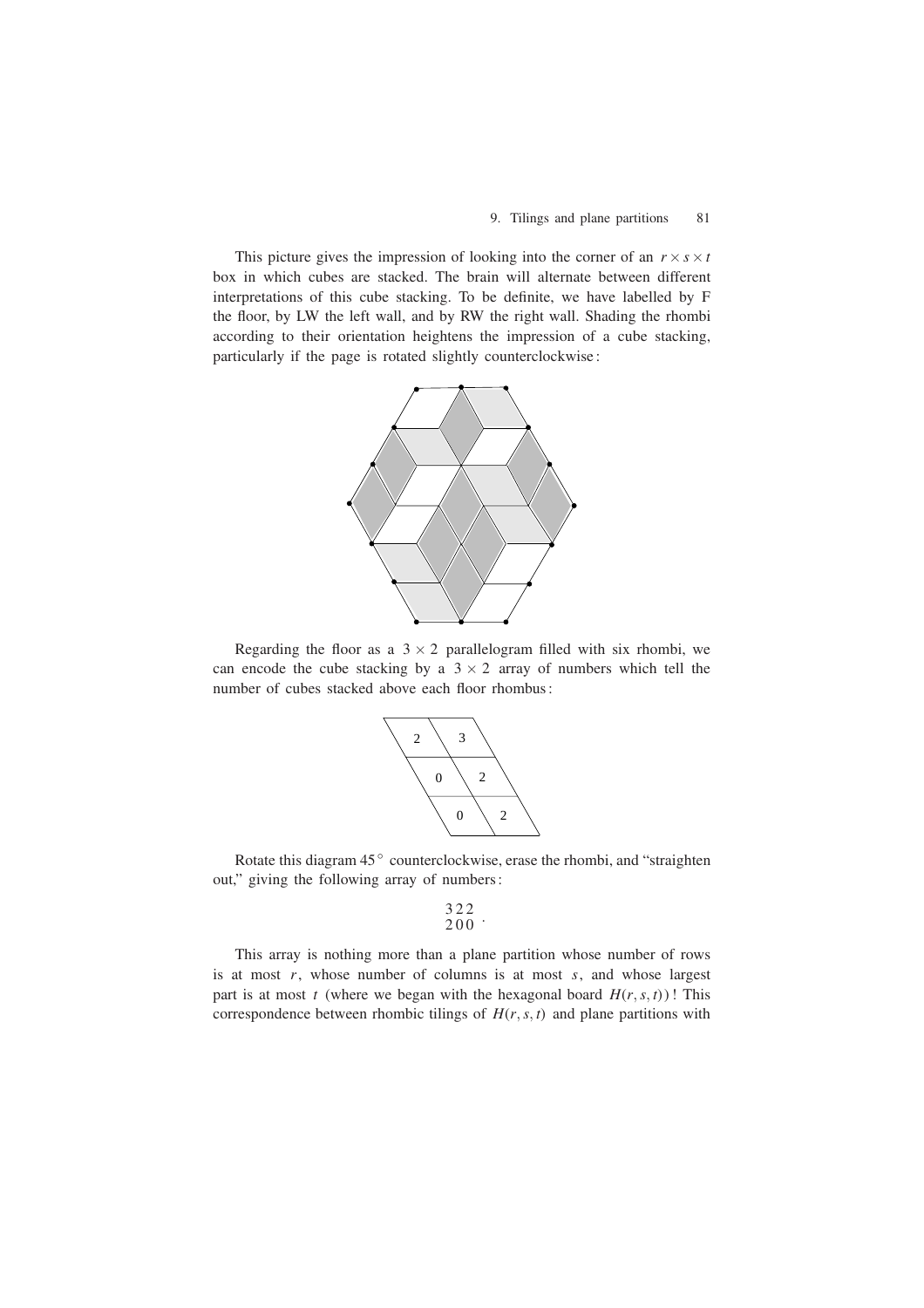This picture gives the impression of looking into the corner of an $r \times s \times t$ box in which cubes are stacked. The brain will alternate between different interpretations of this cube stacking. To be definite, we have labelled by F the floor, by LW the left wall, and by RW the right wall. Shading the rhombi according to their orientation heightens the impression of a cube stacking, particularly if the page is rotated slightly counterclockwise:

Regarding the floor as a $3 \times 2$ parallelogram filled with six rhombi, we can encode the cube stacking by a $3 \times 2$ array of numbers which tell the number of cubes stacked above each floor rhombus:

Rotate this diagram $45^\circ$ counterclockwise, erase the rhombi, and "straighten out," giving the following array of numbers:

$$\begin{matrix} 3 & 2 & 2 \\ 2 & 0 & 0 \end{matrix} .$$

This array is nothing more than a plane partition whose number of rows is at most $r$, whose number of columns is at most $s$, and whose largest part is at most $t$ (where we began with the hexagonal board $H(r,s,t)$)! This correspondence between rhombic tilings of $H(r,s,t)$ and plane partitions with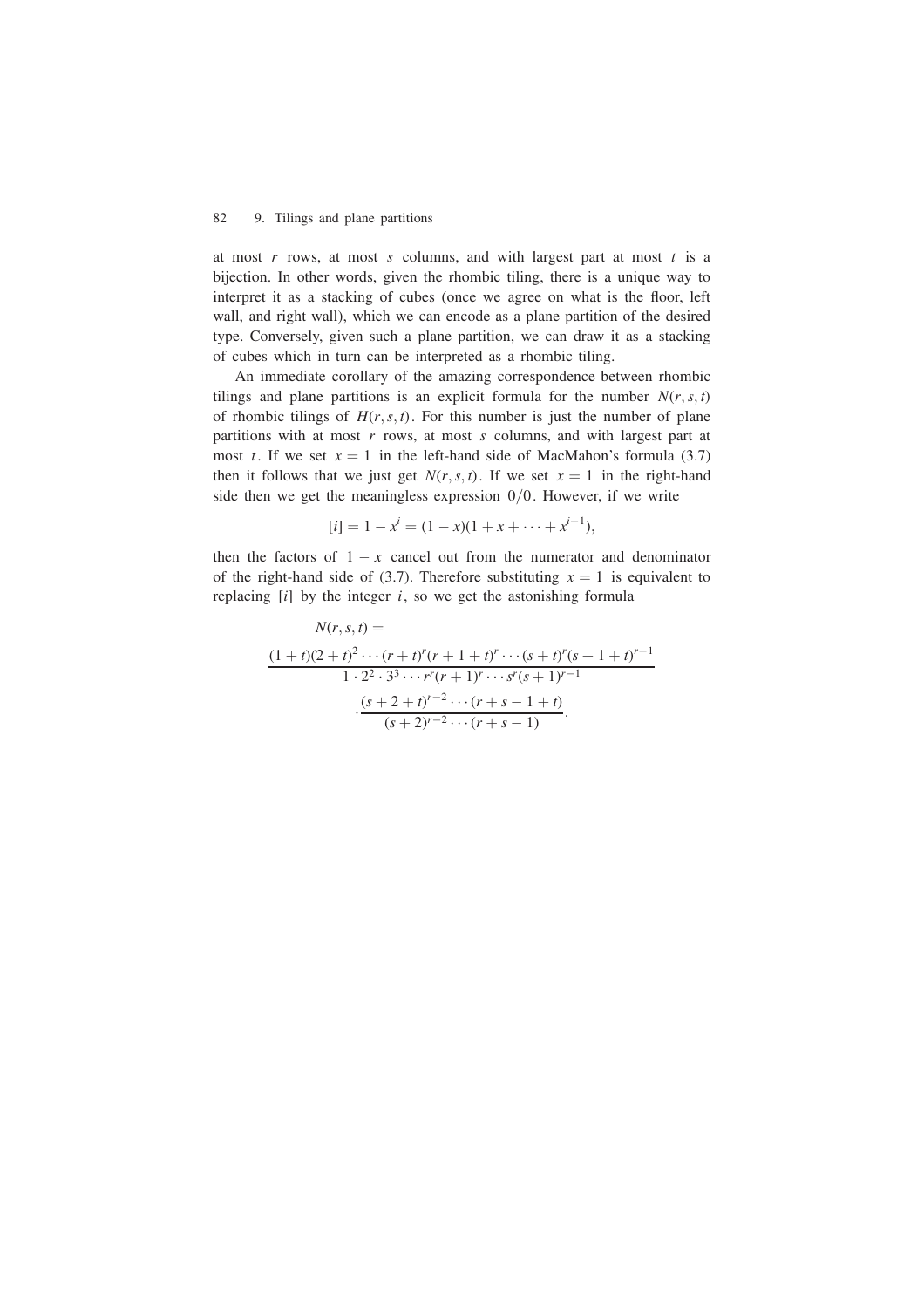at most $r$ rows, at most $s$ columns, and with largest part at most $t$ is a bijection. In other words, given the rhombic tiling, there is a unique way to interpret it as a stacking of cubes (once we agree on what is the floor, left wall, and right wall), which we can encode as a plane partition of the desired type. Conversely, given such a plane partition, we can draw it as a stacking of cubes which in turn can be interpreted as a rhombic tiling.

An immediate corollary of the amazing correspondence between rhombic tilings and plane partitions is an explicit formula for the number $N(r,s,t)$ of rhombic tilings of $H(r,s,t)$. For this number is just the number of plane partitions with at most $r$ rows, at most $s$ columns, and with largest part at most $t$. If we set $x = 1$ in the left-hand side of MacMahon's formula (3.7) then it follows that we just get $N(r,s,t)$. If we set $x = 1$ in the right-hand side then we get the meaningless expression $0/0$. However, if we write

$$[i] = 1 - x^i = (1-x)(1 + x + \cdots + x^{i-1}),$$

then the factors of $1 - x$ cancel out from the numerator and denominator of the right-hand side of (3.7). Therefore substituting $x = 1$ is equivalent to replacing $[i]$ by the integer $i$, so we get the astonishing formula

$$N(r,s,t) = \frac{(1+t)(2+t)^2 \cdots (r+t)^r (r+1+t)^r \cdots (s+t)^r (s+1+t)^{r-1}}{1 \cdot 2^2 \cdot 3^3 \cdots r^r (r+1)^r \cdots s^r (s+1)^{r-1}} \cdot \frac{(s+2+t)^{r-2} \cdots (r+s-1+t)}{(s+2)^{r-2} \cdots (r+s-1)}.$$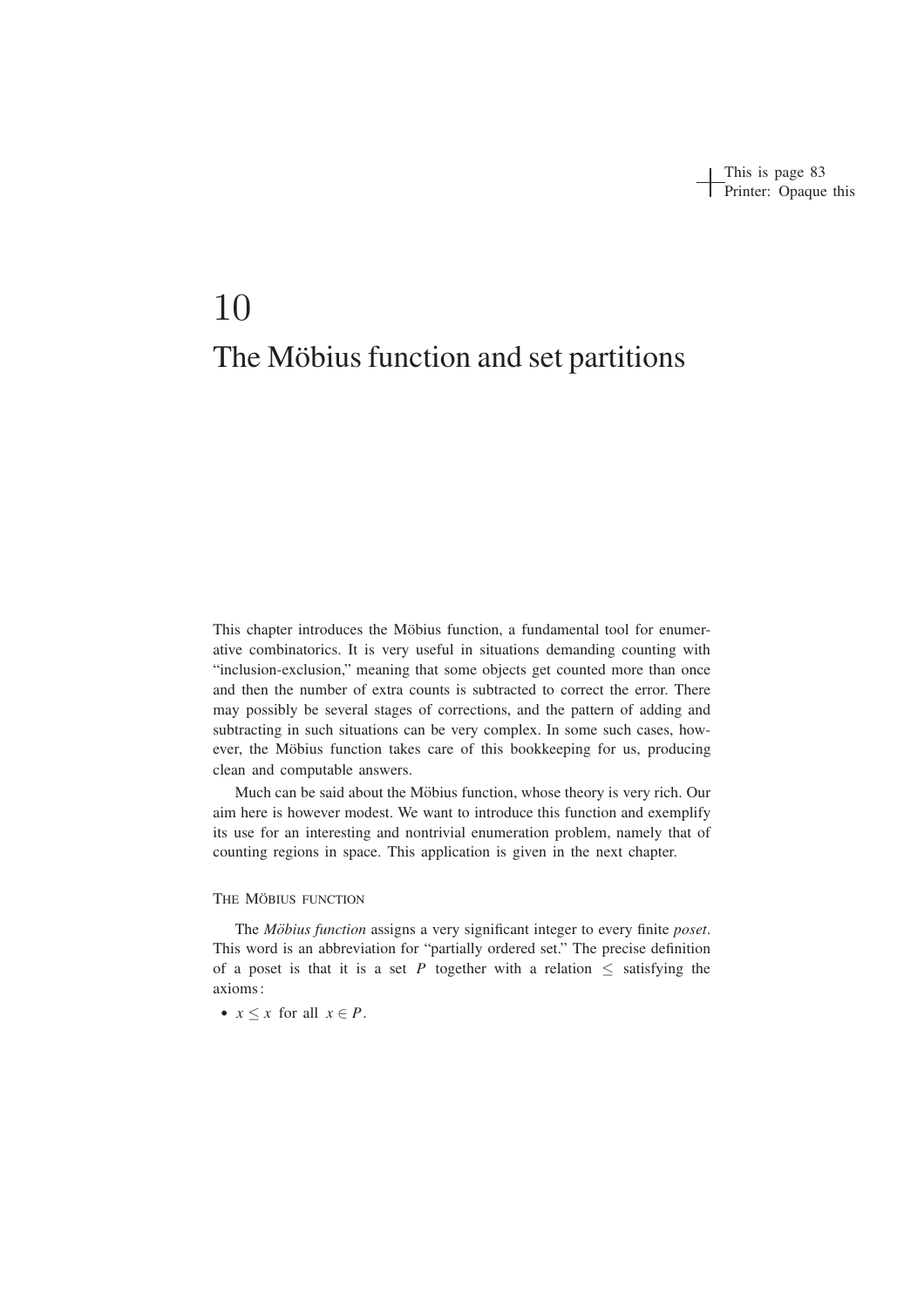# 10

# The Möbius function and set partitions

This chapter introduces the Möbius function, a fundamental tool for enumerative combinatorics. It is very useful in situations demanding counting with "inclusion-exclusion," meaning that some objects get counted more than once and then the number of extra counts is subtracted to correct the error. There may possibly be several stages of corrections, and the pattern of adding and subtracting in such situations can be very complex. In some such cases, however, the Möbius function takes care of this bookkeeping for us, producing clean and computable answers.

Much can be said about the Möbius function, whose theory is very rich. Our aim here is however modest. We want to introduce this function and exemplify its use for an interesting and nontrivial enumeration problem, namely that of counting regions in space. This application is given in the next chapter.

## THE MÖBIUS FUNCTION

The *Möbius function* assigns a very significant integer to every finite *poset*. This word is an abbreviation for "partially ordered set." The precise definition of a poset is that it is a set $P$ together with a relation $\leq$ satisfying the axioms:

- $x \leq x$ for all $x \in P$.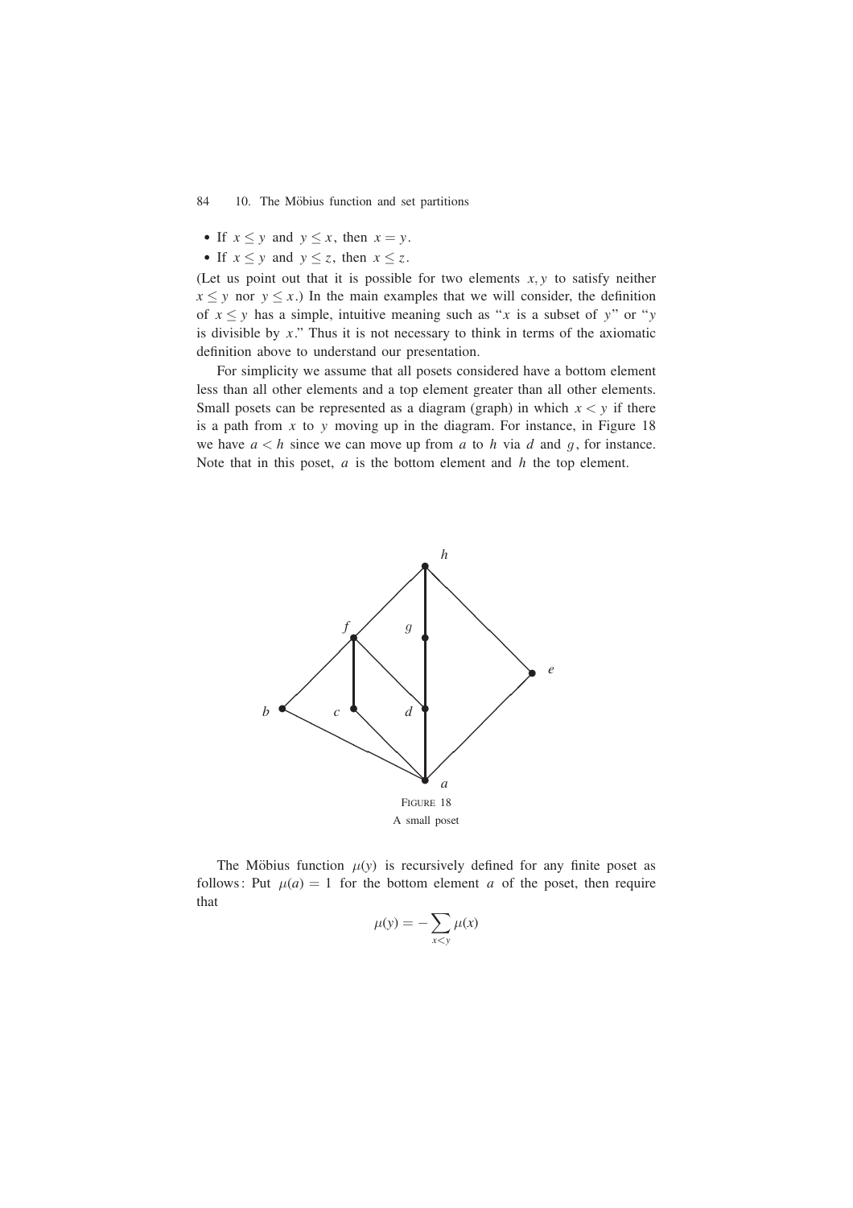- If $x \leq y$ and $y \leq x$, then $x = y$.
- If $x \leq y$ and $y \leq z$, then $x \leq z$.

(Let us point out that it is possible for two elements $x, y$ to satisfy neither $x \leq y$ nor $y \leq x$.) In the main examples that we will consider, the definition of $x \leq y$ has a simple, intuitive meaning such as "$x$ is a subset of $y$" or "$y$ is divisible by $x$." Thus it is not necessary to think in terms of the axiomatic definition above to understand our presentation.

For simplicity we assume that all posets considered have a bottom element less than all other elements and a top element greater than all other elements. Small posets can be represented as a diagram (graph) in which $x < y$ if there is a path from $x$ to $y$ moving up in the diagram. For instance, in Figure 18 we have $a < h$ since we can move up from $a$ to $h$ via $d$ and $g$, for instance. Note that in this poset, $a$ is the bottom element and $h$ the top element.

FIGURE 18
A small poset

The Möbius function $\mu(y)$ is recursively defined for any finite poset as follows: Put $\mu(a) = 1$ for the bottom element $a$ of the poset, then require that

$$\mu(y) = -\sum_{x<y} \mu(x)$$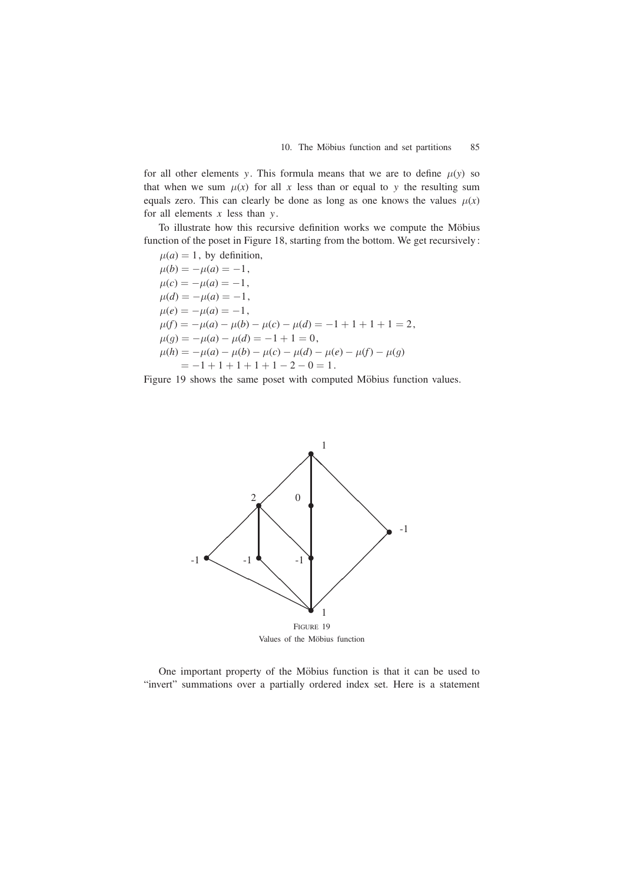for all other elements $y$. This formula means that we are to define $\mu(y)$ so that when we sum $\mu(x)$ for all $x$ less than or equal to $y$ the resulting sum equals zero. This can clearly be done as long as one knows the values $\mu(x)$ for all elements $x$ less than $y$.

To illustrate how this recursive definition works we compute the Möbius function of the poset in Figure 18, starting from the bottom. We get recursively:

$\mu(a) = 1$, by definition,
$\mu(b) = -\mu(a) = -1$,
$\mu(c) = -\mu(a) = -1$,
$\mu(d) = -\mu(a) = -1$,
$\mu(e) = -\mu(a) = -1$,
$\mu(f) = -\mu(a) - \mu(b) - \mu(c) - \mu(d) = -1 + 1 + 1 + 1 = 2$,
$\mu(g) = -\mu(a) - \mu(d) = -1 + 1 = 0$,
$\mu(h) = -\mu(a) - \mu(b) - \mu(c) - \mu(d) - \mu(e) - \mu(f) - \mu(g)$
$\quad = -1 + 1 + 1 + 1 + 1 - 2 - 0 = 1$.

Figure 19 shows the same poset with computed Möbius function values.

FIGURE 19
Values of the Möbius function

One important property of the Möbius function is that it can be used to "invert" summations over a partially ordered index set. Here is a statement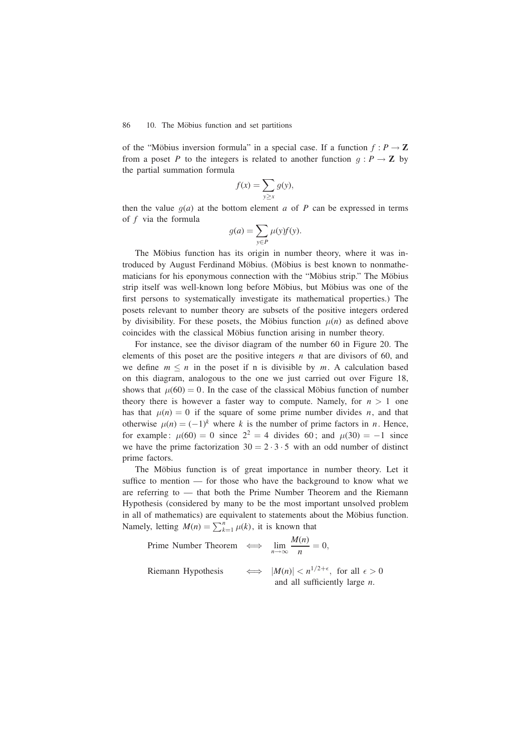of the "Möbius inversion formula" in a special case. If a function $f : P \to \mathbf{Z}$ from a poset $P$ to the integers is related to another function $g : P \to \mathbf{Z}$ by the partial summation formula

$$f(x) = \sum_{y \geq x} g(y),$$

then the value $g(a)$ at the bottom element $a$ of $P$ can be expressed in terms of $f$ via the formula

$$g(a) = \sum_{y \in P} \mu(y) f(y).$$

The Möbius function has its origin in number theory, where it was introduced by August Ferdinand Möbius. (Möbius is best known to nonmathematicians for his eponymous connection with the "Möbius strip." The Möbius strip itself was well-known long before Möbius, but Möbius was one of the first persons to systematically investigate its mathematical properties.) The posets relevant to number theory are subsets of the positive integers ordered by divisibility. For these posets, the Möbius function $\mu(n)$ as defined above coincides with the classical Möbius function arising in number theory.

For instance, see the divisor diagram of the number 60 in Figure 20. The elements of this poset are the positive integers $n$ that are divisors of 60, and we define $m \leq n$ in the poset if n is divisible by $m$. A calculation based on this diagram, analogous to the one we just carried out over Figure 18, shows that $\mu(60) = 0$. In the case of the classical Möbius function of number theory there is however a faster way to compute. Namely, for $n > 1$ one has that $\mu(n) = 0$ if the square of some prime number divides $n$, and that otherwise $\mu(n) = (-1)^k$ where $k$ is the number of prime factors in $n$. Hence, for example: $\mu(60) = 0$ since $2^2 = 4$ divides 60; and $\mu(30) = -1$ since we have the prime factorization $30 = 2 \cdot 3 \cdot 5$ with an odd number of distinct prime factors.

The Möbius function is of great importance in number theory. Let it suffice to mention — for those who have the background to know what we are referring to — that both the Prime Number Theorem and the Riemann Hypothesis (considered by many to be the most important unsolved problem in all of mathematics) are equivalent to statements about the Möbius function. Namely, letting $M(n) = \sum_{k=1}^{n} \mu(k)$, it is known that

$$\text{Prime Number Theorem} \iff \lim_{n \to \infty} \frac{M(n)}{n} = 0,$$

$$\text{Riemann Hypothesis} \iff |M(n)| < n^{1/2+\epsilon}, \text{ for all } \epsilon > 0 \text{ and all sufficiently large } n.$$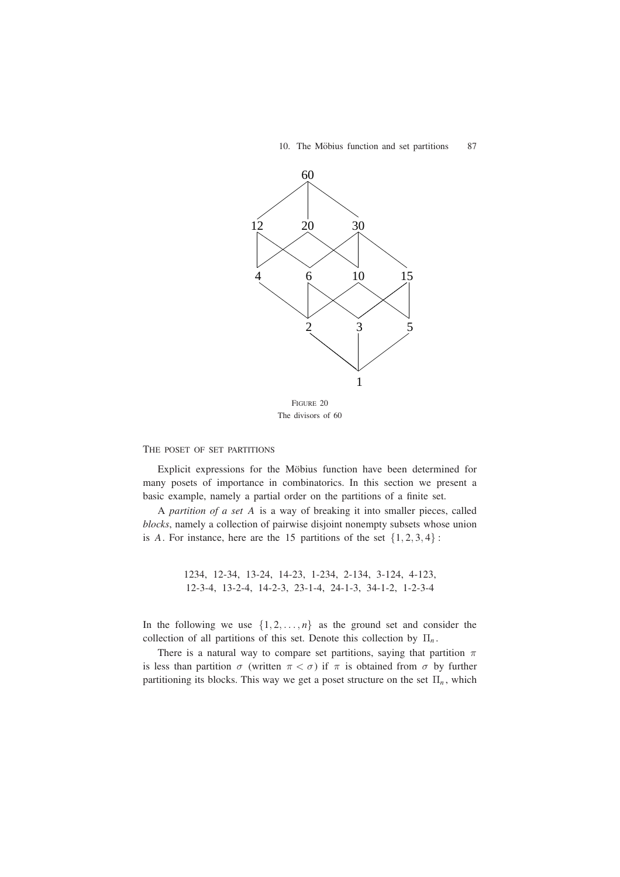FIGURE 20
The divisors of 60

## THE POSET OF SET PARTITIONS

Explicit expressions for the Möbius function have been determined for many posets of importance in combinatorics. In this section we present a basic example, namely a partial order on the partitions of a finite set.

A *partition of a set A* is a way of breaking it into smaller pieces, called *blocks*, namely a collection of pairwise disjoint nonempty subsets whose union is $A$. For instance, here are the 15 partitions of the set $\{1, 2, 3, 4\}$:

1234, 12-34, 13-24, 14-23, 1-234, 2-134, 3-124, 4-123,
12-3-4, 13-2-4, 14-2-3, 23-1-4, 24-1-3, 34-1-2, 1-2-3-4

In the following we use $\{1, 2, \ldots, n\}$ as the ground set and consider the collection of all partitions of this set. Denote this collection by $\Pi_n$.

There is a natural way to compare set partitions, saying that partition $\pi$ is less than partition $\sigma$ (written $\pi < \sigma$) if $\pi$ is obtained from $\sigma$ by further partitioning its blocks. This way we get a poset structure on the set $\Pi_n$, which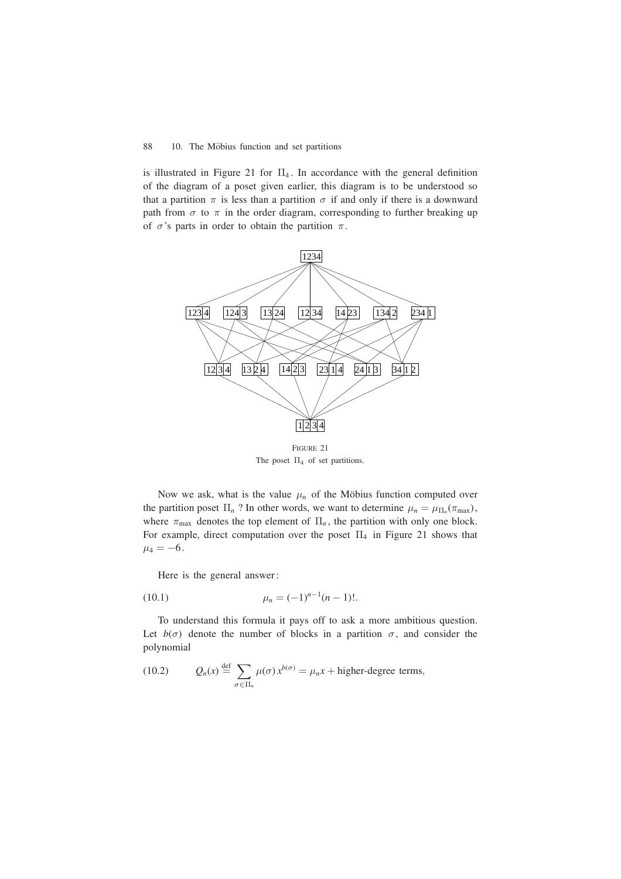is illustrated in Figure 21 for $\Pi_4$. In accordance with the general definition of the diagram of a poset given earlier, this diagram is to be understood so that a partition $\pi$ is less than a partition $\sigma$ if and only if there is a downward path from $\sigma$ to $\pi$ in the order diagram, corresponding to further breaking up of $\sigma$'s parts in order to obtain the partition $\pi$.

FIGURE 21
The poset $\Pi_4$ of set partitions.

Now we ask, what is the value $\mu_n$ of the Möbius function computed over the partition poset $\Pi_n$ ? In other words, we want to determine $\mu_n = \mu_{\Pi_n}(\pi_{\max})$, where $\pi_{\max}$ denotes the top element of $\Pi_n$, the partition with only one block. For example, direct computation over the poset $\Pi_4$ in Figure 21 shows that $\mu_4 = -6$.

Here is the general answer:

$$\mu_n = (-1)^{n-1}(n-1)!. \tag{10.1}$$

To understand this formula it pays off to ask a more ambitious question. Let $b(\sigma)$ denote the number of blocks in a partition $\sigma$, and consider the polynomial

$$Q_n(x) \stackrel{\text{def}}{=} \sum_{\sigma \in \Pi_n} \mu(\sigma)\, x^{b(\sigma)} = \mu_n x + \text{higher-degree terms}, \tag{10.2}$$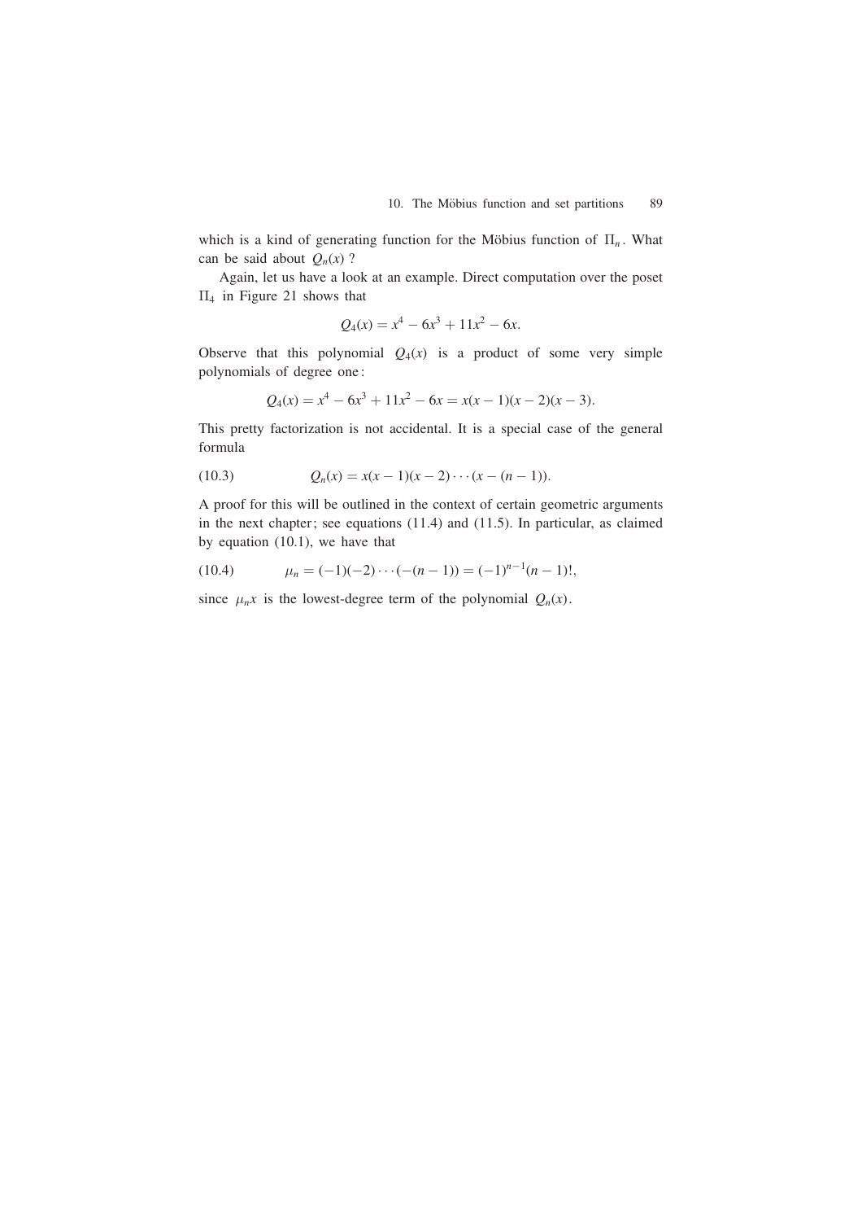which is a kind of generating function for the Möbius function of $\Pi_n$. What can be said about $Q_n(x)$ ?

Again, let us have a look at an example. Direct computation over the poset $\Pi_4$ in Figure 21 shows that

$$Q_4(x) = x^4 - 6x^3 + 11x^2 - 6x.$$

Observe that this polynomial $Q_4(x)$ is a product of some very simple polynomials of degree one :

$$Q_4(x) = x^4 - 6x^3 + 11x^2 - 6x = x(x-1)(x-2)(x-3).$$

This pretty factorization is not accidental. It is a special case of the general formula

$$Q_n(x) = x(x-1)(x-2)\cdots(x-(n-1)). \tag{10.3}$$

A proof for this will be outlined in the context of certain geometric arguments in the next chapter ; see equations (11.4) and (11.5). In particular, as claimed by equation (10.1), we have that

$$\mu_n = (-1)(-2)\cdots(-(n-1)) = (-1)^{n-1}(n-1)!, \tag{10.4}$$

since $\mu_n x$ is the lowest-degree term of the polynomial $Q_n(x)$.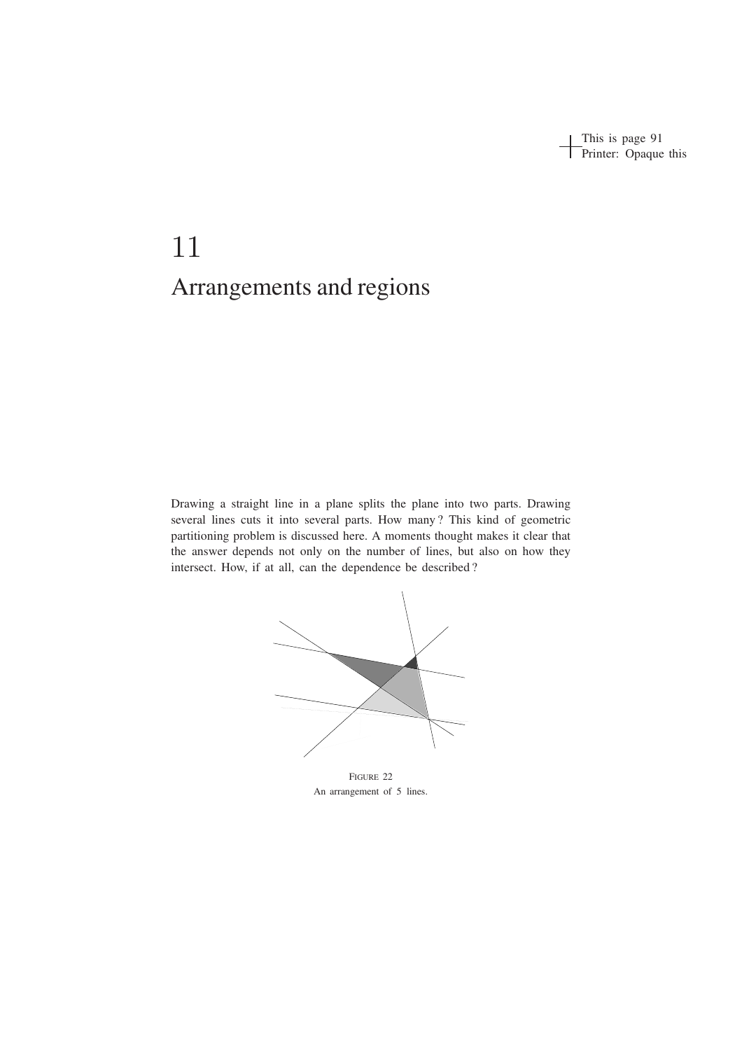# 11

# Arrangements and regions

Drawing a straight line in a plane splits the plane into two parts. Drawing several lines cuts it into several parts. How many ? This kind of geometric partitioning problem is discussed here. A moments thought makes it clear that the answer depends not only on the number of lines, but also on how they intersect. How, if at all, can the dependence be described ?

FIGURE 22
An arrangement of 5 lines.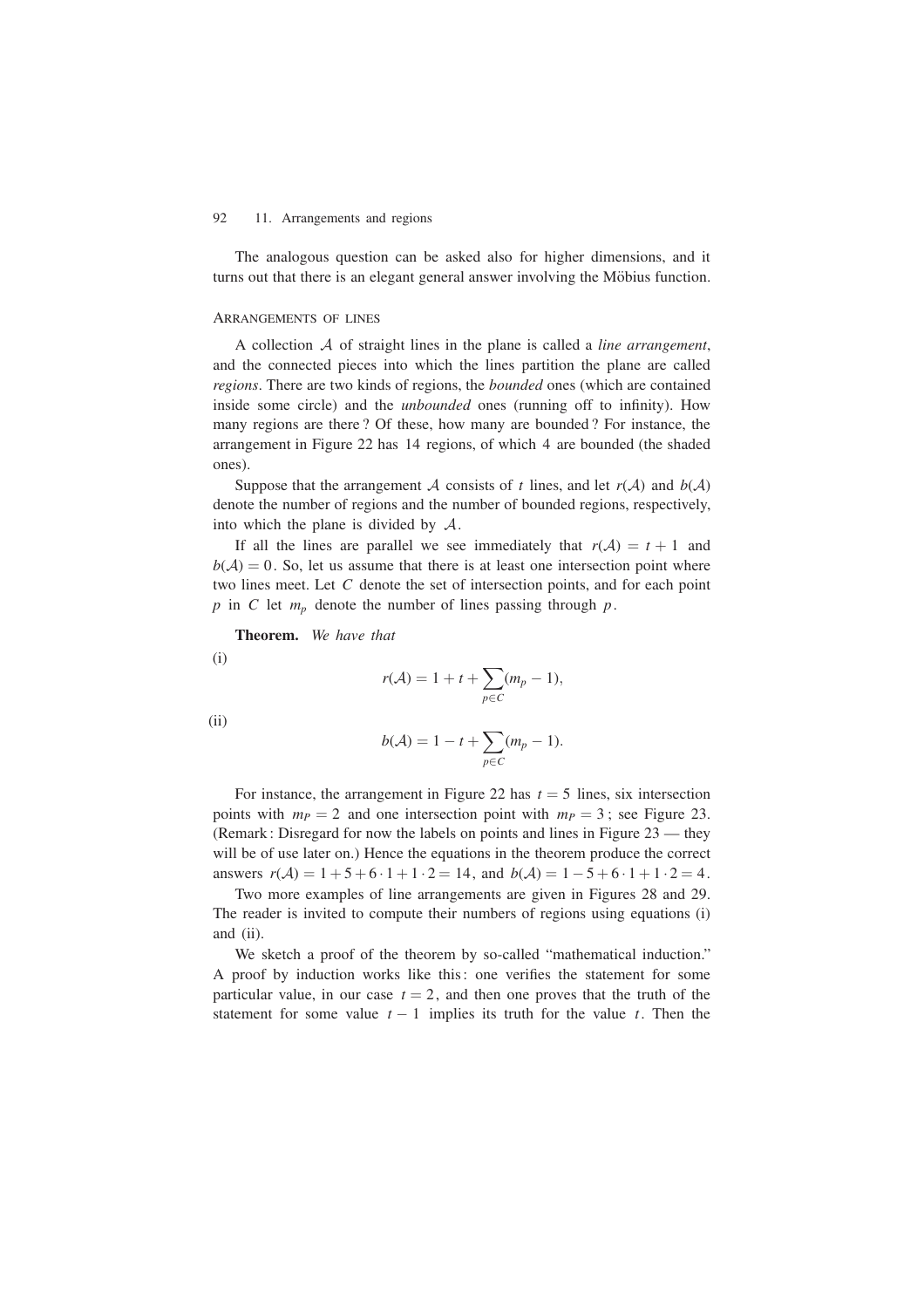The analogous question can be asked also for higher dimensions, and it turns out that there is an elegant general answer involving the Möbius function.

## Arrangements of lines

A collection $\mathcal{A}$ of straight lines in the plane is called a *line arrangement*, and the connected pieces into which the lines partition the plane are called *regions*. There are two kinds of regions, the *bounded* ones (which are contained inside some circle) and the *unbounded* ones (running off to infinity). How many regions are there? Of these, how many are bounded? For instance, the arrangement in Figure 22 has 14 regions, of which 4 are bounded (the shaded ones).

Suppose that the arrangement $\mathcal{A}$ consists of $t$ lines, and let $r(\mathcal{A})$ and $b(\mathcal{A})$ denote the number of regions and the number of bounded regions, respectively, into which the plane is divided by $\mathcal{A}$.

If all the lines are parallel we see immediately that $r(\mathcal{A}) = t + 1$ and $b(\mathcal{A}) = 0$. So, let us assume that there is at least one intersection point where two lines meet. Let $C$ denote the set of intersection points, and for each point $p$ in $C$ let $m_p$ denote the number of lines passing through $p$.

**Theorem.** *We have that*

(i)

$$r(\mathcal{A}) = 1 + t + \sum_{p \in C} (m_p - 1),$$

(ii)

$$b(\mathcal{A}) = 1 - t + \sum_{p \in C} (m_p - 1).$$

For instance, the arrangement in Figure 22 has $t = 5$ lines, six intersection points with $m_P = 2$ and one intersection point with $m_P = 3$; see Figure 23. (Remark: Disregard for now the labels on points and lines in Figure 23 — they will be of use later on.) Hence the equations in the theorem produce the correct answers $r(\mathcal{A}) = 1 + 5 + 6 \cdot 1 + 1 \cdot 2 = 14$, and $b(\mathcal{A}) = 1 - 5 + 6 \cdot 1 + 1 \cdot 2 = 4$.

Two more examples of line arrangements are given in Figures 28 and 29. The reader is invited to compute their numbers of regions using equations (i) and (ii).

We sketch a proof of the theorem by so-called "mathematical induction." A proof by induction works like this: one verifies the statement for some particular value, in our case $t = 2$, and then one proves that the truth of the statement for some value $t - 1$ implies its truth for the value $t$. Then the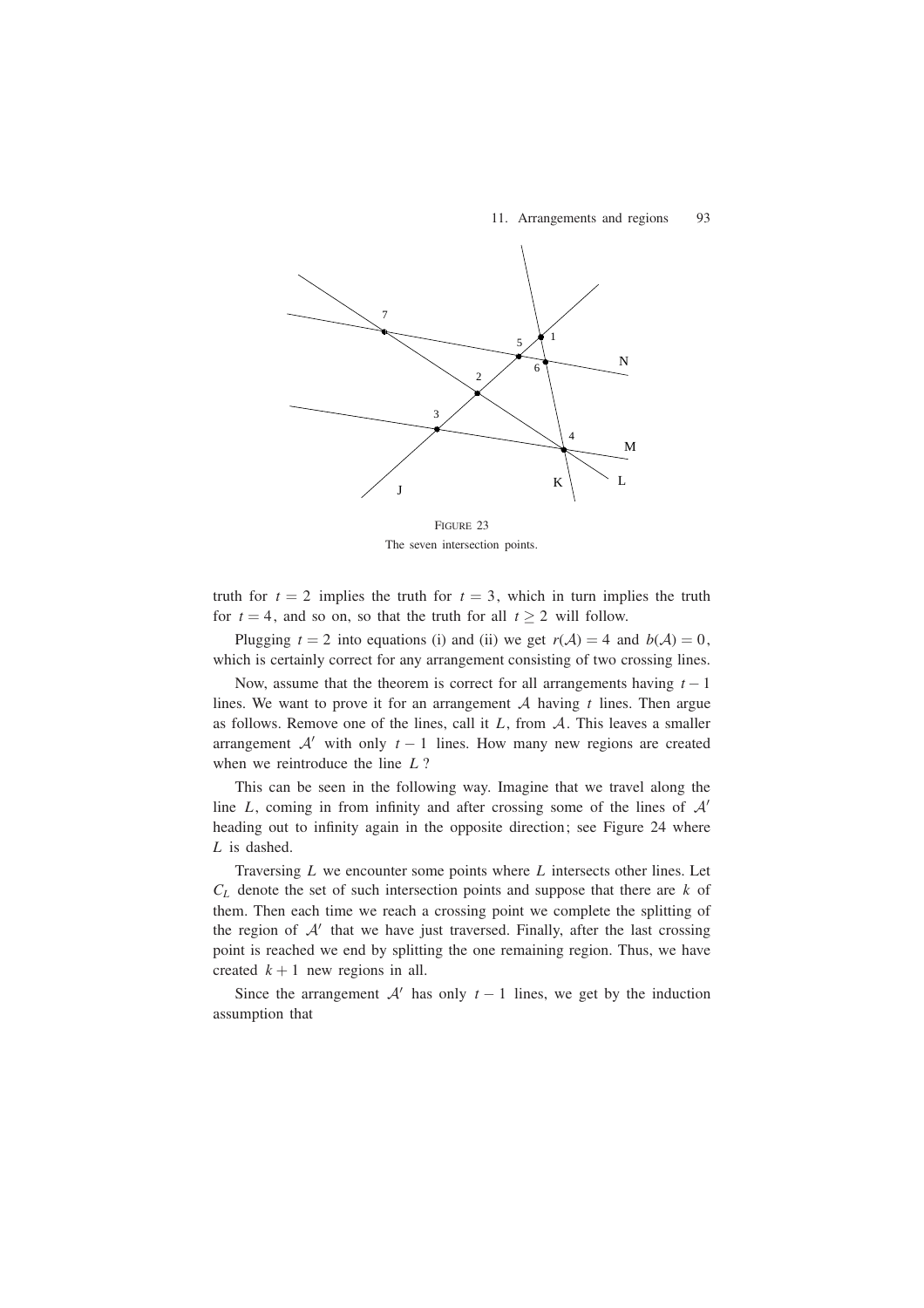FIGURE 23
The seven intersection points.

truth for $t = 2$ implies the truth for $t = 3$, which in turn implies the truth for $t = 4$, and so on, so that the truth for all $t \geq 2$ will follow.

Plugging $t = 2$ into equations (i) and (ii) we get $r(\mathcal{A}) = 4$ and $b(\mathcal{A}) = 0$, which is certainly correct for any arrangement consisting of two crossing lines.

Now, assume that the theorem is correct for all arrangements having $t - 1$ lines. We want to prove it for an arrangement $\mathcal{A}$ having $t$ lines. Then argue as follows. Remove one of the lines, call it $L$, from $\mathcal{A}$. This leaves a smaller arrangement $\mathcal{A}'$ with only $t - 1$ lines. How many new regions are created when we reintroduce the line $L$ ?

This can be seen in the following way. Imagine that we travel along the line $L$, coming in from infinity and after crossing some of the lines of $\mathcal{A}'$ heading out to infinity again in the opposite direction; see Figure 24 where $L$ is dashed.

Traversing $L$ we encounter some points where $L$ intersects other lines. Let $C_L$ denote the set of such intersection points and suppose that there are $k$ of them. Then each time we reach a crossing point we complete the splitting of the region of $\mathcal{A}'$ that we have just traversed. Finally, after the last crossing point is reached we end by splitting the one remaining region. Thus, we have created $k + 1$ new regions in all.

Since the arrangement $\mathcal{A}'$ has only $t - 1$ lines, we get by the induction assumption that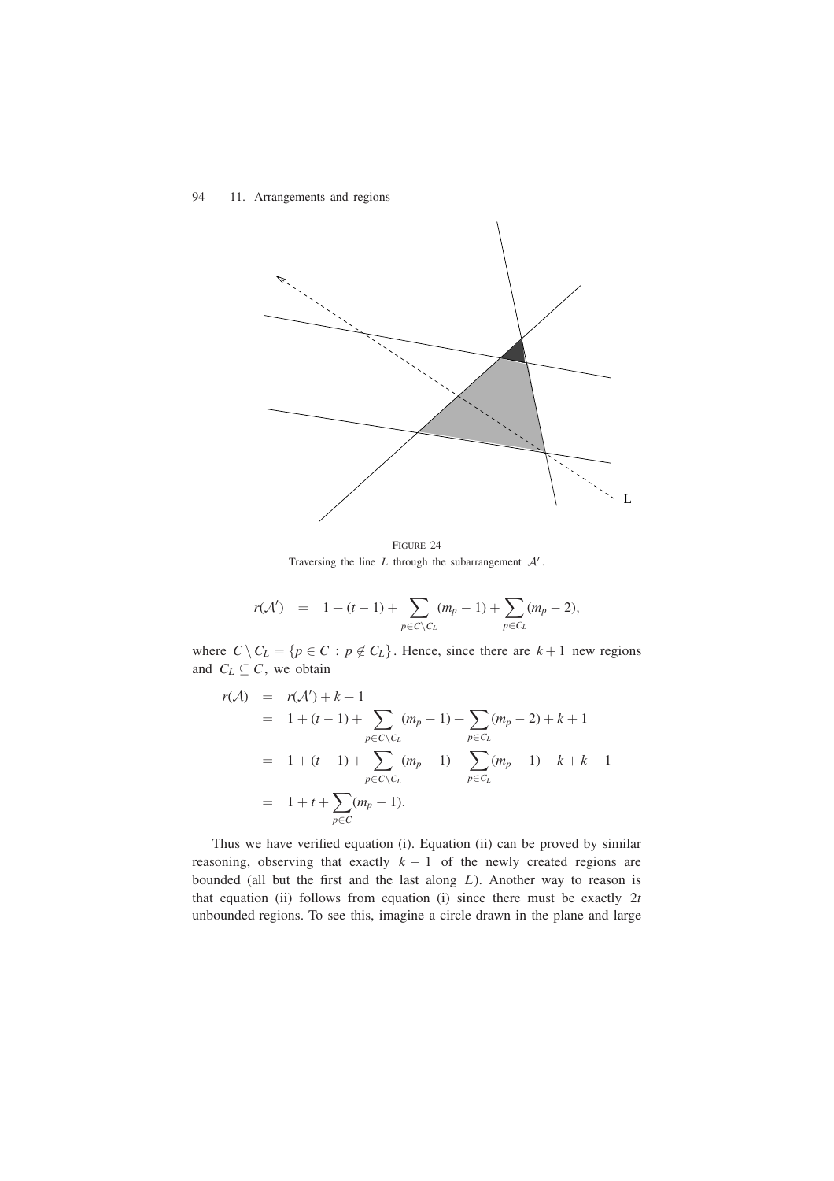FIGURE 24
Traversing the line $L$ through the subarrangement $\mathcal{A}'$.

$$r(\mathcal{A}') \quad = \quad 1 + (t-1) + \sum_{p \in C \setminus C_L} (m_p - 1) + \sum_{p \in C_L} (m_p - 2),$$

where $C \setminus C_L = \{p \in C : p \notin C_L\}$. Hence, since there are $k+1$ new regions and $C_L \subseteq C$, we obtain

$$\begin{aligned}
r(\mathcal{A}) &= r(\mathcal{A}') + k + 1 \\
&= 1 + (t-1) + \sum_{p \in C \setminus C_L} (m_p - 1) + \sum_{p \in C_L} (m_p - 2) + k + 1 \\
&= 1 + (t-1) + \sum_{p \in C \setminus C_L} (m_p - 1) + \sum_{p \in C_L} (m_p - 1) - k + k + 1 \\
&= 1 + t + \sum_{p \in C} (m_p - 1).
\end{aligned}$$

Thus we have verified equation (i). Equation (ii) can be proved by similar reasoning, observing that exactly $k - 1$ of the newly created regions are bounded (all but the first and the last along $L$). Another way to reason is that equation (ii) follows from equation (i) since there must be exactly $2t$ unbounded regions. To see this, imagine a circle drawn in the plane and large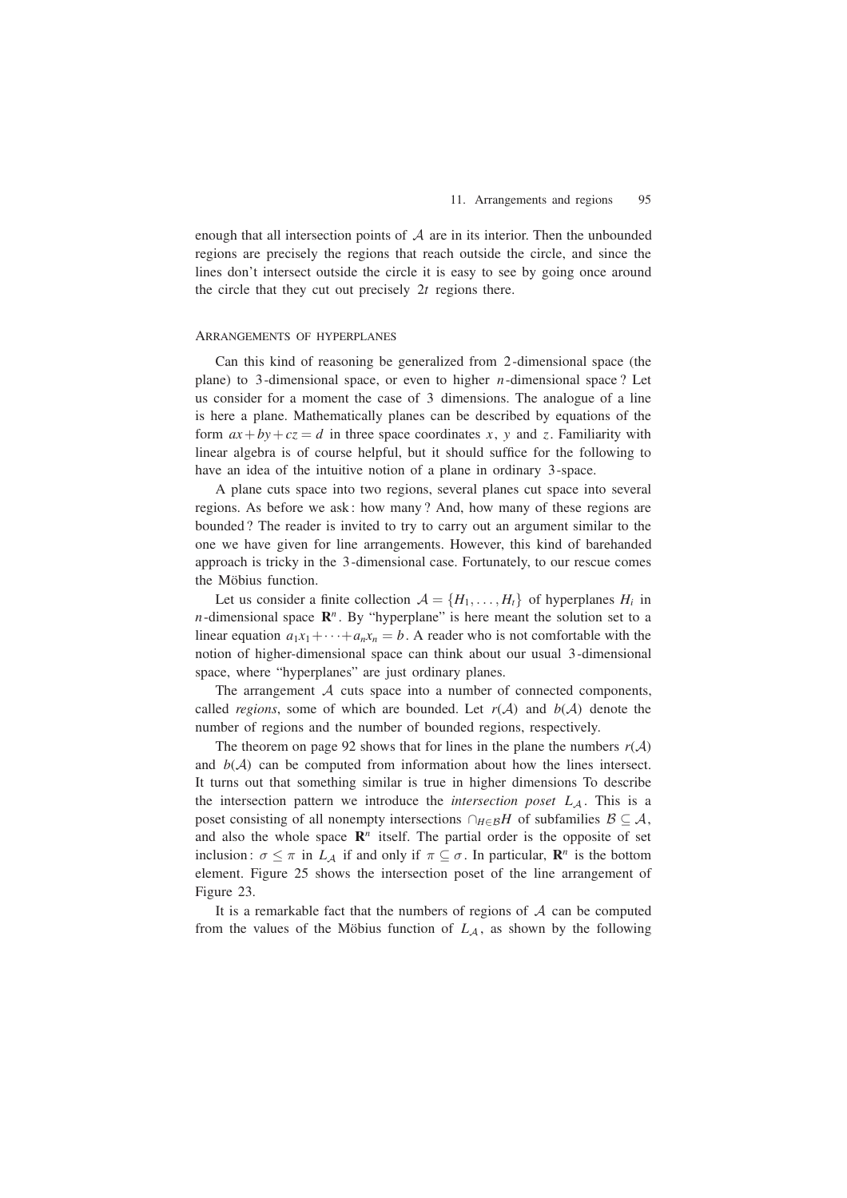enough that all intersection points of $\mathcal{A}$ are in its interior. Then the unbounded regions are precisely the regions that reach outside the circle, and since the lines don't intersect outside the circle it is easy to see by going once around the circle that they cut out precisely $2t$ regions there.

## Arrangements of hyperplanes

Can this kind of reasoning be generalized from 2-dimensional space (the plane) to 3-dimensional space, or even to higher $n$-dimensional space? Let us consider for a moment the case of 3 dimensions. The analogue of a line is here a plane. Mathematically planes can be described by equations of the form $ax+by+cz=d$ in three space coordinates $x$, $y$ and $z$. Familiarity with linear algebra is of course helpful, but it should suffice for the following to have an idea of the intuitive notion of a plane in ordinary 3-space.

A plane cuts space into two regions, several planes cut space into several regions. As before we ask: how many? And, how many of these regions are bounded? The reader is invited to try to carry out an argument similar to the one we have given for line arrangements. However, this kind of barehanded approach is tricky in the 3-dimensional case. Fortunately, to our rescue comes the Möbius function.

Let us consider a finite collection $\mathcal{A} = \{H_1, \ldots, H_t\}$ of hyperplanes $H_i$ in $n$-dimensional space $\mathbf{R}^n$. By "hyperplane" is here meant the solution set to a linear equation $a_1x_1+\cdots+a_nx_n = b$. A reader who is not comfortable with the notion of higher-dimensional space can think about our usual 3-dimensional space, where "hyperplanes" are just ordinary planes.

The arrangement $\mathcal{A}$ cuts space into a number of connected components, called *regions*, some of which are bounded. Let $r(\mathcal{A})$ and $b(\mathcal{A})$ denote the number of regions and the number of bounded regions, respectively.

The theorem on page 92 shows that for lines in the plane the numbers $r(\mathcal{A})$ and $b(\mathcal{A})$ can be computed from information about how the lines intersect. It turns out that something similar is true in higher dimensions To describe the intersection pattern we introduce the *intersection poset* $L_{\mathcal{A}}$. This is a poset consisting of all nonempty intersections $\cap_{H\in\mathcal{B}}H$ of subfamilies $\mathcal{B} \subseteq \mathcal{A}$, and also the whole space $\mathbf{R}^n$ itself. The partial order is the opposite of set inclusion: $\sigma \leq \pi$ in $L_{\mathcal{A}}$ if and only if $\pi \subseteq \sigma$. In particular, $\mathbf{R}^n$ is the bottom element. Figure 25 shows the intersection poset of the line arrangement of Figure 23.

It is a remarkable fact that the numbers of regions of $\mathcal{A}$ can be computed from the values of the Möbius function of $L_{\mathcal{A}}$, as shown by the following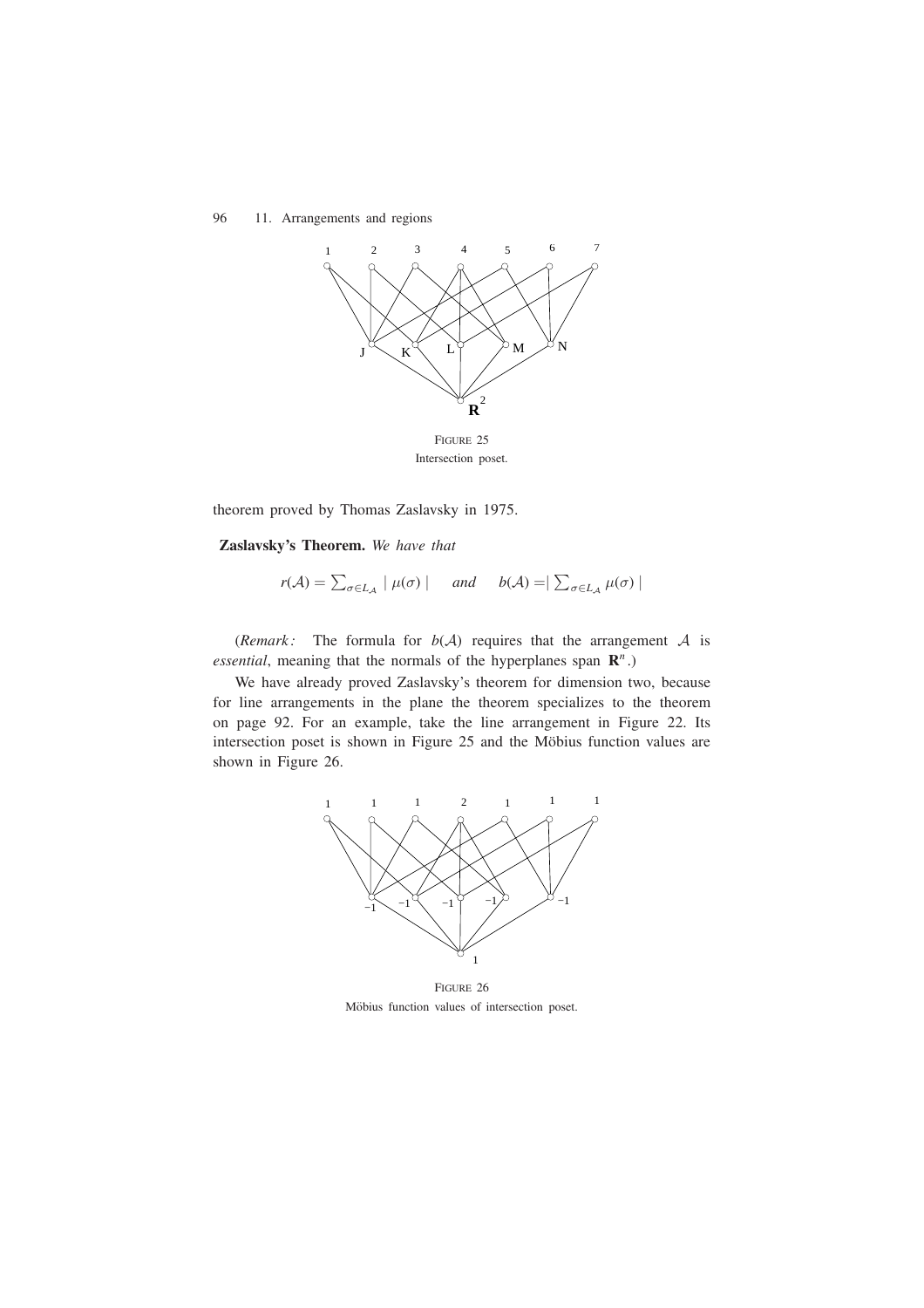FIGURE 25
Intersection poset.

theorem proved by Thomas Zaslavsky in 1975.

**Zaslavsky's Theorem.** *We have that*

$$r(\mathcal{A}) = \sum_{\sigma \in L_{\mathcal{A}}} |\, \mu(\sigma) \,| \qquad \text{and} \qquad b(\mathcal{A}) = \left| \sum_{\sigma \in L_{\mathcal{A}}} \mu(\sigma) \right|$$

(*Remark:* The formula for $b(\mathcal{A})$ requires that the arrangement $\mathcal{A}$ is *essential*, meaning that the normals of the hyperplanes span $\mathbf{R}^n$.)

We have already proved Zaslavsky's theorem for dimension two, because for line arrangements in the plane the theorem specializes to the theorem on page 92. For an example, take the line arrangement in Figure 22. Its intersection poset is shown in Figure 25 and the Möbius function values are shown in Figure 26.

FIGURE 26
Möbius function values of intersection poset.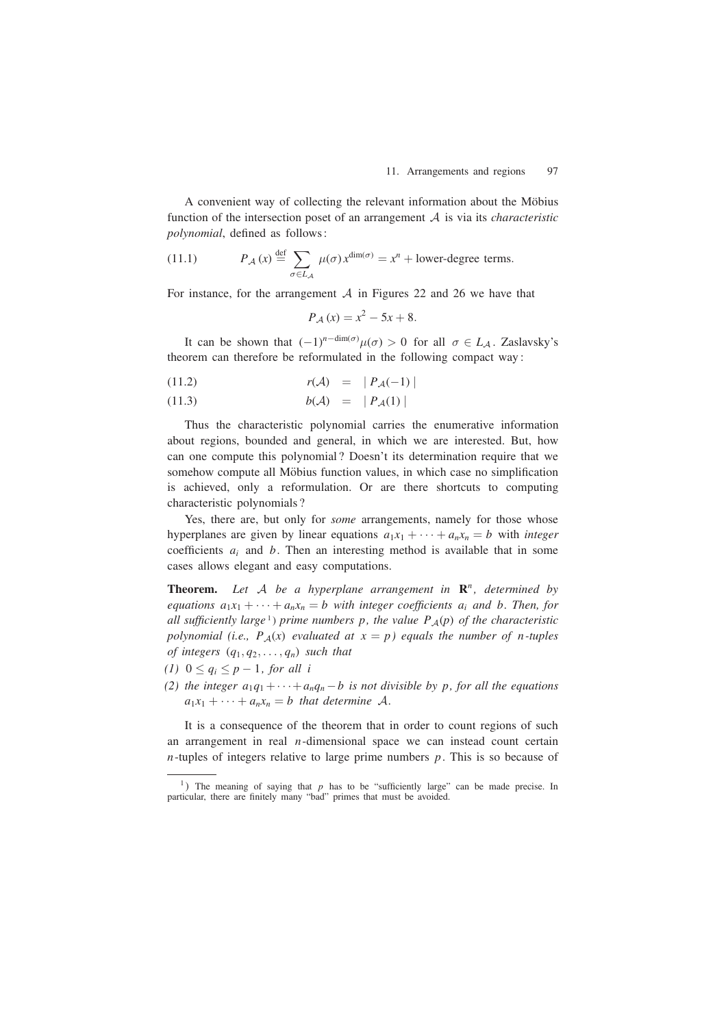A convenient way of collecting the relevant information about the Möbius function of the intersection poset of an arrangement $\mathcal{A}$ is via its *characteristic polynomial*, defined as follows:

$$P_{\mathcal{A}}(x) \stackrel{\text{def}}{=} \sum_{\sigma \in L_{\mathcal{A}}} \mu(\sigma)\, x^{\dim(\sigma)} = x^n + \text{lower-degree terms.} \tag{11.1}$$

For instance, for the arrangement $\mathcal{A}$ in Figures 22 and 26 we have that

$$P_{\mathcal{A}}(x) = x^2 - 5x + 8.$$

It can be shown that $(-1)^{n-\dim(\sigma)}\mu(\sigma) > 0$ for all $\sigma \in L_{\mathcal{A}}$. Zaslavsky's theorem can therefore be reformulated in the following compact way:

$$r(\mathcal{A}) = |\, P_{\mathcal{A}}(-1)\, | \tag{11.2}$$

$$b(\mathcal{A}) = |\, P_{\mathcal{A}}(1)\, | \tag{11.3}$$

Thus the characteristic polynomial carries the enumerative information about regions, bounded and general, in which we are interested. But, how can one compute this polynomial? Doesn't its determination require that we somehow compute all Möbius function values, in which case no simplification is achieved, only a reformulation. Or are there shortcuts to computing characteristic polynomials?

Yes, there are, but only for *some* arrangements, namely for those whose hyperplanes are given by linear equations $a_1x_1 + \cdots + a_nx_n = b$ with *integer* coefficients $a_i$ and $b$. Then an interesting method is available that in some cases allows elegant and easy computations.

**Theorem.** *Let $\mathcal{A}$ be a hyperplane arrangement in $\mathbf{R}^n$, determined by equations $a_1x_1 + \cdots + a_nx_n = b$ with integer coefficients $a_i$ and $b$. Then, for all sufficiently large*[1] *prime numbers $p$, the value $P_{\mathcal{A}}(p)$ of the characteristic polynomial (i.e., $P_{\mathcal{A}}(x)$ evaluated at $x = p$) equals the number of $n$-tuples of integers $(q_1, q_2, \ldots, q_n)$ such that*

*(1) $0 \le q_i \le p-1$, for all $i$*

*(2) the integer $a_1q_1 + \cdots + a_nq_n - b$ is not divisible by $p$, for all the equations $a_1x_1 + \cdots + a_nx_n = b$ that determine $\mathcal{A}$.*

It is a consequence of the theorem that in order to count regions of such an arrangement in real $n$-dimensional space we can instead count certain $n$-tuples of integers relative to large prime numbers $p$. This is so because of

---

[1]) The meaning of saying that $p$ has to be "sufficiently large" can be made precise. In particular, there are finitely many "bad" primes that must be avoided.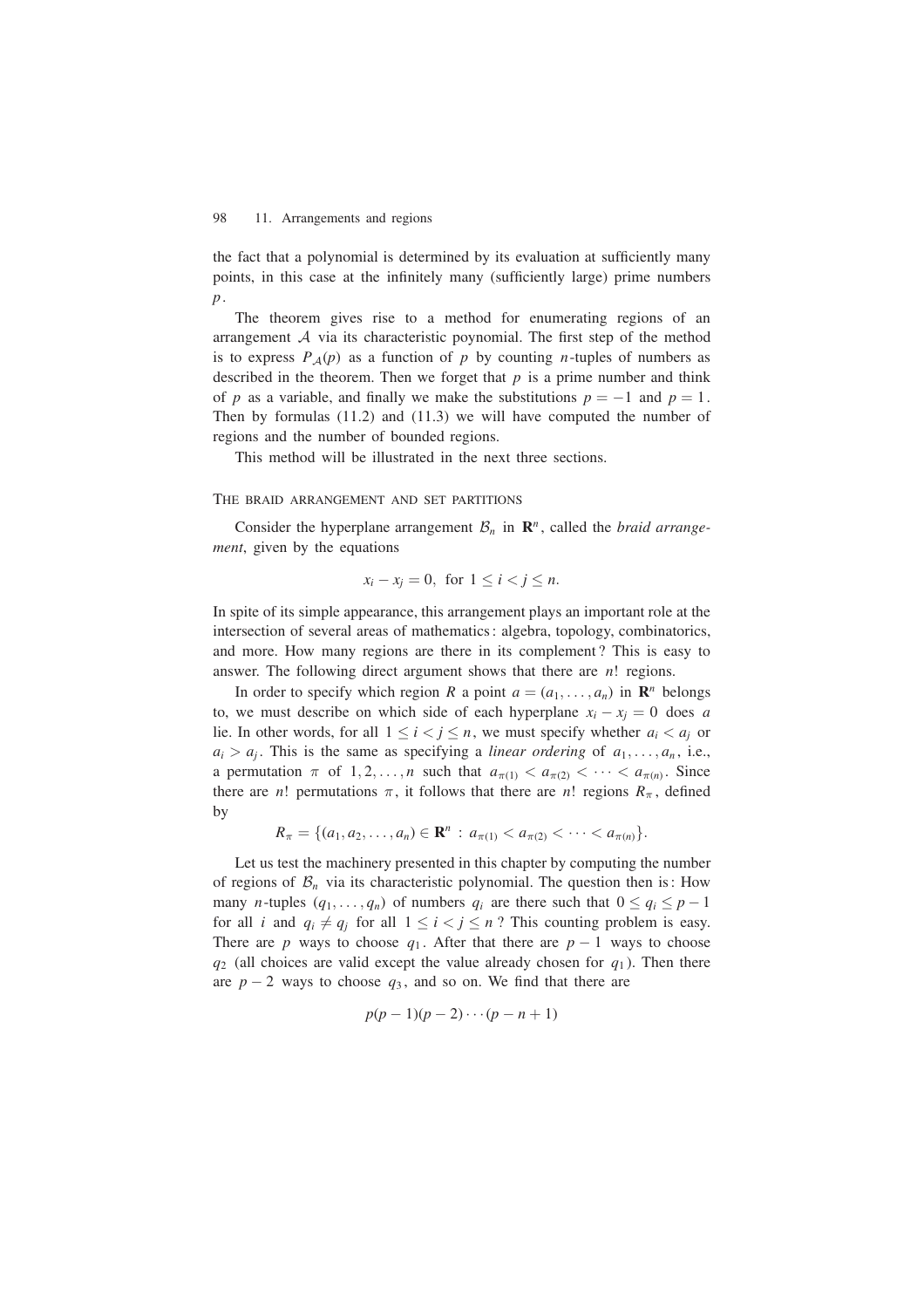the fact that a polynomial is determined by its evaluation at sufficiently many points, in this case at the infinitely many (sufficiently large) prime numbers $p$.

The theorem gives rise to a method for enumerating regions of an arrangement $\mathcal{A}$ via its characteristic poynomial. The first step of the method is to express $P_{\mathcal{A}}(p)$ as a function of $p$ by counting $n$-tuples of numbers as described in the theorem. Then we forget that $p$ is a prime number and think of $p$ as a variable, and finally we make the substitutions $p = -1$ and $p = 1$. Then by formulas (11.2) and (11.3) we will have computed the number of regions and the number of bounded regions.

This method will be illustrated in the next three sections.

## The braid arrangement and set partitions

Consider the hyperplane arrangement $\mathcal{B}_n$ in $\mathbf{R}^n$, called the *braid arrangement*, given by the equations

$$x_i - x_j = 0, \text{ for } 1 \leq i < j \leq n.$$

In spite of its simple appearance, this arrangement plays an important role at the intersection of several areas of mathematics: algebra, topology, combinatorics, and more. How many regions are there in its complement? This is easy to answer. The following direct argument shows that there are $n!$ regions.

In order to specify which region $R$ a point $a = (a_1, \ldots, a_n)$ in $\mathbf{R}^n$ belongs to, we must describe on which side of each hyperplane $x_i - x_j = 0$ does $a$ lie. In other words, for all $1 \leq i < j \leq n$, we must specify whether $a_i < a_j$ or $a_i > a_j$. This is the same as specifying a *linear ordering* of $a_1, \ldots, a_n$, i.e., a permutation $\pi$ of $1, 2, \ldots, n$ such that $a_{\pi(1)} < a_{\pi(2)} < \cdots < a_{\pi(n)}$. Since there are $n!$ permutations $\pi$, it follows that there are $n!$ regions $R_\pi$, defined by

$$R_\pi = \{(a_1, a_2, \ldots, a_n) \in \mathbf{R}^n : a_{\pi(1)} < a_{\pi(2)} < \cdots < a_{\pi(n)}\}.$$

Let us test the machinery presented in this chapter by computing the number of regions of $\mathcal{B}_n$ via its characteristic polynomial. The question then is: How many $n$-tuples $(q_1, \ldots, q_n)$ of numbers $q_i$ are there such that $0 \leq q_i \leq p - 1$ for all $i$ and $q_i \neq q_j$ for all $1 \leq i < j \leq n$? This counting problem is easy. There are $p$ ways to choose $q_1$. After that there are $p - 1$ ways to choose $q_2$ (all choices are valid except the value already chosen for $q_1$). Then there are $p - 2$ ways to choose $q_3$, and so on. We find that there are

$$p(p-1)(p-2)\cdots(p-n+1)$$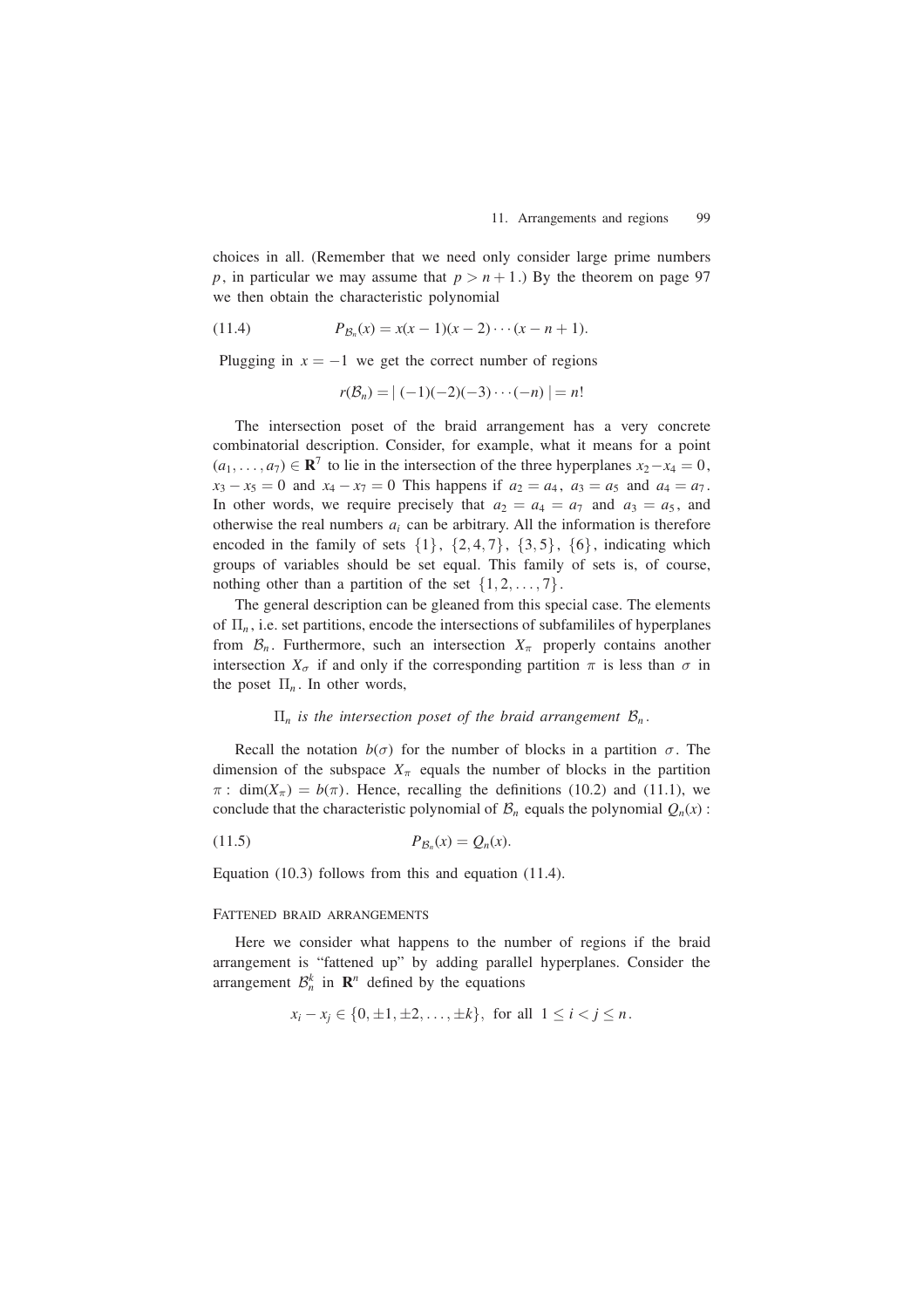choices in all. (Remember that we need only consider large prime numbers $p$, in particular we may assume that $p > n+1$.) By the theorem on page 97 we then obtain the characteristic polynomial

$$P_{\mathcal{B}_n}(x) = x(x-1)(x-2)\cdots(x-n+1). \tag{11.4}$$

Plugging in $x = -1$ we get the correct number of regions

$$r(\mathcal{B}_n) = |\,(-1)(-2)(-3)\cdots(-n)\,| = n!$$

The intersection poset of the braid arrangement has a very concrete combinatorial description. Consider, for example, what it means for a point $(a_1, \ldots, a_7) \in \mathbf{R}^7$ to lie in the intersection of the three hyperplanes $x_2 - x_4 = 0$, $x_3 - x_5 = 0$ and $x_4 - x_7 = 0$ This happens if $a_2 = a_4$, $a_3 = a_5$ and $a_4 = a_7$. In other words, we require precisely that $a_2 = a_4 = a_7$ and $a_3 = a_5$, and otherwise the real numbers $a_i$ can be arbitrary. All the information is therefore encoded in the family of sets $\{1\}$, $\{2, 4, 7\}$, $\{3, 5\}$, $\{6\}$, indicating which groups of variables should be set equal. This family of sets is, of course, nothing other than a partition of the set $\{1, 2, \ldots, 7\}$.

The general description can be gleaned from this special case. The elements of $\Pi_n$, i.e. set partitions, encode the intersections of subfamililes of hyperplanes from $\mathcal{B}_n$. Furthermore, such an intersection $X_\pi$ properly contains another intersection $X_\sigma$ if and only if the corresponding partition $\pi$ is less than $\sigma$ in the poset $\Pi_n$. In other words,

*$\Pi_n$ is the intersection poset of the braid arrangement $\mathcal{B}_n$.*

Recall the notation $b(\sigma)$ for the number of blocks in a partition $\sigma$. The dimension of the subspace $X_\pi$ equals the number of blocks in the partition $\pi$: $\dim(X_\pi) = b(\pi)$. Hence, recalling the definitions (10.2) and (11.1), we conclude that the characteristic polynomial of $\mathcal{B}_n$ equals the polynomial $Q_n(x)$:

$$P_{\mathcal{B}_n}(x) = Q_n(x). \tag{11.5}$$

Equation (10.3) follows from this and equation (11.4).

### Fattened braid arrangements

Here we consider what happens to the number of regions if the braid arrangement is "fattened up" by adding parallel hyperplanes. Consider the arrangement $\mathcal{B}_n^k$ in $\mathbf{R}^n$ defined by the equations

$$x_i - x_j \in \{0, \pm 1, \pm 2, \ldots, \pm k\}, \text{ for all } 1 \le i < j \le n.$$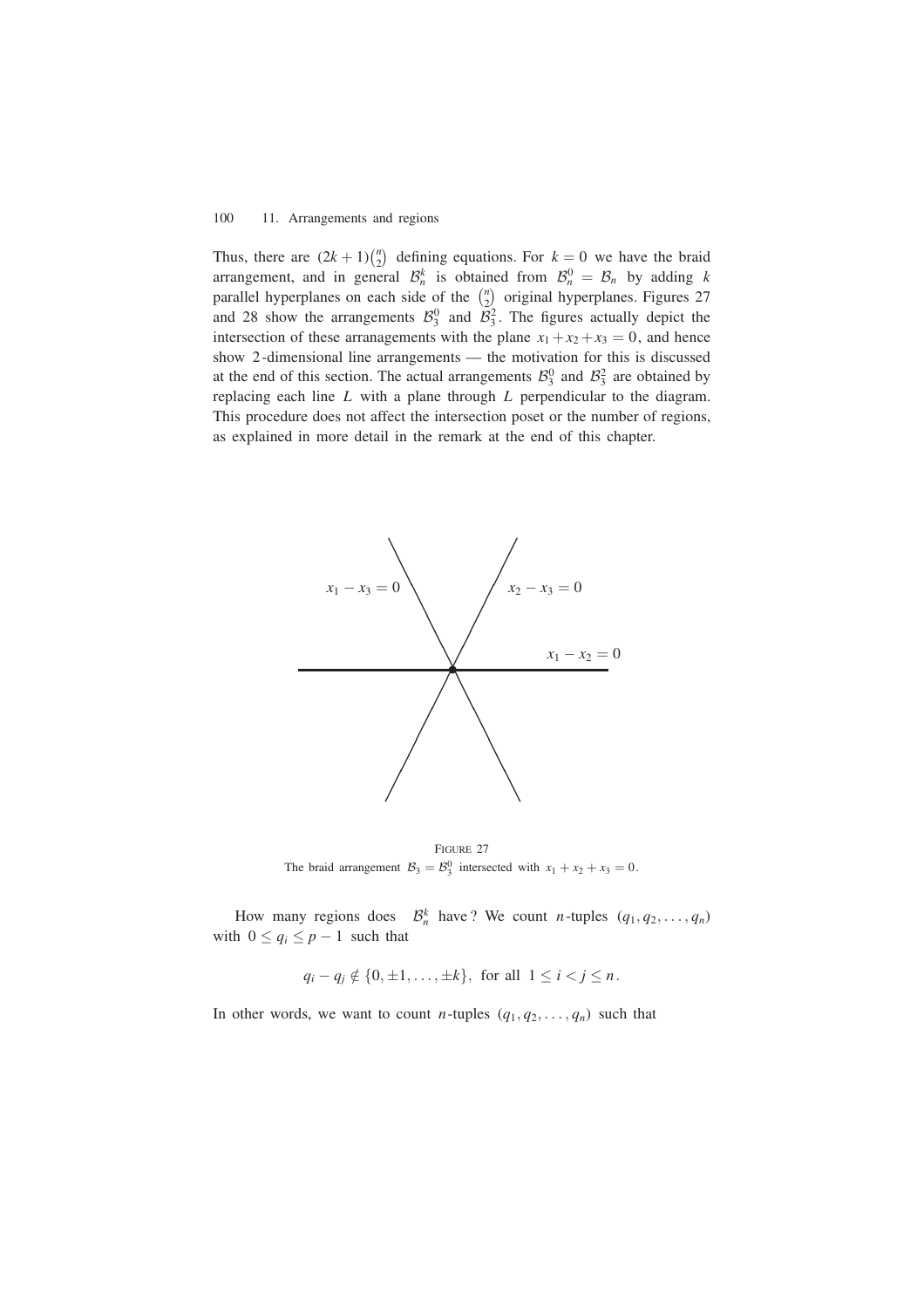Thus, there are $(2k+1)\binom{n}{2}$ defining equations. For $k = 0$ we have the braid arrangement, and in general $\mathcal{B}_n^k$ is obtained from $\mathcal{B}_n^0 = \mathcal{B}_n$ by adding $k$ parallel hyperplanes on each side of the $\binom{n}{2}$ original hyperplanes. Figures 27 and 28 show the arrangements $\mathcal{B}_3^0$ and $\mathcal{B}_3^2$. The figures actually depict the intersection of these arranagements with the plane $x_1 + x_2 + x_3 = 0$, and hence show 2-dimensional line arrangements — the motivation for this is discussed at the end of this section. The actual arrangements $\mathcal{B}_3^0$ and $\mathcal{B}_3^2$ are obtained by replacing each line $L$ with a plane through $L$ perpendicular to the diagram. This procedure does not affect the intersection poset or the number of regions, as explained in more detail in the remark at the end of this chapter.

$x_1 - x_3 = 0$ $x_2 - x_3 = 0$ $x_1 - x_2 = 0$

FIGURE 27
The braid arrangement $\mathcal{B}_3 = \mathcal{B}_3^0$ intersected with $x_1 + x_2 + x_3 = 0$.

How many regions does $\mathcal{B}_n^k$ have? We count $n$-tuples $(q_1, q_2, \ldots, q_n)$ with $0 \le q_i \le p-1$ such that

$$q_i - q_j \notin \{0, \pm 1, \ldots, \pm k\}, \text{ for all } 1 \le i < j \le n.$$

In other words, we want to count $n$-tuples $(q_1, q_2, \ldots, q_n)$ such that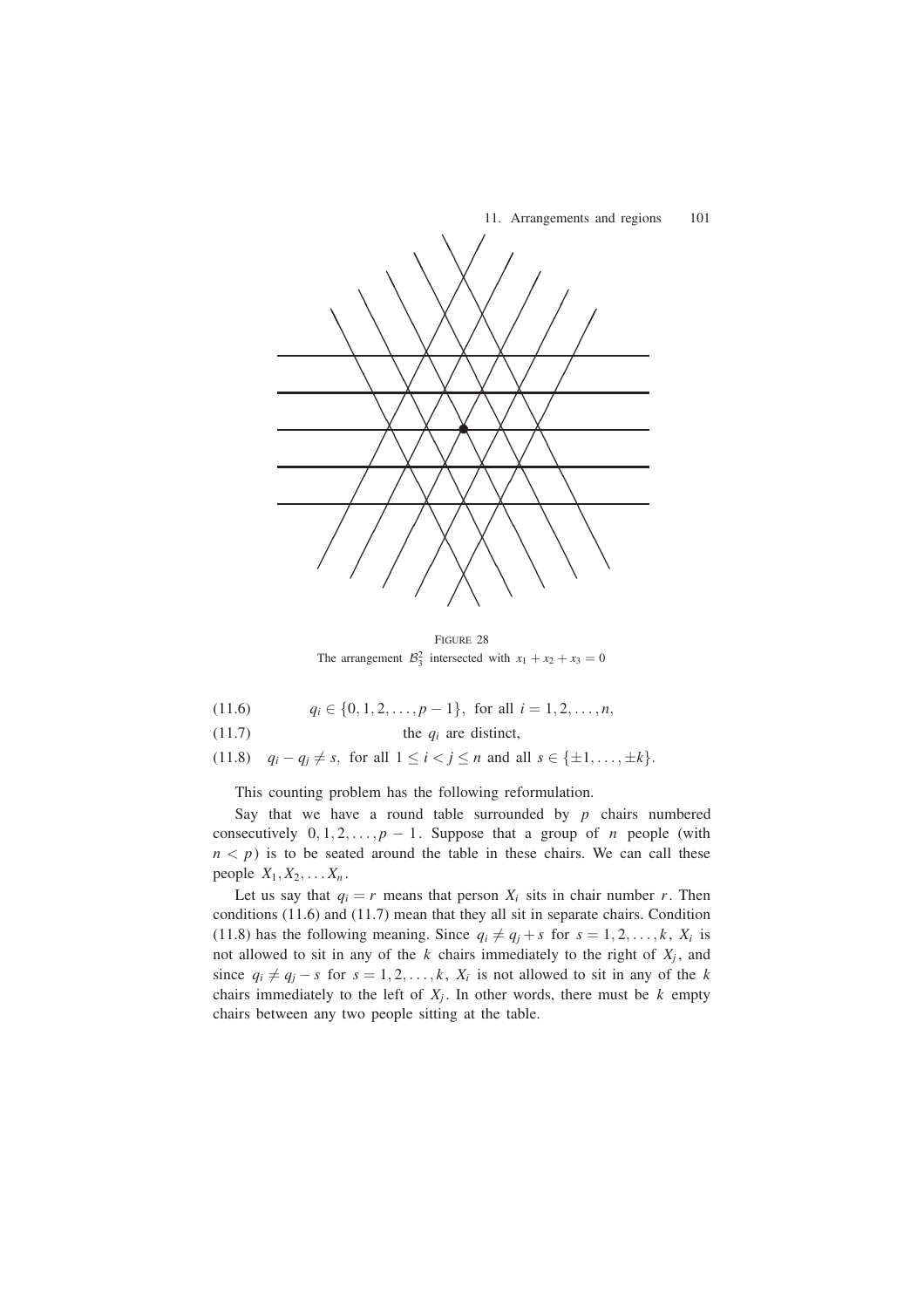FIGURE 28
The arrangement $\mathcal{B}_3^2$ intersected with $x_1 + x_2 + x_3 = 0$

$$q_i \in \{0, 1, 2, \ldots, p-1\}, \text{ for all } i = 1, 2, \ldots, n, \tag{11.6}$$

$$\text{the } q_i \text{ are distinct,} \tag{11.7}$$

$$q_i - q_j \neq s, \text{ for all } 1 \leq i < j \leq n \text{ and all } s \in \{\pm 1, \ldots, \pm k\}. \tag{11.8}$$

This counting problem has the following reformulation.

Say that we have a round table surrounded by $p$ chairs numbered consecutively $0, 1, 2, \ldots, p-1$. Suppose that a group of $n$ people (with $n < p$) is to be seated around the table in these chairs. We can call these people $X_1, X_2, \ldots X_n$.

Let us say that $q_i = r$ means that person $X_i$ sits in chair number $r$. Then conditions (11.6) and (11.7) mean that they all sit in separate chairs. Condition (11.8) has the following meaning. Since $q_i \neq q_j + s$ for $s = 1, 2, \ldots, k$, $X_i$ is not allowed to sit in any of the $k$ chairs immediately to the right of $X_j$, and since $q_i \neq q_j - s$ for $s = 1, 2, \ldots, k$, $X_i$ is not allowed to sit in any of the $k$ chairs immediately to the left of $X_j$. In other words, there must be $k$ empty chairs between any two people sitting at the table.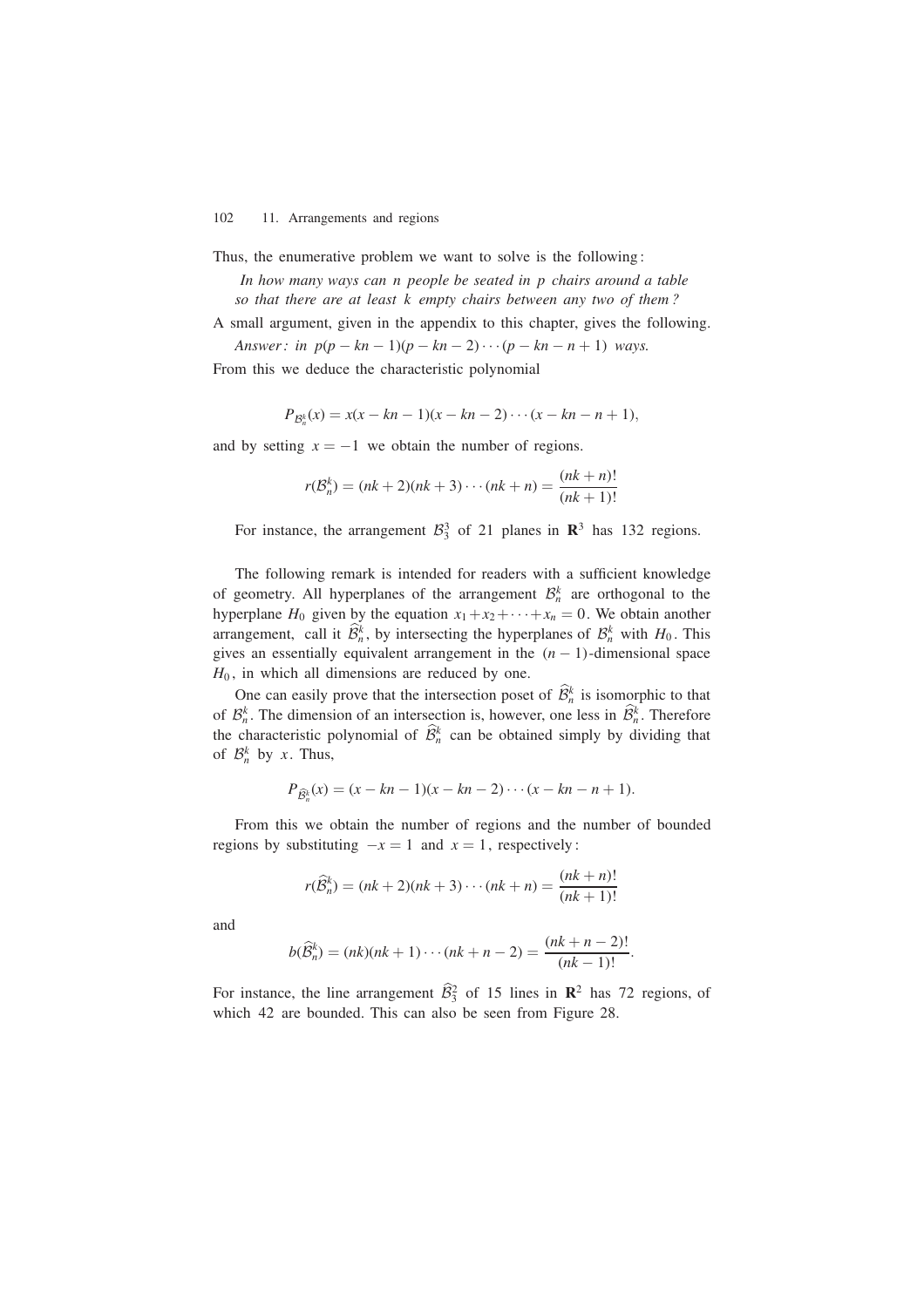Thus, the enumerative problem we want to solve is the following:

*In how many ways can $n$ people be seated in $p$ chairs around a table so that there are at least $k$ empty chairs between any two of them?*

A small argument, given in the appendix to this chapter, gives the following.

*Answer: in $p(p-kn-1)(p-kn-2)\cdots(p-kn-n+1)$ ways.*

From this we deduce the characteristic polynomial

$$P_{\mathcal{B}_n^k}(x) = x(x-kn-1)(x-kn-2)\cdots(x-kn-n+1),$$

and by setting $x=-1$ we obtain the number of regions.

$$r(\mathcal{B}_n^k) = (nk+2)(nk+3)\cdots(nk+n) = \frac{(nk+n)!}{(nk+1)!}$$

For instance, the arrangement $\mathcal{B}_3^3$ of 21 planes in $\mathbf{R}^3$ has 132 regions.

The following remark is intended for readers with a sufficient knowledge of geometry. All hyperplanes of the arrangement $\mathcal{B}_n^k$ are orthogonal to the hyperplane $H_0$ given by the equation $x_1+x_2+\cdots+x_n=0$. We obtain another arrangement, call it $\widehat{\mathcal{B}}_n^k$, by intersecting the hyperplanes of $\mathcal{B}_n^k$ with $H_0$. This gives an essentially equivalent arrangement in the $(n-1)$-dimensional space $H_0$, in which all dimensions are reduced by one.

One can easily prove that the intersection poset of $\widehat{\mathcal{B}}_n^k$ is isomorphic to that of $\mathcal{B}_n^k$. The dimension of an intersection is, however, one less in $\widehat{\mathcal{B}}_n^k$. Therefore the characteristic polynomial of $\widehat{\mathcal{B}}_n^k$ can be obtained simply by dividing that of $\mathcal{B}_n^k$ by $x$. Thus,

$$P_{\widehat{\mathcal{B}}_n^k}(x) = (x-kn-1)(x-kn-2)\cdots(x-kn-n+1).$$

From this we obtain the number of regions and the number of bounded regions by substituting $-x=1$ and $x=1$, respectively:

$$r(\widehat{\mathcal{B}}_n^k) = (nk+2)(nk+3)\cdots(nk+n) = \frac{(nk+n)!}{(nk+1)!}$$

and

$$b(\widehat{\mathcal{B}}_n^k) = (nk)(nk+1)\cdots(nk+n-2) = \frac{(nk+n-2)!}{(nk-1)!}.$$

For instance, the line arrangement $\widehat{\mathcal{B}}_3^2$ of 15 lines in $\mathbf{R}^2$ has 72 regions, of which 42 are bounded. This can also be seen from Figure 28.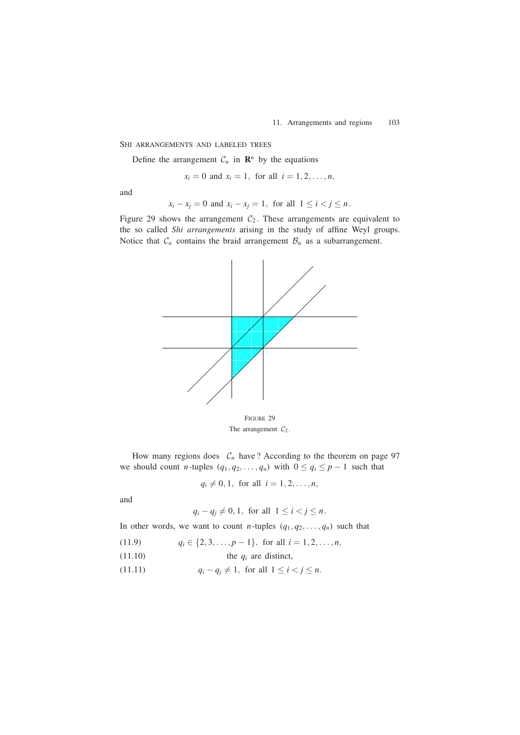### Shi arrangements and labeled trees

Define the arrangement $\mathcal{C}_n$ in $\mathbf{R}^n$ by the equations

$$x_i = 0 \text{ and } x_i = 1, \text{ for all } i = 1, 2, \ldots, n,$$

and

$$x_i - x_j = 0 \text{ and } x_i - x_j = 1, \text{ for all } 1 \le i < j \le n.$$

Figure 29 shows the arrangement $\mathcal{C}_2$. These arrangements are equivalent to the so called *Shi arrangements* arising in the study of affine Weyl groups. Notice that $\mathcal{C}_n$ contains the braid arrangement $\mathcal{B}_n$ as a subarrangement.

Figure 29

The arrangement $\mathcal{C}_2$.

How many regions does $\mathcal{C}_n$ have? According to the theorem on page 97 we should count $n$-tuples $(q_1, q_2, \ldots, q_n)$ with $0 \le q_i \le p - 1$ such that

$$q_i \neq 0, 1, \text{ for all } i = 1, 2, \ldots, n,$$

and

$$q_i - q_j \neq 0, 1, \text{ for all } 1 \le i < j \le n.$$

In other words, we want to count $n$-tuples $(q_1, q_2, \ldots, q_n)$ such that

$$q_i \in \{2, 3, \ldots, p - 1\}, \text{ for all } i = 1, 2, \ldots, n, \tag{11.9}$$

$$\text{the } q_i \text{ are distinct,} \tag{11.10}$$

$$q_i - q_j \neq 1, \text{ for all } 1 \le i < j \le n. \tag{11.11}$$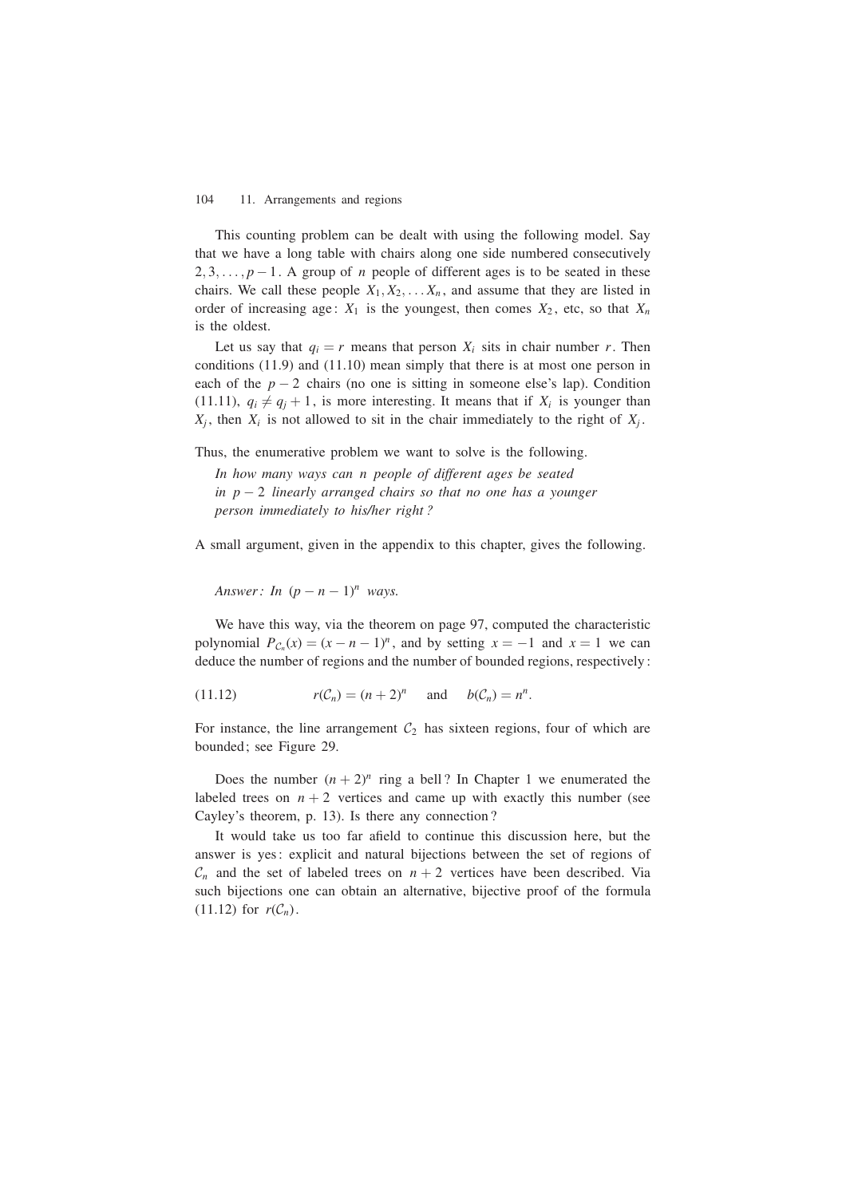This counting problem can be dealt with using the following model. Say that we have a long table with chairs along one side numbered consecutively $2, 3, \ldots, p-1$. A group of $n$ people of different ages is to be seated in these chairs. We call these people $X_1, X_2, \ldots X_n$, and assume that they are listed in order of increasing age: $X_1$ is the youngest, then comes $X_2$, etc, so that $X_n$ is the oldest.

Let us say that $q_i = r$ means that person $X_i$ sits in chair number $r$. Then conditions (11.9) and (11.10) mean simply that there is at most one person in each of the $p-2$ chairs (no one is sitting in someone else's lap). Condition (11.11), $q_i \neq q_j + 1$, is more interesting. It means that if $X_i$ is younger than $X_j$, then $X_i$ is not allowed to sit in the chair immediately to the right of $X_j$.

Thus, the enumerative problem we want to solve is the following.

*In how many ways can $n$ people of different ages be seated in $p-2$ linearly arranged chairs so that no one has a younger person immediately to his/her right?*

A small argument, given in the appendix to this chapter, gives the following.

*Answer: In $(p-n-1)^n$ ways.*

We have this way, via the theorem on page 97, computed the characteristic polynomial $P_{\mathcal{C}_n}(x) = (x-n-1)^n$, and by setting $x = -1$ and $x = 1$ we can deduce the number of regions and the number of bounded regions, respectively:

$$r(\mathcal{C}_n) = (n+2)^n \quad \text{and} \quad b(\mathcal{C}_n) = n^n. \tag{11.12}$$

For instance, the line arrangement $\mathcal{C}_2$ has sixteen regions, four of which are bounded; see Figure 29.

Does the number $(n+2)^n$ ring a bell? In Chapter 1 we enumerated the labeled trees on $n+2$ vertices and came up with exactly this number (see Cayley's theorem, p. 13). Is there any connection?

It would take us too far afield to continue this discussion here, but the answer is yes: explicit and natural bijections between the set of regions of $\mathcal{C}_n$ and the set of labeled trees on $n+2$ vertices have been described. Via such bijections one can obtain an alternative, bijective proof of the formula (11.12) for $r(\mathcal{C}_n)$.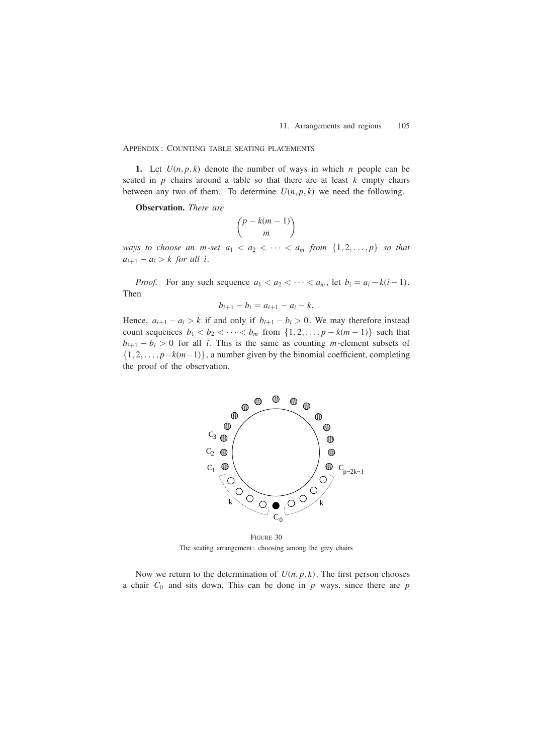APPENDIX: COUNTING TABLE SEATING PLACEMENTS

**1.** Let $U(n, p, k)$ denote the number of ways in which $n$ people can be seated in $p$ chairs around a table so that there are at least $k$ empty chairs between any two of them. To determine $U(n, p, k)$ we need the following.

**Observation.** *There are*

$$\binom{p-k(m-1)}{m}$$

*ways to choose an $m$-set $a_1 < a_2 < \cdots < a_m$ from $\{1, 2, \ldots, p\}$ so that $a_{i+1} - a_i > k$ for all $i$.*

*Proof.* For any such sequence $a_1 < a_2 < \cdots < a_m$, let $b_i = a_i - k(i-1)$. Then

$$b_{i+1} - b_i = a_{i+1} - a_i - k.$$

Hence, $a_{i+1} - a_i > k$ if and only if $b_{i+1} - b_i > 0$. We may therefore instead count sequences $b_1 < b_2 < \cdots < b_m$ from $\{1, 2, \ldots, p - k(m-1)\}$ such that $b_{i+1} - b_i > 0$ for all $i$. This is the same as counting $m$-element subsets of $\{1, 2, \ldots, p - k(m-1)\}$, a number given by the binomial coefficient, completing the proof of the observation.

FIGURE 30
The seating arrangement: choosing among the grey chairs

Now we return to the determination of $U(n, p, k)$. The first person chooses a chair $C_0$ and sits down. This can be done in $p$ ways, since there are $p$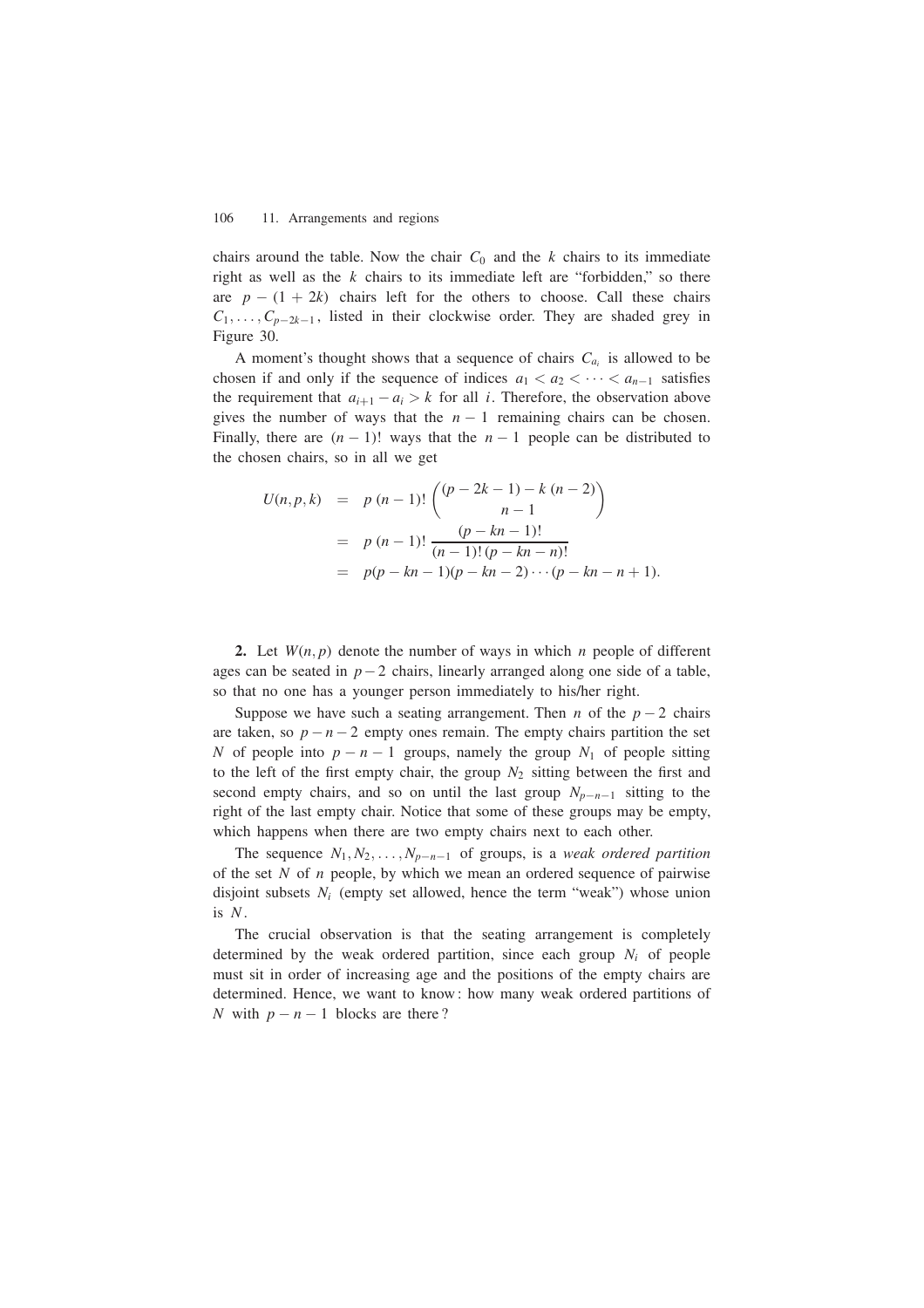chairs around the table. Now the chair $C_0$ and the $k$ chairs to its immediate right as well as the $k$ chairs to its immediate left are "forbidden," so there are $p - (1 + 2k)$ chairs left for the others to choose. Call these chairs $C_1, \ldots, C_{p-2k-1}$, listed in their clockwise order. They are shaded grey in Figure 30.

A moment's thought shows that a sequence of chairs $C_{a_i}$ is allowed to be chosen if and only if the sequence of indices $a_1 < a_2 < \cdots < a_{n-1}$ satisfies the requirement that $a_{i+1} - a_i > k$ for all $i$. Therefore, the observation above gives the number of ways that the $n - 1$ remaining chairs can be chosen. Finally, there are $(n-1)!$ ways that the $n - 1$ people can be distributed to the chosen chairs, so in all we get

$$
\begin{aligned}
U(n,p,k) &= p\,(n-1)!\binom{(p-2k-1)-k\,(n-2)}{n-1} \\
&= p\,(n-1)!\,\frac{(p-kn-1)!}{(n-1)!\,(p-kn-n)!} \\
&= p(p-kn-1)(p-kn-2)\cdots(p-kn-n+1).
\end{aligned}
$$

**2.** Let $W(n,p)$ denote the number of ways in which $n$ people of different ages can be seated in $p-2$ chairs, linearly arranged along one side of a table, so that no one has a younger person immediately to his/her right.

Suppose we have such a seating arrangement. Then $n$ of the $p-2$ chairs are taken, so $p-n-2$ empty ones remain. The empty chairs partition the set $N$ of people into $p-n-1$ groups, namely the group $N_1$ of people sitting to the left of the first empty chair, the group $N_2$ sitting between the first and second empty chairs, and so on until the last group $N_{p-n-1}$ sitting to the right of the last empty chair. Notice that some of these groups may be empty, which happens when there are two empty chairs next to each other.

The sequence $N_1, N_2, \ldots, N_{p-n-1}$ of groups, is a *weak ordered partition* of the set $N$ of $n$ people, by which we mean an ordered sequence of pairwise disjoint subsets $N_i$ (empty set allowed, hence the term "weak") whose union is $N$.

The crucial observation is that the seating arrangement is completely determined by the weak ordered partition, since each group $N_i$ of people must sit in order of increasing age and the positions of the empty chairs are determined. Hence, we want to know: how many weak ordered partitions of $N$ with $p-n-1$ blocks are there?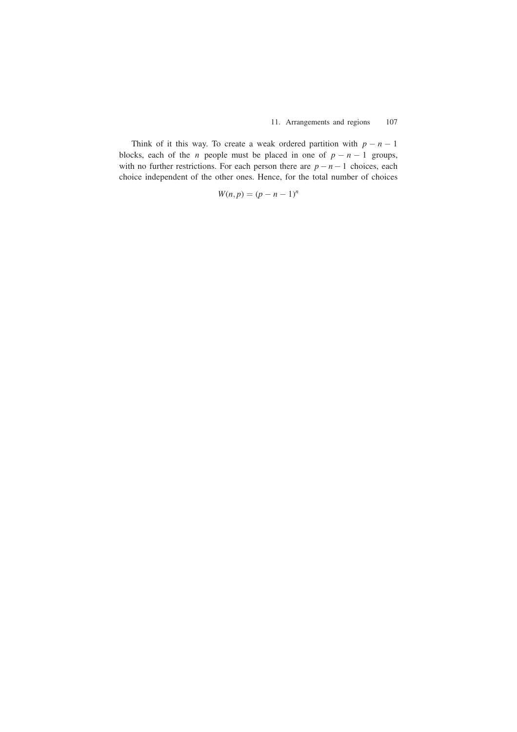Think of it this way. To create a weak ordered partition with $p - n - 1$ blocks, each of the $n$ people must be placed in one of $p - n - 1$ groups, with no further restrictions. For each person there are $p - n - 1$ choices, each choice independent of the other ones. Hence, for the total number of choices

$$W(n, p) = (p - n - 1)^n$$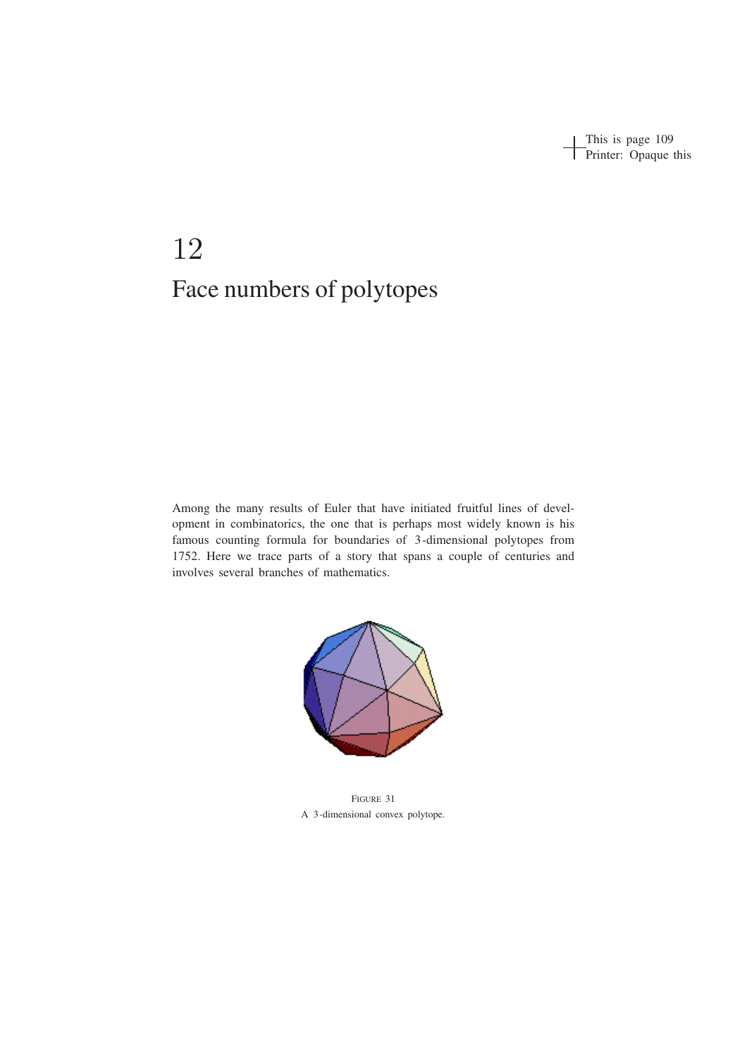# 12

# Face numbers of polytopes

Among the many results of Euler that have initiated fruitful lines of development in combinatorics, the one that is perhaps most widely known is his famous counting formula for boundaries of 3-dimensional polytopes from 1752. Here we trace parts of a story that spans a couple of centuries and involves several branches of mathematics.

FIGURE 31
A 3-dimensional convex polytope.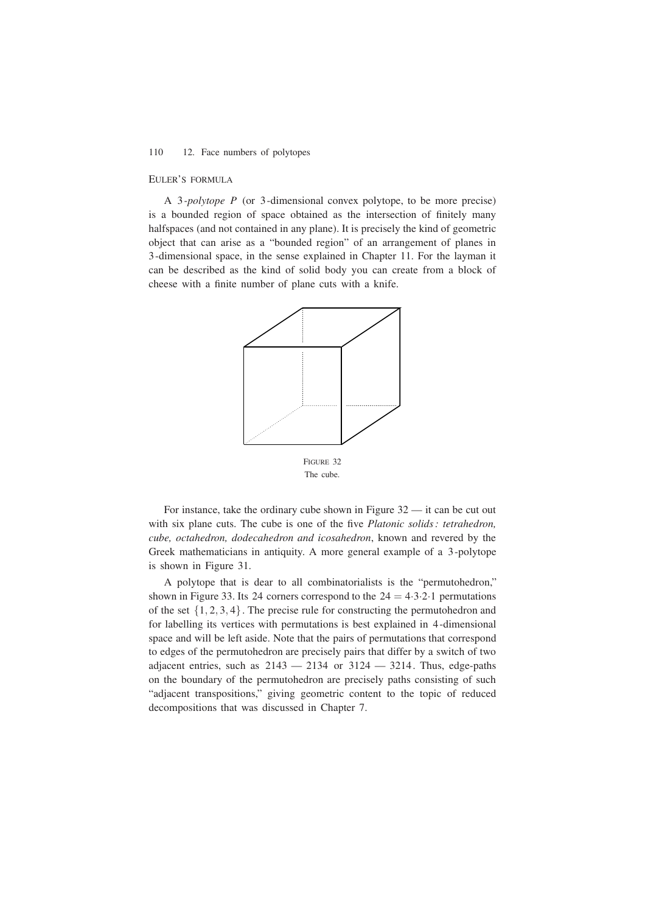## Euler's formula

A 3*-polytope* $P$ (or 3-dimensional convex polytope, to be more precise) is a bounded region of space obtained as the intersection of finitely many halfspaces (and not contained in any plane). It is precisely the kind of geometric object that can arise as a "bounded region" of an arrangement of planes in 3-dimensional space, in the sense explained in Chapter 11. For the layman it can be described as the kind of solid body you can create from a block of cheese with a finite number of plane cuts with a knife.

FIGURE 32
The cube.

For instance, take the ordinary cube shown in Figure 32 — it can be cut out with six plane cuts. The cube is one of the five *Platonic solids: tetrahedron, cube, octahedron, dodecahedron and icosahedron*, known and revered by the Greek mathematicians in antiquity. A more general example of a 3-polytope is shown in Figure 31.

A polytope that is dear to all combinatorialists is the "permutohedron," shown in Figure 33. Its 24 corners correspond to the $24 = 4{\cdot}3{\cdot}2{\cdot}1$ permutations of the set $\{1, 2, 3, 4\}$. The precise rule for constructing the permutohedron and for labelling its vertices with permutations is best explained in 4-dimensional space and will be left aside. Note that the pairs of permutations that correspond to edges of the permutohedron are precisely pairs that differ by a switch of two adjacent entries, such as $2143$ — $2134$ or $3124$ — $3214$. Thus, edge-paths on the boundary of the permutohedron are precisely paths consisting of such "adjacent transpositions," giving geometric content to the topic of reduced decompositions that was discussed in Chapter 7.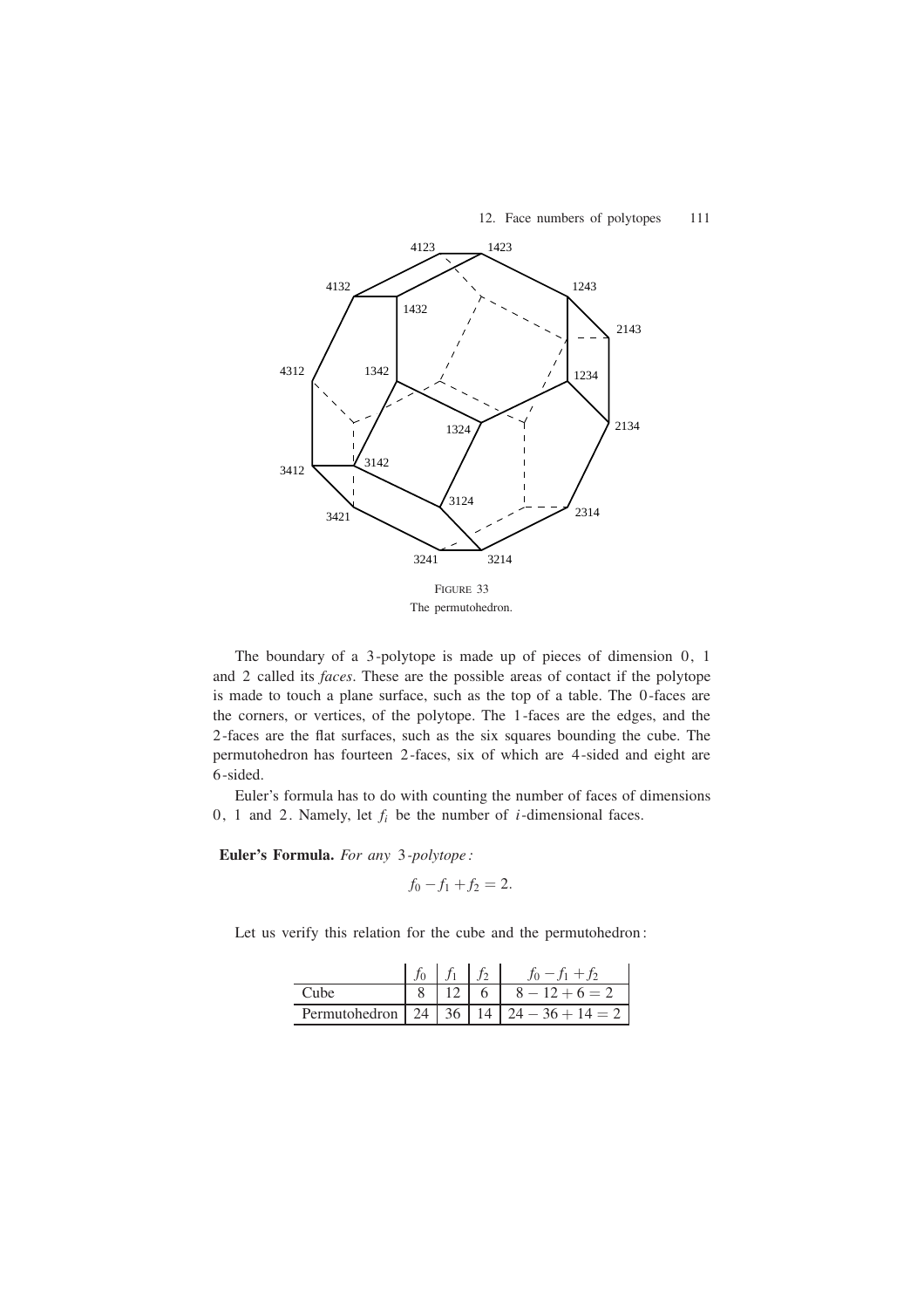FIGURE 33
The permutohedron.

The boundary of a 3-polytope is made up of pieces of dimension 0, 1 and 2 called its *faces*. These are the possible areas of contact if the polytope is made to touch a plane surface, such as the top of a table. The 0-faces are the corners, or vertices, of the polytope. The 1-faces are the edges, and the 2-faces are the flat surfaces, such as the six squares bounding the cube. The permutohedron has fourteen 2-faces, six of which are 4-sided and eight are 6-sided.

Euler's formula has to do with counting the number of faces of dimensions 0, 1 and 2. Namely, let $f_i$ be the number of $i$-dimensional faces.

**Euler's Formula.** *For any* 3*-polytope:*

$$f_0 - f_1 + f_2 = 2.$$

Let us verify this relation for the cube and the permutohedron:

| | $f_0$ | $f_1$ | $f_2$ | $f_0 - f_1 + f_2$ |
|---|---|---|---|---|
| Cube | 8 | 12 | 6 | $8 - 12 + 6 = 2$ |
| Permutohedron | 24 | 36 | 14 | $24 - 36 + 14 = 2$ |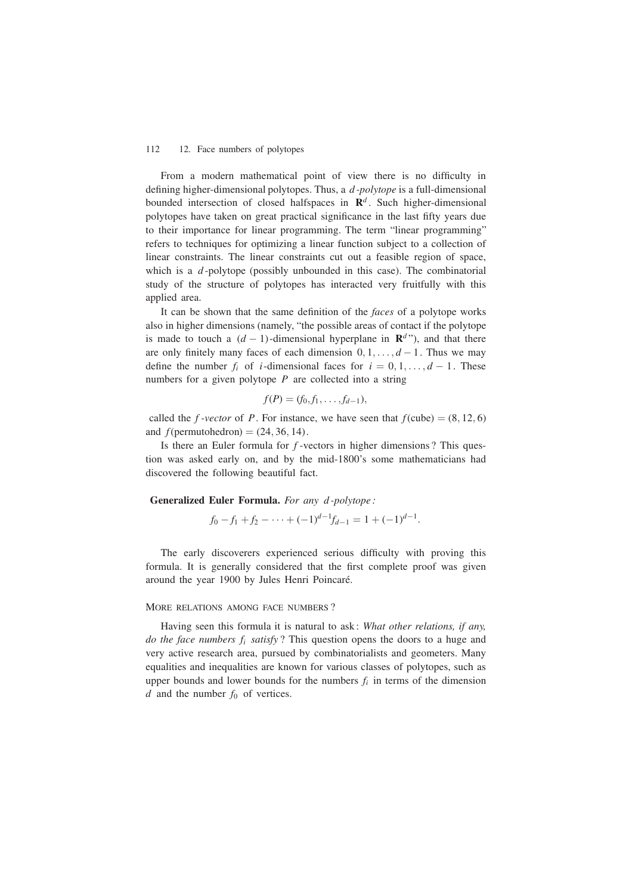From a modern mathematical point of view there is no difficulty in defining higher-dimensional polytopes. Thus, a *$d$-polytope* is a full-dimensional bounded intersection of closed halfspaces in $\mathbf{R}^d$. Such higher-dimensional polytopes have taken on great practical significance in the last fifty years due to their importance for linear programming. The term "linear programming" refers to techniques for optimizing a linear function subject to a collection of linear constraints. The linear constraints cut out a feasible region of space, which is a $d$-polytope (possibly unbounded in this case). The combinatorial study of the structure of polytopes has interacted very fruitfully with this applied area.

It can be shown that the same definition of the *faces* of a polytope works also in higher dimensions (namely, "the possible areas of contact if the polytope is made to touch a $(d-1)$-dimensional hyperplane in $\mathbf{R}^d$"), and that there are only finitely many faces of each dimension $0, 1, \dots, d-1$. Thus we may define the number $f_i$ of $i$-dimensional faces for $i = 0, 1, \dots, d-1$. These numbers for a given polytope $P$ are collected into a string

$$f(P) = (f_0, f_1, \dots, f_{d-1}),$$

called the *$f$-vector* of $P$. For instance, we have seen that $f(\text{cube}) = (8, 12, 6)$ and $f(\text{permutohedron}) = (24, 36, 14)$.

Is there an Euler formula for $f$-vectors in higher dimensions? This question was asked early on, and by the mid-1800's some mathematicians had discovered the following beautiful fact.

**Generalized Euler Formula.** *For any $d$-polytope:*

$$f_0 - f_1 + f_2 - \cdots + (-1)^{d-1} f_{d-1} = 1 + (-1)^{d-1}.$$

The early discoverers experienced serious difficulty with proving this formula. It is generally considered that the first complete proof was given around the year 1900 by Jules Henri Poincaré.

## More relations among face numbers?

Having seen this formula it is natural to ask: *What other relations, if any, do the face numbers $f_i$ satisfy?* This question opens the doors to a huge and very active research area, pursued by combinatorialists and geometers. Many equalities and inequalities are known for various classes of polytopes, such as upper bounds and lower bounds for the numbers $f_i$ in terms of the dimension $d$ and the number $f_0$ of vertices.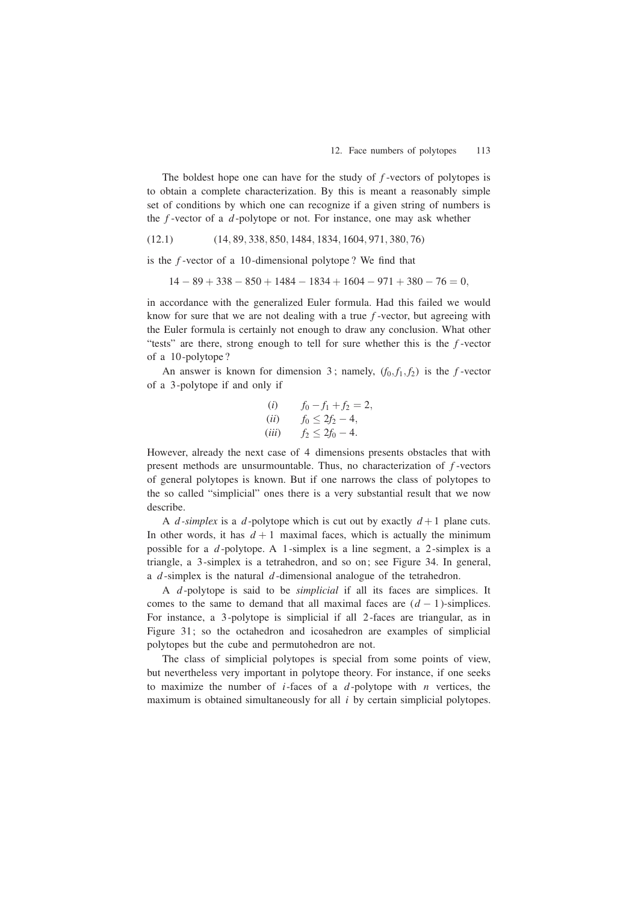The boldest hope one can have for the study of $f$-vectors of polytopes is to obtain a complete characterization. By this is meant a reasonably simple set of conditions by which one can recognize if a given string of numbers is the $f$-vector of a $d$-polytope or not. For instance, one may ask whether

$$(14, 89, 338, 850, 1484, 1834, 1604, 971, 380, 76) \tag{12.1}$$

is the $f$-vector of a 10-dimensional polytope? We find that

$$14 - 89 + 338 - 850 + 1484 - 1834 + 1604 - 971 + 380 - 76 = 0,$$

in accordance with the generalized Euler formula. Had this failed we would know for sure that we are not dealing with a true $f$-vector, but agreeing with the Euler formula is certainly not enough to draw any conclusion. What other "tests" are there, strong enough to tell for sure whether this is the $f$-vector of a 10-polytope?

An answer is known for dimension 3; namely, $(f_0, f_1, f_2)$ is the $f$-vector of a 3-polytope if and only if

$$\begin{aligned}
&(i) \qquad f_0 - f_1 + f_2 = 2,\\
&(ii) \qquad f_0 \leq 2f_2 - 4,\\
&(iii) \qquad f_2 \leq 2f_0 - 4.
\end{aligned}$$

However, already the next case of 4 dimensions presents obstacles that with present methods are unsurmountable. Thus, no characterization of $f$-vectors of general polytopes is known. But if one narrows the class of polytopes to the so called "simplicial" ones there is a very substantial result that we now describe.

A *$d$-simplex* is a $d$-polytope which is cut out by exactly $d+1$ plane cuts. In other words, it has $d+1$ maximal faces, which is actually the minimum possible for a $d$-polytope. A 1-simplex is a line segment, a 2-simplex is a triangle, a 3-simplex is a tetrahedron, and so on; see Figure 34. In general, a $d$-simplex is the natural $d$-dimensional analogue of the tetrahedron.

A $d$-polytope is said to be *simplicial* if all its faces are simplices. It comes to the same to demand that all maximal faces are $(d-1)$-simplices. For instance, a 3-polytope is simplicial if all 2-faces are triangular, as in Figure 31; so the octahedron and icosahedron are examples of simplicial polytopes but the cube and permutohedron are not.

The class of simplicial polytopes is special from some points of view, but nevertheless very important in polytope theory. For instance, if one seeks to maximize the number of $i$-faces of a $d$-polytope with $n$ vertices, the maximum is obtained simultaneously for all $i$ by certain simplicial polytopes.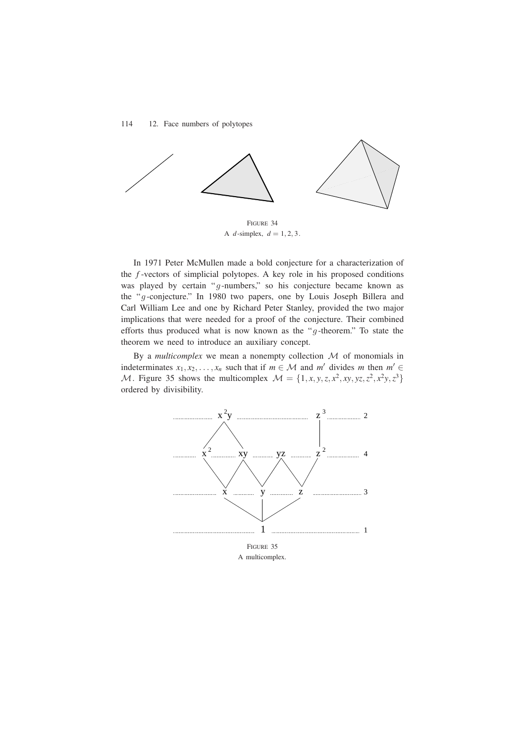FIGURE 34
A $d$-simplex, $d = 1, 2, 3$.

In 1971 Peter McMullen made a bold conjecture for a characterization of the $f$-vectors of simplicial polytopes. A key role in his proposed conditions was played by certain "$g$-numbers," so his conjecture became known as the "$g$-conjecture." In 1980 two papers, one by Louis Joseph Billera and Carl William Lee and one by Richard Peter Stanley, provided the two major implications that were needed for a proof of the conjecture. Their combined efforts thus produced what is now known as the "$g$-theorem." To state the theorem we need to introduce an auxiliary concept.

By a *multicomplex* we mean a nonempty collection $\mathcal{M}$ of monomials in indeterminates $x_1, x_2, \ldots, x_n$ such that if $m \in \mathcal{M}$ and $m'$ divides $m$ then $m' \in \mathcal{M}$. Figure 35 shows the multicomplex $\mathcal{M} = \{1, x, y, z, x^2, xy, yz, z^2, x^2y, z^3\}$ ordered by divisibility.

FIGURE 35
A multicomplex.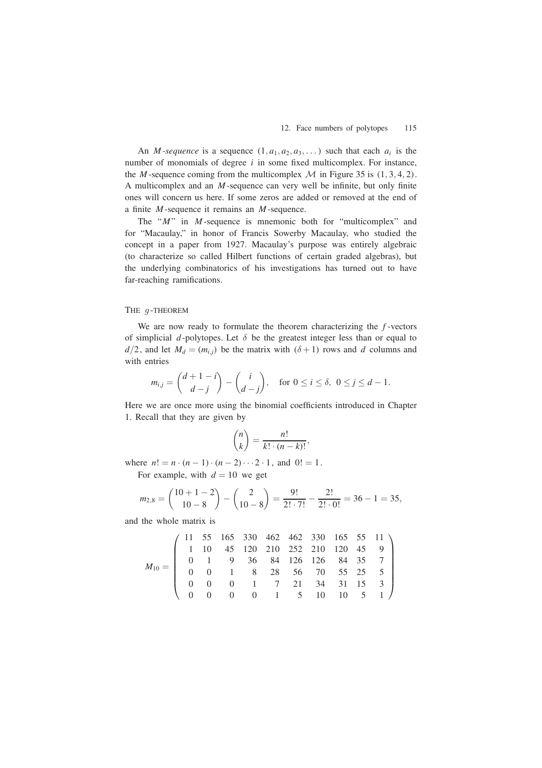An *M-sequence* is a sequence $(1, a_1, a_2, a_3, \dots)$ such that each $a_i$ is the number of monomials of degree $i$ in some fixed multicomplex. For instance, the $M$-sequence coming from the multicomplex $\mathcal{M}$ in Figure 35 is $(1, 3, 4, 2)$. A multicomplex and an $M$-sequence can very well be infinite, but only finite ones will concern us here. If some zeros are added or removed at the end of a finite $M$-sequence it remains an $M$-sequence.

The "$M$" in $M$-sequence is mnemonic both for "multicomplex" and for "Macaulay," in honor of Francis Sowerby Macaulay, who studied the concept in a paper from 1927. Macaulay's purpose was entirely algebraic (to characterize so called Hilbert functions of certain graded algebras), but the underlying combinatorics of his investigations has turned out to have far-reaching ramifications.

## The $g$-theorem

We are now ready to formulate the theorem characterizing the $f$-vectors of simplicial $d$-polytopes. Let $\delta$ be the greatest integer less than or equal to $d/2$, and let $M_d = (m_{i,j})$ be the matrix with $(\delta + 1)$ rows and $d$ columns and with entries

$$m_{i,j} = \binom{d+1-i}{d-j} - \binom{i}{d-j}, \quad \text{for } 0 \le i \le \delta, \ 0 \le j \le d-1.$$

Here we are once more using the binomial coefficients introduced in Chapter 1. Recall that they are given by

$$\binom{n}{k} = \frac{n!}{k! \cdot (n-k)!},$$

where $n! = n \cdot (n-1) \cdot (n-2) \cdots 2 \cdot 1$, and $0! = 1$.

For example, with $d = 10$ we get

$$m_{2,8} = \binom{10+1-2}{10-8} - \binom{2}{10-8} = \frac{9!}{2! \cdot 7!} - \frac{2!}{2! \cdot 0!} = 36 - 1 = 35,$$

and the whole matrix is

$$M_{10} = \begin{pmatrix} 11 & 55 & 165 & 330 & 462 & 462 & 330 & 165 & 55 & 11 \\ 1 & 10 & 45 & 120 & 210 & 252 & 210 & 120 & 45 & 9 \\ 0 & 1 & 9 & 36 & 84 & 126 & 126 & 84 & 35 & 7 \\ 0 & 0 & 1 & 8 & 28 & 56 & 70 & 55 & 25 & 5 \\ 0 & 0 & 0 & 1 & 7 & 21 & 34 & 31 & 15 & 3 \\ 0 & 0 & 0 & 0 & 1 & 5 & 10 & 10 & 5 & 1 \end{pmatrix}$$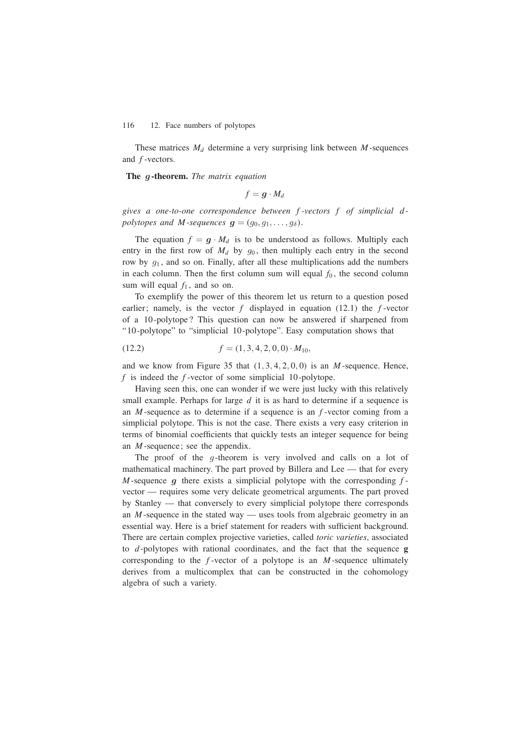These matrices $M_d$ determine a very surprising link between $M$-sequences and $f$-vectors.

**The $g$-theorem.** *The matrix equation*

$$f = \boldsymbol{g} \cdot M_d$$

*gives a one-to-one correspondence between $f$-vectors $f$ of simplicial $d$-polytopes and $M$-sequences $\boldsymbol{g} = (g_0, g_1, \ldots, g_\delta)$.*

The equation $f = \boldsymbol{g} \cdot M_d$ is to be understood as follows. Multiply each entry in the first row of $M_d$ by $g_0$, then multiply each entry in the second row by $g_1$, and so on. Finally, after all these multiplications add the numbers in each column. Then the first column sum will equal $f_0$, the second column sum will equal $f_1$, and so on.

To exemplify the power of this theorem let us return to a question posed earlier; namely, is the vector $f$ displayed in equation (12.1) the $f$-vector of a 10-polytope? This question can now be answered if sharpened from "10-polytope" to "simplicial 10-polytope". Easy computation shows that

$$f = (1, 3, 4, 2, 0, 0) \cdot M_{10}, \tag{12.2}$$

and we know from Figure 35 that $(1, 3, 4, 2, 0, 0)$ is an $M$-sequence. Hence, $f$ is indeed the $f$-vector of some simplicial 10-polytope.

Having seen this, one can wonder if we were just lucky with this relatively small example. Perhaps for large $d$ it is as hard to determine if a sequence is an $M$-sequence as to determine if a sequence is an $f$-vector coming from a simplicial polytope. This is not the case. There exists a very easy criterion in terms of binomial coefficients that quickly tests an integer sequence for being an $M$-sequence; see the appendix.

The proof of the $g$-theorem is very involved and calls on a lot of mathematical machinery. The part proved by Billera and Lee — that for every $M$-sequence $\boldsymbol{g}$ there exists a simplicial polytope with the corresponding $f$-vector — requires some very delicate geometrical arguments. The part proved by Stanley — that conversely to every simplicial polytope there corresponds an $M$-sequence in the stated way — uses tools from algebraic geometry in an essential way. Here is a brief statement for readers with sufficient background. There are certain complex projective varieties, called *toric varieties*, associated to $d$-polytopes with rational coordinates, and the fact that the sequence $\mathbf{g}$ corresponding to the $f$-vector of a polytope is an $M$-sequence ultimately derives from a multicomplex that can be constructed in the cohomology algebra of such a variety.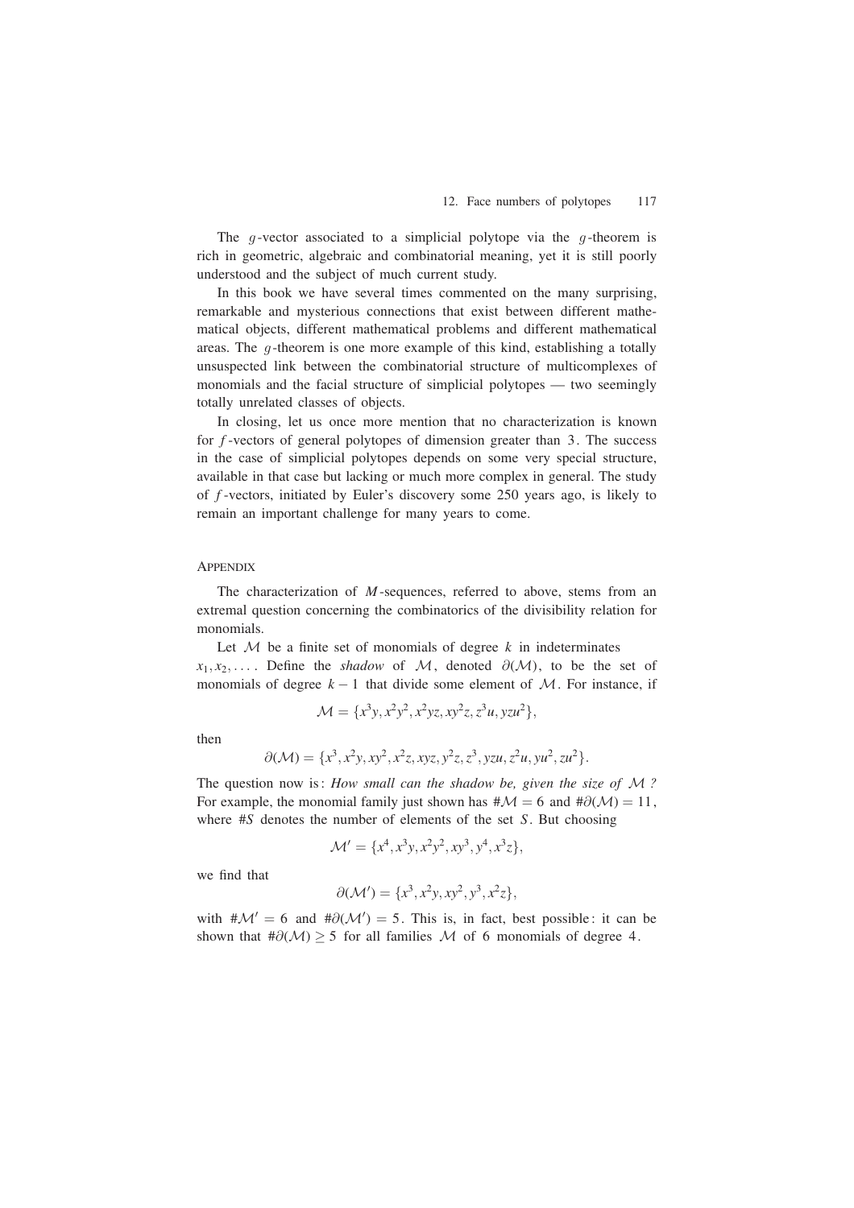The $g$-vector associated to a simplicial polytope via the $g$-theorem is rich in geometric, algebraic and combinatorial meaning, yet it is still poorly understood and the subject of much current study.

In this book we have several times commented on the many surprising, remarkable and mysterious connections that exist between different mathematical objects, different mathematical problems and different mathematical areas. The $g$-theorem is one more example of this kind, establishing a totally unsuspected link between the combinatorial structure of multicomplexes of monomials and the facial structure of simplicial polytopes — two seemingly totally unrelated classes of objects.

In closing, let us once more mention that no characterization is known for $f$-vectors of general polytopes of dimension greater than 3. The success in the case of simplicial polytopes depends on some very special structure, available in that case but lacking or much more complex in general. The study of $f$-vectors, initiated by Euler's discovery some 250 years ago, is likely to remain an important challenge for many years to come.

## Appendix

The characterization of $M$-sequences, referred to above, stems from an extremal question concerning the combinatorics of the divisibility relation for monomials.

Let $\mathcal{M}$ be a finite set of monomials of degree $k$ in indeterminates $x_1, x_2, \ldots$. Define the *shadow* of $\mathcal{M}$, denoted $\partial(\mathcal{M})$, to be the set of monomials of degree $k-1$ that divide some element of $\mathcal{M}$. For instance, if

$$\mathcal{M} = \{x^3y, x^2y^2, x^2yz, xy^2z, z^3u, yzu^2\},$$

then

$$\partial(\mathcal{M}) = \{x^3, x^2y, xy^2, x^2z, xyz, y^2z, z^3, yzu, z^2u, yu^2, zu^2\}.$$

The question now is: *How small can the shadow be, given the size of $\mathcal{M}$?* For example, the monomial family just shown has $\#\mathcal{M} = 6$ and $\#\partial(\mathcal{M}) = 11$, where $\#S$ denotes the number of elements of the set $S$. But choosing

$$\mathcal{M}' = \{x^4, x^3y, x^2y^2, xy^3, y^4, x^3z\},$$

we find that

$$\partial(\mathcal{M}') = \{x^3, x^2y, xy^2, y^3, x^2z\},$$

with $\#\mathcal{M}' = 6$ and $\#\partial(\mathcal{M}') = 5$. This is, in fact, best possible: it can be shown that $\#\partial(\mathcal{M}) \geq 5$ for all families $\mathcal{M}$ of 6 monomials of degree 4.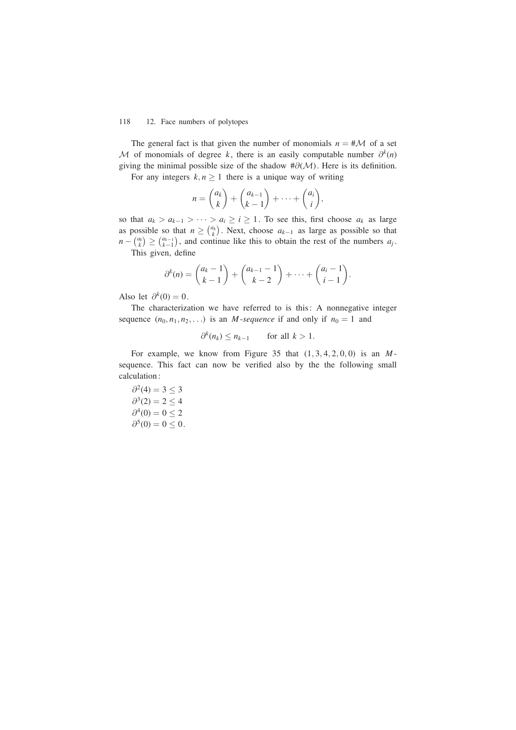The general fact is that given the number of monomials $n = \#\mathcal{M}$ of a set $\mathcal{M}$ of monomials of degree $k$, there is an easily computable number $\partial^k(n)$ giving the minimal possible size of the shadow $\#\partial(\mathcal{M})$. Here is its definition.

For any integers $k, n \geq 1$ there is a unique way of writing

$$n = \binom{a_k}{k} + \binom{a_{k-1}}{k-1} + \cdots + \binom{a_i}{i},$$

so that $a_k > a_{k-1} > \cdots > a_i \geq i \geq 1$. To see this, first choose $a_k$ as large as possible so that $n \geq \binom{a_k}{k}$. Next, choose $a_{k-1}$ as large as possible so that $n - \binom{a_k}{k} \geq \binom{a_{k-1}}{k-1}$, and continue like this to obtain the rest of the numbers $a_j$.

This given, define

$$\partial^k(n) = \binom{a_k - 1}{k-1} + \binom{a_{k-1} - 1}{k-2} + \cdots + \binom{a_i - 1}{i-1}.$$

Also let $\partial^k(0) = 0$.

The characterization we have referred to is this: A nonnegative integer sequence $(n_0, n_1, n_2, \ldots)$ is an *M-sequence* if and only if $n_0 = 1$ and

$$\partial^k(n_k) \leq n_{k-1} \qquad \text{for all } k > 1.$$

For example, we know from Figure 35 that $(1, 3, 4, 2, 0, 0)$ is an $M$-sequence. This fact can now be verified also by the the following small calculation:

$\partial^2(4) = 3 \leq 3$
$\partial^3(2) = 2 \leq 4$
$\partial^4(0) = 0 \leq 2$
$\partial^5(0) = 0 \leq 0$.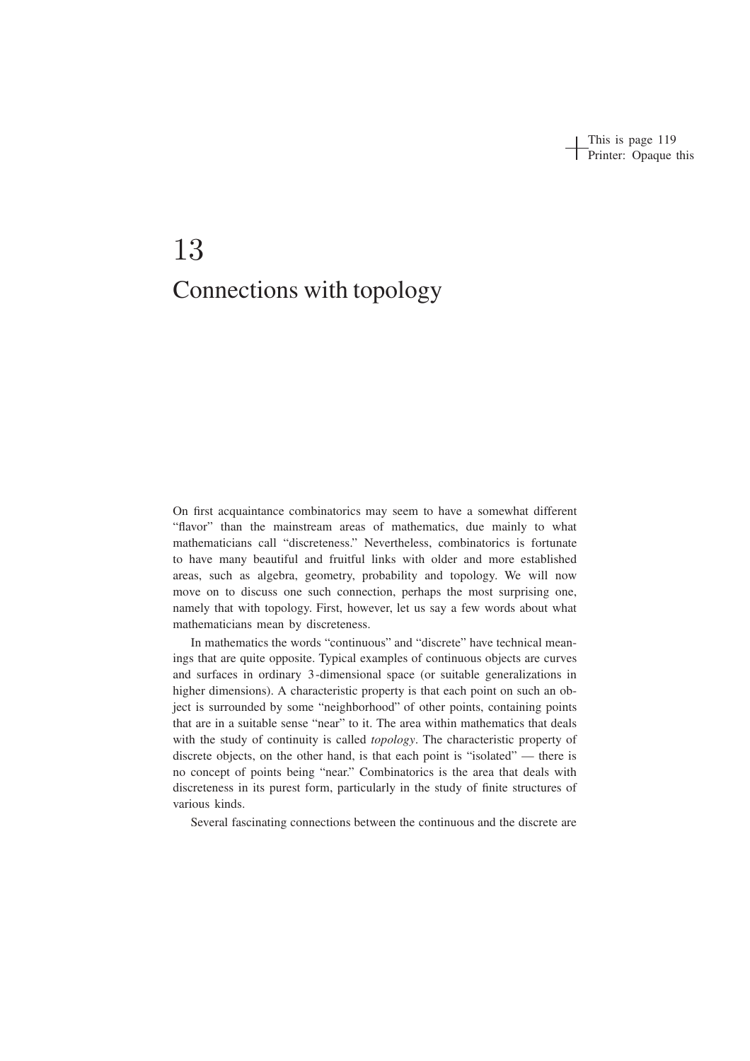# 13

# Connections with topology

On first acquaintance combinatorics may seem to have a somewhat different "flavor" than the mainstream areas of mathematics, due mainly to what mathematicians call "discreteness." Nevertheless, combinatorics is fortunate to have many beautiful and fruitful links with older and more established areas, such as algebra, geometry, probability and topology. We will now move on to discuss one such connection, perhaps the most surprising one, namely that with topology. First, however, let us say a few words about what mathematicians mean by discreteness.

In mathematics the words "continuous" and "discrete" have technical meanings that are quite opposite. Typical examples of continuous objects are curves and surfaces in ordinary 3-dimensional space (or suitable generalizations in higher dimensions). A characteristic property is that each point on such an object is surrounded by some "neighborhood" of other points, containing points that are in a suitable sense "near" to it. The area within mathematics that deals with the study of continuity is called *topology*. The characteristic property of discrete objects, on the other hand, is that each point is "isolated" — there is no concept of points being "near." Combinatorics is the area that deals with discreteness in its purest form, particularly in the study of finite structures of various kinds.

Several fascinating connections between the continuous and the discrete are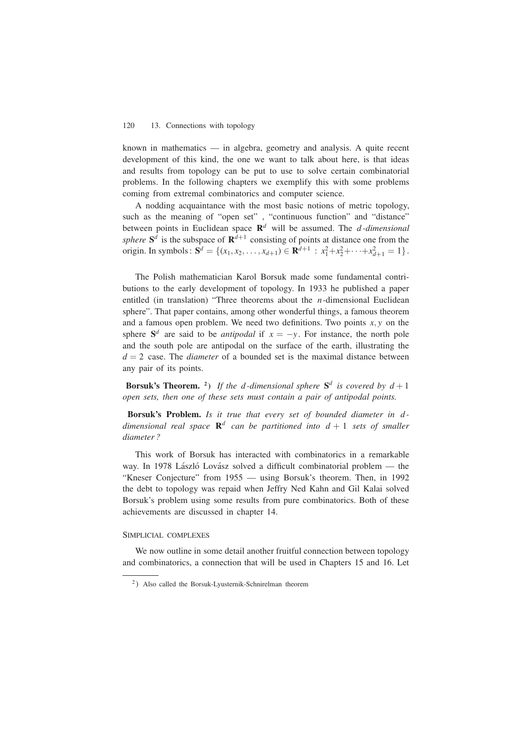known in mathematics — in algebra, geometry and analysis. A quite recent development of this kind, the one we want to talk about here, is that ideas and results from topology can be put to use to solve certain combinatorial problems. In the following chapters we exemplify this with some problems coming from extremal combinatorics and computer science.

A nodding acquaintance with the most basic notions of metric topology, such as the meaning of "open set" , "continuous function" and "distance" between points in Euclidean space $\mathbf{R}^d$ will be assumed. The *$d$-dimensional sphere* $\mathbf{S}^d$ is the subspace of $\mathbf{R}^{d+1}$ consisting of points at distance one from the origin. In symbols: $\mathbf{S}^d = \{(x_1, x_2, \ldots, x_{d+1}) \in \mathbf{R}^{d+1} : x_1^2+x_2^2+\cdots+x_{d+1}^2 = 1\}$.

The Polish mathematician Karol Borsuk made some fundamental contributions to the early development of topology. In 1933 he published a paper entitled (in translation) "Three theorems about the $n$-dimensional Euclidean sphere". That paper contains, among other wonderful things, a famous theorem and a famous open problem. We need two definitions. Two points $x, y$ on the sphere $\mathbf{S}^d$ are said to be *antipodal* if $x = -y$. For instance, the north pole and the south pole are antipodal on the surface of the earth, illustrating the $d = 2$ case. The *diameter* of a bounded set is the maximal distance between any pair of its points.

**Borsuk's Theorem.** [2]) *If the $d$-dimensional sphere $\mathbf{S}^d$ is covered by $d+1$ open sets, then one of these sets must contain a pair of antipodal points.*

**Borsuk's Problem.** *Is it true that every set of bounded diameter in $d$-dimensional real space $\mathbf{R}^d$ can be partitioned into $d+1$ sets of smaller diameter ?*

This work of Borsuk has interacted with combinatorics in a remarkable way. In 1978 László Lovász solved a difficult combinatorial problem — the "Kneser Conjecture" from 1955 — using Borsuk's theorem. Then, in 1992 the debt to topology was repaid when Jeffry Ned Kahn and Gil Kalai solved Borsuk's problem using some results from pure combinatorics. Both of these achievements are discussed in chapter 14.

### Simplicial complexes

We now outline in some detail another fruitful connection between topology and combinatorics, a connection that will be used in Chapters 15 and 16. Let

---

[2]) Also called the Borsuk-Lyusternik-Schnirelman theorem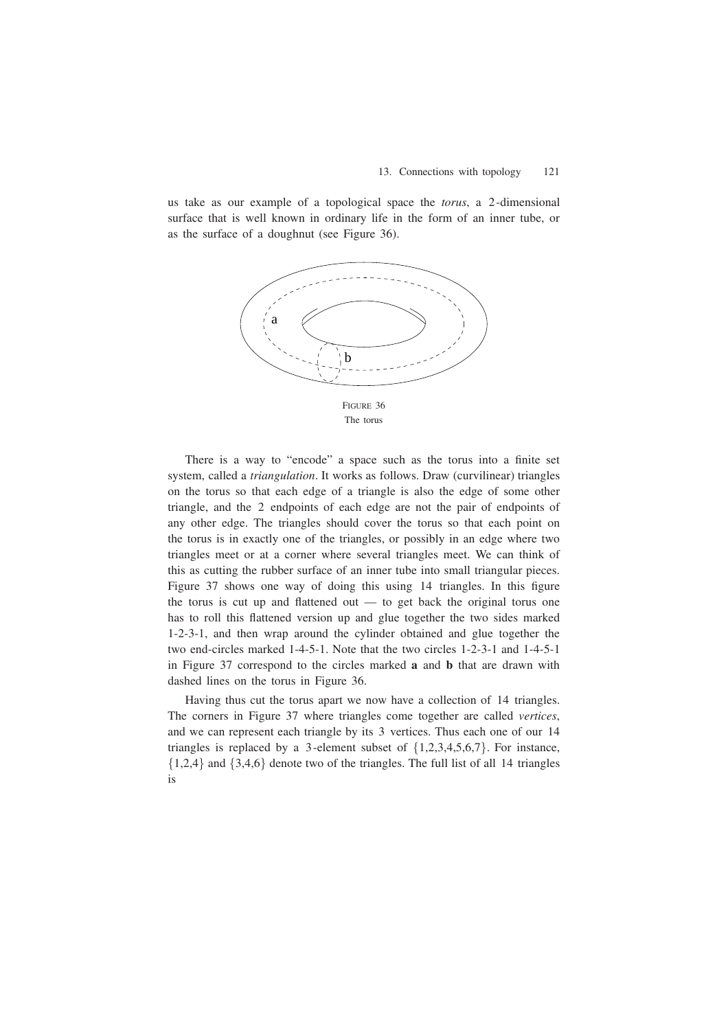us take as our example of a topological space the *torus*, a 2-dimensional surface that is well known in ordinary life in the form of an inner tube, or as the surface of a doughnut (see Figure 36).

FIGURE 36
The torus

There is a way to "encode" a space such as the torus into a finite set system, called a *triangulation*. It works as follows. Draw (curvilinear) triangles on the torus so that each edge of a triangle is also the edge of some other triangle, and the 2 endpoints of each edge are not the pair of endpoints of any other edge. The triangles should cover the torus so that each point on the torus is in exactly one of the triangles, or possibly in an edge where two triangles meet or at a corner where several triangles meet. We can think of this as cutting the rubber surface of an inner tube into small triangular pieces. Figure 37 shows one way of doing this using 14 triangles. In this figure the torus is cut up and flattened out — to get back the original torus one has to roll this flattened version up and glue together the two sides marked 1-2-3-1, and then wrap around the cylinder obtained and glue together the two end-circles marked 1-4-5-1. Note that the two circles 1-2-3-1 and 1-4-5-1 in Figure 37 correspond to the circles marked **a** and **b** that are drawn with dashed lines on the torus in Figure 36.

Having thus cut the torus apart we now have a collection of 14 triangles. The corners in Figure 37 where triangles come together are called *vertices*, and we can represent each triangle by its 3 vertices. Thus each one of our 14 triangles is replaced by a 3-element subset of $\{1,2,3,4,5,6,7\}$. For instance, $\{1,2,4\}$ and $\{3,4,6\}$ denote two of the triangles. The full list of all 14 triangles is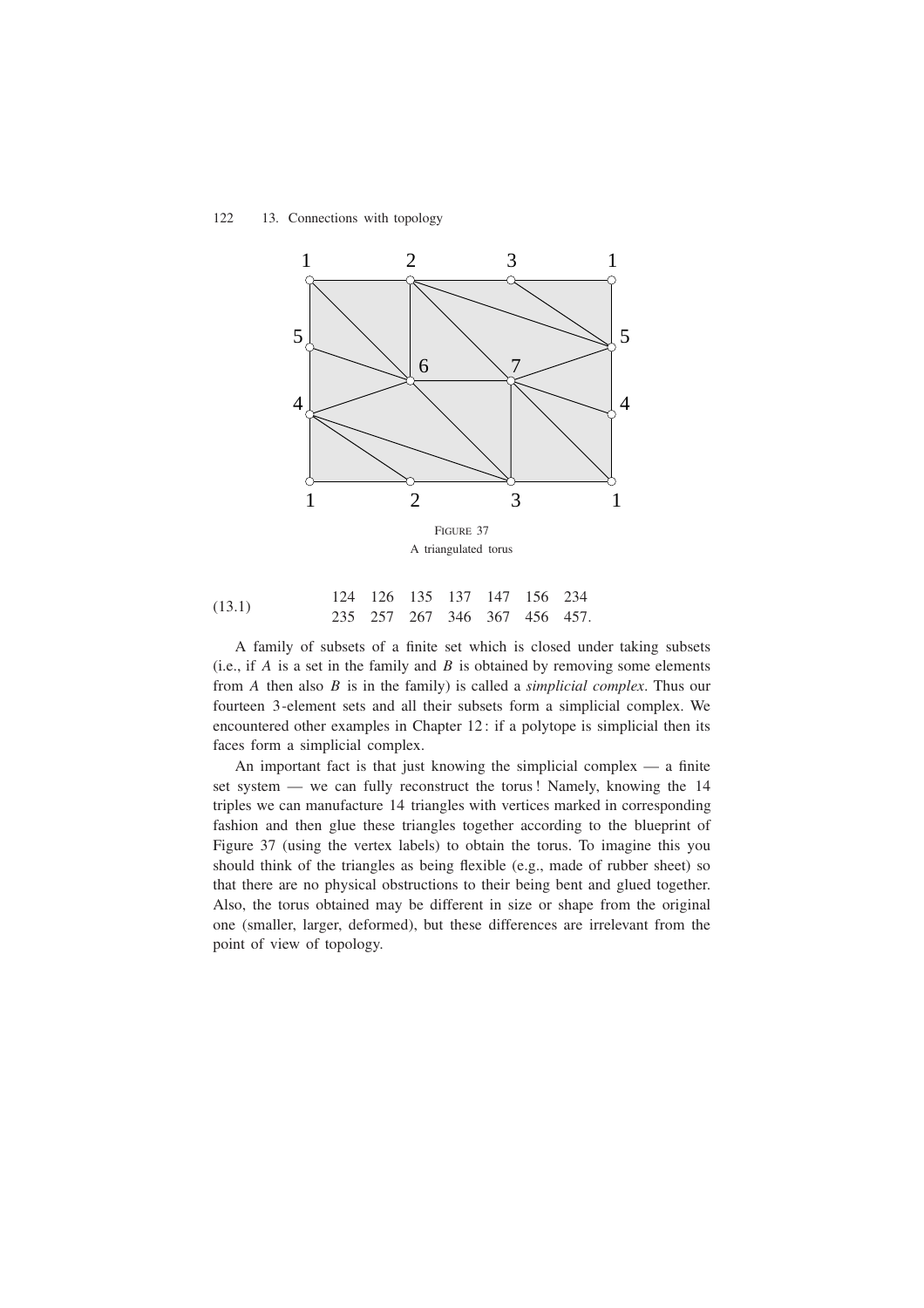FIGURE 37
A triangulated torus

$$
\begin{array}{ccccccc}
124 & 126 & 135 & 137 & 147 & 156 & 234 \\
235 & 257 & 267 & 346 & 367 & 456 & 457.
\end{array}
\tag{13.1}
$$

A family of subsets of a finite set which is closed under taking subsets (i.e., if $A$ is a set in the family and $B$ is obtained by removing some elements from $A$ then also $B$ is in the family) is called a *simplicial complex*. Thus our fourteen 3-element sets and all their subsets form a simplicial complex. We encountered other examples in Chapter 12: if a polytope is simplicial then its faces form a simplicial complex.

An important fact is that just knowing the simplicial complex — a finite set system — we can fully reconstruct the torus! Namely, knowing the 14 triples we can manufacture 14 triangles with vertices marked in corresponding fashion and then glue these triangles together according to the blueprint of Figure 37 (using the vertex labels) to obtain the torus. To imagine this you should think of the triangles as being flexible (e.g., made of rubber sheet) so that there are no physical obstructions to their being bent and glued together. Also, the torus obtained may be different in size or shape from the original one (smaller, larger, deformed), but these differences are irrelevant from the point of view of topology.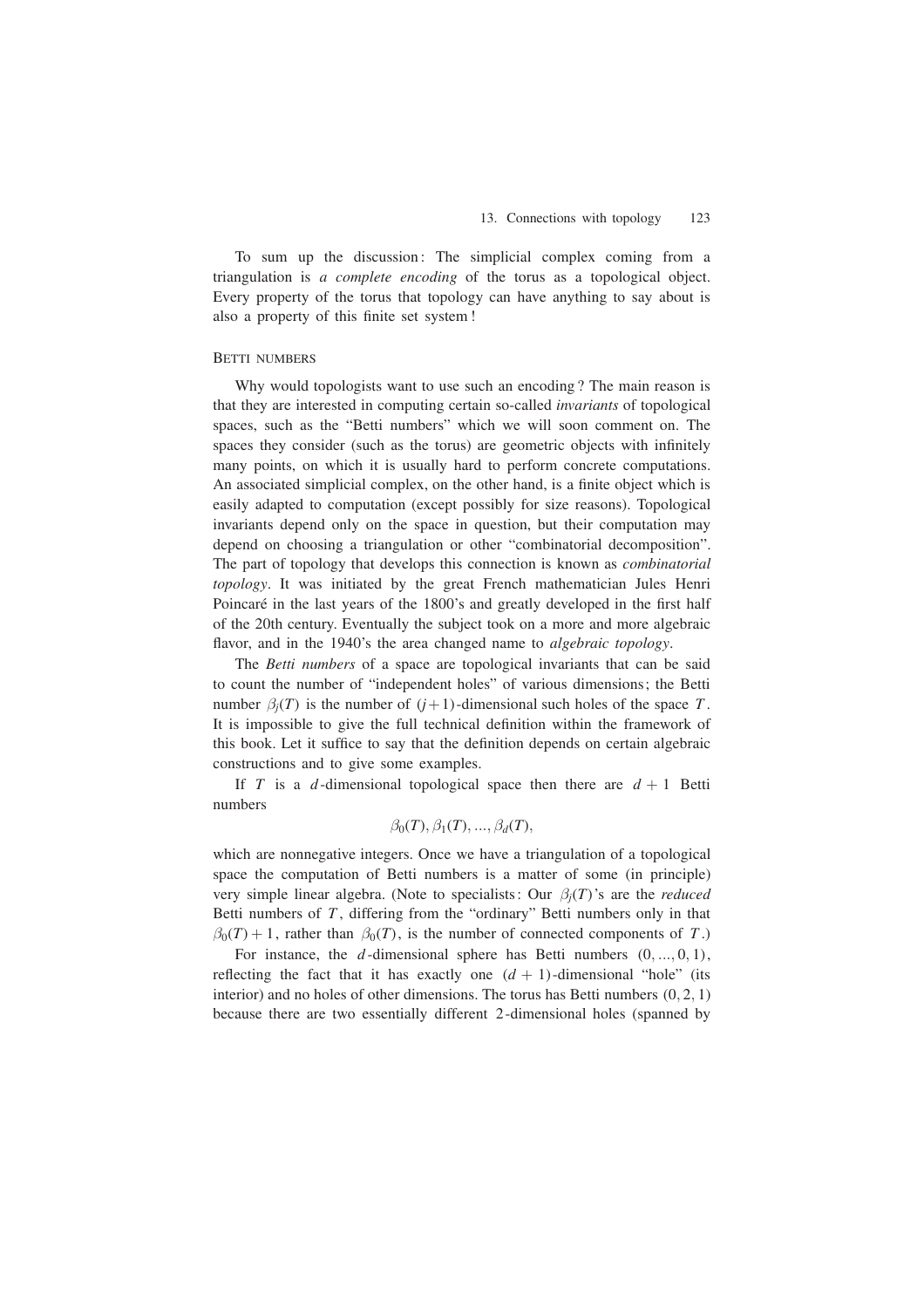To sum up the discussion: The simplicial complex coming from a triangulation is *a complete encoding* of the torus as a topological object. Every property of the torus that topology can have anything to say about is also a property of this finite set system!

## Betti numbers

Why would topologists want to use such an encoding? The main reason is that they are interested in computing certain so-called *invariants* of topological spaces, such as the "Betti numbers" which we will soon comment on. The spaces they consider (such as the torus) are geometric objects with infinitely many points, on which it is usually hard to perform concrete computations. An associated simplicial complex, on the other hand, is a finite object which is easily adapted to computation (except possibly for size reasons). Topological invariants depend only on the space in question, but their computation may depend on choosing a triangulation or other "combinatorial decomposition". The part of topology that develops this connection is known as *combinatorial topology*. It was initiated by the great French mathematician Jules Henri Poincaré in the last years of the 1800's and greatly developed in the first half of the 20th century. Eventually the subject took on a more and more algebraic flavor, and in the 1940's the area changed name to *algebraic topology*.

The *Betti numbers* of a space are topological invariants that can be said to count the number of "independent holes" of various dimensions; the Betti number $\beta_j(T)$ is the number of $(j+1)$-dimensional such holes of the space $T$. It is impossible to give the full technical definition within the framework of this book. Let it suffice to say that the definition depends on certain algebraic constructions and to give some examples.

If $T$ is a $d$-dimensional topological space then there are $d+1$ Betti numbers

$$\beta_0(T), \beta_1(T), ..., \beta_d(T),$$

which are nonnegative integers. Once we have a triangulation of a topological space the computation of Betti numbers is a matter of some (in principle) very simple linear algebra. (Note to specialists: Our $\beta_j(T)$'s are the *reduced* Betti numbers of $T$, differing from the "ordinary" Betti numbers only in that $\beta_0(T)+1$, rather than $\beta_0(T)$, is the number of connected components of $T$.)

For instance, the $d$-dimensional sphere has Betti numbers $(0, ..., 0, 1)$, reflecting the fact that it has exactly one $(d+1)$-dimensional "hole" (its interior) and no holes of other dimensions. The torus has Betti numbers $(0, 2, 1)$ because there are two essentially different 2-dimensional holes (spanned by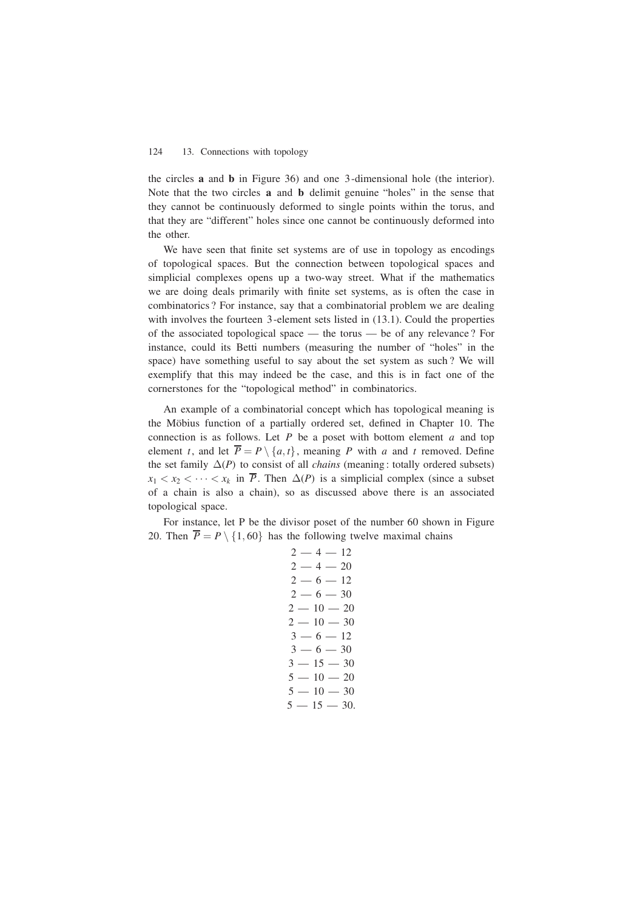the circles **a** and **b** in Figure 36) and one 3-dimensional hole (the interior). Note that the two circles **a** and **b** delimit genuine "holes" in the sense that they cannot be continuously deformed to single points within the torus, and that they are "different" holes since one cannot be continuously deformed into the other.

We have seen that finite set systems are of use in topology as encodings of topological spaces. But the connection between topological spaces and simplicial complexes opens up a two-way street. What if the mathematics we are doing deals primarily with finite set systems, as is often the case in combinatorics? For instance, say that a combinatorial problem we are dealing with involves the fourteen 3-element sets listed in (13.1). Could the properties of the associated topological space — the torus — be of any relevance? For instance, could its Betti numbers (measuring the number of "holes" in the space) have something useful to say about the set system as such? We will exemplify that this may indeed be the case, and this is in fact one of the cornerstones for the "topological method" in combinatorics.

An example of a combinatorial concept which has topological meaning is the Möbius function of a partially ordered set, defined in Chapter 10. The connection is as follows. Let $P$ be a poset with bottom element $a$ and top element $t$, and let $\overline{P} = P \setminus \{a, t\}$, meaning $P$ with $a$ and $t$ removed. Define the set family $\Delta(P)$ to consist of all *chains* (meaning: totally ordered subsets) $x_1 < x_2 < \cdots < x_k$ in $\overline{P}$. Then $\Delta(P)$ is a simplicial complex (since a subset of a chain is also a chain), so as discussed above there is an associated topological space.

For instance, let P be the divisor poset of the number 60 shown in Figure 20. Then $\overline{P} = P \setminus \{1, 60\}$ has the following twelve maximal chains

$$
\begin{array}{c}
2 — 4 — 12 \\
2 — 4 — 20 \\
2 — 6 — 12 \\
2 — 6 — 30 \\
2 — 10 — 20 \\
2 — 10 — 30 \\
3 — 6 — 12 \\
3 — 6 — 30 \\
3 — 15 — 30 \\
5 — 10 — 20 \\
5 — 10 — 30 \\
5 — 15 — 30.
\end{array}
$$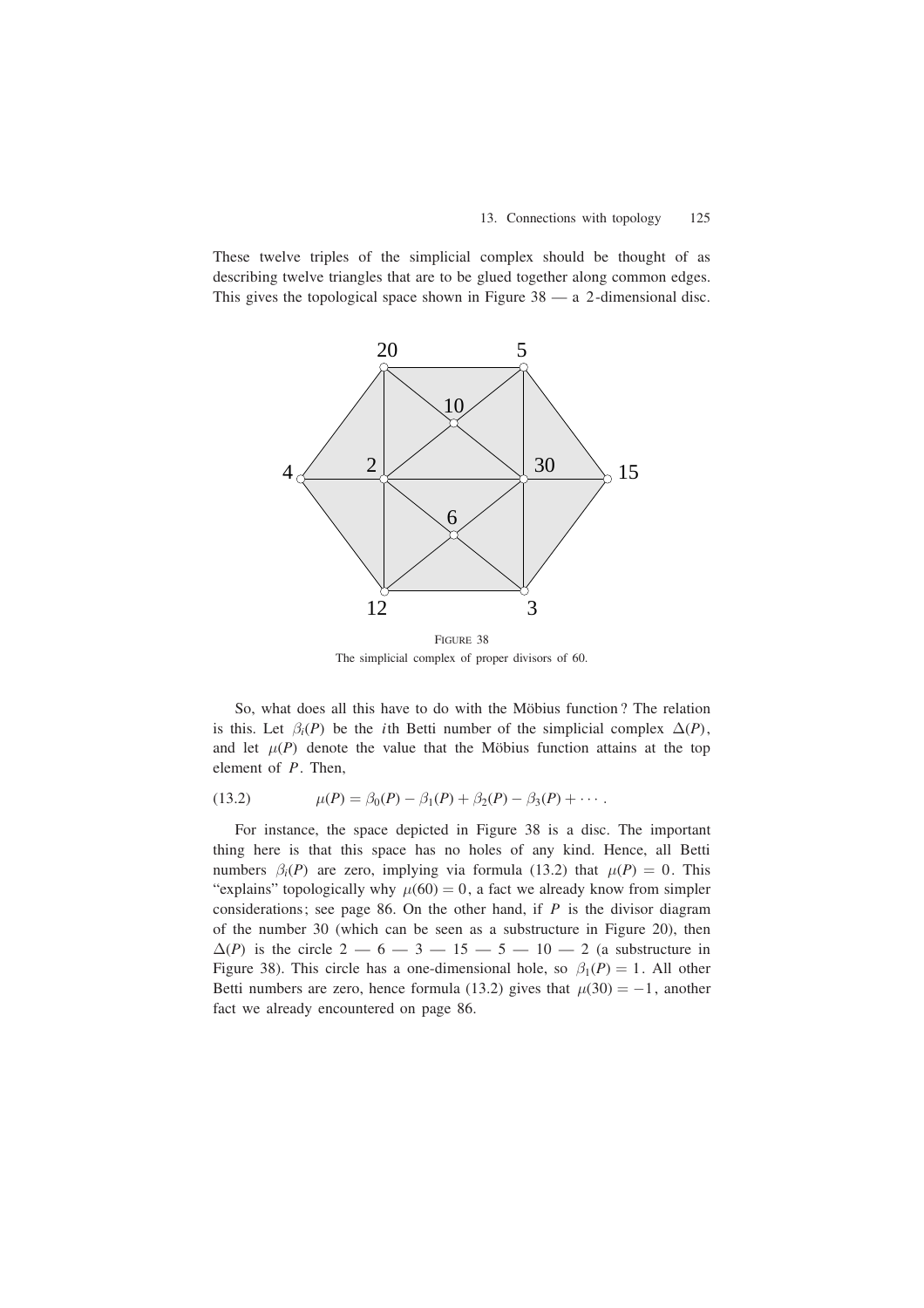These twelve triples of the simplicial complex should be thought of as describing twelve triangles that are to be glued together along common edges. This gives the topological space shown in Figure 38 — a 2-dimensional disc.

FIGURE 38
The simplicial complex of proper divisors of 60.

So, what does all this have to do with the Möbius function ? The relation is this. Let $\beta_i(P)$ be the $i$th Betti number of the simplicial complex $\Delta(P)$, and let $\mu(P)$ denote the value that the Möbius function attains at the top element of $P$. Then,

$$\mu(P) = \beta_0(P) - \beta_1(P) + \beta_2(P) - \beta_3(P) + \cdots . \tag{13.2}$$

For instance, the space depicted in Figure 38 is a disc. The important thing here is that this space has no holes of any kind. Hence, all Betti numbers $\beta_i(P)$ are zero, implying via formula (13.2) that $\mu(P) = 0$. This "explains" topologically why $\mu(60) = 0$, a fact we already know from simpler considerations; see page 86. On the other hand, if $P$ is the divisor diagram of the number 30 (which can be seen as a substructure in Figure 20), then $\Delta(P)$ is the circle 2 — 6 — 3 — 15 — 5 — 10 — 2 (a substructure in Figure 38). This circle has a one-dimensional hole, so $\beta_1(P) = 1$. All other Betti numbers are zero, hence formula (13.2) gives that $\mu(30) = -1$, another fact we already encountered on page 86.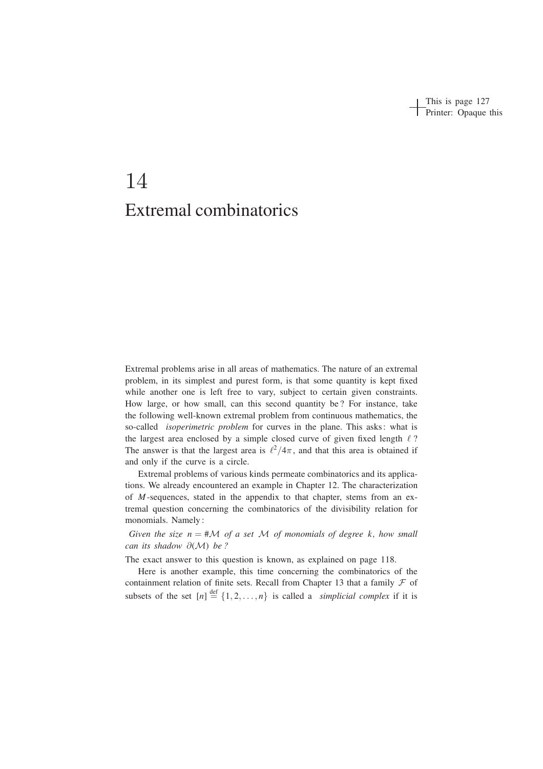# 14

# Extremal combinatorics

Extremal problems arise in all areas of mathematics. The nature of an extremal problem, in its simplest and purest form, is that some quantity is kept fixed while another one is left free to vary, subject to certain given constraints. How large, or how small, can this second quantity be ? For instance, take the following well-known extremal problem from continuous mathematics, the so-called *isoperimetric problem* for curves in the plane. This asks : what is the largest area enclosed by a simple closed curve of given fixed length $\ell$ ? The answer is that the largest area is $\ell^2/4\pi$, and that this area is obtained if and only if the curve is a circle.

Extremal problems of various kinds permeate combinatorics and its applications. We already encountered an example in Chapter 12. The characterization of $M$-sequences, stated in the appendix to that chapter, stems from an extremal question concerning the combinatorics of the divisibility relation for monomials. Namely :

*Given the size $n = \#\mathcal{M}$ of a set $\mathcal{M}$ of monomials of degree $k$, how small can its shadow $\partial(\mathcal{M})$ be ?*

The exact answer to this question is known, as explained on page 118.

Here is another example, this time concerning the combinatorics of the containment relation of finite sets. Recall from Chapter 13 that a family $\mathcal{F}$ of subsets of the set $[n] \stackrel{\text{def}}{=} \{1, 2, \ldots, n\}$ is called a *simplicial complex* if it is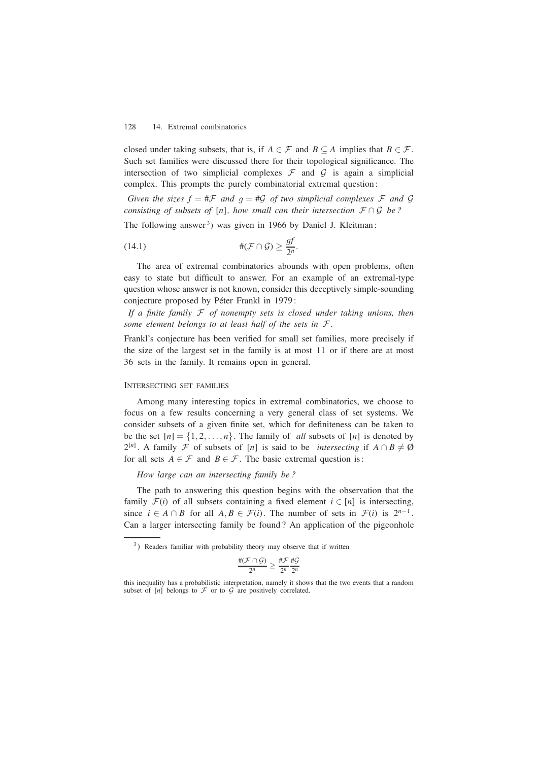closed under taking subsets, that is, if $A \in \mathcal{F}$ and $B \subseteq A$ implies that $B \in \mathcal{F}$. Such set families were discussed there for their topological significance. The intersection of two simplicial complexes $\mathcal{F}$ and $\mathcal{G}$ is again a simplicial complex. This prompts the purely combinatorial extremal question:

*Given the sizes $f = \#\mathcal{F}$ and $g = \#\mathcal{G}$ of two simplicial complexes $\mathcal{F}$ and $\mathcal{G}$ consisting of subsets of $[n]$, how small can their intersection $\mathcal{F} \cap \mathcal{G}$ be?*

The following answer [3] was given in 1966 by Daniel J. Kleitman:

$$\#(\mathcal{F} \cap \mathcal{G}) \geq \frac{gf}{2^n}. \tag{14.1}$$

The area of extremal combinatorics abounds with open problems, often easy to state but difficult to answer. For an example of an extremal-type question whose answer is not known, consider this deceptively simple-sounding conjecture proposed by Péter Frankl in 1979:

*If a finite family $\mathcal{F}$ of nonempty sets is closed under taking unions, then some element belongs to at least half of the sets in $\mathcal{F}$.*

Frankl's conjecture has been verified for small set families, more precisely if the size of the largest set in the family is at most 11 or if there are at most 36 sets in the family. It remains open in general.

## Intersecting set families

Among many interesting topics in extremal combinatorics, we choose to focus on a few results concerning a very general class of set systems. We consider subsets of a given finite set, which for definiteness can be taken to be the set $[n] = \{1, 2, \ldots, n\}$. The family of *all* subsets of $[n]$ is denoted by $2^{[n]}$. A family $\mathcal{F}$ of subsets of $[n]$ is said to be *intersecting* if $A \cap B \neq \emptyset$ for all sets $A \in \mathcal{F}$ and $B \in \mathcal{F}$. The basic extremal question is:

*How large can an intersecting family be?*

The path to answering this question begins with the observation that the family $\mathcal{F}(i)$ of all subsets containing a fixed element $i \in [n]$ is intersecting, since $i \in A \cap B$ for all $A, B \in \mathcal{F}(i)$. The number of sets in $\mathcal{F}(i)$ is $2^{n-1}$. Can a larger intersecting family be found? An application of the pigeonhole

[3]) Readers familiar with probability theory may observe that if written

$$\frac{\#(\mathcal{F} \cap \mathcal{G})}{2^n} \geq \frac{\#\mathcal{F}}{2^n} \frac{\#\mathcal{G}}{2^n}$$

this inequality has a probabilistic interpretation, namely it shows that the two events that a random subset of $[n]$ belongs to $\mathcal{F}$ or to $\mathcal{G}$ are positively correlated.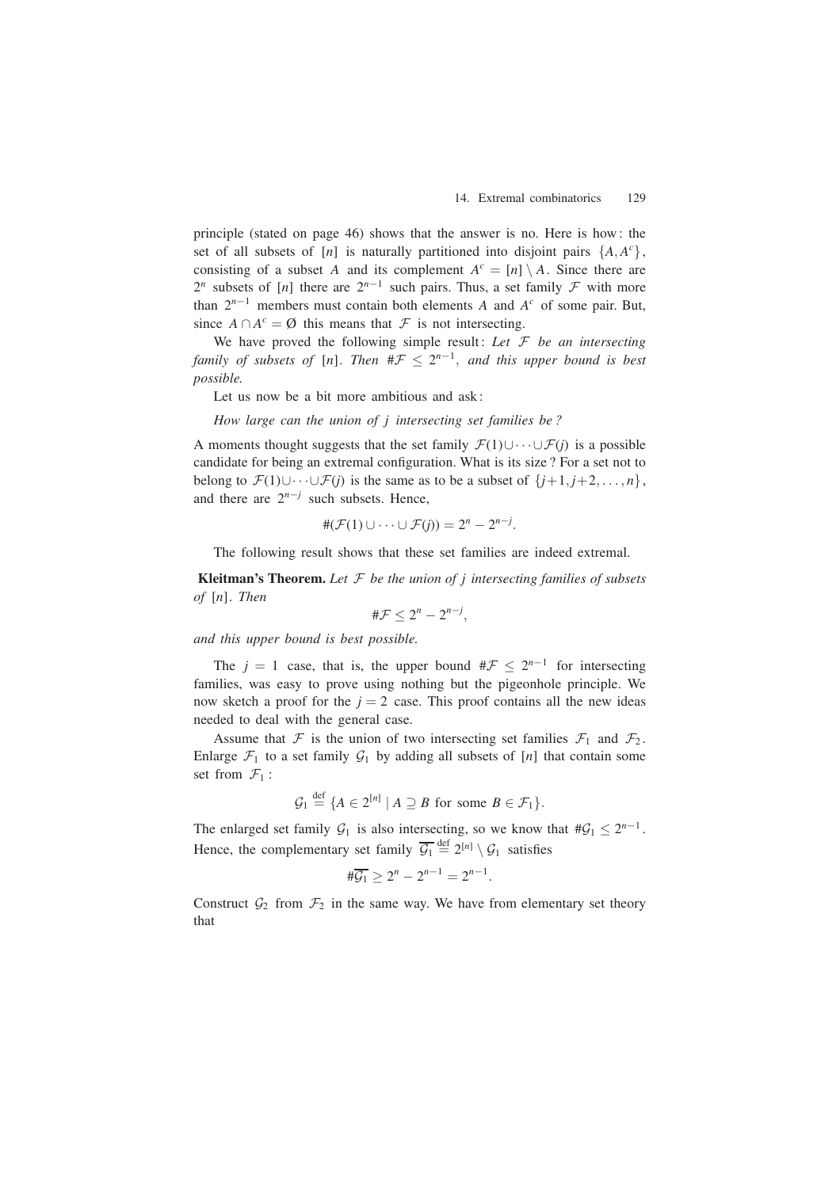principle (stated on page 46) shows that the answer is no. Here is how: the set of all subsets of $[n]$ is naturally partitioned into disjoint pairs $\{A, A^c\}$, consisting of a subset $A$ and its complement $A^c = [n] \setminus A$. Since there are $2^n$ subsets of $[n]$ there are $2^{n-1}$ such pairs. Thus, a set family $\mathcal{F}$ with more than $2^{n-1}$ members must contain both elements $A$ and $A^c$ of some pair. But, since $A \cap A^c = \emptyset$ this means that $\mathcal{F}$ is not intersecting.

We have proved the following simple result: *Let $\mathcal{F}$ be an intersecting family of subsets of $[n]$. Then $\#\mathcal{F} \leq 2^{n-1}$, and this upper bound is best possible.*

Let us now be a bit more ambitious and ask:

*How large can the union of $j$ intersecting set families be?*

A moments thought suggests that the set family $\mathcal{F}(1) \cup \cdots \cup \mathcal{F}(j)$ is a possible candidate for being an extremal configuration. What is its size? For a set not to belong to $\mathcal{F}(1) \cup \cdots \cup \mathcal{F}(j)$ is the same as to be a subset of $\{j+1, j+2, \ldots, n\}$, and there are $2^{n-j}$ such subsets. Hence,

$$\#(\mathcal{F}(1) \cup \cdots \cup \mathcal{F}(j)) = 2^n - 2^{n-j}.$$

The following result shows that these set families are indeed extremal.

**Kleitman's Theorem.** *Let $\mathcal{F}$ be the union of $j$ intersecting families of subsets of $[n]$. Then*

$$\#\mathcal{F} \leq 2^n - 2^{n-j},$$

*and this upper bound is best possible.*

The $j = 1$ case, that is, the upper bound $\#\mathcal{F} \leq 2^{n-1}$ for intersecting families, was easy to prove using nothing but the pigeonhole principle. We now sketch a proof for the $j = 2$ case. This proof contains all the new ideas needed to deal with the general case.

Assume that $\mathcal{F}$ is the union of two intersecting set families $\mathcal{F}_1$ and $\mathcal{F}_2$. Enlarge $\mathcal{F}_1$ to a set family $\mathcal{G}_1$ by adding all subsets of $[n]$ that contain some set from $\mathcal{F}_1$:

$$\mathcal{G}_1 \overset{\text{def}}{=} \{A \in 2^{[n]} \mid A \supseteq B \text{ for some } B \in \mathcal{F}_1\}.$$

The enlarged set family $\mathcal{G}_1$ is also intersecting, so we know that $\#\mathcal{G}_1 \leq 2^{n-1}$. Hence, the complementary set family $\overline{\mathcal{G}_1} \overset{\text{def}}{=} 2^{[n]} \setminus \mathcal{G}_1$ satisfies

$$\#\overline{\mathcal{G}_1} \geq 2^n - 2^{n-1} = 2^{n-1}.$$

Construct $\mathcal{G}_2$ from $\mathcal{F}_2$ in the same way. We have from elementary set theory that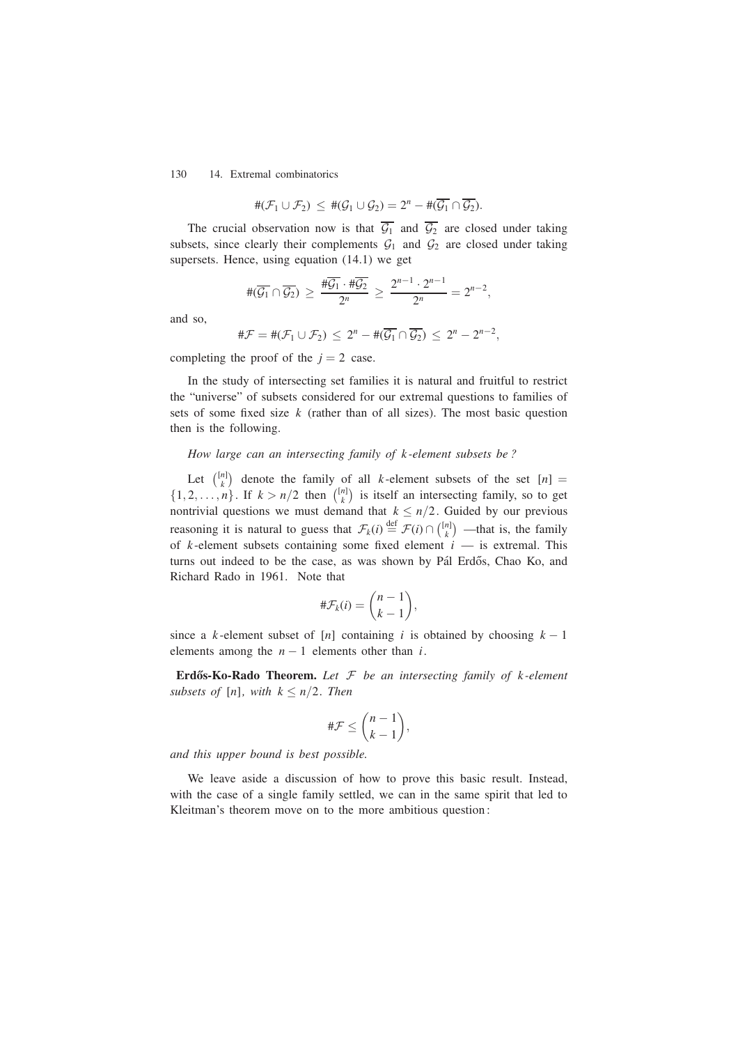$$\#(\mathcal{F}_1 \cup \mathcal{F}_2) \leq \#(\mathcal{G}_1 \cup \mathcal{G}_2) = 2^n - \#(\overline{\mathcal{G}_1} \cap \overline{\mathcal{G}_2}).$$

The crucial observation now is that $\overline{\mathcal{G}_1}$ and $\overline{\mathcal{G}_2}$ are closed under taking subsets, since clearly their complements $\mathcal{G}_1$ and $\mathcal{G}_2$ are closed under taking supersets. Hence, using equation (14.1) we get

$$\#(\overline{\mathcal{G}_1} \cap \overline{\mathcal{G}_2}) \geq \frac{\#\overline{\mathcal{G}_1} \cdot \#\overline{\mathcal{G}_2}}{2^n} \geq \frac{2^{n-1} \cdot 2^{n-1}}{2^n} = 2^{n-2},$$

and so,

$$\#\mathcal{F} = \#(\mathcal{F}_1 \cup \mathcal{F}_2) \leq 2^n - \#(\overline{\mathcal{G}_1} \cap \overline{\mathcal{G}_2}) \leq 2^n - 2^{n-2},$$

completing the proof of the $j = 2$ case.

In the study of intersecting set families it is natural and fruitful to restrict the "universe" of subsets considered for our extremal questions to families of sets of some fixed size $k$ (rather than of all sizes). The most basic question then is the following.

*How large can an intersecting family of $k$-element subsets be?*

Let $\binom{[n]}{k}$ denote the family of all $k$-element subsets of the set $[n] = \{1, 2, \ldots, n\}$. If $k > n/2$ then $\binom{[n]}{k}$ is itself an intersecting family, so to get nontrivial questions we must demand that $k \leq n/2$. Guided by our previous reasoning it is natural to guess that $\mathcal{F}_k(i) \stackrel{\text{def}}{=} \mathcal{F}(i) \cap \binom{[n]}{k}$ —that is, the family of $k$-element subsets containing some fixed element $i$ — is extremal. This turns out indeed to be the case, as was shown by Pál Erdős, Chao Ko, and Richard Rado in 1961. Note that

$$\#\mathcal{F}_k(i) = \binom{n-1}{k-1},$$

since a $k$-element subset of $[n]$ containing $i$ is obtained by choosing $k - 1$ elements among the $n - 1$ elements other than $i$.

**Erdős-Ko-Rado Theorem.** *Let $\mathcal{F}$ be an intersecting family of $k$-element subsets of $[n]$, with $k \leq n/2$. Then*

$$\#\mathcal{F} \leq \binom{n-1}{k-1},$$

*and this upper bound is best possible.*

We leave aside a discussion of how to prove this basic result. Instead, with the case of a single family settled, we can in the same spirit that led to Kleitman's theorem move on to the more ambitious question: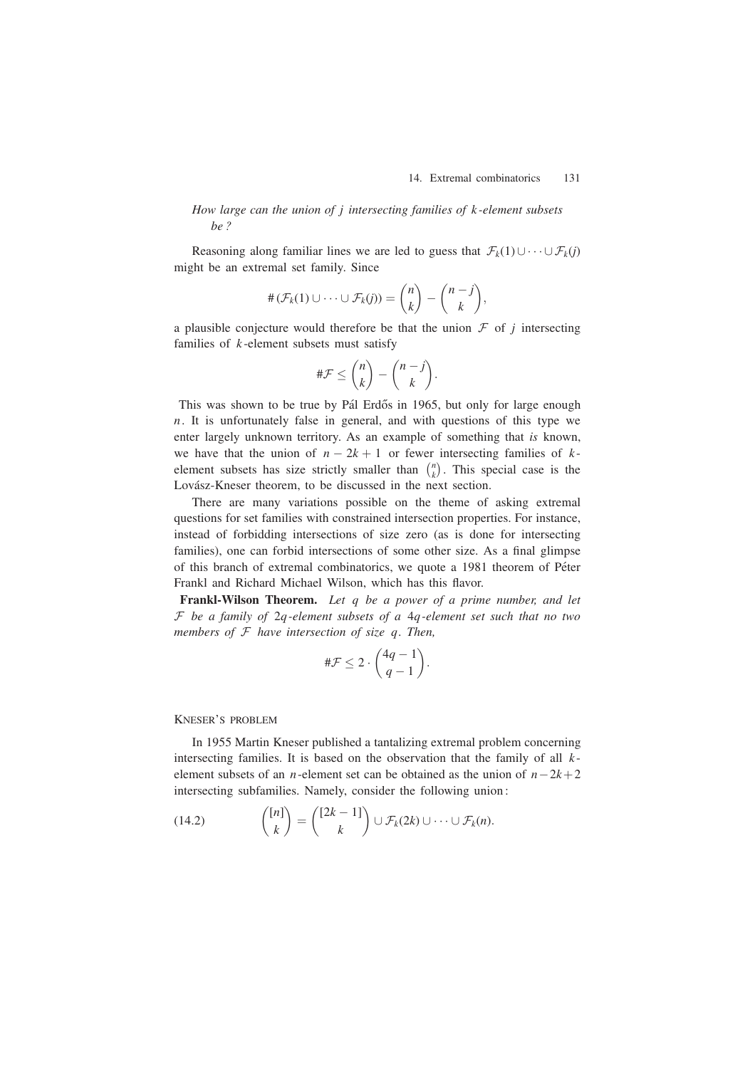*How large can the union of $j$ intersecting families of $k$-element subsets be?*

Reasoning along familiar lines we are led to guess that $\mathcal{F}_k(1) \cup \cdots \cup \mathcal{F}_k(j)$ might be an extremal set family. Since

$$\#(\mathcal{F}_k(1) \cup \cdots \cup \mathcal{F}_k(j)) = \binom{n}{k} - \binom{n-j}{k},$$

a plausible conjecture would therefore be that the union $\mathcal{F}$ of $j$ intersecting families of $k$-element subsets must satisfy

$$\#\mathcal{F} \leq \binom{n}{k} - \binom{n-j}{k}.$$

This was shown to be true by Pál Erdős in 1965, but only for large enough $n$. It is unfortunately false in general, and with questions of this type we enter largely unknown territory. As an example of something that *is* known, we have that the union of $n - 2k + 1$ or fewer intersecting families of $k$-element subsets has size strictly smaller than $\binom{n}{k}$. This special case is the Lovász-Kneser theorem, to be discussed in the next section.

There are many variations possible on the theme of asking extremal questions for set families with constrained intersection properties. For instance, instead of forbidding intersections of size zero (as is done for intersecting families), one can forbid intersections of some other size. As a final glimpse of this branch of extremal combinatorics, we quote a 1981 theorem of Péter Frankl and Richard Michael Wilson, which has this flavor.

**Frankl-Wilson Theorem.** *Let $q$ be a power of a prime number, and let $\mathcal{F}$ be a family of $2q$-element subsets of a $4q$-element set such that no two members of $\mathcal{F}$ have intersection of size $q$. Then,*

$$\#\mathcal{F} \leq 2 \cdot \binom{4q-1}{q-1}.$$

## Kneser's problem

In 1955 Martin Kneser published a tantalizing extremal problem concerning intersecting families. It is based on the observation that the family of all $k$-element subsets of an $n$-element set can be obtained as the union of $n-2k+2$ intersecting subfamilies. Namely, consider the following union:

$$\binom{[n]}{k} = \binom{[2k-1]}{k} \cup \mathcal{F}_k(2k) \cup \cdots \cup \mathcal{F}_k(n). \tag{14.2}$$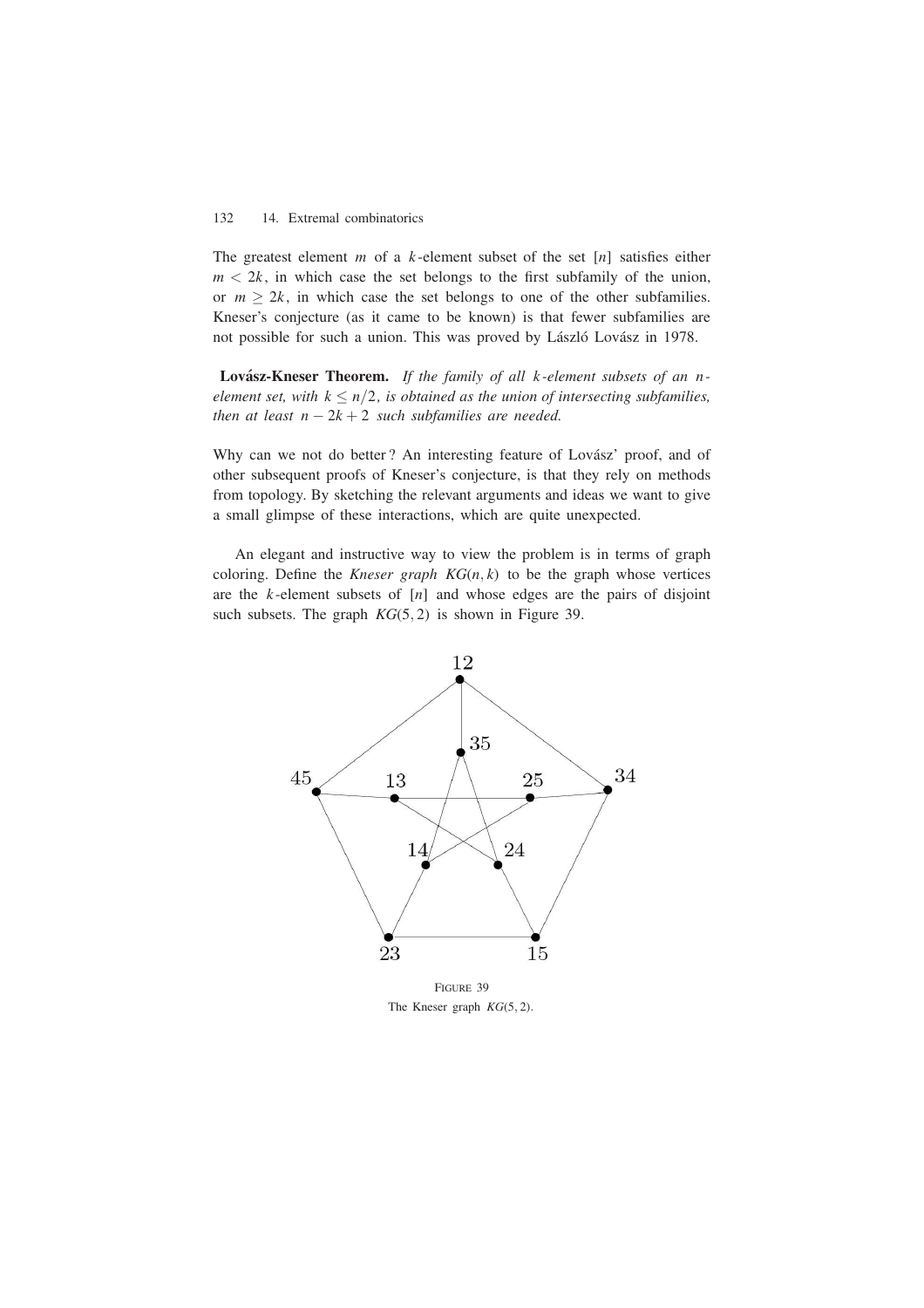The greatest element $m$ of a $k$-element subset of the set $[n]$ satisfies either $m < 2k$, in which case the set belongs to the first subfamily of the union, or $m \geq 2k$, in which case the set belongs to one of the other subfamilies. Kneser's conjecture (as it came to be known) is that fewer subfamilies are not possible for such a union. This was proved by László Lovász in 1978.

**Lovász-Kneser Theorem.** *If the family of all $k$-element subsets of an $n$-element set, with $k \leq n/2$, is obtained as the union of intersecting subfamilies, then at least $n - 2k + 2$ such subfamilies are needed.*

Why can we not do better ? An interesting feature of Lovász' proof, and of other subsequent proofs of Kneser's conjecture, is that they rely on methods from topology. By sketching the relevant arguments and ideas we want to give a small glimpse of these interactions, which are quite unexpected.

An elegant and instructive way to view the problem is in terms of graph coloring. Define the *Kneser graph* $KG(n, k)$ to be the graph whose vertices are the $k$-element subsets of $[n]$ and whose edges are the pairs of disjoint such subsets. The graph $KG(5, 2)$ is shown in Figure 39.

FIGURE 39
The Kneser graph $KG(5, 2)$.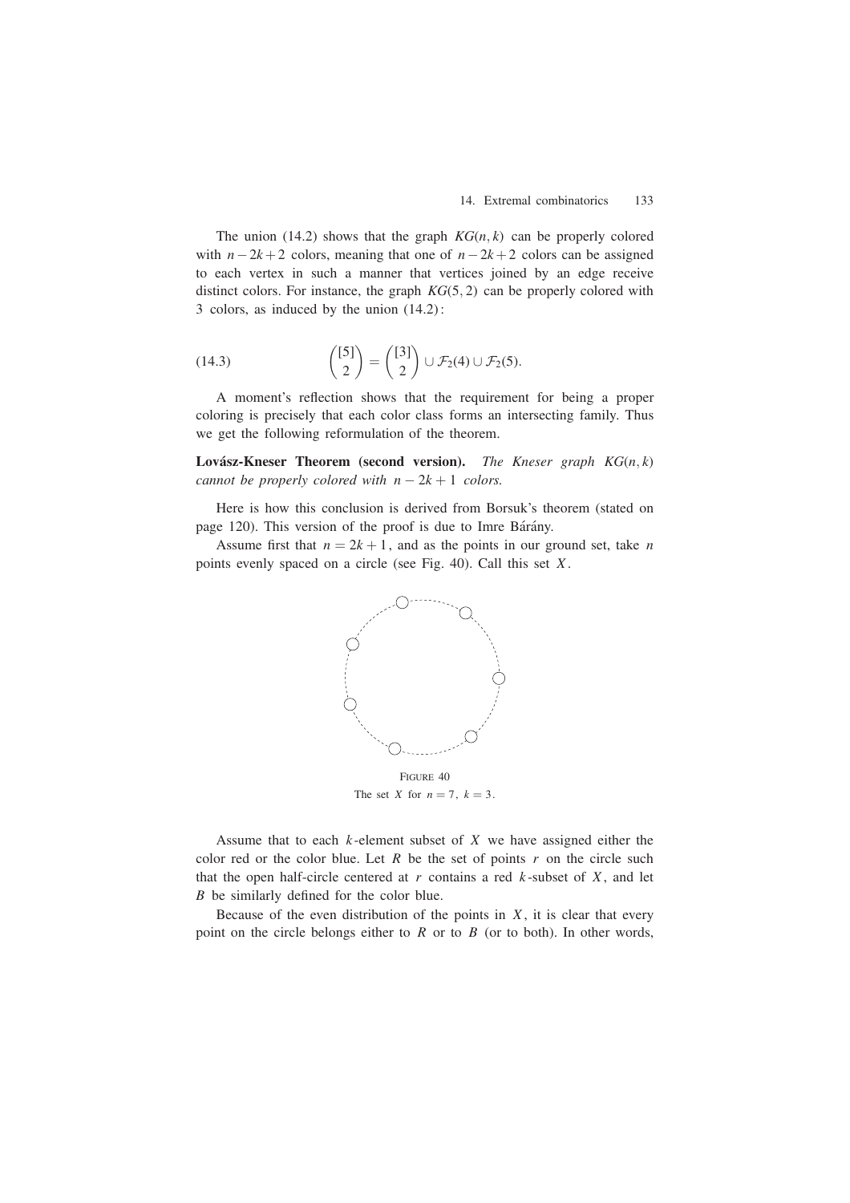The union (14.2) shows that the graph $KG(n,k)$ can be properly colored with $n-2k+2$ colors, meaning that one of $n-2k+2$ colors can be assigned to each vertex in such a manner that vertices joined by an edge receive distinct colors. For instance, the graph $KG(5,2)$ can be properly colored with 3 colors, as induced by the union (14.2):

$$\binom{[5]}{2} = \binom{[3]}{2} \cup \mathcal{F}_2(4) \cup \mathcal{F}_2(5). \tag{14.3}$$

A moment's reflection shows that the requirement for being a proper coloring is precisely that each color class forms an intersecting family. Thus we get the following reformulation of the theorem.

**Lovász-Kneser Theorem (second version).** *The Kneser graph $KG(n,k)$ cannot be properly colored with $n-2k+1$ colors.*

Here is how this conclusion is derived from Borsuk's theorem (stated on page 120). This version of the proof is due to Imre Bárány.

Assume first that $n = 2k+1$, and as the points in our ground set, take $n$ points evenly spaced on a circle (see Fig. 40). Call this set $X$.

FIGURE 40
The set $X$ for $n = 7$, $k = 3$.

Assume that to each $k$-element subset of $X$ we have assigned either the color red or the color blue. Let $R$ be the set of points $r$ on the circle such that the open half-circle centered at $r$ contains a red $k$-subset of $X$, and let $B$ be similarly defined for the color blue.

Because of the even distribution of the points in $X$, it is clear that every point on the circle belongs either to $R$ or to $B$ (or to both). In other words,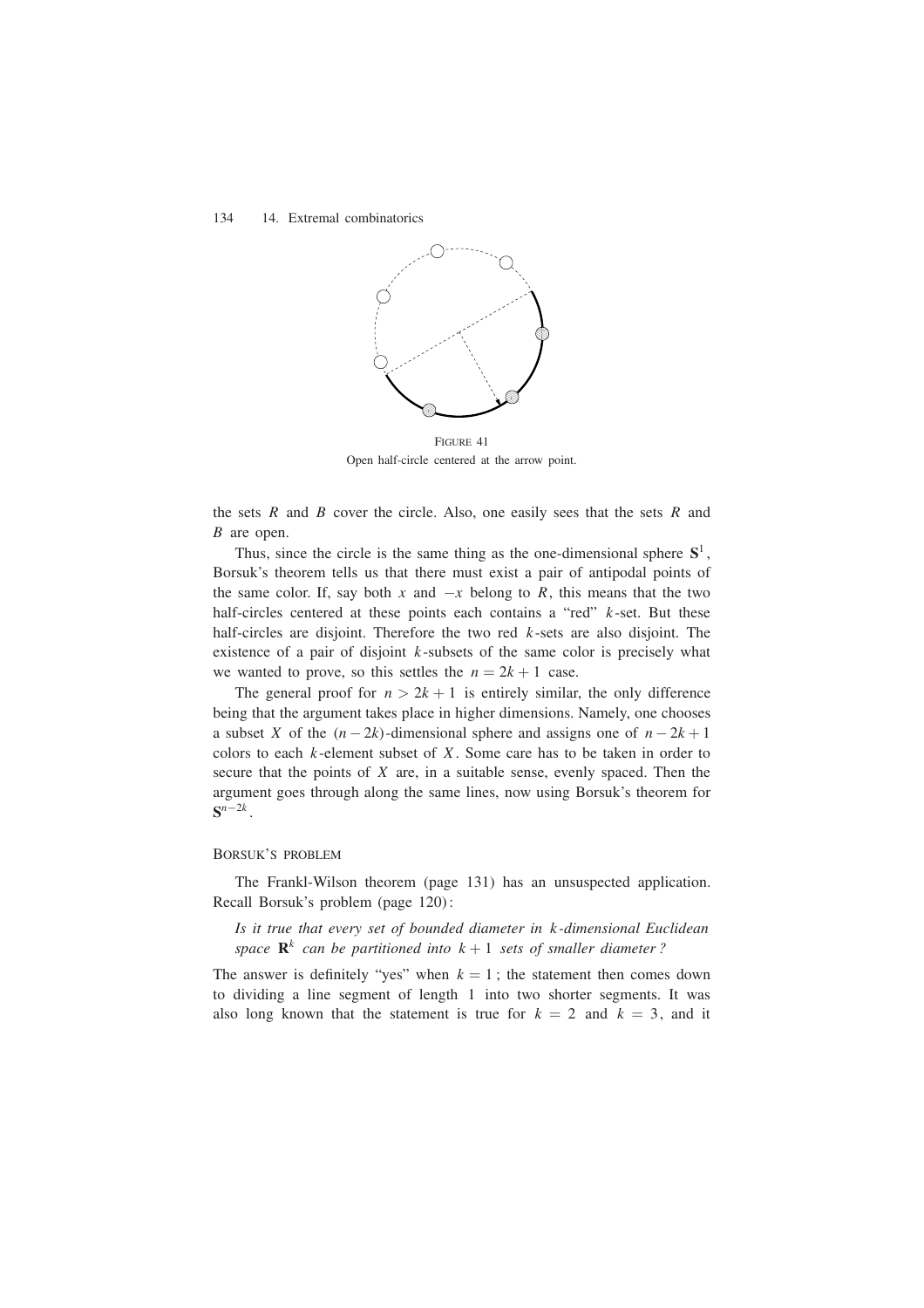FIGURE 41
Open half-circle centered at the arrow point.

the sets $R$ and $B$ cover the circle. Also, one easily sees that the sets $R$ and $B$ are open.

Thus, since the circle is the same thing as the one-dimensional sphere $\mathbf{S}^1$, Borsuk's theorem tells us that there must exist a pair of antipodal points of the same color. If, say both $x$ and $-x$ belong to $R$, this means that the two half-circles centered at these points each contains a "red" $k$-set. But these half-circles are disjoint. Therefore the two red $k$-sets are also disjoint. The existence of a pair of disjoint $k$-subsets of the same color is precisely what we wanted to prove, so this settles the $n = 2k + 1$ case.

The general proof for $n > 2k + 1$ is entirely similar, the only difference being that the argument takes place in higher dimensions. Namely, one chooses a subset $X$ of the $(n - 2k)$-dimensional sphere and assigns one of $n - 2k + 1$ colors to each $k$-element subset of $X$. Some care has to be taken in order to secure that the points of $X$ are, in a suitable sense, evenly spaced. Then the argument goes through along the same lines, now using Borsuk's theorem for $\mathbf{S}^{n-2k}$.

## BORSUK'S PROBLEM

The Frankl-Wilson theorem (page 131) has an unsuspected application. Recall Borsuk's problem (page 120):

*Is it true that every set of bounded diameter in $k$-dimensional Euclidean space $\mathbf{R}^k$ can be partitioned into $k + 1$ sets of smaller diameter?*

The answer is definitely "yes" when $k = 1$; the statement then comes down to dividing a line segment of length 1 into two shorter segments. It was also long known that the statement is true for $k = 2$ and $k = 3$, and it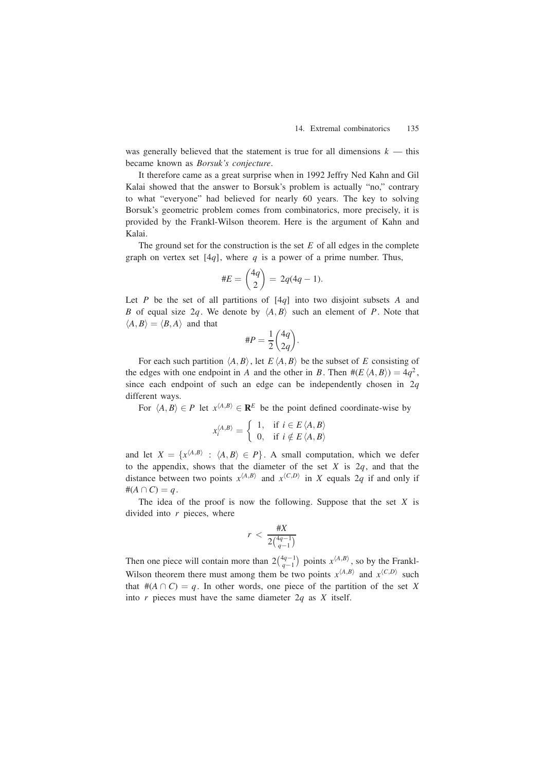was generally believed that the statement is true for all dimensions $k$ — this became known as *Borsuk's conjecture*.

It therefore came as a great surprise when in 1992 Jeffry Ned Kahn and Gil Kalai showed that the answer to Borsuk's problem is actually "no," contrary to what "everyone" had believed for nearly 60 years. The key to solving Borsuk's geometric problem comes from combinatorics, more precisely, it is provided by the Frankl-Wilson theorem. Here is the argument of Kahn and Kalai.

The ground set for the construction is the set $E$ of all edges in the complete graph on vertex set $[4q]$, where $q$ is a power of a prime number. Thus,

$$\#E = \binom{4q}{2} = 2q(4q-1).$$

Let $P$ be the set of all partitions of $[4q]$ into two disjoint subsets $A$ and $B$ of equal size $2q$. We denote by $\langle A, B\rangle$ such an element of $P$. Note that $\langle A, B\rangle = \langle B, A\rangle$ and that

$$\#P = \frac{1}{2}\binom{4q}{2q}.$$

For each such partition $\langle A, B\rangle$, let $E\langle A, B\rangle$ be the subset of $E$ consisting of the edges with one endpoint in $A$ and the other in $B$. Then $\#(E\langle A, B\rangle) = 4q^2$, since each endpoint of such an edge can be independently chosen in $2q$ different ways.

For $\langle A, B\rangle \in P$ let $x^{\langle A,B\rangle} \in \mathbf{R}^E$ be the point defined coordinate-wise by

$$x_i^{\langle A,B\rangle} = \begin{cases} 1, & \text{if } i \in E\langle A, B\rangle \\ 0, & \text{if } i \notin E\langle A, B\rangle \end{cases}$$

and let $X = \{x^{\langle A,B\rangle} : \langle A, B\rangle \in P\}$. A small computation, which we defer to the appendix, shows that the diameter of the set $X$ is $2q$, and that the distance between two points $x^{\langle A,B\rangle}$ and $x^{\langle C,D\rangle}$ in $X$ equals $2q$ if and only if $\#(A \cap C) = q$.

The idea of the proof is now the following. Suppose that the set $X$ is divided into $r$ pieces, where

$$r < \frac{\#X}{2\binom{4q-1}{q-1}}$$

Then one piece will contain more than $2\binom{4q-1}{q-1}$ points $x^{\langle A,B\rangle}$, so by the Frankl-Wilson theorem there must among them be two points $x^{\langle A,B\rangle}$ and $x^{\langle C,D\rangle}$ such that $\#(A \cap C) = q$. In other words, one piece of the partition of the set $X$ into $r$ pieces must have the same diameter $2q$ as $X$ itself.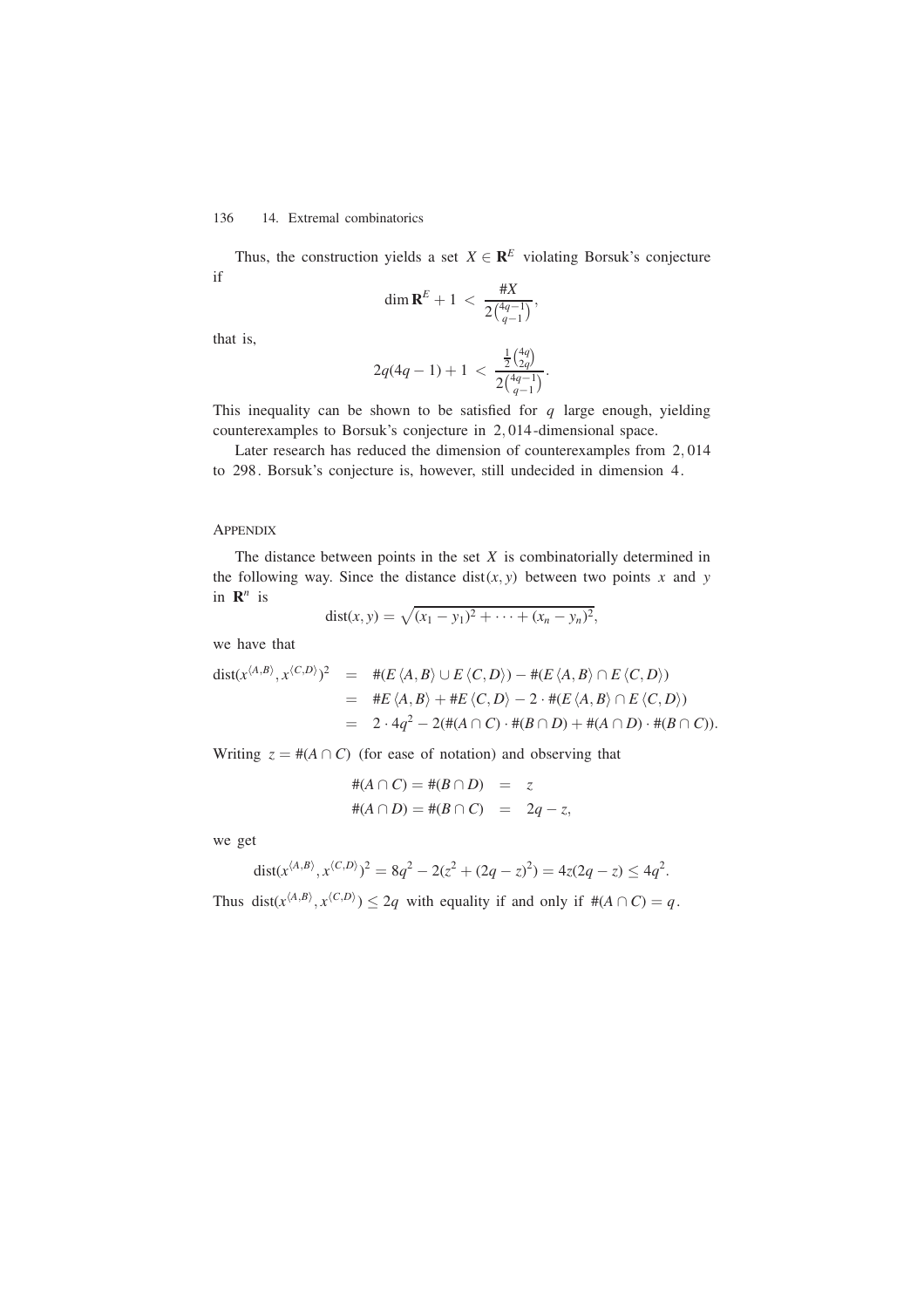Thus, the construction yields a set $X \in \mathbf{R}^E$ violating Borsuk's conjecture if

$$\dim \mathbf{R}^E + 1 \;<\; \frac{\#X}{2\binom{4q-1}{q-1}},$$

that is,

$$2q(4q-1) + 1 \;<\; \frac{\frac{1}{2}\binom{4q}{2q}}{2\binom{4q-1}{q-1}}.$$

This inequality can be shown to be satisfied for $q$ large enough, yielding counterexamples to Borsuk's conjecture in $2,014$-dimensional space.

Later research has reduced the dimension of counterexamples from $2,014$ to $298$. Borsuk's conjecture is, however, still undecided in dimension $4$.

## Appendix

The distance between points in the set $X$ is combinatorially determined in the following way. Since the distance $\mathrm{dist}(x,y)$ between two points $x$ and $y$ in $\mathbf{R}^n$ is

$$\mathrm{dist}(x,y) = \sqrt{(x_1-y_1)^2 + \cdots + (x_n-y_n)^2},$$

we have that

$$\begin{aligned}
\mathrm{dist}(x^{\langle A,B\rangle}, x^{\langle C,D\rangle})^2 &= \#(E\langle A,B\rangle \cup E\langle C,D\rangle) - \#(E\langle A,B\rangle \cap E\langle C,D\rangle) \\
&= \#E\langle A,B\rangle + \#E\langle C,D\rangle - 2\cdot\#(E\langle A,B\rangle \cap E\langle C,D\rangle) \\
&= 2\cdot 4q^2 - 2(\#(A\cap C)\cdot\#(B\cap D) + \#(A\cap D)\cdot\#(B\cap C)).
\end{aligned}$$

Writing $z = \#(A\cap C)$ (for ease of notation) and observing that

$$\begin{aligned}
\#(A\cap C) = \#(B\cap D) &= z \\
\#(A\cap D) = \#(B\cap C) &= 2q - z,
\end{aligned}$$

we get

$$\mathrm{dist}(x^{\langle A,B\rangle}, x^{\langle C,D\rangle})^2 = 8q^2 - 2(z^2 + (2q-z)^2) = 4z(2q-z) \le 4q^2.$$

Thus $\mathrm{dist}(x^{\langle A,B\rangle}, x^{\langle C,D\rangle}) \le 2q$ with equality if and only if $\#(A\cap C) = q$.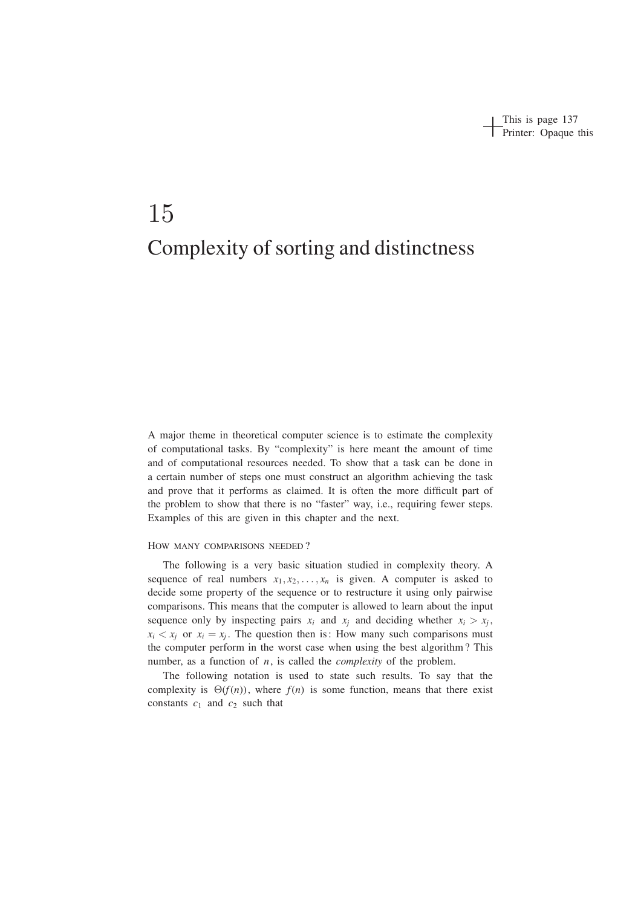# 15

# Complexity of sorting and distinctness

A major theme in theoretical computer science is to estimate the complexity of computational tasks. By "complexity" is here meant the amount of time and of computational resources needed. To show that a task can be done in a certain number of steps one must construct an algorithm achieving the task and prove that it performs as claimed. It is often the more difficult part of the problem to show that there is no "faster" way, i.e., requiring fewer steps. Examples of this are given in this chapter and the next.

### How many comparisons needed?

The following is a very basic situation studied in complexity theory. A sequence of real numbers $x_1, x_2, \ldots, x_n$ is given. A computer is asked to decide some property of the sequence or to restructure it using only pairwise comparisons. This means that the computer is allowed to learn about the input sequence only by inspecting pairs $x_i$ and $x_j$ and deciding whether $x_i > x_j$, $x_i < x_j$ or $x_i = x_j$. The question then is: How many such comparisons must the computer perform in the worst case when using the best algorithm? This number, as a function of $n$, is called the *complexity* of the problem.

The following notation is used to state such results. To say that the complexity is $\Theta(f(n))$, where $f(n)$ is some function, means that there exist constants $c_1$ and $c_2$ such that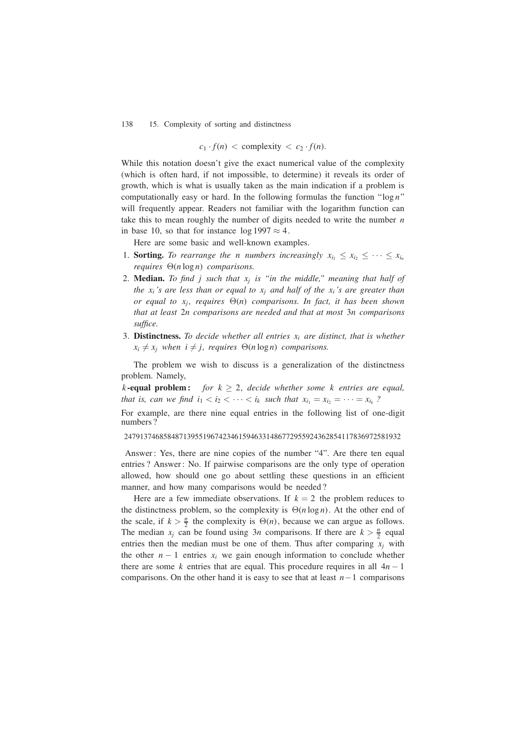$$c_1 \cdot f(n) < \text{complexity} < c_2 \cdot f(n).$$

While this notation doesn't give the exact numerical value of the complexity (which is often hard, if not impossible, to determine) it reveals its order of growth, which is what is usually taken as the main indication if a problem is computationally easy or hard. In the following formulas the function "$\log n$" will frequently appear. Readers not familiar with the logarithm function can take this to mean roughly the number of digits needed to write the number $n$ in base 10, so that for instance $\log 1997 \approx 4$.

Here are some basic and well-known examples.

1. **Sorting.** *To rearrange the* $n$ *numbers increasingly* $x_{i_1} \leq x_{i_2} \leq \cdots \leq x_{i_n}$ *requires* $\Theta(n \log n)$ *comparisons.*
2. **Median.** *To find* $j$ *such that* $x_j$ *is "in the middle," meaning that half of the* $x_i$*'s are less than or equal to* $x_j$ *and half of the* $x_i$*'s are greater than or equal to* $x_j$*, requires* $\Theta(n)$ *comparisons. In fact, it has been shown that at least* $2n$ *comparisons are needed and that at most* $3n$ *comparisons suffice.*
3. **Distinctness.** *To decide whether all entries* $x_i$ *are distinct, that is whether* $x_i \neq x_j$ *when* $i \neq j$*, requires* $\Theta(n \log n)$ *comparisons.*

The problem we wish to discuss is a generalization of the distinctness problem. Namely,

$k$**-equal problem:** *for* $k \geq 2$*, decide whether some* $k$ *entries are equal, that is, can we find* $i_1 < i_2 < \cdots < i_k$ *such that* $x_{i_1} = x_{i_2} = \cdots = x_{i_k}$ *?*

For example, are there nine equal entries in the following list of one-digit numbers?

247913746858487139551967423461594633148677295592436285411783697258 1932

Answer: Yes, there are nine copies of the number "4". Are there ten equal entries? Answer: No. If pairwise comparisons are the only type of operation allowed, how should one go about settling these questions in an efficient manner, and how many comparisons would be needed?

Here are a few immediate observations. If $k = 2$ the problem reduces to the distinctness problem, so the complexity is $\Theta(n \log n)$. At the other end of the scale, if $k > \frac{n}{2}$ the complexity is $\Theta(n)$, because we can argue as follows. The median $x_j$ can be found using $3n$ comparisons. If there are $k > \frac{n}{2}$ equal entries then the median must be one of them. Thus after comparing $x_j$ with the other $n - 1$ entries $x_i$ we gain enough information to conclude whether there are some $k$ entries that are equal. This procedure requires in all $4n - 1$ comparisons. On the other hand it is easy to see that at least $n - 1$ comparisons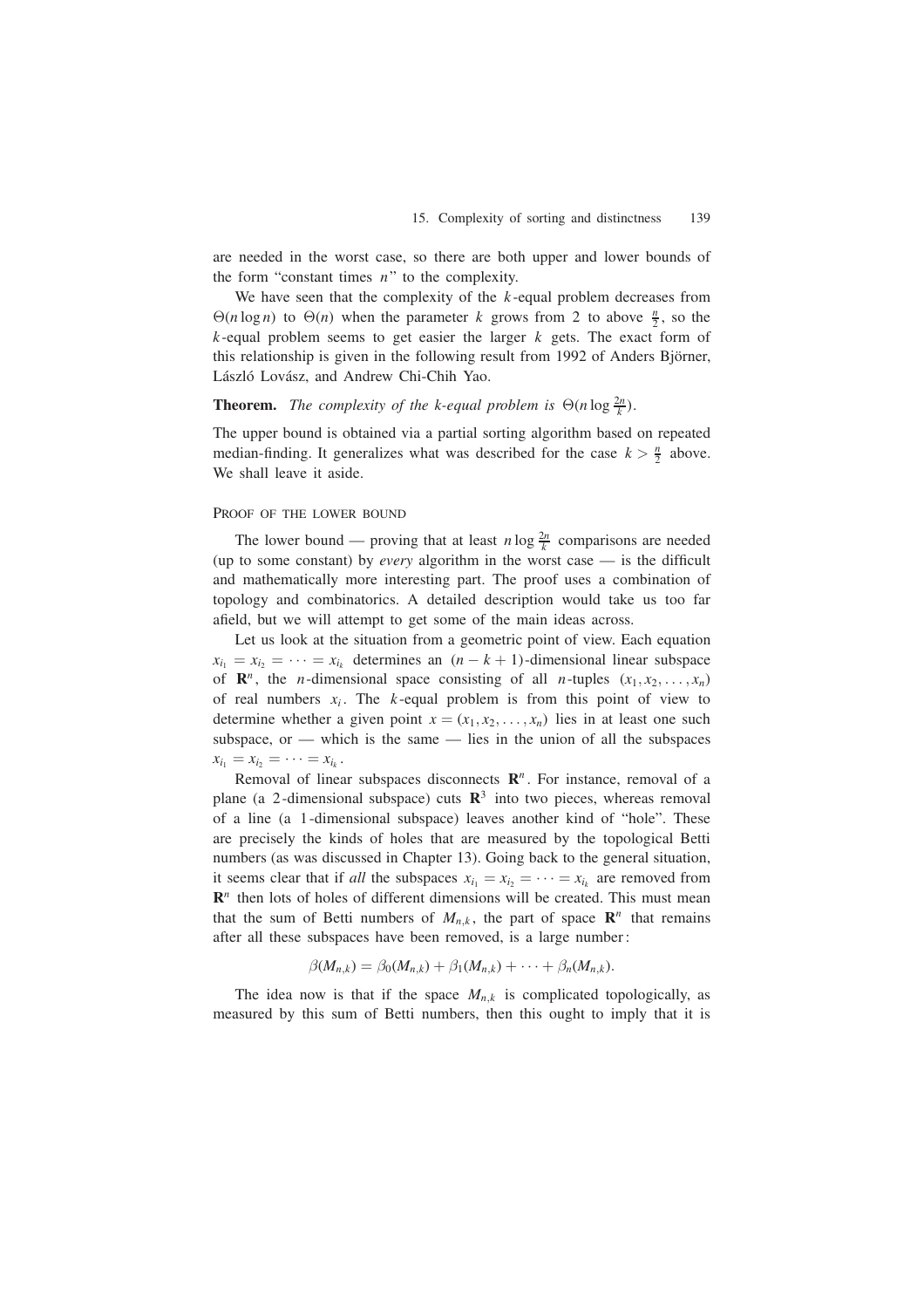are needed in the worst case, so there are both upper and lower bounds of the form "constant times $n$" to the complexity.

We have seen that the complexity of the $k$-equal problem decreases from $\Theta(n \log n)$ to $\Theta(n)$ when the parameter $k$ grows from 2 to above $\frac{n}{2}$, so the $k$-equal problem seems to get easier the larger $k$ gets. The exact form of this relationship is given in the following result from 1992 of Anders Björner, László Lovász, and Andrew Chi-Chih Yao.

**Theorem.** *The complexity of the k-equal problem is* $\Theta(n \log \frac{2n}{k})$.

The upper bound is obtained via a partial sorting algorithm based on repeated median-finding. It generalizes what was described for the case $k > \frac{n}{2}$ above. We shall leave it aside.

### Proof of the lower bound

The lower bound — proving that at least $n \log \frac{2n}{k}$ comparisons are needed (up to some constant) by *every* algorithm in the worst case — is the difficult and mathematically more interesting part. The proof uses a combination of topology and combinatorics. A detailed description would take us too far afield, but we will attempt to get some of the main ideas across.

Let us look at the situation from a geometric point of view. Each equation $x_{i_1} = x_{i_2} = \cdots = x_{i_k}$ determines an $(n-k+1)$-dimensional linear subspace of $\mathbf{R}^n$, the $n$-dimensional space consisting of all $n$-tuples $(x_1, x_2, \ldots, x_n)$ of real numbers $x_i$. The $k$-equal problem is from this point of view to determine whether a given point $x = (x_1, x_2, \ldots, x_n)$ lies in at least one such subspace, or — which is the same — lies in the union of all the subspaces $x_{i_1} = x_{i_2} = \cdots = x_{i_k}$.

Removal of linear subspaces disconnects $\mathbf{R}^n$. For instance, removal of a plane (a 2-dimensional subspace) cuts $\mathbf{R}^3$ into two pieces, whereas removal of a line (a 1-dimensional subspace) leaves another kind of "hole". These are precisely the kinds of holes that are measured by the topological Betti numbers (as was discussed in Chapter 13). Going back to the general situation, it seems clear that if *all* the subspaces $x_{i_1} = x_{i_2} = \cdots = x_{i_k}$ are removed from $\mathbf{R}^n$ then lots of holes of different dimensions will be created. This must mean that the sum of Betti numbers of $M_{n,k}$, the part of space $\mathbf{R}^n$ that remains after all these subspaces have been removed, is a large number:

$$\beta(M_{n,k}) = \beta_0(M_{n,k}) + \beta_1(M_{n,k}) + \cdots + \beta_n(M_{n,k}).$$

The idea now is that if the space $M_{n,k}$ is complicated topologically, as measured by this sum of Betti numbers, then this ought to imply that it is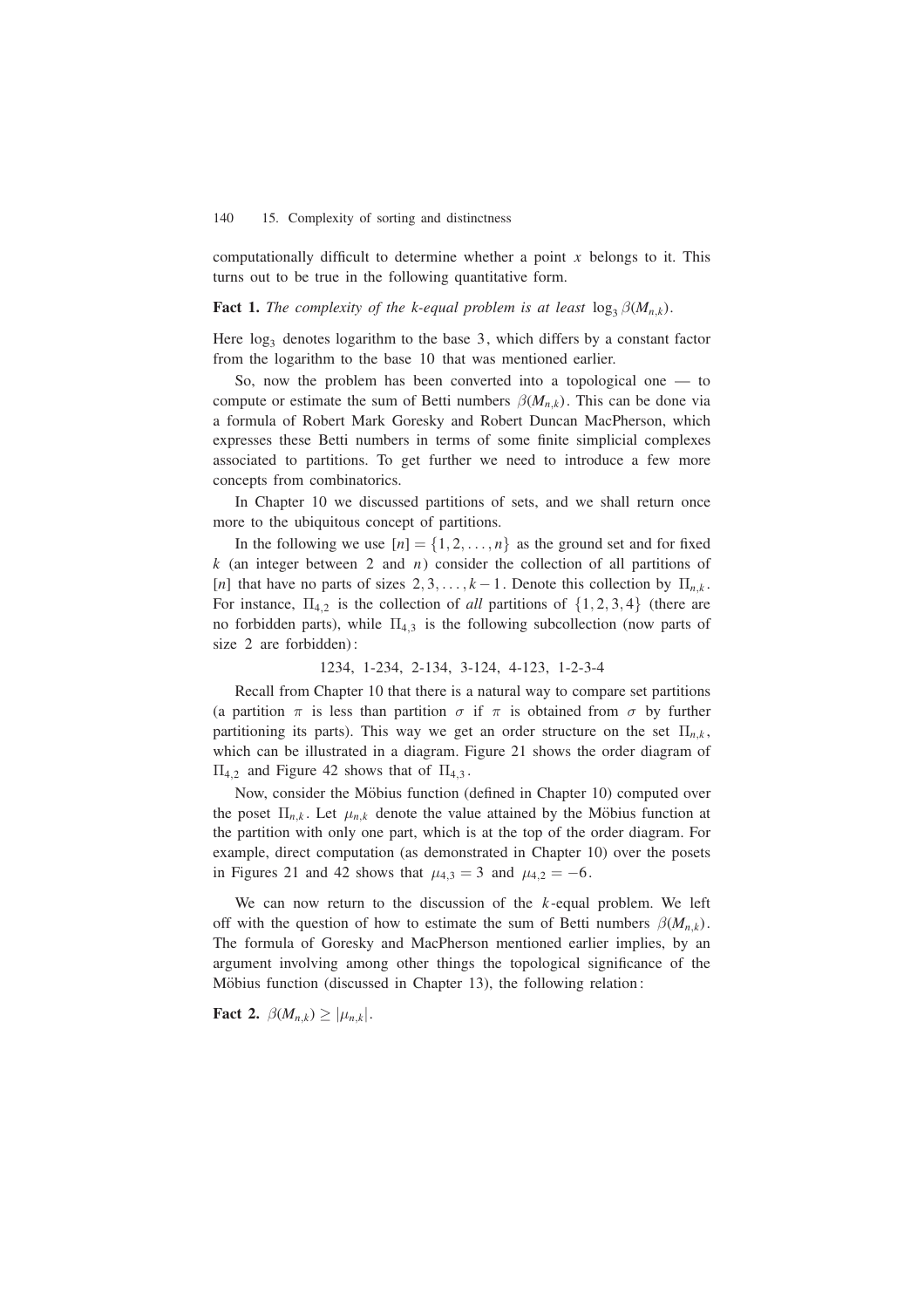computationally difficult to determine whether a point $x$ belongs to it. This turns out to be true in the following quantitative form.

**Fact 1.** *The complexity of the k-equal problem is at least* $\log_3 \beta(M_{n,k})$.

Here $\log_3$ denotes logarithm to the base 3, which differs by a constant factor from the logarithm to the base 10 that was mentioned earlier.

So, now the problem has been converted into a topological one — to compute or estimate the sum of Betti numbers $\beta(M_{n,k})$. This can be done via a formula of Robert Mark Goresky and Robert Duncan MacPherson, which expresses these Betti numbers in terms of some finite simplicial complexes associated to partitions. To get further we need to introduce a few more concepts from combinatorics.

In Chapter 10 we discussed partitions of sets, and we shall return once more to the ubiquitous concept of partitions.

In the following we use $[n] = \{1, 2, \ldots, n\}$ as the ground set and for fixed $k$ (an integer between 2 and $n$) consider the collection of all partitions of $[n]$ that have no parts of sizes $2, 3, \ldots, k-1$. Denote this collection by $\Pi_{n,k}$. For instance, $\Pi_{4,2}$ is the collection of *all* partitions of $\{1, 2, 3, 4\}$ (there are no forbidden parts), while $\Pi_{4,3}$ is the following subcollection (now parts of size 2 are forbidden):

1234, 1-234, 2-134, 3-124, 4-123, 1-2-3-4

Recall from Chapter 10 that there is a natural way to compare set partitions (a partition $\pi$ is less than partition $\sigma$ if $\pi$ is obtained from $\sigma$ by further partitioning its parts). This way we get an order structure on the set $\Pi_{n,k}$, which can be illustrated in a diagram. Figure 21 shows the order diagram of $\Pi_{4,2}$ and Figure 42 shows that of $\Pi_{4,3}$.

Now, consider the Möbius function (defined in Chapter 10) computed over the poset $\Pi_{n,k}$. Let $\mu_{n,k}$ denote the value attained by the Möbius function at the partition with only one part, which is at the top of the order diagram. For example, direct computation (as demonstrated in Chapter 10) over the posets in Figures 21 and 42 shows that $\mu_{4,3} = 3$ and $\mu_{4,2} = -6$.

We can now return to the discussion of the $k$-equal problem. We left off with the question of how to estimate the sum of Betti numbers $\beta(M_{n,k})$. The formula of Goresky and MacPherson mentioned earlier implies, by an argument involving among other things the topological significance of the Möbius function (discussed in Chapter 13), the following relation:

**Fact 2.** $\beta(M_{n,k}) \geq |\mu_{n,k}|$.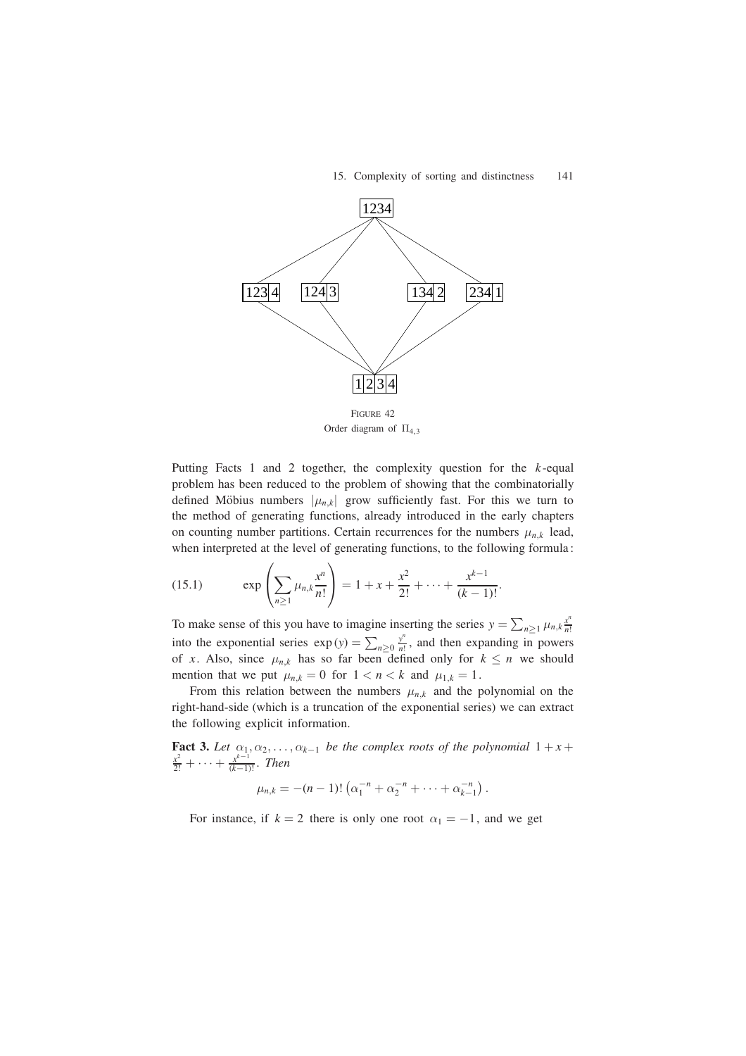FIGURE 42
Order diagram of $\Pi_{4,3}$

Putting Facts 1 and 2 together, the complexity question for the $k$-equal problem has been reduced to the problem of showing that the combinatorially defined Möbius numbers $|\mu_{n,k}|$ grow sufficiently fast. For this we turn to the method of generating functions, already introduced in the early chapters on counting number partitions. Certain recurrences for the numbers $\mu_{n,k}$ lead, when interpreted at the level of generating functions, to the following formula:

$$\exp\left(\sum_{n\geq 1} \mu_{n,k}\frac{x^n}{n!}\right) = 1 + x + \frac{x^2}{2!} + \cdots + \frac{x^{k-1}}{(k-1)!}. \tag{15.1}$$

To make sense of this you have to imagine inserting the series $y = \sum_{n\geq 1} \mu_{n,k}\frac{x^n}{n!}$ into the exponential series $\exp(y) = \sum_{n\geq 0} \frac{y^n}{n!}$, and then expanding in powers of $x$. Also, since $\mu_{n,k}$ has so far been defined only for $k \leq n$ we should mention that we put $\mu_{n,k} = 0$ for $1 < n < k$ and $\mu_{1,k} = 1$.

From this relation between the numbers $\mu_{n,k}$ and the polynomial on the right-hand-side (which is a truncation of the exponential series) we can extract the following explicit information.

**Fact 3.** *Let $\alpha_1, \alpha_2, \ldots, \alpha_{k-1}$ be the complex roots of the polynomial $1 + x + \frac{x^2}{2!} + \cdots + \frac{x^{k-1}}{(k-1)!}$. Then*

$$\mu_{n,k} = -(n-1)!\left(\alpha_1^{-n} + \alpha_2^{-n} + \cdots + \alpha_{k-1}^{-n}\right).$$

For instance, if $k = 2$ there is only one root $\alpha_1 = -1$, and we get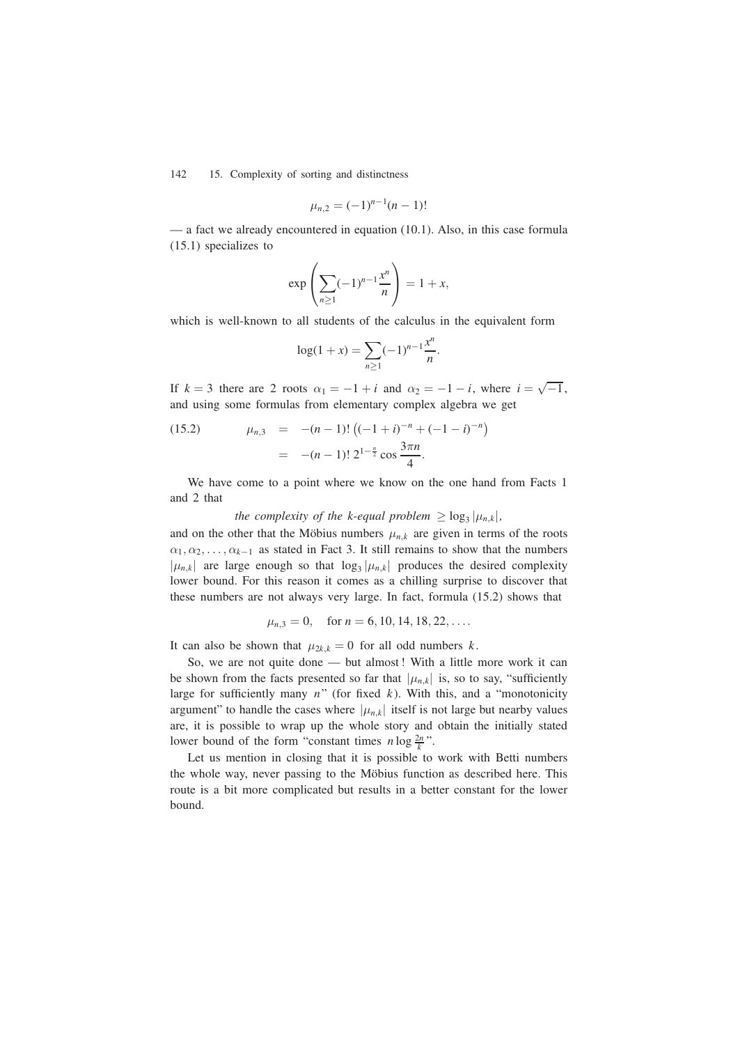$$\mu_{n,2} = (-1)^{n-1}(n-1)!$$

— a fact we already encountered in equation (10.1). Also, in this case formula (15.1) specializes to

$$\exp\left(\sum_{n\geq 1}(-1)^{n-1}\frac{x^n}{n}\right) = 1 + x,$$

which is well-known to all students of the calculus in the equivalent form

$$\log(1+x) = \sum_{n\geq 1}(-1)^{n-1}\frac{x^n}{n}.$$

If $k = 3$ there are 2 roots $\alpha_1 = -1 + i$ and $\alpha_2 = -1 - i$, where $i = \sqrt{-1}$, and using some formulas from elementary complex algebra we get

$$(15.2) \qquad \begin{aligned} \mu_{n,3} &= -(n-1)!\left((-1+i)^{-n} + (-1-i)^{-n}\right) \\ &= -(n-1)!\, 2^{1-\frac{n}{2}} \cos\frac{3\pi n}{4}. \end{aligned}$$

We have come to a point where we know on the one hand from Facts 1 and 2 that

*the complexity of the k-equal problem* $\geq \log_3 |\mu_{n,k}|$,

and on the other that the Möbius numbers $\mu_{n,k}$ are given in terms of the roots $\alpha_1, \alpha_2, \ldots, \alpha_{k-1}$ as stated in Fact 3. It still remains to show that the numbers $|\mu_{n,k}|$ are large enough so that $\log_3 |\mu_{n,k}|$ produces the desired complexity lower bound. For this reason it comes as a chilling surprise to discover that these numbers are not always very large. In fact, formula (15.2) shows that

$$\mu_{n,3} = 0, \quad \text{for } n = 6, 10, 14, 18, 22, \ldots.$$

It can also be shown that $\mu_{2k,k} = 0$ for all odd numbers $k$.

So, we are not quite done — but almost! With a little more work it can be shown from the facts presented so far that $|\mu_{n,k}|$ is, so to say, "sufficiently large for sufficiently many $n$" (for fixed $k$). With this, and a "monotonicity argument" to handle the cases where $|\mu_{n,k}|$ itself is not large but nearby values are, it is possible to wrap up the whole story and obtain the initially stated lower bound of the form "constant times $n \log \frac{2n}{k}$".

Let us mention in closing that it is possible to work with Betti numbers the whole way, never passing to the Möbius function as described here. This route is a bit more complicated but results in a better constant for the lower bound.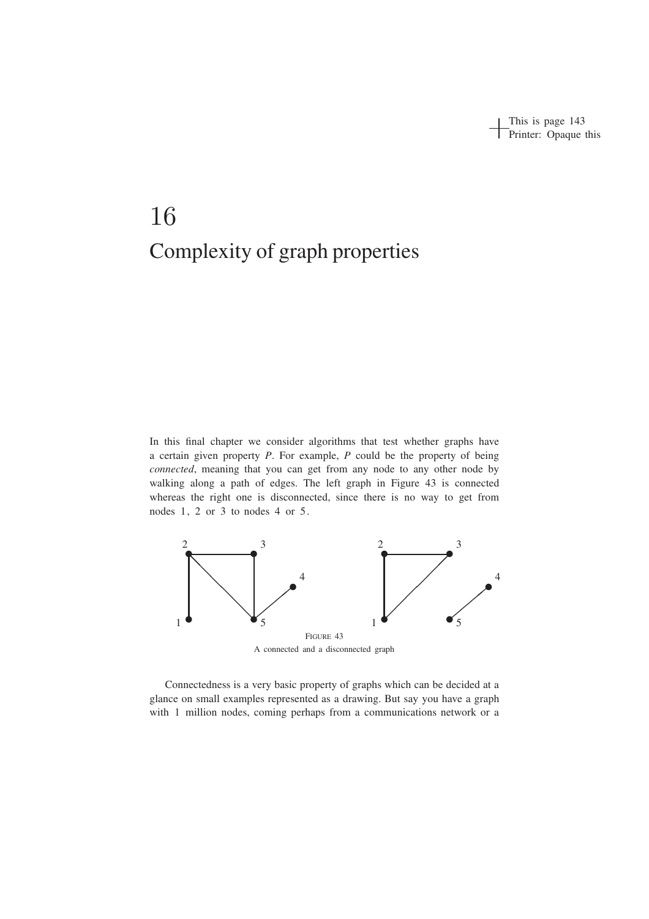# 16
# Complexity of graph properties

In this final chapter we consider algorithms that test whether graphs have a certain given property $P$. For example, $P$ could be the property of being *connected*, meaning that you can get from any node to any other node by walking along a path of edges. The left graph in Figure 43 is connected whereas the right one is disconnected, since there is no way to get from nodes 1, 2 or 3 to nodes 4 or 5.

FIGURE 43
A connected and a disconnected graph

Connectedness is a very basic property of graphs which can be decided at a glance on small examples represented as a drawing. But say you have a graph with 1 million nodes, coming perhaps from a communications network or a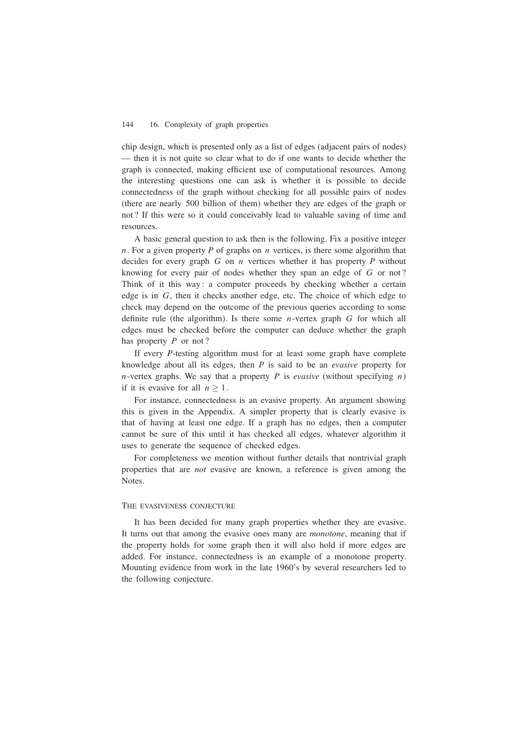chip design, which is presented only as a list of edges (adjacent pairs of nodes) — then it is not quite so clear what to do if one wants to decide whether the graph is connected, making efficient use of computational resources. Among the interesting questions one can ask is whether it is possible to decide connectedness of the graph without checking for all possible pairs of nodes (there are nearly 500 billion of them) whether they are edges of the graph or not? If this were so it could conceivably lead to valuable saving of time and resources.

A basic general question to ask then is the following. Fix a positive integer $n$. For a given property $P$ of graphs on $n$ vertices, is there some algorithm that decides for every graph $G$ on $n$ vertices whether it has property $P$ without knowing for every pair of nodes whether they span an edge of $G$ or not? Think of it this way: a computer proceeds by checking whether a certain edge is in $G$, then it checks another edge, etc. The choice of which edge to check may depend on the outcome of the previous queries according to some definite rule (the algorithm). Is there some $n$-vertex graph $G$ for which all edges must be checked before the computer can deduce whether the graph has property $P$ or not?

If every $P$-testing algorithm must for at least some graph have complete knowledge about all its edges, then $P$ is said to be an *evasive* property for $n$-vertex graphs. We say that a property $P$ is *evasive* (without specifying $n$) if it is evasive for all $n \geq 1$.

For instance, connectedness is an evasive property. An argument showing this is given in the Appendix. A simpler property that is clearly evasive is that of having at least one edge. If a graph has no edges, then a computer cannot be sure of this until it has checked all edges, whatever algorithm it uses to generate the sequence of checked edges.

For completeness we mention without further details that nontrivial graph properties that are *not* evasive are known, a reference is given among the Notes.

### The evasiveness conjecture

It has been decided for many graph properties whether they are evasive. It turns out that among the evasive ones many are *monotone*, meaning that if the property holds for some graph then it will also hold if more edges are added. For instance, connectedness is an example of a monotone property. Mounting evidence from work in the late 1960's by several researchers led to the following conjecture.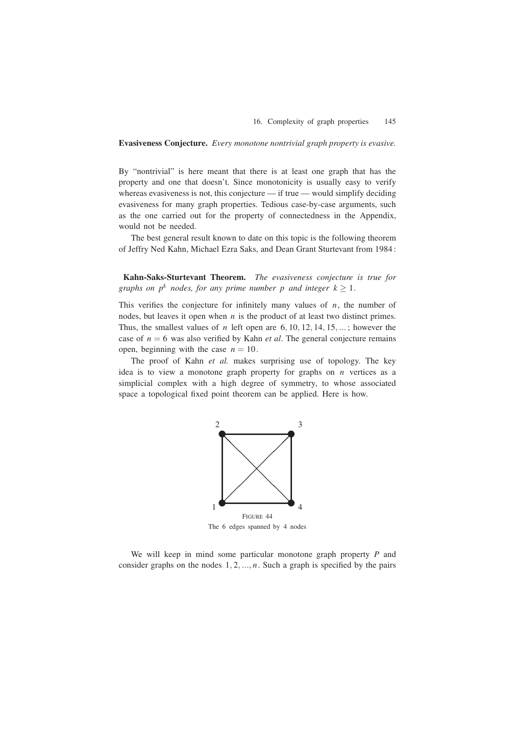**Evasiveness Conjecture.** *Every monotone nontrivial graph property is evasive.*

By "nontrivial" is here meant that there is at least one graph that has the property and one that doesn't. Since monotonicity is usually easy to verify whereas evasiveness is not, this conjecture — if true — would simplify deciding evasiveness for many graph properties. Tedious case-by-case arguments, such as the one carried out for the property of connectedness in the Appendix, would not be needed.

The best general result known to date on this topic is the following theorem of Jeffry Ned Kahn, Michael Ezra Saks, and Dean Grant Sturtevant from 1984 :

**Kahn-Saks-Sturtevant Theorem.** *The evasiveness conjecture is true for graphs on $p^k$ nodes, for any prime number $p$ and integer $k \geq 1$.*

This verifies the conjecture for infinitely many values of $n$, the number of nodes, but leaves it open when $n$ is the product of at least two distinct primes. Thus, the smallest values of $n$ left open are $6, 10, 12, 14, 15, \ldots$ ; however the case of $n = 6$ was also verified by Kahn *et al*. The general conjecture remains open, beginning with the case $n = 10$.

The proof of Kahn *et al.* makes surprising use of topology. The key idea is to view a monotone graph property for graphs on $n$ vertices as a simplicial complex with a high degree of symmetry, to whose associated space a topological fixed point theorem can be applied. Here is how.

FIGURE 44
The 6 edges spanned by 4 nodes

We will keep in mind some particular monotone graph property $P$ and consider graphs on the nodes $1, 2, \ldots, n$. Such a graph is specified by the pairs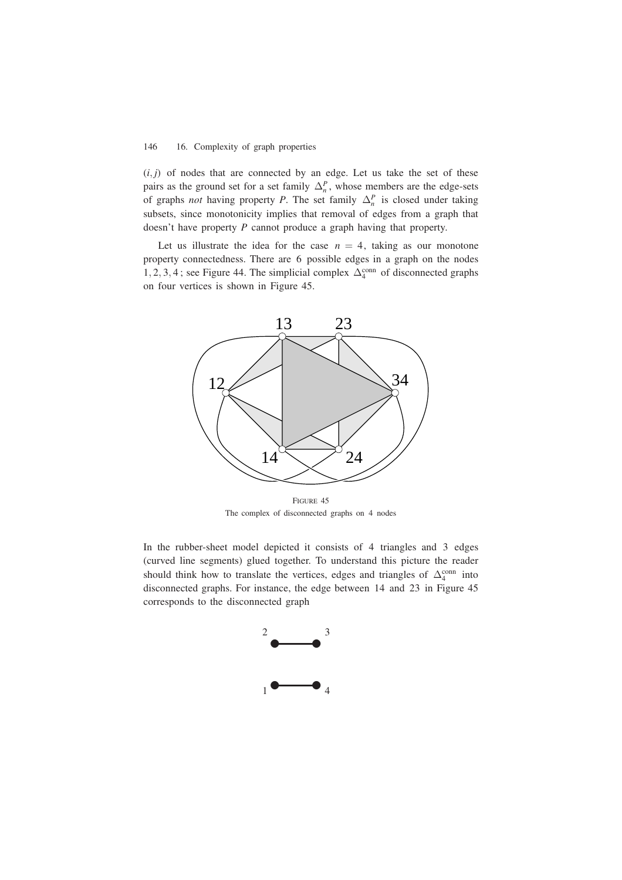$(i, j)$ of nodes that are connected by an edge. Let us take the set of these pairs as the ground set for a set family $\Delta_n^P$, whose members are the edge-sets of graphs *not* having property $P$. The set family $\Delta_n^P$ is closed under taking subsets, since monotonicity implies that removal of edges from a graph that doesn't have property $P$ cannot produce a graph having that property.

Let us illustrate the idea for the case $n = 4$, taking as our monotone property connectedness. There are 6 possible edges in a graph on the nodes $1, 2, 3, 4$; see Figure 44. The simplicial complex $\Delta_4^{\text{conn}}$ of disconnected graphs on four vertices is shown in Figure 45.

FIGURE 45
The complex of disconnected graphs on 4 nodes

In the rubber-sheet model depicted it consists of 4 triangles and 3 edges (curved line segments) glued together. To understand this picture the reader should think how to translate the vertices, edges and triangles of $\Delta_4^{\text{conn}}$ into disconnected graphs. For instance, the edge between 14 and 23 in Figure 45 corresponds to the disconnected graph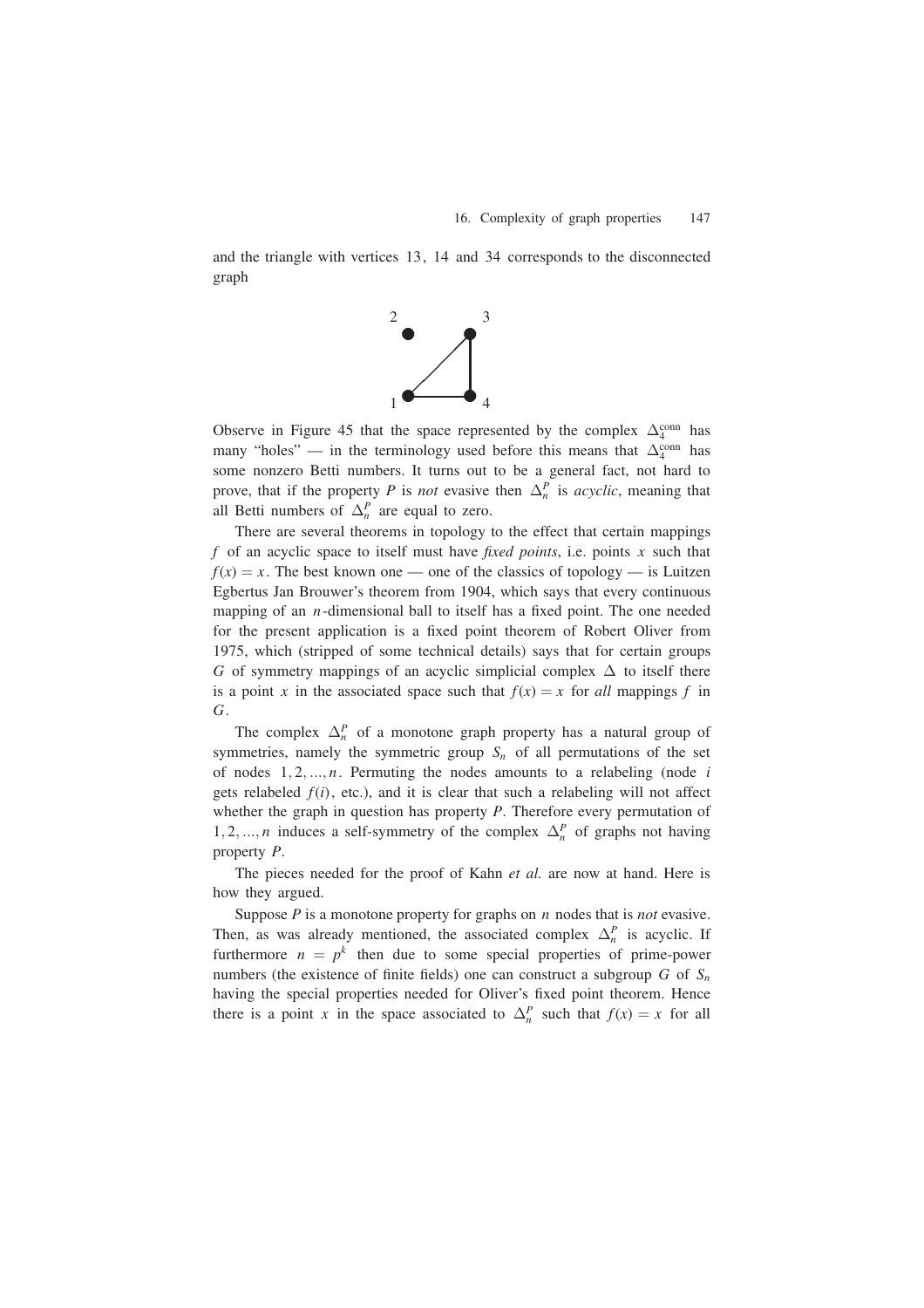and the triangle with vertices 13, 14 and 34 corresponds to the disconnected graph

Observe in Figure 45 that the space represented by the complex $\Delta_4^{\text{conn}}$ has many "holes" — in the terminology used before this means that $\Delta_4^{\text{conn}}$ has some nonzero Betti numbers. It turns out to be a general fact, not hard to prove, that if the property $P$ is *not* evasive then $\Delta_n^P$ is *acyclic*, meaning that all Betti numbers of $\Delta_n^P$ are equal to zero.

There are several theorems in topology to the effect that certain mappings $f$ of an acyclic space to itself must have *fixed points*, i.e. points $x$ such that $f(x) = x$. The best known one — one of the classics of topology — is Luitzen Egbertus Jan Brouwer's theorem from 1904, which says that every continuous mapping of an $n$-dimensional ball to itself has a fixed point. The one needed for the present application is a fixed point theorem of Robert Oliver from 1975, which (stripped of some technical details) says that for certain groups $G$ of symmetry mappings of an acyclic simplicial complex $\Delta$ to itself there is a point $x$ in the associated space such that $f(x) = x$ for *all* mappings $f$ in $G$.

The complex $\Delta_n^P$ of a monotone graph property has a natural group of symmetries, namely the symmetric group $S_n$ of all permutations of the set of nodes $1, 2, \ldots, n$. Permuting the nodes amounts to a relabeling (node $i$ gets relabeled $f(i)$, etc.), and it is clear that such a relabeling will not affect whether the graph in question has property $P$. Therefore every permutation of $1, 2, \ldots, n$ induces a self-symmetry of the complex $\Delta_n^P$ of graphs not having property $P$.

The pieces needed for the proof of Kahn *et al.* are now at hand. Here is how they argued.

Suppose $P$ is a monotone property for graphs on $n$ nodes that is *not* evasive. Then, as was already mentioned, the associated complex $\Delta_n^P$ is acyclic. If furthermore $n = p^k$ then due to some special properties of prime-power numbers (the existence of finite fields) one can construct a subgroup $G$ of $S_n$ having the special properties needed for Oliver's fixed point theorem. Hence there is a point $x$ in the space associated to $\Delta_n^P$ such that $f(x) = x$ for all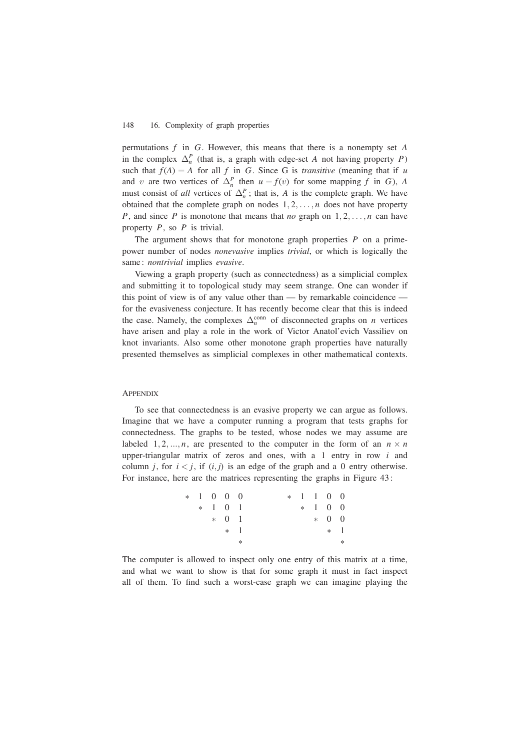permutations $f$ in $G$. However, this means that there is a nonempty set $A$ in the complex $\Delta_n^P$ (that is, a graph with edge-set $A$ not having property $P$) such that $f(A) = A$ for all $f$ in $G$. Since G is *transitive* (meaning that if $u$ and $v$ are two vertices of $\Delta_n^P$ then $u = f(v)$ for some mapping $f$ in $G$), $A$ must consist of *all* vertices of $\Delta_n^P$; that is, $A$ is the complete graph. We have obtained that the complete graph on nodes $1, 2, \ldots, n$ does not have property $P$, and since $P$ is monotone that means that *no* graph on $1, 2, \ldots, n$ can have property $P$, so $P$ is trivial.

The argument shows that for monotone graph properties $P$ on a prime-power number of nodes *nonevasive* implies *trivial*, or which is logically the same: *nontrivial* implies *evasive*.

Viewing a graph property (such as connectedness) as a simplicial complex and submitting it to topological study may seem strange. One can wonder if this point of view is of any value other than — by remarkable coincidence — for the evasiveness conjecture. It has recently become clear that this is indeed the case. Namely, the complexes $\Delta_n^{\text{conn}}$ of disconnected graphs on $n$ vertices have arisen and play a role in the work of Victor Anatol'evich Vassiliev on knot invariants. Also some other monotone graph properties have naturally presented themselves as simplicial complexes in other mathematical contexts.

## APPENDIX

To see that connectedness is an evasive property we can argue as follows. Imagine that we have a computer running a program that tests graphs for connectedness. The graphs to be tested, whose nodes we may assume are labeled $1, 2, ..., n$, are presented to the computer in the form of an $n \times n$ upper-triangular matrix of zeros and ones, with a 1 entry in row $i$ and column $j$, for $i < j$, if $(i, j)$ is an edge of the graph and a 0 entry otherwise. For instance, here are the matrices representing the graphs in Figure 43:

$$
\begin{matrix}
* & 1 & 0 & 0 & 0 \\
 & * & 1 & 0 & 1 \\
 & & * & 0 & 1 \\
 & & & * & 1 \\
 & & & & *
\end{matrix}
\qquad\qquad
\begin{matrix}
* & 1 & 1 & 0 & 0 \\
 & * & 1 & 0 & 0 \\
 & & * & 0 & 0 \\
 & & & * & 1 \\
 & & & & *
\end{matrix}
$$

The computer is allowed to inspect only one entry of this matrix at a time, and what we want to show is that for some graph it must in fact inspect all of them. To find such a worst-case graph we can imagine playing the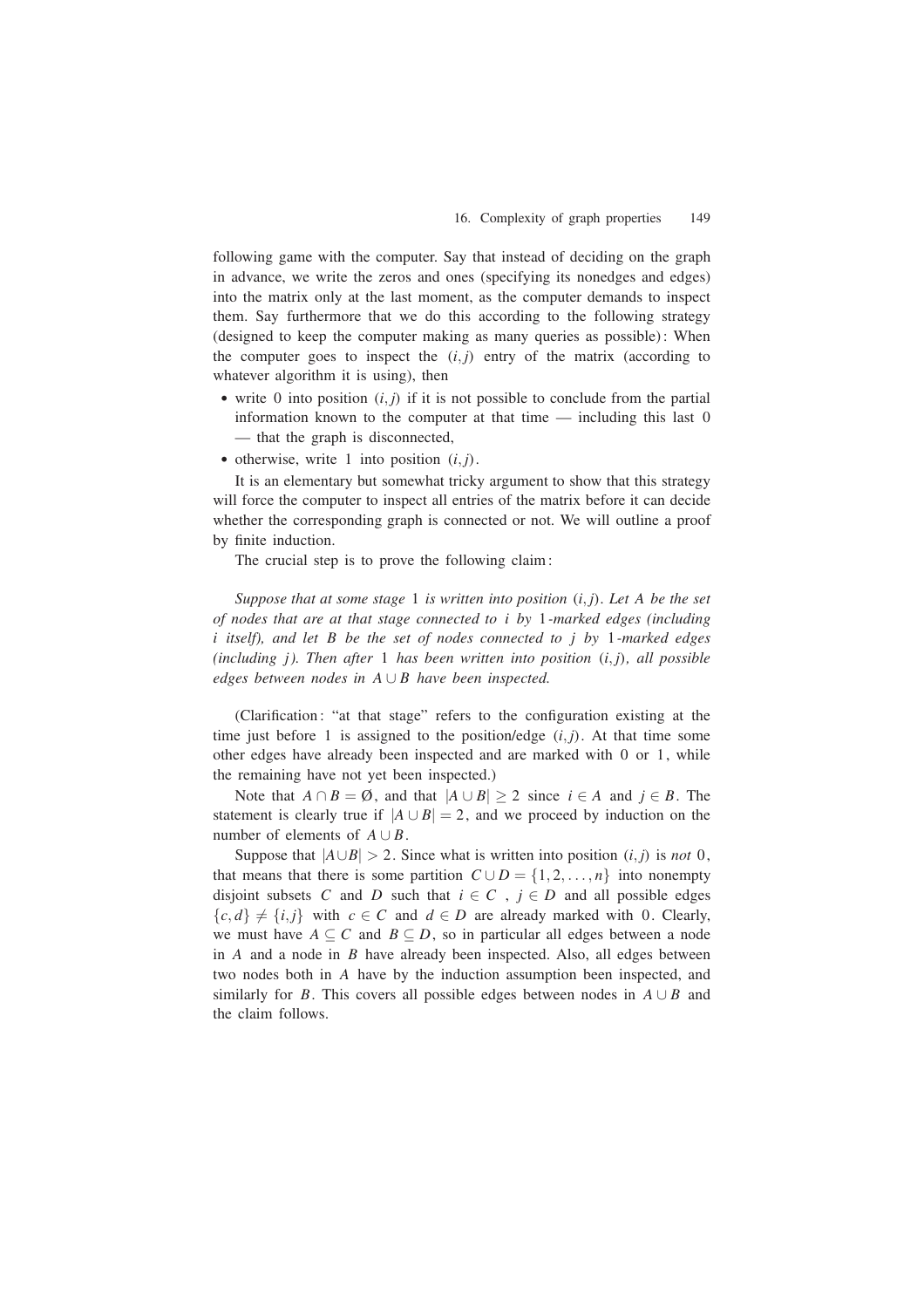following game with the computer. Say that instead of deciding on the graph in advance, we write the zeros and ones (specifying its nonedges and edges) into the matrix only at the last moment, as the computer demands to inspect them. Say furthermore that we do this according to the following strategy (designed to keep the computer making as many queries as possible): When the computer goes to inspect the $(i, j)$ entry of the matrix (according to whatever algorithm it is using), then

- write 0 into position $(i, j)$ if it is not possible to conclude from the partial information known to the computer at that time — including this last 0 — that the graph is disconnected,
- otherwise, write 1 into position $(i, j)$.

It is an elementary but somewhat tricky argument to show that this strategy will force the computer to inspect all entries of the matrix before it can decide whether the corresponding graph is connected or not. We will outline a proof by finite induction.

The crucial step is to prove the following claim:

*Suppose that at some stage* 1 *is written into position* $(i, j)$*. Let* $A$ *be the set of nodes that are at that stage connected to* $i$ *by* 1*-marked edges (including* $i$ *itself), and let* $B$ *be the set of nodes connected to* $j$ *by* 1*-marked edges (including* $j$*). Then after* 1 *has been written into position* $(i, j)$*, all possible edges between nodes in* $A \cup B$ *have been inspected.*

(Clarification: "at that stage" refers to the configuration existing at the time just before 1 is assigned to the position/edge $(i, j)$. At that time some other edges have already been inspected and are marked with 0 or 1, while the remaining have not yet been inspected.)

Note that $A \cap B = \emptyset$, and that $|A \cup B| \geq 2$ since $i \in A$ and $j \in B$. The statement is clearly true if $|A \cup B| = 2$, and we proceed by induction on the number of elements of $A \cup B$.

Suppose that $|A \cup B| > 2$. Since what is written into position $(i, j)$ is *not* 0, that means that there is some partition $C \cup D = \{1, 2, \ldots, n\}$ into nonempty disjoint subsets $C$ and $D$ such that $i \in C$ , $j \in D$ and all possible edges $\{c, d\} \neq \{i, j\}$ with $c \in C$ and $d \in D$ are already marked with 0. Clearly, we must have $A \subseteq C$ and $B \subseteq D$, so in particular all edges between a node in $A$ and a node in $B$ have already been inspected. Also, all edges between two nodes both in $A$ have by the induction assumption been inspected, and similarly for $B$. This covers all possible edges between nodes in $A \cup B$ and the claim follows.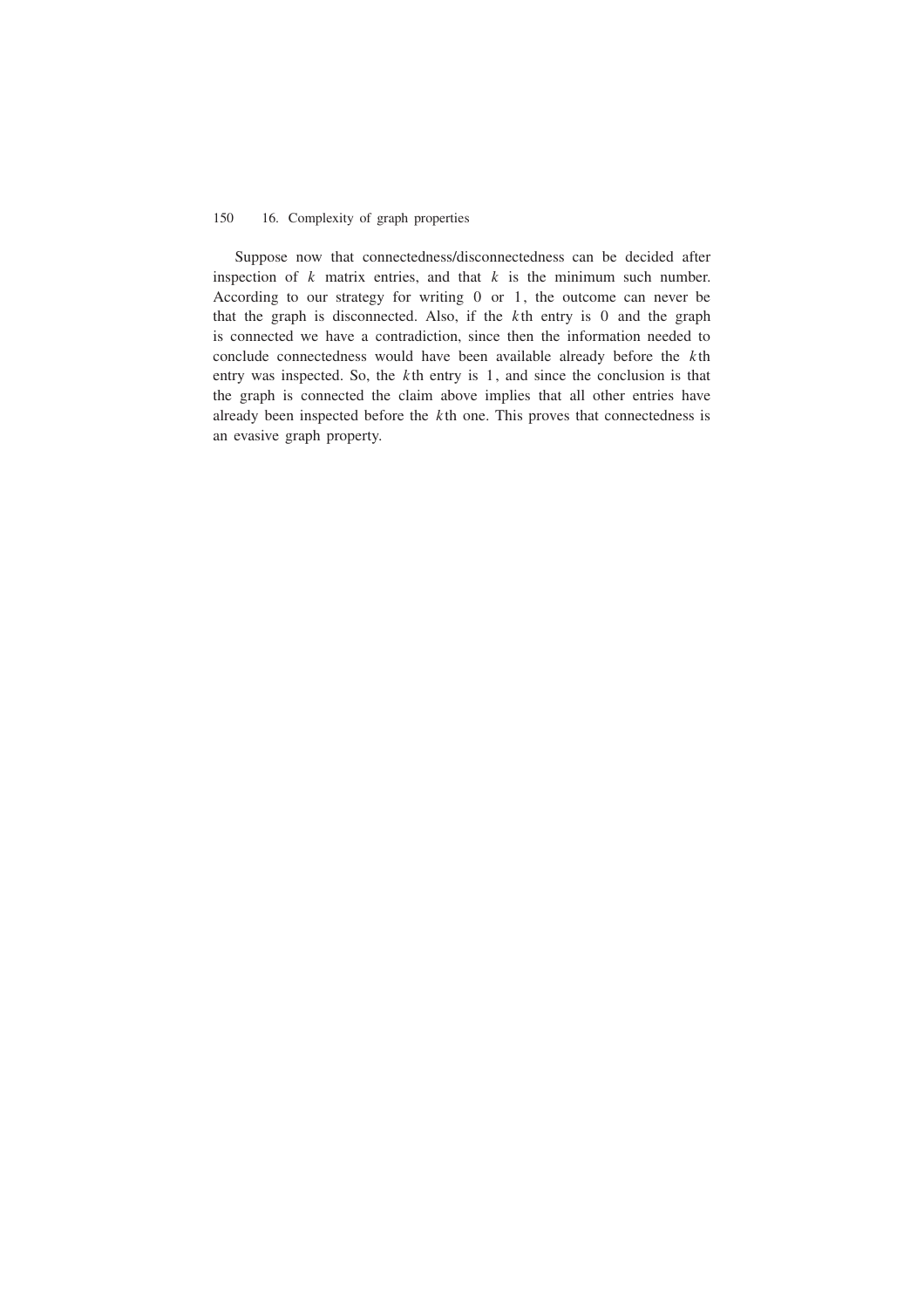Suppose now that connectedness/disconnectedness can be decided after inspection of $k$ matrix entries, and that $k$ is the minimum such number. According to our strategy for writing 0 or 1, the outcome can never be that the graph is disconnected. Also, if the $k$th entry is 0 and the graph is connected we have a contradiction, since then the information needed to conclude connectedness would have been available already before the $k$th entry was inspected. So, the $k$th entry is 1, and since the conclusion is that the graph is connected the claim above implies that all other entries have already been inspected before the $k$th one. This proves that connectedness is an evasive graph property.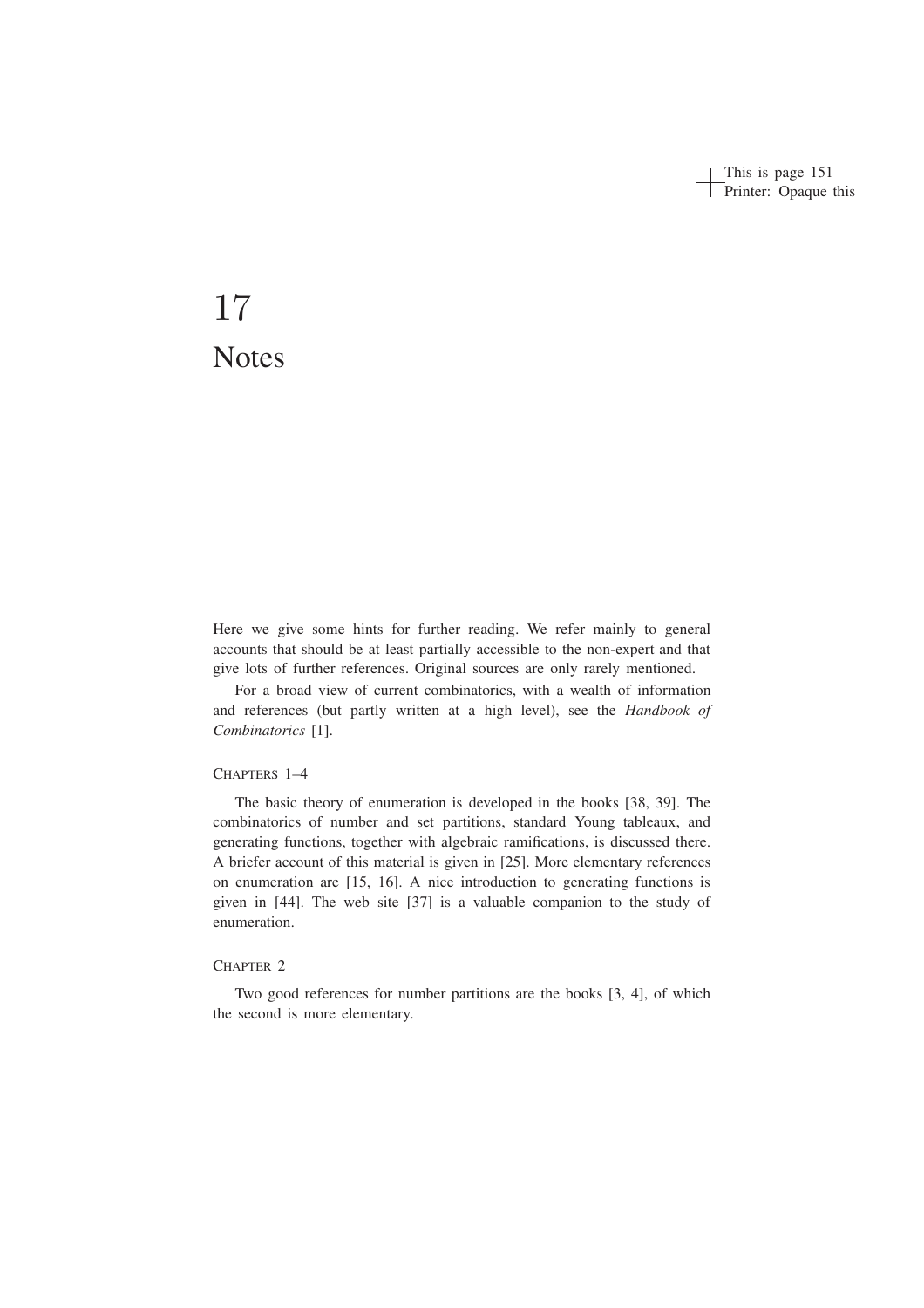# 17 Notes

Here we give some hints for further reading. We refer mainly to general accounts that should be at least partially accessible to the non-expert and that give lots of further references. Original sources are only rarely mentioned.

For a broad view of current combinatorics, with a wealth of information and references (but partly written at a high level), see the *Handbook of Combinatorics* [1].

### Chapters 1–4

The basic theory of enumeration is developed in the books [38, 39]. The combinatorics of number and set partitions, standard Young tableaux, and generating functions, together with algebraic ramifications, is discussed there. A briefer account of this material is given in [25]. More elementary references on enumeration are [15, 16]. A nice introduction to generating functions is given in [44]. The web site [37] is a valuable companion to the study of enumeration.

### Chapter 2

Two good references for number partitions are the books [3, 4], of which the second is more elementary.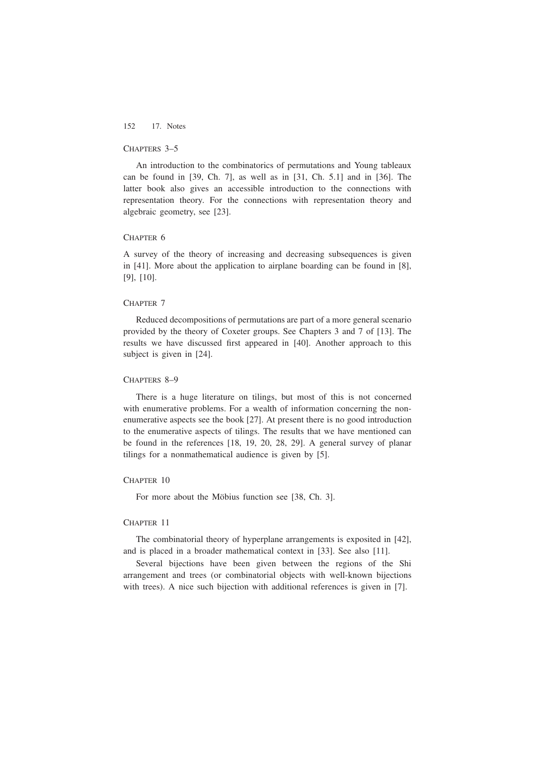## Chapters 3–5

An introduction to the combinatorics of permutations and Young tableaux can be found in [39, Ch. 7], as well as in [31, Ch. 5.1] and in [36]. The latter book also gives an accessible introduction to the connections with representation theory. For the connections with representation theory and algebraic geometry, see [23].

## Chapter 6

A survey of the theory of increasing and decreasing subsequences is given in [41]. More about the application to airplane boarding can be found in [8], [9], [10].

## Chapter 7

Reduced decompositions of permutations are part of a more general scenario provided by the theory of Coxeter groups. See Chapters 3 and 7 of [13]. The results we have discussed first appeared in [40]. Another approach to this subject is given in [24].

## Chapters 8–9

There is a huge literature on tilings, but most of this is not concerned with enumerative problems. For a wealth of information concerning the non-enumerative aspects see the book [27]. At present there is no good introduction to the enumerative aspects of tilings. The results that we have mentioned can be found in the references [18, 19, 20, 28, 29]. A general survey of planar tilings for a nonmathematical audience is given by [5].

## Chapter 10

For more about the Möbius function see [38, Ch. 3].

## Chapter 11

The combinatorial theory of hyperplane arrangements is exposited in [42], and is placed in a broader mathematical context in [33]. See also [11].

Several bijections have been given between the regions of the Shi arrangement and trees (or combinatorial objects with well-known bijections with trees). A nice such bijection with additional references is given in [7].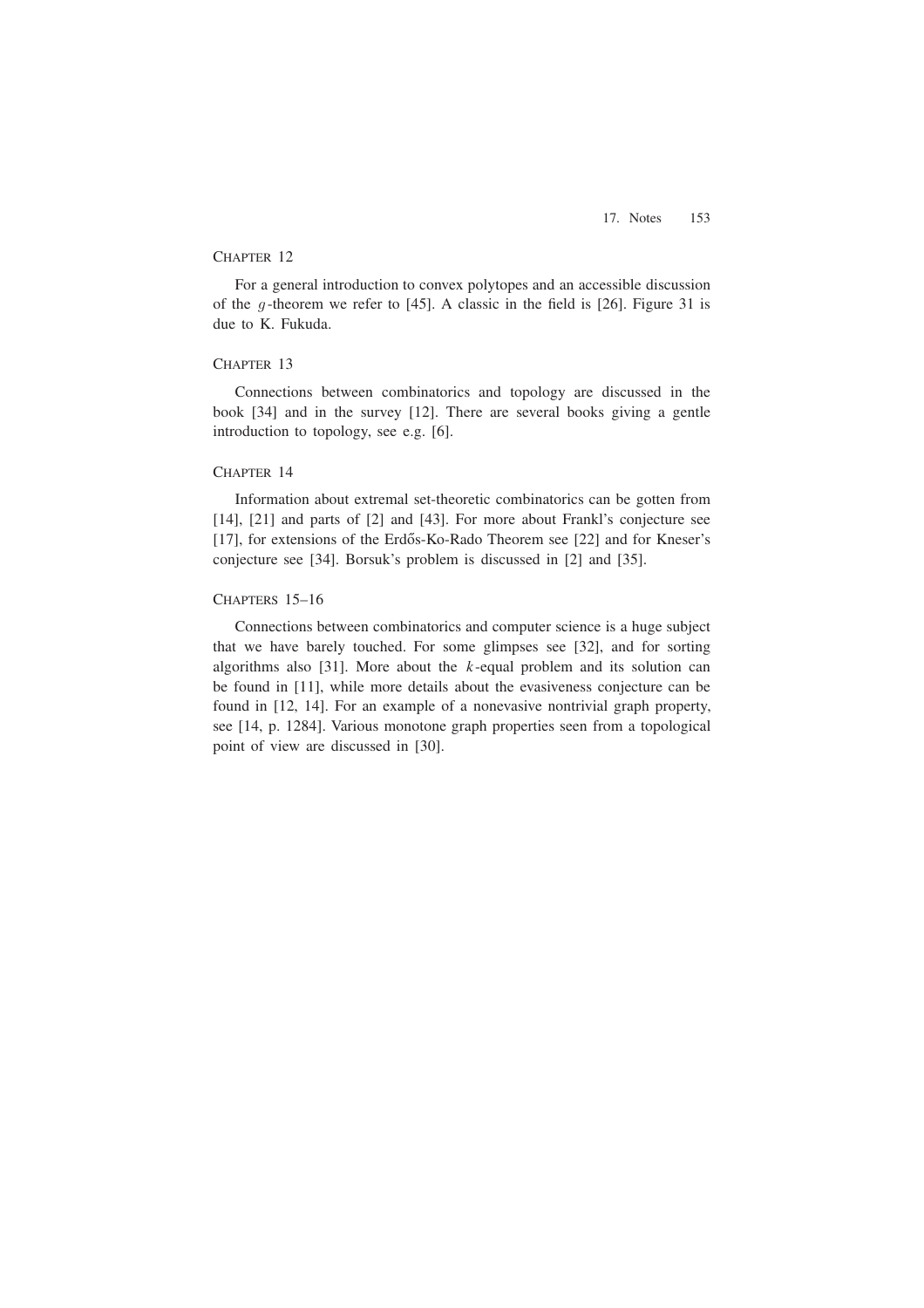### Chapter 12

For a general introduction to convex polytopes and an accessible discussion of the $g$-theorem we refer to [45]. A classic in the field is [26]. Figure 31 is due to K. Fukuda.

### Chapter 13

Connections between combinatorics and topology are discussed in the book [34] and in the survey [12]. There are several books giving a gentle introduction to topology, see e.g. [6].

### Chapter 14

Information about extremal set-theoretic combinatorics can be gotten from [14], [21] and parts of [2] and [43]. For more about Frankl's conjecture see [17], for extensions of the Erdős-Ko-Rado Theorem see [22] and for Kneser's conjecture see [34]. Borsuk's problem is discussed in [2] and [35].

### Chapters 15–16

Connections between combinatorics and computer science is a huge subject that we have barely touched. For some glimpses see [32], and for sorting algorithms also [31]. More about the $k$-equal problem and its solution can be found in [11], while more details about the evasiveness conjecture can be found in [12, 14]. For an example of a nonevasive nontrivial graph property, see [14, p. 1284]. Various monotone graph properties seen from a topological point of view are discussed in [30].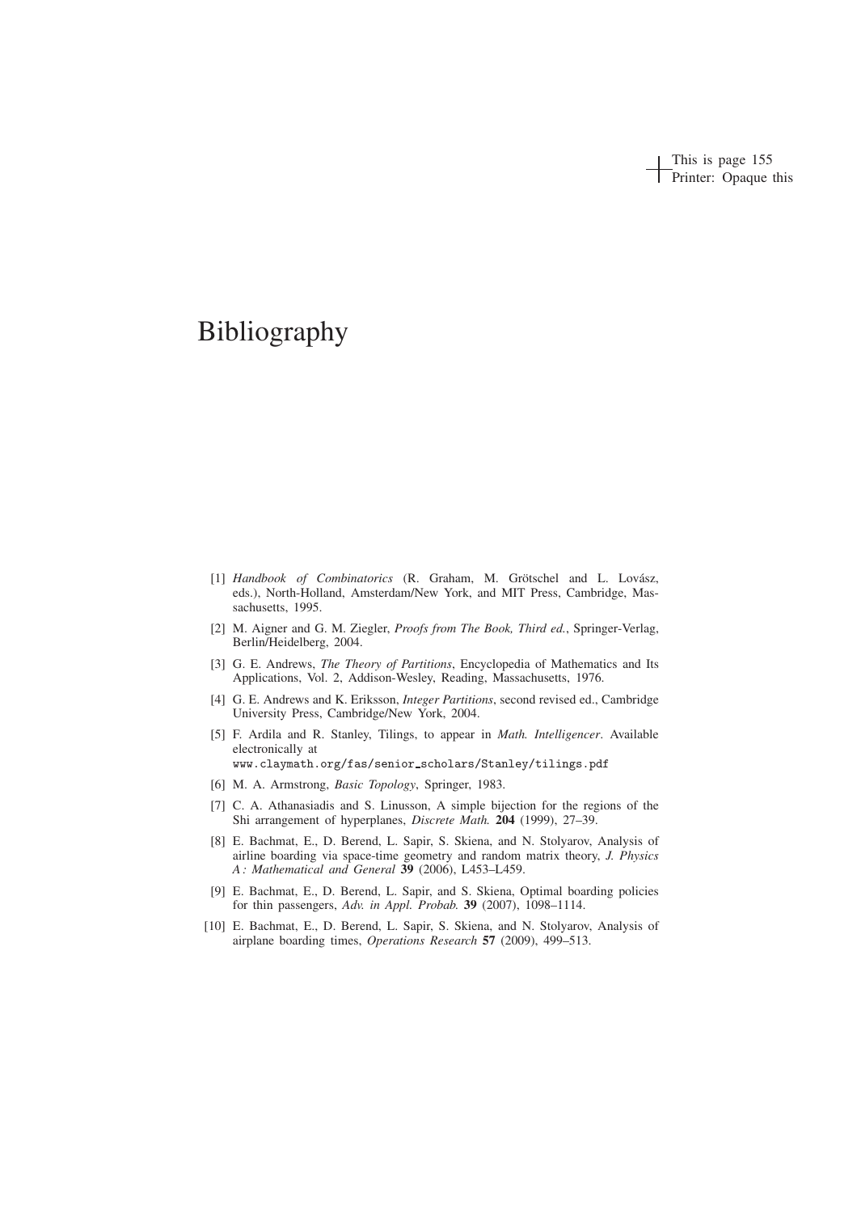# Bibliography

[1] *Handbook of Combinatorics* (R. Graham, M. Grötschel and L. Lovász, eds.), North-Holland, Amsterdam/New York, and MIT Press, Cambridge, Massachusetts, 1995.

[2] M. Aigner and G. M. Ziegler, *Proofs from The Book, Third ed.*, Springer-Verlag, Berlin/Heidelberg, 2004.

[3] G. E. Andrews, *The Theory of Partitions*, Encyclopedia of Mathematics and Its Applications, Vol. 2, Addison-Wesley, Reading, Massachusetts, 1976.

[4] G. E. Andrews and K. Eriksson, *Integer Partitions*, second revised ed., Cambridge University Press, Cambridge/New York, 2004.

[5] F. Ardila and R. Stanley, Tilings, to appear in *Math. Intelligencer*. Available electronically at
`www.claymath.org/fas/senior_scholars/Stanley/tilings.pdf`

[6] M. A. Armstrong, *Basic Topology*, Springer, 1983.

[7] C. A. Athanasiadis and S. Linusson, A simple bijection for the regions of the Shi arrangement of hyperplanes, *Discrete Math.* **204** (1999), 27–39.

[8] E. Bachmat, E., D. Berend, L. Sapir, S. Skiena, and N. Stolyarov, Analysis of airline boarding via space-time geometry and random matrix theory, *J. Physics A : Mathematical and General* **39** (2006), L453–L459.

[9] E. Bachmat, E., D. Berend, L. Sapir, and S. Skiena, Optimal boarding policies for thin passengers, *Adv. in Appl. Probab.* **39** (2007), 1098–1114.

[10] E. Bachmat, E., D. Berend, L. Sapir, S. Skiena, and N. Stolyarov, Analysis of airplane boarding times, *Operations Research* **57** (2009), 499–513.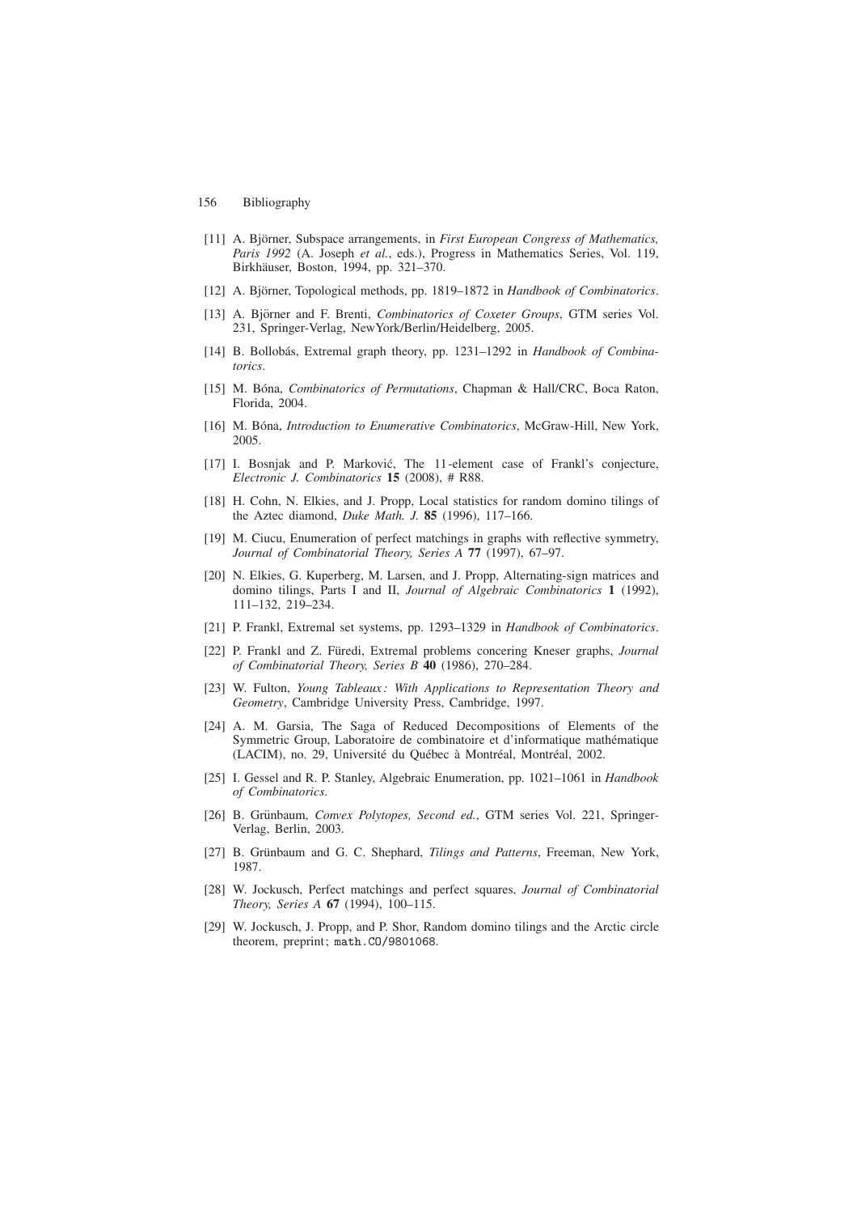[11] A. Björner, Subspace arrangements, in *First European Congress of Mathematics, Paris 1992* (A. Joseph *et al.*, eds.), Progress in Mathematics Series, Vol. 119, Birkhäuser, Boston, 1994, pp. 321–370.

[12] A. Björner, Topological methods, pp. 1819–1872 in *Handbook of Combinatorics*.

[13] A. Björner and F. Brenti, *Combinatorics of Coxeter Groups*, GTM series Vol. 231, Springer-Verlag, NewYork/Berlin/Heidelberg, 2005.

[14] B. Bollobás, Extremal graph theory, pp. 1231–1292 in *Handbook of Combinatorics*.

[15] M. Bóna, *Combinatorics of Permutations*, Chapman & Hall/CRC, Boca Raton, Florida, 2004.

[16] M. Bóna, *Introduction to Enumerative Combinatorics*, McGraw-Hill, New York, 2005.

[17] I. Bosnjak and P. Marković, The 11-element case of Frankl's conjecture, *Electronic J. Combinatorics* **15** (2008), # R88.

[18] H. Cohn, N. Elkies, and J. Propp, Local statistics for random domino tilings of the Aztec diamond, *Duke Math. J.* **85** (1996), 117–166.

[19] M. Ciucu, Enumeration of perfect matchings in graphs with reflective symmetry, *Journal of Combinatorial Theory, Series A* **77** (1997), 67–97.

[20] N. Elkies, G. Kuperberg, M. Larsen, and J. Propp, Alternating-sign matrices and domino tilings, Parts I and II, *Journal of Algebraic Combinatorics* **1** (1992), 111–132, 219–234.

[21] P. Frankl, Extremal set systems, pp. 1293–1329 in *Handbook of Combinatorics*.

[22] P. Frankl and Z. Füredi, Extremal problems concering Kneser graphs, *Journal of Combinatorial Theory, Series B* **40** (1986), 270–284.

[23] W. Fulton, *Young Tableaux: With Applications to Representation Theory and Geometry*, Cambridge University Press, Cambridge, 1997.

[24] A. M. Garsia, The Saga of Reduced Decompositions of Elements of the Symmetric Group, Laboratoire de combinatoire et d'informatique mathématique (LACIM), no. 29, Université du Québec à Montréal, Montréal, 2002.

[25] I. Gessel and R. P. Stanley, Algebraic Enumeration, pp. 1021–1061 in *Handbook of Combinatorics*.

[26] B. Grünbaum, *Convex Polytopes, Second ed.*, GTM series Vol. 221, Springer-Verlag, Berlin, 2003.

[27] B. Grünbaum and G. C. Shephard, *Tilings and Patterns*, Freeman, New York, 1987.

[28] W. Jockusch, Perfect matchings and perfect squares, *Journal of Combinatorial Theory, Series A* **67** (1994), 100–115.

[29] W. Jockusch, J. Propp, and P. Shor, Random domino tilings and the Arctic circle theorem, preprint; math.CO/9801068.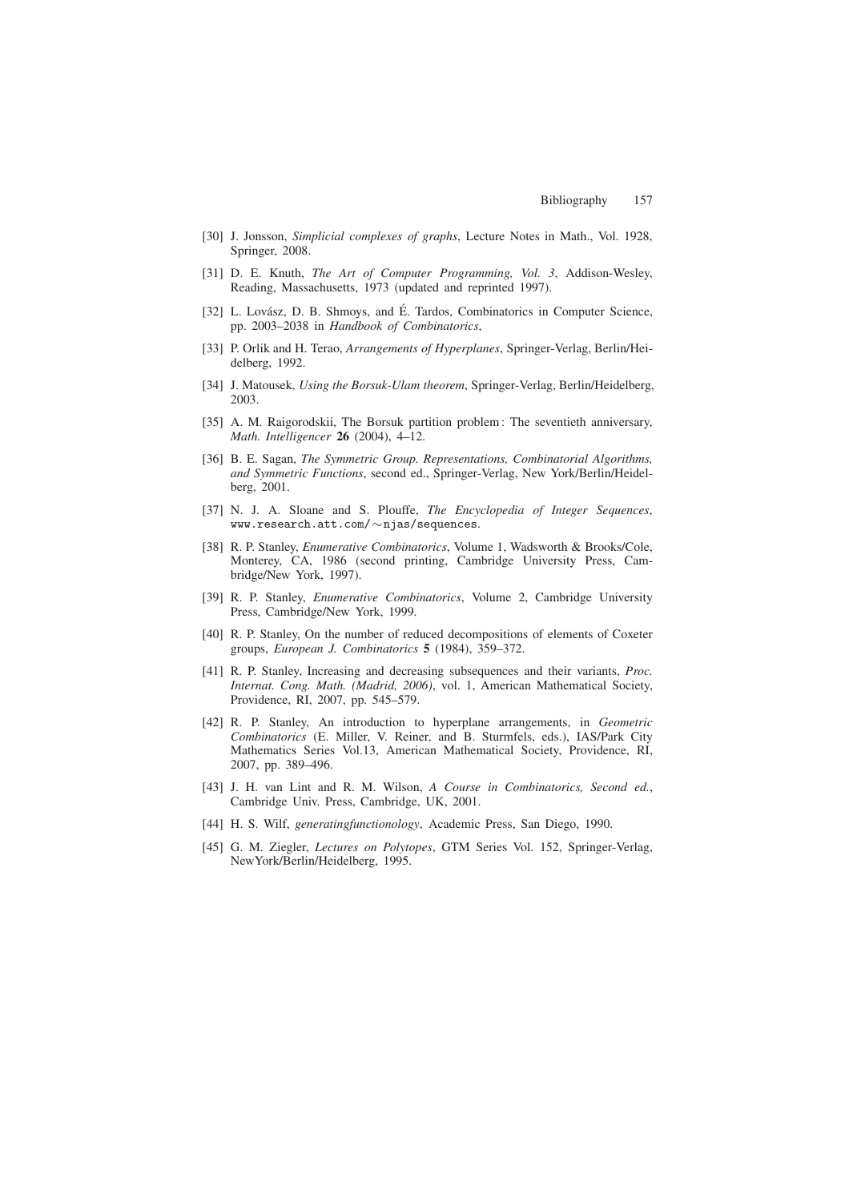[30] J. Jonsson, *Simplicial complexes of graphs*, Lecture Notes in Math., Vol. 1928, Springer, 2008.

[31] D. E. Knuth, *The Art of Computer Programming, Vol. 3*, Addison-Wesley, Reading, Massachusetts, 1973 (updated and reprinted 1997).

[32] L. Lovász, D. B. Shmoys, and É. Tardos, Combinatorics in Computer Science, pp. 2003–2038 in *Handbook of Combinatorics*,

[33] P. Orlik and H. Terao, *Arrangements of Hyperplanes*, Springer-Verlag, Berlin/Heidelberg, 1992.

[34] J. Matousek, *Using the Borsuk-Ulam theorem*, Springer-Verlag, Berlin/Heidelberg, 2003.

[35] A. M. Raigorodskii, The Borsuk partition problem : The seventieth anniversary, *Math. Intelligencer* **26** (2004), 4–12.

[36] B. E. Sagan, *The Symmetric Group. Representations, Combinatorial Algorithms, and Symmetric Functions*, second ed., Springer-Verlag, New York/Berlin/Heidelberg, 2001.

[37] N. J. A. Sloane and S. Plouffe, *The Encyclopedia of Integer Sequences*, `www.research.att.com/~njas/sequences`.

[38] R. P. Stanley, *Enumerative Combinatorics*, Volume 1, Wadsworth & Brooks/Cole, Monterey, CA, 1986 (second printing, Cambridge University Press, Cambridge/New York, 1997).

[39] R. P. Stanley, *Enumerative Combinatorics*, Volume 2, Cambridge University Press, Cambridge/New York, 1999.

[40] R. P. Stanley, On the number of reduced decompositions of elements of Coxeter groups, *European J. Combinatorics* **5** (1984), 359–372.

[41] R. P. Stanley, Increasing and decreasing subsequences and their variants, *Proc. Internat. Cong. Math. (Madrid, 2006)*, vol. 1, American Mathematical Society, Providence, RI, 2007, pp. 545–579.

[42] R. P. Stanley, An introduction to hyperplane arrangements, in *Geometric Combinatorics* (E. Miller, V. Reiner, and B. Sturmfels, eds.), IAS/Park City Mathematics Series Vol.13, American Mathematical Society, Providence, RI, 2007, pp. 389–496.

[43] J. H. van Lint and R. M. Wilson, *A Course in Combinatorics, Second ed.*, Cambridge Univ. Press, Cambridge, UK, 2001.

[44] H. S. Wilf, *generatingfunctionology*, Academic Press, San Diego, 1990.

[45] G. M. Ziegler, *Lectures on Polytopes*, GTM Series Vol. 152, Springer-Verlag, NewYork/Berlin/Heidelberg, 1995.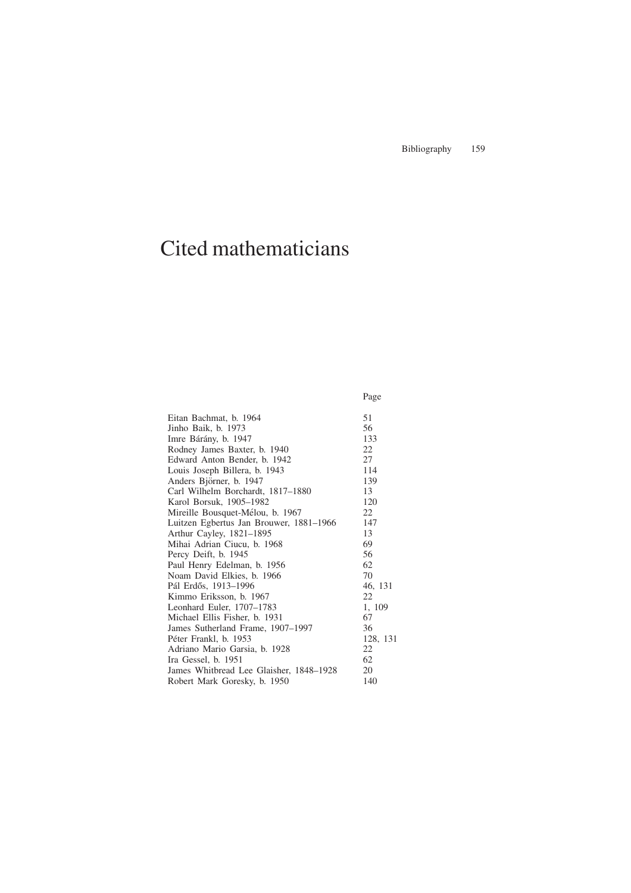# Cited mathematicians

| | Page |
|---|---|
| Eitan Bachmat, b. 1964 | 51 |
| Jinho Baik, b. 1973 | 56 |
| Imre Bárány, b. 1947 | 133 |
| Rodney James Baxter, b. 1940 | 22 |
| Edward Anton Bender, b. 1942 | 27 |
| Louis Joseph Billera, b. 1943 | 114 |
| Anders Björner, b. 1947 | 139 |
| Carl Wilhelm Borchardt, 1817–1880 | 13 |
| Karol Borsuk, 1905–1982 | 120 |
| Mireille Bousquet-Mélou, b. 1967 | 22 |
| Luitzen Egbertus Jan Brouwer, 1881–1966 | 147 |
| Arthur Cayley, 1821–1895 | 13 |
| Mihai Adrian Ciucu, b. 1968 | 69 |
| Percy Deift, b. 1945 | 56 |
| Paul Henry Edelman, b. 1956 | 62 |
| Noam David Elkies, b. 1966 | 70 |
| Pál Erdős, 1913–1996 | 46, 131 |
| Kimmo Eriksson, b. 1967 | 22 |
| Leonhard Euler, 1707–1783 | 1, 109 |
| Michael Ellis Fisher, b. 1931 | 67 |
| James Sutherland Frame, 1907–1997 | 36 |
| Péter Frankl, b. 1953 | 128, 131 |
| Adriano Mario Garsia, b. 1928 | 22 |
| Ira Gessel, b. 1951 | 62 |
| James Whitbread Lee Glaisher, 1848–1928 | 20 |
| Robert Mark Goresky, b. 1950 | 140 |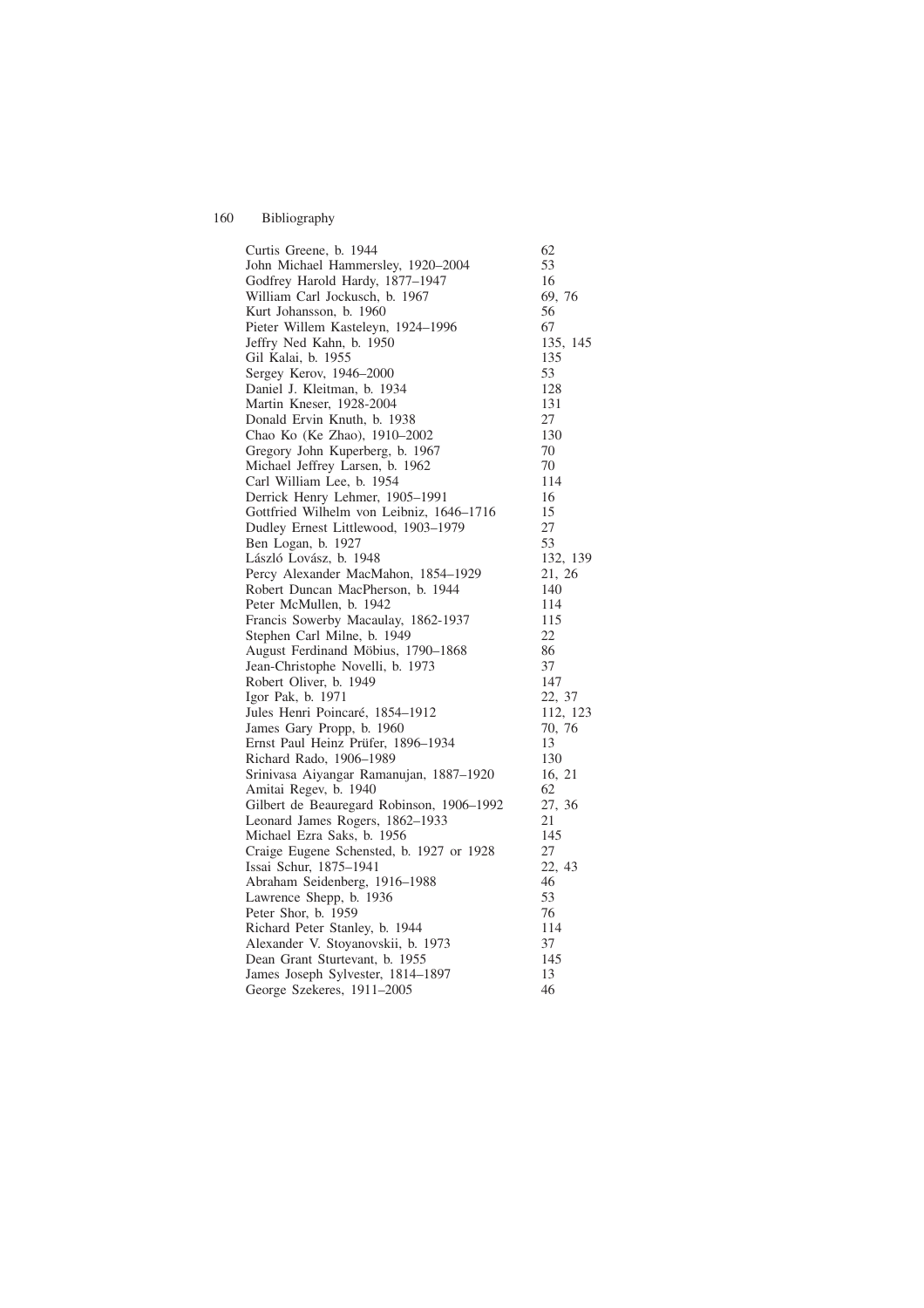| | |
|---|---|
| Curtis Greene, b. 1944 | 62 |
| John Michael Hammersley, 1920–2004 | 53 |
| Godfrey Harold Hardy, 1877–1947 | 16 |
| William Carl Jockusch, b. 1967 | 69, 76 |
| Kurt Johansson, b. 1960 | 56 |
| Pieter Willem Kasteleyn, 1924–1996 | 67 |
| Jeffry Ned Kahn, b. 1950 | 135, 145 |
| Gil Kalai, b. 1955 | 135 |
| Sergey Kerov, 1946–2000 | 53 |
| Daniel J. Kleitman, b. 1934 | 128 |
| Martin Kneser, 1928-2004 | 131 |
| Donald Ervin Knuth, b. 1938 | 27 |
| Chao Ko (Ke Zhao), 1910–2002 | 130 |
| Gregory John Kuperberg, b. 1967 | 70 |
| Michael Jeffrey Larsen, b. 1962 | 70 |
| Carl William Lee, b. 1954 | 114 |
| Derrick Henry Lehmer, 1905–1991 | 16 |
| Gottfried Wilhelm von Leibniz, 1646–1716 | 15 |
| Dudley Ernest Littlewood, 1903–1979 | 27 |
| Ben Logan, b. 1927 | 53 |
| László Lovász, b. 1948 | 132, 139 |
| Percy Alexander MacMahon, 1854–1929 | 21, 26 |
| Robert Duncan MacPherson, b. 1944 | 140 |
| Peter McMullen, b. 1942 | 114 |
| Francis Sowerby Macaulay, 1862-1937 | 115 |
| Stephen Carl Milne, b. 1949 | 22 |
| August Ferdinand Möbius, 1790–1868 | 86 |
| Jean-Christophe Novelli, b. 1973 | 37 |
| Robert Oliver, b. 1949 | 147 |
| Igor Pak, b. 1971 | 22, 37 |
| Jules Henri Poincaré, 1854–1912 | 112, 123 |
| James Gary Propp, b. 1960 | 70, 76 |
| Ernst Paul Heinz Prüfer, 1896–1934 | 13 |
| Richard Rado, 1906–1989 | 130 |
| Srinivasa Aiyangar Ramanujan, 1887–1920 | 16, 21 |
| Amitai Regev, b. 1940 | 62 |
| Gilbert de Beauregard Robinson, 1906–1992 | 27, 36 |
| Leonard James Rogers, 1862–1933 | 21 |
| Michael Ezra Saks, b. 1956 | 145 |
| Craige Eugene Schensted, b. 1927 or 1928 | 27 |
| Issai Schur, 1875–1941 | 22, 43 |
| Abraham Seidenberg, 1916–1988 | 46 |
| Lawrence Shepp, b. 1936 | 53 |
| Peter Shor, b. 1959 | 76 |
| Richard Peter Stanley, b. 1944 | 114 |
| Alexander V. Stoyanovskii, b. 1973 | 37 |
| Dean Grant Sturtevant, b. 1955 | 145 |
| James Joseph Sylvester, 1814–1897 | 13 |
| George Szekeres, 1911–2005 | 46 |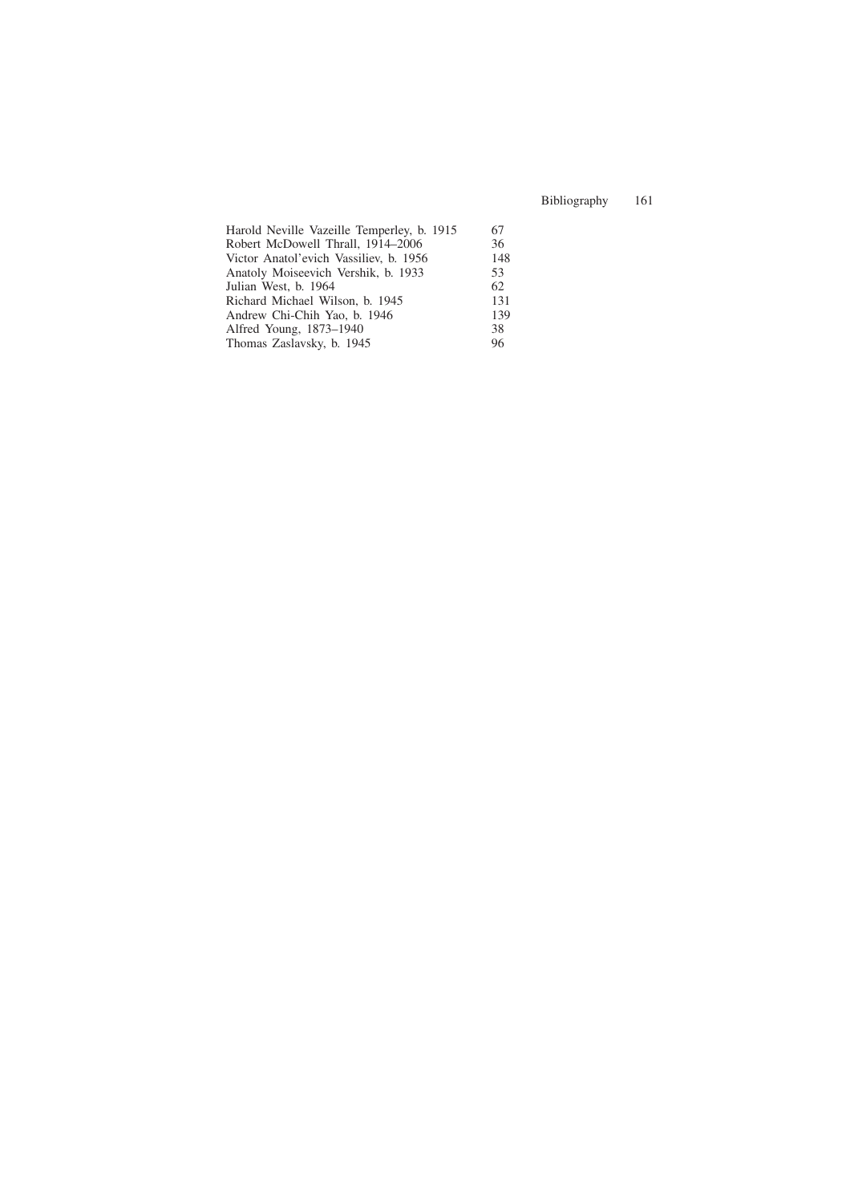| | |
|---|---|
| Harold Neville Vazeille Temperley, b. 1915 | 67 |
| Robert McDowell Thrall, 1914–2006 | 36 |
| Victor Anatol'evich Vassiliev, b. 1956 | 148 |
| Anatoly Moiseevich Vershik, b. 1933 | 53 |
| Julian West, b. 1964 | 62 |
| Richard Michael Wilson, b. 1945 | 131 |
| Andrew Chi-Chih Yao, b. 1946 | 139 |
| Alfred Young, 1873–1940 | 38 |
| Thomas Zaslavsky, b. 1945 | 96 |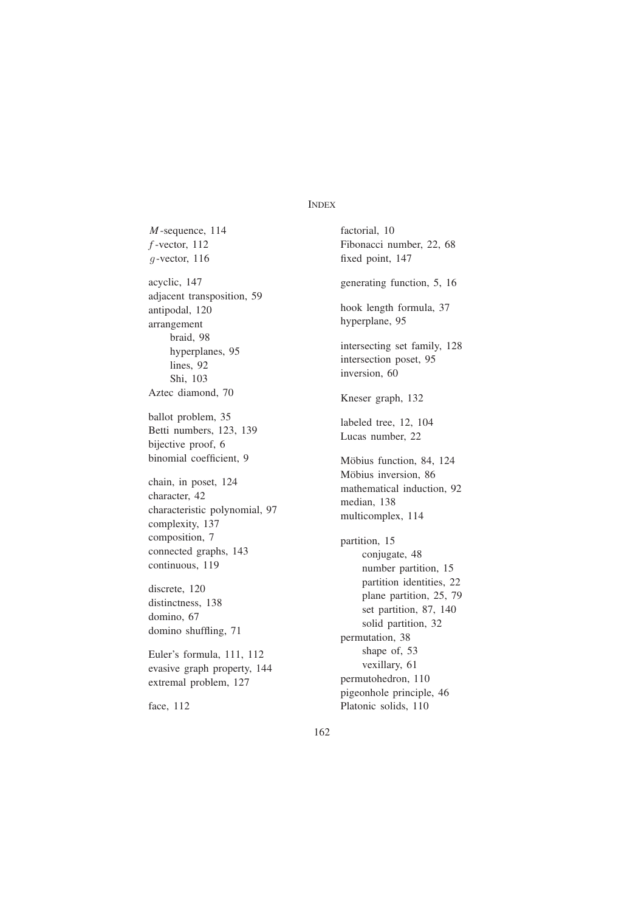# INDEX

$M$-sequence, 114
$f$-vector, 112
$g$-vector, 116

acyclic, 147
adjacent transposition, 59
antipodal, 120
arrangement
- braid, 98
- hyperplanes, 95
- lines, 92
- Shi, 103

Aztec diamond, 70

ballot problem, 35
Betti numbers, 123, 139
bijective proof, 6
binomial coefficient, 9

chain, in poset, 124
character, 42
characteristic polynomial, 97
complexity, 137
composition, 7
connected graphs, 143
continuous, 119

discrete, 120
distinctness, 138
domino, 67
domino shuffling, 71

Euler's formula, 111, 112
evasive graph property, 144
extremal problem, 127

face, 112

factorial, 10
Fibonacci number, 22, 68
fixed point, 147

generating function, 5, 16

hook length formula, 37
hyperplane, 95

intersecting set family, 128
intersection poset, 95
inversion, 60

Kneser graph, 132

labeled tree, 12, 104
Lucas number, 22

Möbius function, 84, 124
Möbius inversion, 86
mathematical induction, 92
median, 138
multicomplex, 114

partition, 15
- conjugate, 48
- number partition, 15
- partition identities, 22
- plane partition, 25, 79
- set partition, 87, 140
- solid partition, 32

permutation, 38
- shape of, 53
- vexillary, 61

permutohedron, 110
pigeonhole principle, 46
Platonic solids, 110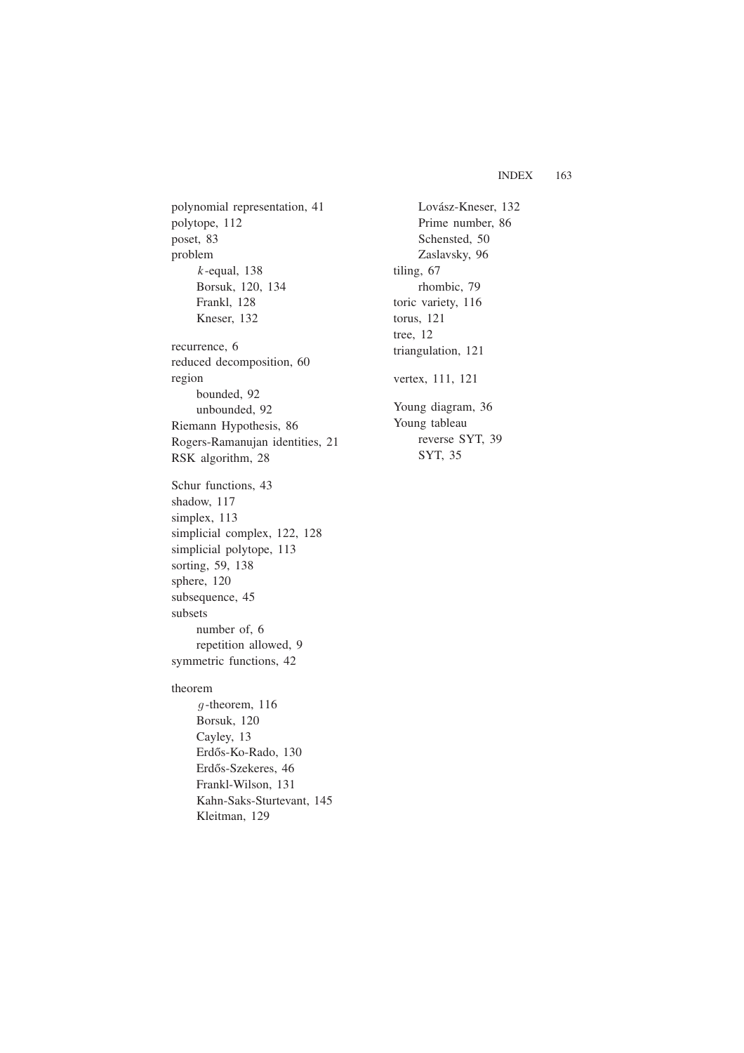polynomial representation, 41
polytope, 112
poset, 83
problem
  $k$-equal, 138
  Borsuk, 120, 134
  Frankl, 128
  Kneser, 132

recurrence, 6
reduced decomposition, 60
region
  bounded, 92
  unbounded, 92
Riemann Hypothesis, 86
Rogers-Ramanujan identities, 21
RSK algorithm, 28

Schur functions, 43
shadow, 117
simplex, 113
simplicial complex, 122, 128
simplicial polytope, 113
sorting, 59, 138
sphere, 120
subsequence, 45
subsets
  number of, 6
  repetition allowed, 9
symmetric functions, 42

theorem
  $g$-theorem, 116
  Borsuk, 120
  Cayley, 13
  Erdős-Ko-Rado, 130
  Erdős-Szekeres, 46
  Frankl-Wilson, 131
  Kahn-Saks-Sturtevant, 145
  Kleitman, 129
  Lovász-Kneser, 132
  Prime number, 86
  Schensted, 50
  Zaslavsky, 96
tiling, 67
  rhombic, 79
toric variety, 116
torus, 121
tree, 12
triangulation, 121

vertex, 111, 121

Young diagram, 36
Young tableau
  reverse SYT, 39
  SYT, 35